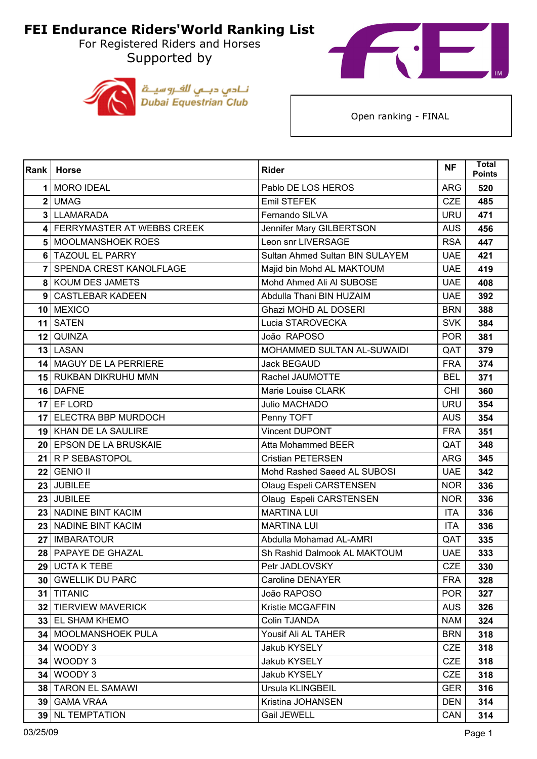# FEI Endurance Riders'World Ranking List

For Registered Riders and Horses

Supported by

نـادي دبــي للفـروسيــة
Dubai Equestrian Club

Open ranking - FINAL

| Rank | Horse | Rider | NF | Total Points |
|---|---|---|---|---|
| 1 | MORO IDEAL | Pablo DE LOS HEROS | ARG | 520 |
| 2 | UMAG | Emil STEFEK | CZE | 485 |
| 3 | LLAMARADA | Fernando SILVA | URU | 471 |
| 4 | FERRYMASTER AT WEBBS CREEK | Jennifer Mary GILBERTSON | AUS | 456 |
| 5 | MOOLMANSHOEK ROES | Leon snr LIVERSAGE | RSA | 447 |
| 6 | TAZOUL EL PARRY | Sultan Ahmed Sultan BIN SULAYEM | UAE | 421 |
| 7 | SPENDA CREST KANOLFLAGE | Majid bin Mohd AL MAKTOUM | UAE | 419 |
| 8 | KOUM DES JAMETS | Mohd Ahmed Ali Al SUBOSE | UAE | 408 |
| 9 | CASTLEBAR KADEEN | Abdulla Thani BIN HUZAIM | UAE | 392 |
| 10 | MEXICO | Ghazi MOHD AL DOSERI | BRN | 388 |
| 11 | SATEN | Lucia STAROVECKA | SVK | 384 |
| 12 | QUINZA | João  RAPOSO | POR | 381 |
| 13 | LASAN | MOHAMMED SULTAN AL-SUWAIDI | QAT | 379 |
| 14 | MAGUY DE LA PERRIERE | Jack BEGAUD | FRA | 374 |
| 15 | RUKBAN DIKRUHU MMN | Rachel JAUMOTTE | BEL | 371 |
| 16 | DAFNE | Marie Louise CLARK | CHI | 360 |
| 17 | EF LORD | Julio MACHADO | URU | 354 |
| 17 | ELECTRA BBP MURDOCH | Penny TOFT | AUS | 354 |
| 19 | KHAN DE LA SAULIRE | Vincent DUPONT | FRA | 351 |
| 20 | EPSON DE LA BRUSKAIE | Atta Mohammed BEER | QAT | 348 |
| 21 | R P SEBASTOPOL | Cristian PETERSEN | ARG | 345 |
| 22 | GENIO II | Mohd Rashed Saeed AL SUBOSI | UAE | 342 |
| 23 | JUBILEE | Olaug Espeli CARSTENSEN | NOR | 336 |
| 23 | JUBILEE | Olaug  Espeli CARSTENSEN | NOR | 336 |
| 23 | NADINE BINT KACIM | MARTINA LUI | ITA | 336 |
| 23 | NADINE BINT KACIM | MARTINA LUI | ITA | 336 |
| 27 | IMBARATOUR | Abdulla Mohamad AL-AMRI | QAT | 335 |
| 28 | PAPAYE DE GHAZAL | Sh Rashid Dalmook AL MAKTOUM | UAE | 333 |
| 29 | UCTA K TEBE | Petr JADLOVSKY | CZE | 330 |
| 30 | GWELLIK DU PARC | Caroline DENAYER | FRA | 328 |
| 31 | TITANIC | João RAPOSO | POR | 327 |
| 32 | TIERVIEW MAVERICK | Kristie MCGAFFIN | AUS | 326 |
| 33 | EL SHAM KHEMO | Colin TJANDA | NAM | 324 |
| 34 | MOOLMANSHOEK PULA | Yousif Ali AL TAHER | BRN | 318 |
| 34 | WOODY 3 | Jakub KYSELY | CZE | 318 |
| 34 | WOODY 3 | Jakub KYSELY | CZE | 318 |
| 34 | WOODY 3 | Jakub KYSELY | CZE | 318 |
| 38 | TARON EL SAMAWI | Ursula KLINGBEIL | GER | 316 |
| 39 | GAMA VRAA | Kristina JOHANSEN | DEN | 314 |
| 39 | NL TEMPTATION | Gail JEWELL | CAN | 314 |

03/25/09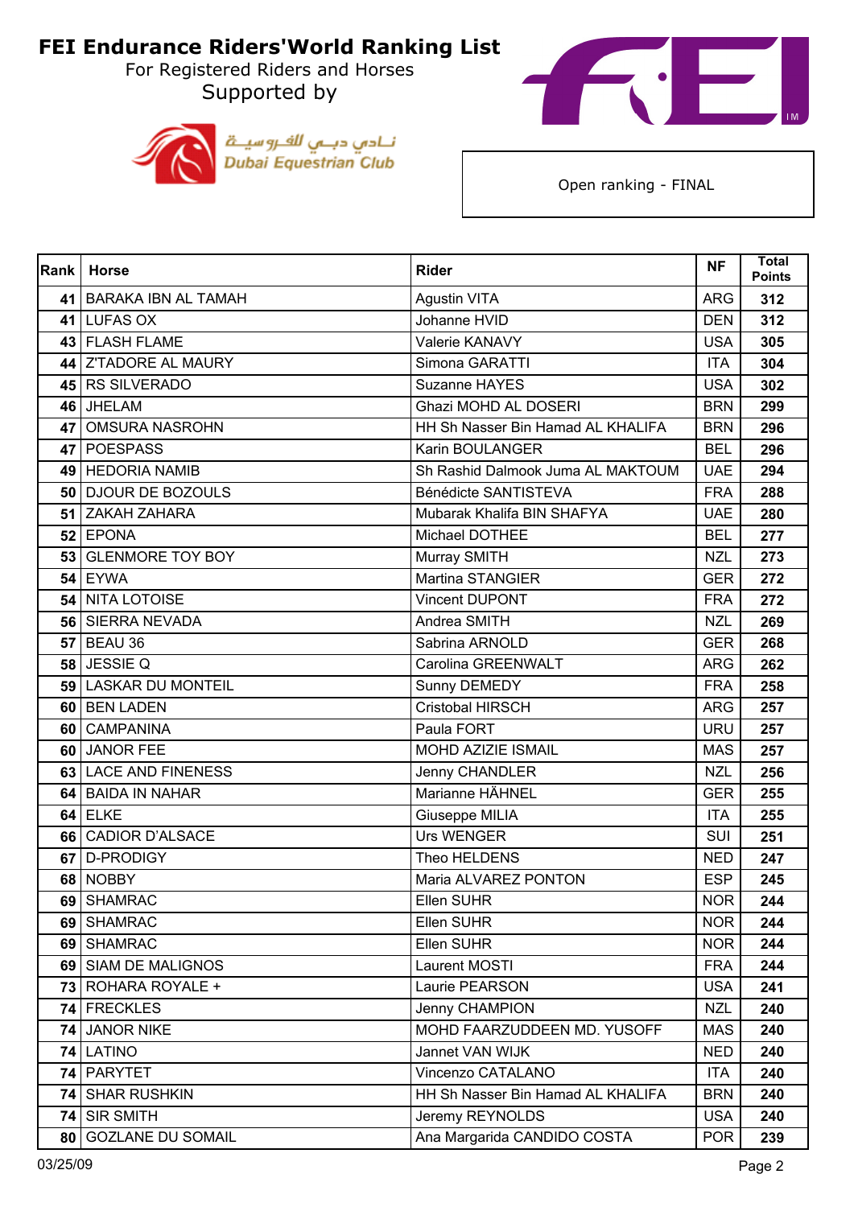# FEI Endurance Riders'World Ranking List

For Registered Riders and Horses

Supported by

Dubai Equestrian Club

نادي دبي للفروسية

Open ranking - FINAL

| Rank | Horse | Rider | NF | Total Points |
|---|---|---|---|---|
| 41 | BARAKA IBN AL TAMAH | Agustin VITA | ARG | 312 |
| 41 | LUFAS OX | Johanne HVID | DEN | 312 |
| 43 | FLASH FLAME | Valerie KANAVY | USA | 305 |
| 44 | Z'TADORE AL MAURY | Simona GARATTI | ITA | 304 |
| 45 | RS SILVERADO | Suzanne HAYES | USA | 302 |
| 46 | JHELAM | Ghazi MOHD AL DOSERI | BRN | 299 |
| 47 | OMSURA NASROHN | HH Sh Nasser Bin Hamad AL KHALIFA | BRN | 296 |
| 47 | POESPASS | Karin BOULANGER | BEL | 296 |
| 49 | HEDORIA NAMIB | Sh Rashid Dalmook Juma AL MAKTOUM | UAE | 294 |
| 50 | DJOUR DE BOZOULS | Bénédicte SANTISTEVA | FRA | 288 |
| 51 | ZAKAH ZAHARA | Mubarak Khalifa BIN SHAFYA | UAE | 280 |
| 52 | EPONA | Michael DOTHEE | BEL | 277 |
| 53 | GLENMORE TOY BOY | Murray SMITH | NZL | 273 |
| 54 | EYWA | Martina STANGIER | GER | 272 |
| 54 | NITA LOTOISE | Vincent DUPONT | FRA | 272 |
| 56 | SIERRA NEVADA | Andrea SMITH | NZL | 269 |
| 57 | BEAU 36 | Sabrina ARNOLD | GER | 268 |
| 58 | JESSIE Q | Carolina GREENWALT | ARG | 262 |
| 59 | LASKAR DU MONTEIL | Sunny DEMEDY | FRA | 258 |
| 60 | BEN LADEN | Cristobal HIRSCH | ARG | 257 |
| 60 | CAMPANINA | Paula FORT | URU | 257 |
| 60 | JANOR FEE | MOHD AZIZIE ISMAIL | MAS | 257 |
| 63 | LACE AND FINENESS | Jenny CHANDLER | NZL | 256 |
| 64 | BAIDA IN NAHAR | Marianne HÄHNEL | GER | 255 |
| 64 | ELKE | Giuseppe MILIA | ITA | 255 |
| 66 | CADIOR D'ALSACE | Urs WENGER | SUI | 251 |
| 67 | D-PRODIGY | Theo HELDENS | NED | 247 |
| 68 | NOBBY | Maria ALVAREZ PONTON | ESP | 245 |
| 69 | SHAMRAC | Ellen SUHR | NOR | 244 |
| 69 | SHAMRAC | Ellen SUHR | NOR | 244 |
| 69 | SHAMRAC | Ellen SUHR | NOR | 244 |
| 69 | SIAM DE MALIGNOS | Laurent MOSTI | FRA | 244 |
| 73 | ROHARA ROYALE + | Laurie PEARSON | USA | 241 |
| 74 | FRECKLES | Jenny CHAMPION | NZL | 240 |
| 74 | JANOR NIKE | MOHD FAARZUDDEEN MD. YUSOFF | MAS | 240 |
| 74 | LATINO | Jannet VAN WIJK | NED | 240 |
| 74 | PARYTET | Vincenzo CATALANO | ITA | 240 |
| 74 | SHAR RUSHKIN | HH Sh Nasser Bin Hamad AL KHALIFA | BRN | 240 |
| 74 | SIR SMITH | Jeremy REYNOLDS | USA | 240 |
| 80 | GOZLANE DU SOMAIL | Ana Margarida CANDIDO COSTA | POR | 239 |

03/25/09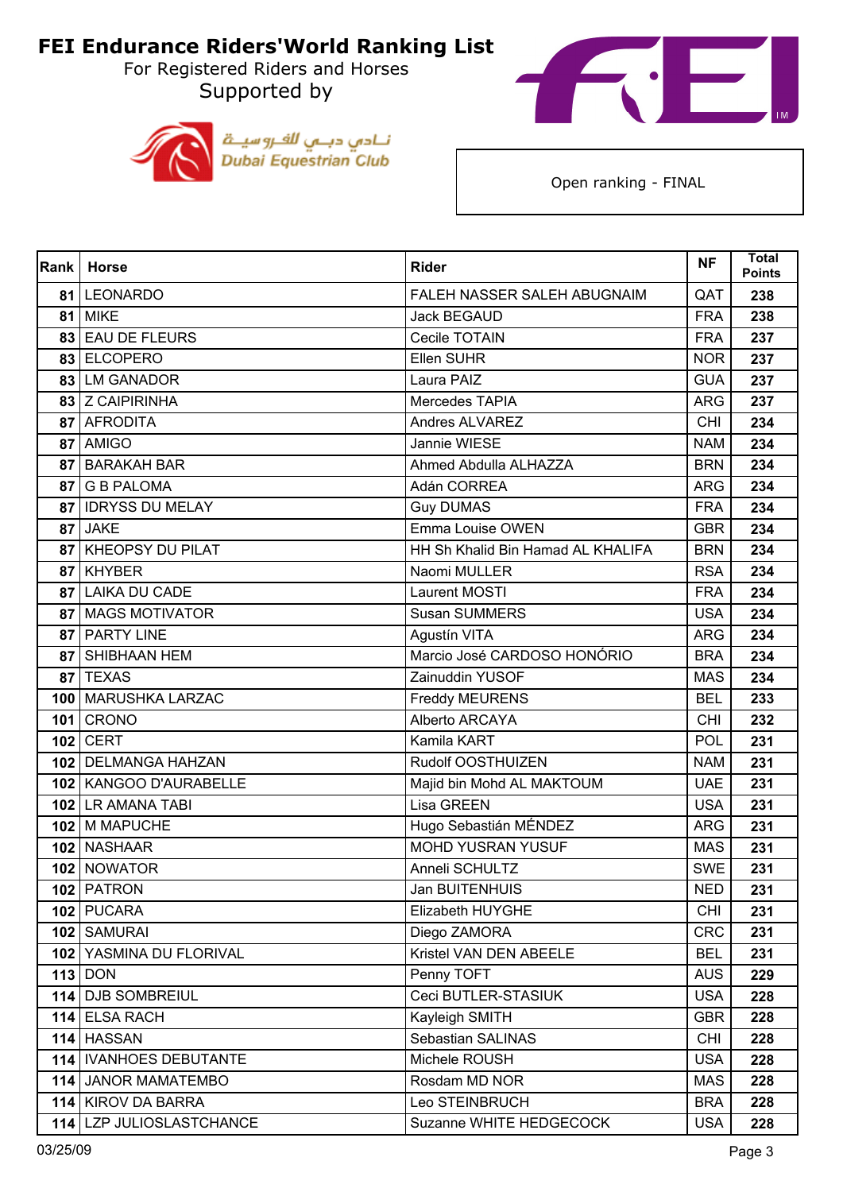# FEI Endurance Riders'World Ranking List

For Registered Riders and Horses

Supported by

نـادي دبـي للفـروسيـة
Dubai Equestrian Club

Open ranking - FINAL

| Rank | Horse | Rider | NF | Total Points |
|---|---|---|---|---|
| 81 | LEONARDO | FALEH NASSER SALEH ABUGNAIM | QAT | 238 |
| 81 | MIKE | Jack BEGAUD | FRA | 238 |
| 83 | EAU DE FLEURS | Cecile TOTAIN | FRA | 237 |
| 83 | ELCOPERO | Ellen SUHR | NOR | 237 |
| 83 | LM GANADOR | Laura PAIZ | GUA | 237 |
| 83 | Z CAIPIRINHA | Mercedes TAPIA | ARG | 237 |
| 87 | AFRODITA | Andres ALVAREZ | CHI | 234 |
| 87 | AMIGO | Jannie WIESE | NAM | 234 |
| 87 | BARAKAH BAR | Ahmed Abdulla ALHAZZA | BRN | 234 |
| 87 | G B PALOMA | Adán CORREA | ARG | 234 |
| 87 | IDRYSS DU MELAY | Guy DUMAS | FRA | 234 |
| 87 | JAKE | Emma Louise OWEN | GBR | 234 |
| 87 | KHEOPSY DU PILAT | HH Sh Khalid Bin Hamad AL KHALIFA | BRN | 234 |
| 87 | KHYBER | Naomi MULLER | RSA | 234 |
| 87 | LAIKA DU CADE | Laurent MOSTI | FRA | 234 |
| 87 | MAGS MOTIVATOR | Susan SUMMERS | USA | 234 |
| 87 | PARTY LINE | Agustín VITA | ARG | 234 |
| 87 | SHIBHAAN HEM | Marcio José CARDOSO HONÓRIO | BRA | 234 |
| 87 | TEXAS | Zainuddin YUSOF | MAS | 234 |
| 100 | MARUSHKA LARZAC | Freddy MEURENS | BEL | 233 |
| 101 | CRONO | Alberto ARCAYA | CHI | 232 |
| 102 | CERT | Kamila KART | POL | 231 |
| 102 | DELMANGA HAHZAN | Rudolf OOSTHUIZEN | NAM | 231 |
| 102 | KANGOO D'AURABELLE | Majid bin Mohd AL MAKTOUM | UAE | 231 |
| 102 | LR AMANA TABI | Lisa GREEN | USA | 231 |
| 102 | M MAPUCHE | Hugo Sebastián MÉNDEZ | ARG | 231 |
| 102 | NASHAAR | MOHD YUSRAN YUSUF | MAS | 231 |
| 102 | NOWATOR | Anneli SCHULTZ | SWE | 231 |
| 102 | PATRON | Jan BUITENHUIS | NED | 231 |
| 102 | PUCARA | Elizabeth HUYGHE | CHI | 231 |
| 102 | SAMURAI | Diego ZAMORA | CRC | 231 |
| 102 | YASMINA DU FLORIVAL | Kristel VAN DEN ABEELE | BEL | 231 |
| 113 | DON | Penny TOFT | AUS | 229 |
| 114 | DJB SOMBREUIL | Ceci BUTLER-STASIUK | USA | 228 |
| 114 | ELSA RACH | Kayleigh SMITH | GBR | 228 |
| 114 | HASSAN | Sebastian SALINAS | CHI | 228 |
| 114 | IVANHOES DEBUTANTE | Michele ROUSH | USA | 228 |
| 114 | JANOR MAMATEMBO | Rosdam MD NOR | MAS | 228 |
| 114 | KIROV DA BARRA | Leo STEINBRUCH | BRA | 228 |
| 114 | LZP JULIOSLASTCHANCE | Suzanne WHITE HEDGECOCK | USA | 228 |

03/25/09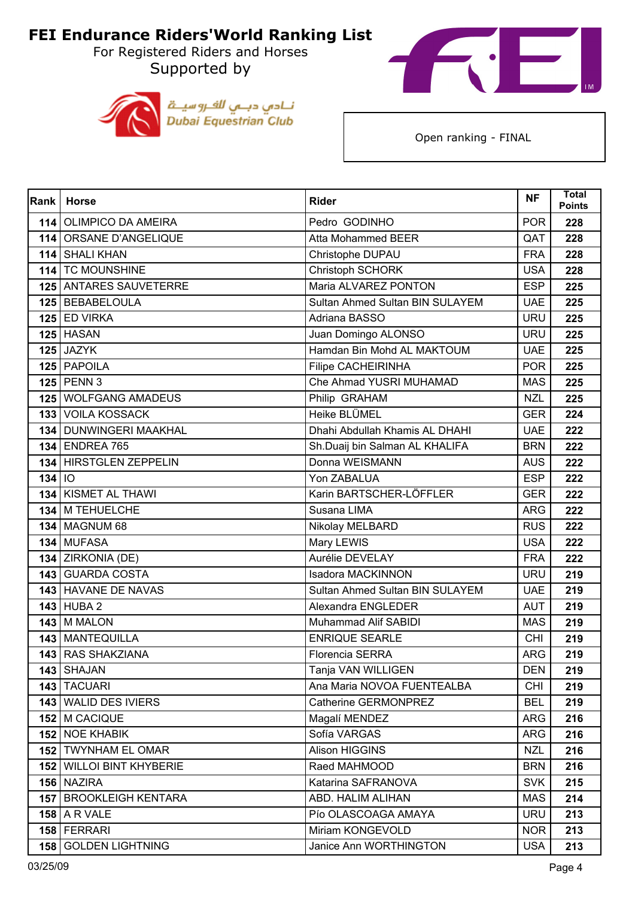# FEI Endurance Riders'World Ranking List

For Registered Riders and Horses

Supported by

نـادي دبـي للفـروسيـة
Dubai Equestrian Club

Open ranking - FINAL

| Rank | Horse | Rider | NF | Total Points |
|---|---|---|---|---|
| 114 | OLIMPICO DA AMEIRA | Pedro GODINHO | POR | 228 |
| 114 | ORSANE D'ANGELIQUE | Atta Mohammed BEER | QAT | 228 |
| 114 | SHALI KHAN | Christophe DUPAU | FRA | 228 |
| 114 | TC MOUNSHINE | Christoph SCHORK | USA | 228 |
| 125 | ANTARES SAUVETERRE | Maria ALVAREZ PONTON | ESP | 225 |
| 125 | BEBABELOULA | Sultan Ahmed Sultan BIN SULAYEM | UAE | 225 |
| 125 | ED VIRKA | Adriana BASSO | URU | 225 |
| 125 | HASAN | Juan Domingo ALONSO | URU | 225 |
| 125 | JAZYK | Hamdan Bin Mohd AL MAKTOUM | UAE | 225 |
| 125 | PAPOILA | Filipe CACHEIRINHA | POR | 225 |
| 125 | PENN 3 | Che Ahmad YUSRI MUHAMAD | MAS | 225 |
| 125 | WOLFGANG AMADEUS | Philip GRAHAM | NZL | 225 |
| 133 | VOILA KOSSACK | Heike BLÜMEL | GER | 224 |
| 134 | DUNWINGERI MAAKHAL | Dhahi Abdullah Khamis AL DHAHI | UAE | 222 |
| 134 | ENDREA 765 | Sh.Duaij bin Salman AL KHALIFA | BRN | 222 |
| 134 | HIRSTGLEN ZEPPELIN | Donna WEISMANN | AUS | 222 |
| 134 | IO | Yon ZABALUA | ESP | 222 |
| 134 | KISMET AL THAWI | Karin BARTSCHER-LÖFFLER | GER | 222 |
| 134 | M TEHUELCHE | Susana LIMA | ARG | 222 |
| 134 | MAGNUM 68 | Nikolay MELBARD | RUS | 222 |
| 134 | MUFASA | Mary LEWIS | USA | 222 |
| 134 | ZIRKONIA (DE) | Aurélie DEVELAY | FRA | 222 |
| 143 | GUARDA COSTA | Isadora MACKINNON | URU | 219 |
| 143 | HAVANE DE NAVAS | Sultan Ahmed Sultan BIN SULAYEM | UAE | 219 |
| 143 | HUBA 2 | Alexandra ENGLEDER | AUT | 219 |
| 143 | M MALON | Muhammad Alif SABIDI | MAS | 219 |
| 143 | MANTEQUILLA | ENRIQUE SEARLE | CHI | 219 |
| 143 | RAS SHAKZIANA | Florencia SERRA | ARG | 219 |
| 143 | SHAJAN | Tanja VAN WILLIGEN | DEN | 219 |
| 143 | TACUARI | Ana Maria NOVOA FUENTEALBA | CHI | 219 |
| 143 | WALID DES IVIERS | Catherine GERMONPREZ | BEL | 219 |
| 152 | M CACIQUE | Magalí MENDEZ | ARG | 216 |
| 152 | NOE KHABIK | Sofía VARGAS | ARG | 216 |
| 152 | TWYNHAM EL OMAR | Alison HIGGINS | NZL | 216 |
| 152 | WILLOI BINT KHYBERIE | Raed MAHMOOD | BRN | 216 |
| 156 | NAZIRA | Katarina SAFRANOVA | SVK | 215 |
| 157 | BROOKLEIGH KENTARA | ABD. HALIM ALIHAN | MAS | 214 |
| 158 | A R VALE | Pío OLASCOAGA AMAYA | URU | 213 |
| 158 | FERRARI | Miriam KONGEVOLD | NOR | 213 |
| 158 | GOLDEN LIGHTNING | Janice Ann WORTHINGTON | USA | 213 |

03/25/09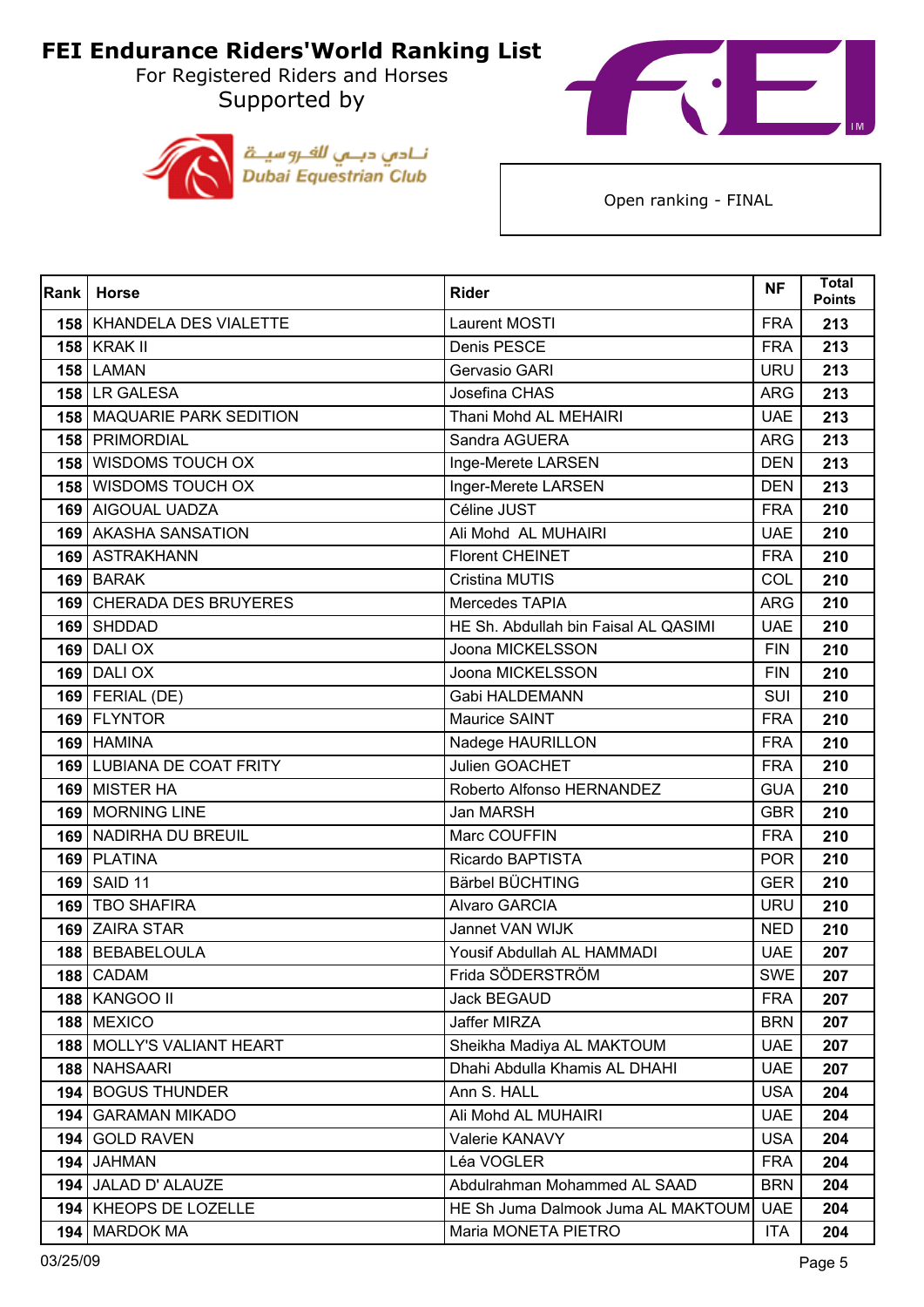# FEI Endurance Riders'World Ranking List

For Registered Riders and Horses

Supported by

نـادي دبـي للفروسيـة
Dubai Equestrian Club

Open ranking - FINAL

| Rank | Horse | Rider | NF | Total Points |
|---|---|---|---|---|
| 158 | KHANDELA DES VIALETTE | Laurent MOSTI | FRA | 213 |
| 158 | KRAK II | Denis PESCE | FRA | 213 |
| 158 | LAMAN | Gervasio GARI | URU | 213 |
| 158 | LR GALESA | Josefina CHAS | ARG | 213 |
| 158 | MAQUARIE PARK SEDITION | Thani Mohd AL MEHAIRI | UAE | 213 |
| 158 | PRIMORDIAL | Sandra AGUERA | ARG | 213 |
| 158 | WISDOMS TOUCH OX | Inge-Merete LARSEN | DEN | 213 |
| 158 | WISDOMS TOUCH OX | Inger-Merete LARSEN | DEN | 213 |
| 169 | AIGOUAL UADZA | Céline JUST | FRA | 210 |
| 169 | AKASHA SANSATION | Ali Mohd AL MUHAIRI | UAE | 210 |
| 169 | ASTRAKHANN | Florent CHEINET | FRA | 210 |
| 169 | BARAK | Cristina MUTIS | COL | 210 |
| 169 | CHERADA DES BRUYERES | Mercedes TAPIA | ARG | 210 |
| 169 | SHDDAD | HE Sh. Abdullah bin Faisal AL QASIMI | UAE | 210 |
| 169 | DALI OX | Joona MICKELSSON | FIN | 210 |
| 169 | DALI OX | Joona MICKELSSON | FIN | 210 |
| 169 | FERIAL (DE) | Gabi HALDEMANN | SUI | 210 |
| 169 | FLYNTOR | Maurice SAINT | FRA | 210 |
| 169 | HAMINA | Nadege HAURILLON | FRA | 210 |
| 169 | LUBIANA DE COAT FRITY | Julien GOACHET | FRA | 210 |
| 169 | MISTER HA | Roberto Alfonso HERNANDEZ | GUA | 210 |
| 169 | MORNING LINE | Jan MARSH | GBR | 210 |
| 169 | NADIRHA DU BREUIL | Marc COUFFIN | FRA | 210 |
| 169 | PLATINA | Ricardo BAPTISTA | POR | 210 |
| 169 | SAID 11 | Bärbel BÜCHTING | GER | 210 |
| 169 | TBO SHAFIRA | Alvaro GARCIA | URU | 210 |
| 169 | ZAIRA STAR | Jannet VAN WIJK | NED | 210 |
| 188 | BEBABELOULA | Yousif Abdullah AL HAMMADI | UAE | 207 |
| 188 | CADAM | Frida SÖDERSTRÖM | SWE | 207 |
| 188 | KANGOO II | Jack BEGAUD | FRA | 207 |
| 188 | MEXICO | Jaffer MIRZA | BRN | 207 |
| 188 | MOLLY'S VALIANT HEART | Sheikha Madiya AL MAKTOUM | UAE | 207 |
| 188 | NAHSAARI | Dhahi Abdulla Khamis AL DHAHI | UAE | 207 |
| 194 | BOGUS THUNDER | Ann S. HALL | USA | 204 |
| 194 | GARAMAN MIKADO | Ali Mohd AL MUHAIRI | UAE | 204 |
| 194 | GOLD RAVEN | Valerie KANAVY | USA | 204 |
| 194 | JAHMAN | Léa VOGLER | FRA | 204 |
| 194 | JALAD D' ALAUZE | Abdulrahman Mohammed AL SAAD | BRN | 204 |
| 194 | KHEOPS DE LOZELLE | HE Sh Juma Dalmook Juma AL MAKTOUM | UAE | 204 |
| 194 | MARDOK MA | Maria MONETA PIETRO | ITA | 204 |

03/25/09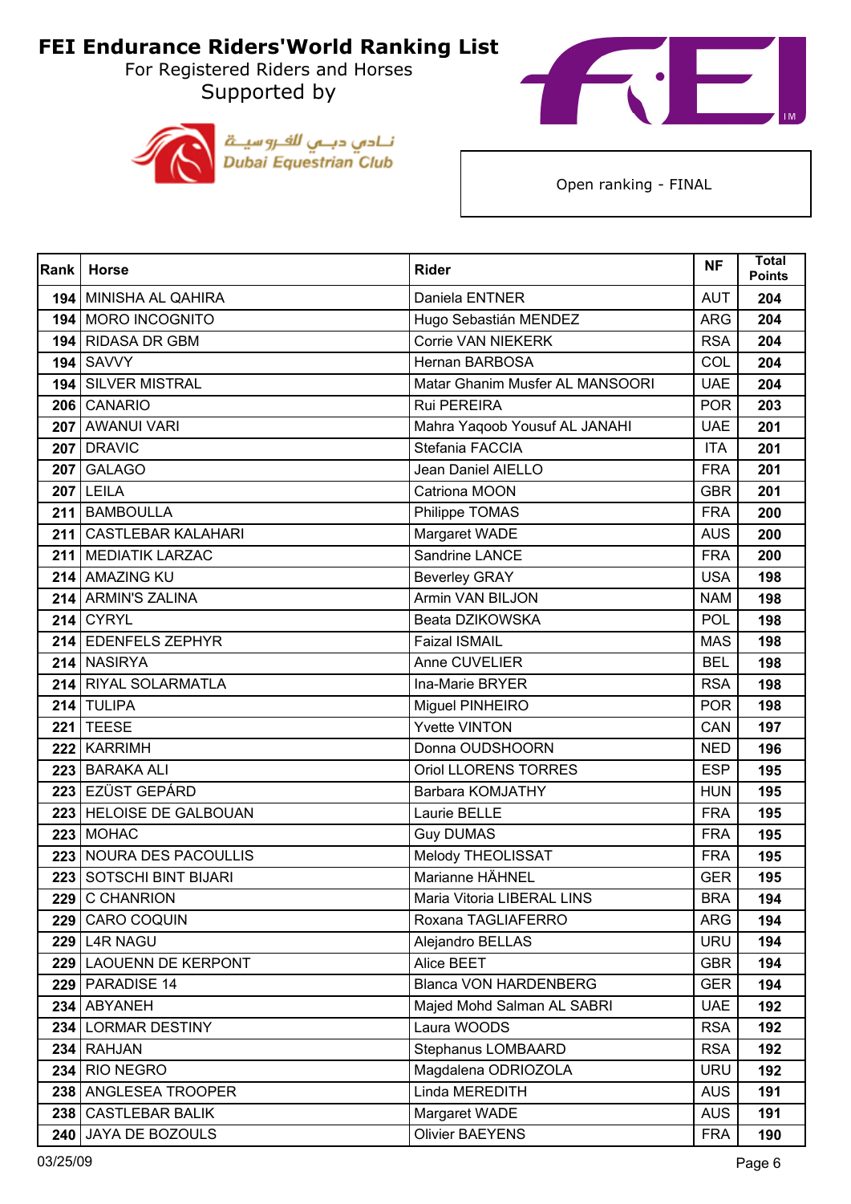# FEI Endurance Riders'World Ranking List

For Registered Riders and Horses

Supported by

نـادي دبـي للفروسيـة
Dubai Equestrian Club

Open ranking - FINAL

| Rank | Horse | Rider | NF | Total Points |
|---|---|---|---|---|
| 194 | MINISHA AL QAHIRA | Daniela ENTNER | AUT | 204 |
| 194 | MORO INCOGNITO | Hugo Sebastián MENDEZ | ARG | 204 |
| 194 | RIDASA DR GBM | Corrie VAN NIEKERK | RSA | 204 |
| 194 | SAVVY | Hernan BARBOSA | COL | 204 |
| 194 | SILVER MISTRAL | Matar Ghanim Musfer AL MANSOORI | UAE | 204 |
| 206 | CANARIO | Rui PEREIRA | POR | 203 |
| 207 | AWANUI VARI | Mahra Yaqoob Yousuf AL JANAHI | UAE | 201 |
| 207 | DRAVIC | Stefania FACCIA | ITA | 201 |
| 207 | GALAGO | Jean Daniel AIELLO | FRA | 201 |
| 207 | LEILA | Catriona MOON | GBR | 201 |
| 211 | BAMBOULLA | Philippe TOMAS | FRA | 200 |
| 211 | CASTLEBAR KALAHARI | Margaret WADE | AUS | 200 |
| 211 | MEDIATIK LARZAC | Sandrine LANCE | FRA | 200 |
| 214 | AMAZING KU | Beverley GRAY | USA | 198 |
| 214 | ARMIN'S ZALINA | Armin VAN BILJON | NAM | 198 |
| 214 | CYRYL | Beata DZIKOWSKA | POL | 198 |
| 214 | EDENFELS ZEPHYR | Faizal ISMAIL | MAS | 198 |
| 214 | NASIRYA | Anne CUVELIER | BEL | 198 |
| 214 | RIYAL SOLARMATLA | Ina-Marie BRYER | RSA | 198 |
| 214 | TULIPA | Miguel PINHEIRO | POR | 198 |
| 221 | TEESE | Yvette VINTON | CAN | 197 |
| 222 | KARRIMH | Donna OUDSHOORN | NED | 196 |
| 223 | BARAKA ALI | Oriol LLORENS TORRES | ESP | 195 |
| 223 | EZÜST GEPÁRD | Barbara KOMJATHY | HUN | 195 |
| 223 | HELOISE DE GALBOUAN | Laurie BELLE | FRA | 195 |
| 223 | MOHAC | Guy DUMAS | FRA | 195 |
| 223 | NOURA DES PACOULLIS | Melody THEOLISSAT | FRA | 195 |
| 223 | SOTSCHI BINT BIJARI | Marianne HÄHNEL | GER | 195 |
| 229 | C CHANRION | Maria Vitoria LIBERAL LINS | BRA | 194 |
| 229 | CARO COQUIN | Roxana TAGLIAFERRO | ARG | 194 |
| 229 | L4R NAGU | Alejandro BELLAS | URU | 194 |
| 229 | LAOUENN DE KERPONT | Alice BEET | GBR | 194 |
| 229 | PARADISE 14 | Blanca VON HARDENBERG | GER | 194 |
| 234 | ABYANEH | Majed Mohd Salman AL SABRI | UAE | 192 |
| 234 | LORMAR DESTINY | Laura WOODS | RSA | 192 |
| 234 | RAHJAN | Stephanus LOMBAARD | RSA | 192 |
| 234 | RIO NEGRO | Magdalena ODRIOZOLA | URU | 192 |
| 238 | ANGLESEA TROOPER | Linda MEREDITH | AUS | 191 |
| 238 | CASTLEBAR BALIK | Margaret WADE | AUS | 191 |
| 240 | JAYA DE BOZOULS | Olivier BAEYENS | FRA | 190 |

03/25/09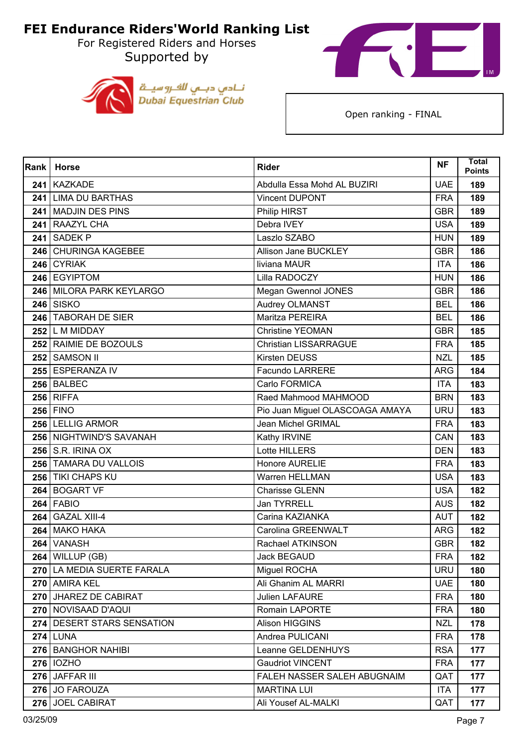# FEI Endurance Riders'World Ranking List

For Registered Riders and Horses

Supported by

Dubai Equestrian Club

Open ranking - FINAL

| Rank | Horse | Rider | NF | Total Points |
|---|---|---|---|---|
| 241 | KAZKADE | Abdulla Essa Mohd AL BUZIRI | UAE | 189 |
| 241 | LIMA DU BARTHAS | Vincent DUPONT | FRA | 189 |
| 241 | MADJIN DES PINS | Philip HIRST | GBR | 189 |
| 241 | RAAZYL CHA | Debra IVEY | USA | 189 |
| 241 | SADEK P | Laszlo SZABO | HUN | 189 |
| 246 | CHURINGA KAGEBEE | Allison Jane BUCKLEY | GBR | 186 |
| 246 | CYRIAK | liviana MAUR | ITA | 186 |
| 246 | EGYIPTOM | Lilla RADOCZY | HUN | 186 |
| 246 | MILORA PARK KEYLARGO | Megan Gwennol JONES | GBR | 186 |
| 246 | SISKO | Audrey OLMANST | BEL | 186 |
| 246 | TABORAH DE SIER | Maritza PEREIRA | BEL | 186 |
| 252 | L M MIDDAY | Christine YEOMAN | GBR | 185 |
| 252 | RAIMIE DE BOZOULS | Christian LISSARRAGUE | FRA | 185 |
| 252 | SAMSON II | Kirsten DEUSS | NZL | 185 |
| 255 | ESPERANZA IV | Facundo LARRERE | ARG | 184 |
| 256 | BALBEC | Carlo FORMICA | ITA | 183 |
| 256 | RIFFA | Raed Mahmood MAHMOOD | BRN | 183 |
| 256 | FINO | Pio Juan Miguel OLASCOAGA AMAYA | URU | 183 |
| 256 | LELLIG ARMOR | Jean Michel GRIMAL | FRA | 183 |
| 256 | NIGHTWIND'S SAVANAH | Kathy IRVINE | CAN | 183 |
| 256 | S.R. IRINA OX | Lotte HILLERS | DEN | 183 |
| 256 | TAMARA DU VALLOIS | Honore AURELIE | FRA | 183 |
| 256 | TIKI CHAPS KU | Warren HELLMAN | USA | 183 |
| 264 | BOGART VF | Charisse GLENN | USA | 182 |
| 264 | FABIO | Jan TYRRELL | AUS | 182 |
| 264 | GAZAL XIII-4 | Carina KAZIANKA | AUT | 182 |
| 264 | MAKO HAKA | Carolina GREENWALT | ARG | 182 |
| 264 | VANASH | Rachael ATKINSON | GBR | 182 |
| 264 | WILLUP (GB) | Jack BEGAUD | FRA | 182 |
| 270 | LA MEDIA SUERTE FARALA | Miguel ROCHA | URU | 180 |
| 270 | AMIRA KEL | Ali Ghanim AL MARRI | UAE | 180 |
| 270 | JHAREZ DE CABIRAT | Julien LAFAURE | FRA | 180 |
| 270 | NOVISAAD D'AQUI | Romain LAPORTE | FRA | 180 |
| 274 | DESERT STARS SENSATION | Alison HIGGINS | NZL | 178 |
| 274 | LUNA | Andrea PULICANI | FRA | 178 |
| 276 | BANGHOR NAHIBI | Leanne GELDENHUYS | RSA | 177 |
| 276 | IOZHO | Gaudriot VINCENT | FRA | 177 |
| 276 | JAFFAR III | FALEH NASSER SALEH ABUGNAIM | QAT | 177 |
| 276 | JO FAROUZA | MARTINA LUI | ITA | 177 |
| 276 | JOEL CABIRAT | Ali Yousef AL-MALKI | QAT | 177 |

03/25/09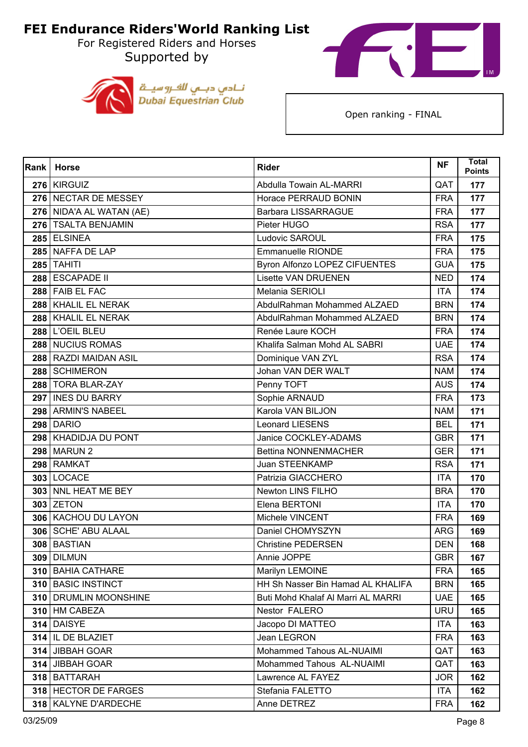# FEI Endurance Riders'World Ranking List

For Registered Riders and Horses

Supported by

نادي دبي للفروسية
Dubai Equestrian Club

Open ranking - FINAL

| Rank | Horse | Rider | NF | Total Points |
|---|---|---|---|---|
| 276 | KIRGUIZ | Abdulla Towain AL-MARRI | QAT | 177 |
| 276 | NECTAR DE MESSEY | Horace PERRAUD BONIN | FRA | 177 |
| 276 | NIDA'A AL WATAN (AE) | Barbara LISSARRAGUE | FRA | 177 |
| 276 | TSALTA BENJAMIN | Pieter HUGO | RSA | 177 |
| 285 | ELSINEA | Ludovic SAROUL | FRA | 175 |
| 285 | NAFFA DE LAP | Emmanuelle RIONDE | FRA | 175 |
| 285 | TAHITI | Byron Alfonzo LOPEZ CIFUENTES | GUA | 175 |
| 288 | ESCAPADE II | Lisette VAN DRUENEN | NED | 174 |
| 288 | FAIB EL FAC | Melania SERIOLI | ITA | 174 |
| 288 | KHALIL EL NERAK | AbdulRahman Mohammed ALZAED | BRN | 174 |
| 288 | KHALIL EL NERAK | AbdulRahman Mohammed ALZAED | BRN | 174 |
| 288 | L'OEIL BLEU | Renée Laure KOCH | FRA | 174 |
| 288 | NUCIUS ROMAS | Khalifa Salman Mohd AL SABRI | UAE | 174 |
| 288 | RAZDI MAIDAN ASIL | Dominique VAN ZYL | RSA | 174 |
| 288 | SCHIMERON | Johan VAN DER WALT | NAM | 174 |
| 288 | TORA BLAR-ZAY | Penny TOFT | AUS | 174 |
| 297 | INES DU BARRY | Sophie ARNAUD | FRA | 173 |
| 298 | ARMIN'S NABEEL | Karola VAN BILJON | NAM | 171 |
| 298 | DARIO | Leonard LIESENS | BEL | 171 |
| 298 | KHADIDJA DU PONT | Janice COCKLEY-ADAMS | GBR | 171 |
| 298 | MARUN 2 | Bettina NONNENMACHER | GER | 171 |
| 298 | RAMKAT | Juan STEENKAMP | RSA | 171 |
| 303 | LOCACE | Patrizia GIACCHERO | ITA | 170 |
| 303 | NNL HEAT ME BEY | Newton LINS FILHO | BRA | 170 |
| 303 | ZETON | Elena BERTONI | ITA | 170 |
| 306 | KACHOU DU LAYON | Michele VINCENT | FRA | 169 |
| 306 | SCHE' ABU ALAAL | Daniel CHOMYSZYN | ARG | 169 |
| 308 | BASTIAN | Christine PEDERSEN | DEN | 168 |
| 309 | DILMUN | Annie JOPPE | GBR | 167 |
| 310 | BAHIA CATHARE | Marilyn LEMOINE | FRA | 165 |
| 310 | BASIC INSTINCT | HH Sh Nasser Bin Hamad AL KHALIFA | BRN | 165 |
| 310 | DRUMLIN MOONSHINE | Buti Mohd Khalaf Al Marri AL MARRI | UAE | 165 |
| 310 | HM CABEZA | Nestor FALERO | URU | 165 |
| 314 | DAISYE | Jacopo DI MATTEO | ITA | 163 |
| 314 | IL DE BLAZIET | Jean LEGRON | FRA | 163 |
| 314 | JIBBAH GOAR | Mohammed Tahous AL-NUAIMI | QAT | 163 |
| 314 | JIBBAH GOAR | Mohammed Tahous AL-NUAIMI | QAT | 163 |
| 318 | BATTARAH | Lawrence AL FAYEZ | JOR | 162 |
| 318 | HECTOR DE FARGES | Stefania FALETTO | ITA | 162 |
| 318 | KALYNE D'ARDECHE | Anne DETREZ | FRA | 162 |

03/25/09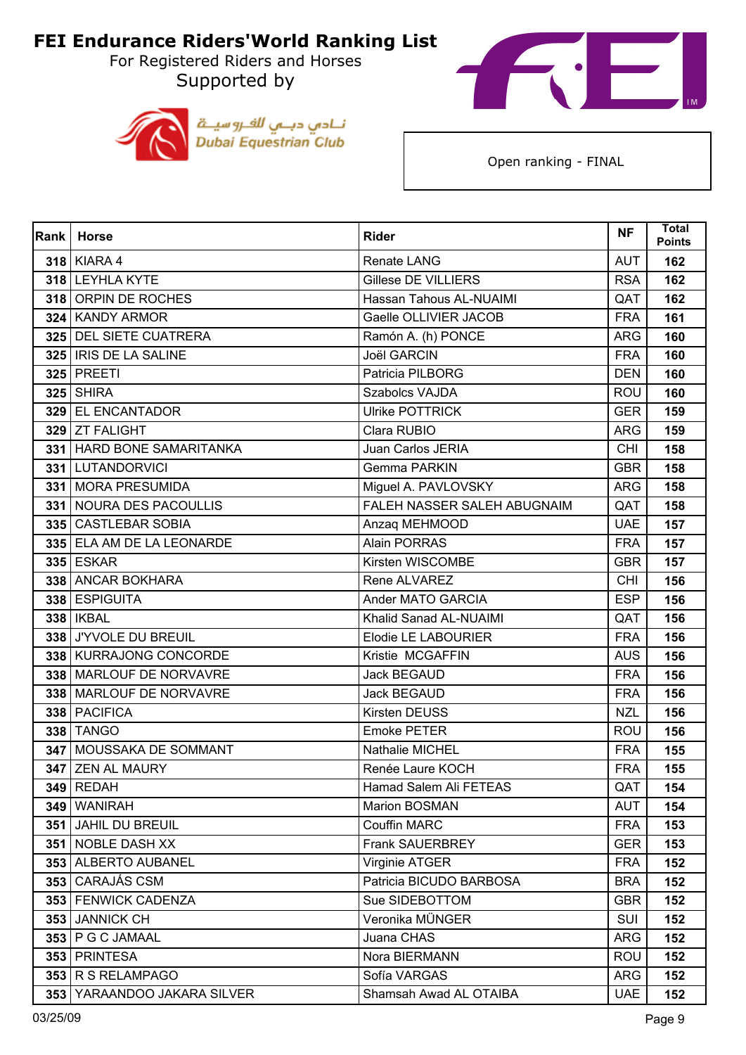# FEI Endurance Riders'World Ranking List

For Registered Riders and Horses

Supported by

نـادي دبـي للفـروسيـة
Dubai Equestrian Club

Open ranking - FINAL

| Rank | Horse | Rider | NF | Total Points |
|---|---|---|---|---|
| 318 | KIARA 4 | Renate LANG | AUT | 162 |
| 318 | LEYHLA KYTE | Gillese DE VILLIERS | RSA | 162 |
| 318 | ORPIN DE ROCHES | Hassan Tahous AL-NUAIMI | QAT | 162 |
| 324 | KANDY ARMOR | Gaelle OLLIVIER JACOB | FRA | 161 |
| 325 | DEL SIETE CUATRERA | Ramón A. (h) PONCE | ARG | 160 |
| 325 | IRIS DE LA SALINE | Joël GARCIN | FRA | 160 |
| 325 | PREETI | Patricia PILBORG | DEN | 160 |
| 325 | SHIRA | Szabolcs VAJDA | ROU | 160 |
| 329 | EL ENCANTADOR | Ulrike POTTRICK | GER | 159 |
| 329 | ZT FALIGHT | Clara RUBIO | ARG | 159 |
| 331 | HARD BONE SAMARITANKA | Juan Carlos JERIA | CHI | 158 |
| 331 | LUTANDORVICI | Gemma PARKIN | GBR | 158 |
| 331 | MORA PRESUMIDA | Miguel A. PAVLOVSKY | ARG | 158 |
| 331 | NOURA DES PACOULLIS | FALEH NASSER SALEH ABUGNAIM | QAT | 158 |
| 335 | CASTLEBAR SOBIA | Anzaq MEHMOOD | UAE | 157 |
| 335 | ELA AM DE LA LEONARDE | Alain PORRAS | FRA | 157 |
| 335 | ESKAR | Kirsten WISCOMBE | GBR | 157 |
| 338 | ANCAR BOKHARA | Rene ALVAREZ | CHI | 156 |
| 338 | ESPIGUITA | Ander MATO GARCIA | ESP | 156 |
| 338 | IKBAL | Khalid Sanad AL-NUAIMI | QAT | 156 |
| 338 | J'YVOLE DU BREUIL | Elodie LE LABOURIER | FRA | 156 |
| 338 | KURRAJONG CONCORDE | Kristie MCGAFFIN | AUS | 156 |
| 338 | MARLOUF DE NORVAVRE | Jack BEGAUD | FRA | 156 |
| 338 | MARLOUF DE NORVAVRE | Jack BEGAUD | FRA | 156 |
| 338 | PACIFICA | Kirsten DEUSS | NZL | 156 |
| 338 | TANGO | Emoke PETER | ROU | 156 |
| 347 | MOUSSAKA DE SOMMANT | Nathalie MICHEL | FRA | 155 |
| 347 | ZEN AL MAURY | Renée Laure KOCH | FRA | 155 |
| 349 | REDAH | Hamad Salem Ali FETEAS | QAT | 154 |
| 349 | WANIRAH | Marion BOSMAN | AUT | 154 |
| 351 | JAHIL DU BREUIL | Couffin MARC | FRA | 153 |
| 351 | NOBLE DASH XX | Frank SAUERBREY | GER | 153 |
| 353 | ALBERTO AUBANEL | Virginie ATGER | FRA | 152 |
| 353 | CARAJÁS CSM | Patricia BICUDO BARBOSA | BRA | 152 |
| 353 | FENWICK CADENZA | Sue SIDEBOTTOM | GBR | 152 |
| 353 | JANNICK CH | Veronika MÜNGER | SUI | 152 |
| 353 | P G C JAMAAL | Juana CHAS | ARG | 152 |
| 353 | PRINTESA | Nora BIERMANN | ROU | 152 |
| 353 | R S RELAMPAGO | Sofía VARGAS | ARG | 152 |
| 353 | YARAANDOO JAKARA SILVER | Shamsah Awad AL OTAIBA | UAE | 152 |

03/25/09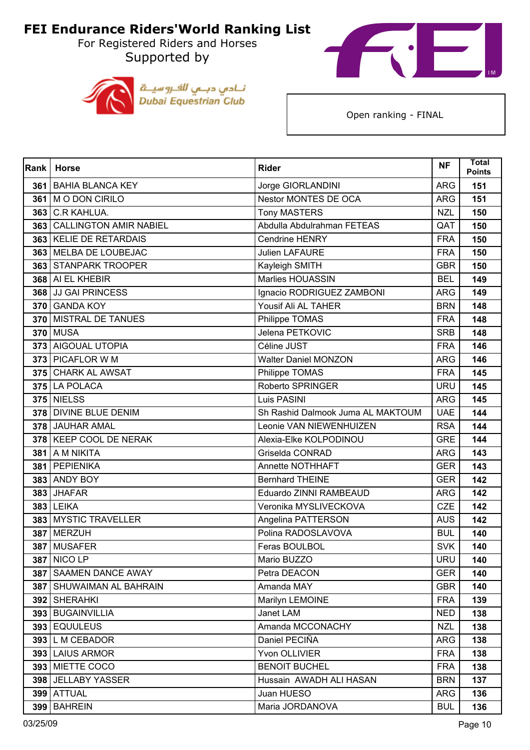# FEI Endurance Riders'World Ranking List

For Registered Riders and Horses

Supported by

نادي دبي للفروسية
Dubai Equestrian Club

Open ranking - FINAL

| Rank | Horse | Rider | NF | Total Points |
|---|---|---|---|---|
| 361 | BAHIA BLANCA KEY | Jorge GIORLANDINI | ARG | 151 |
| 361 | M O DON CIRILO | Nestor MONTES DE OCA | ARG | 151 |
| 363 | C.R KAHLUA. | Tony MASTERS | NZL | 150 |
| 363 | CALLINGTON AMIR NABIEL | Abdulla Abdulrahman FETEAS | QAT | 150 |
| 363 | KELIE DE RETARDAIS | Cendrine HENRY | FRA | 150 |
| 363 | MELBA DE LOUBEJAC | Julien LAFAURE | FRA | 150 |
| 363 | STANPARK TROOPER | Kayleigh SMITH | GBR | 150 |
| 368 | AI EL KHEBIR | Marlies HOUASSIN | BEL | 149 |
| 368 | JJ GAI PRINCESS | Ignacio RODRIGUEZ ZAMBONI | ARG | 149 |
| 370 | GANDA KOY | Yousif Ali AL TAHER | BRN | 148 |
| 370 | MISTRAL DE TANUES | Philippe TOMAS | FRA | 148 |
| 370 | MUSA | Jelena PETKOVIC | SRB | 148 |
| 373 | AIGOUAL UTOPIA | Céline JUST | FRA | 146 |
| 373 | PICAFLOR W M | Walter Daniel MONZON | ARG | 146 |
| 375 | CHARK AL AWSAT | Philippe TOMAS | FRA | 145 |
| 375 | LA POLACA | Roberto SPRINGER | URU | 145 |
| 375 | NIELSS | Luis PASINI | ARG | 145 |
| 378 | DIVINE BLUE DENIM | Sh Rashid Dalmook Juma AL MAKTOUM | UAE | 144 |
| 378 | JAUHAR AMAL | Leonie VAN NIEWENHUIZEN | RSA | 144 |
| 378 | KEEP COOL DE NERAK | Alexia-Elke KOLPODINOU | GRE | 144 |
| 381 | A M NIKITA | Griselda CONRAD | ARG | 143 |
| 381 | PEPIENIKA | Annette NOTHHAFT | GER | 143 |
| 383 | ANDY BOY | Bernhard THEINE | GER | 142 |
| 383 | JHAFAR | Eduardo ZINNI RAMBEAUD | ARG | 142 |
| 383 | LEIKA | Veronika MYSLIVECKOVA | CZE | 142 |
| 383 | MYSTIC TRAVELLER | Angelina PATTERSON | AUS | 142 |
| 387 | MERZUH | Polina RADOSLAVOVA | BUL | 140 |
| 387 | MUSAFER | Feras BOULBOL | SVK | 140 |
| 387 | NICO LP | Mario BUZZO | URU | 140 |
| 387 | SAAMEN DANCE AWAY | Petra DEACON | GER | 140 |
| 387 | SHUWAIMAN AL BAHRAIN | Amanda MAY | GBR | 140 |
| 392 | SHERAHKI | Marilyn LEMOINE | FRA | 139 |
| 393 | BUGAINVILLIA | Janet LAM | NED | 138 |
| 393 | EQUULEUS | Amanda MCCONACHY | NZL | 138 |
| 393 | L M CEBADOR | Daniel PECIÑA | ARG | 138 |
| 393 | LAIUS ARMOR | Yvon OLLIVIER | FRA | 138 |
| 393 | MIETTE COCO | BENOIT BUCHEL | FRA | 138 |
| 398 | JELLABY YASSER | Hussain AWADH ALI HASAN | BRN | 137 |
| 399 | ATTUAL | Juan HUESO | ARG | 136 |
| 399 | BAHREIN | Maria JORDANOVA | BUL | 136 |

03/25/09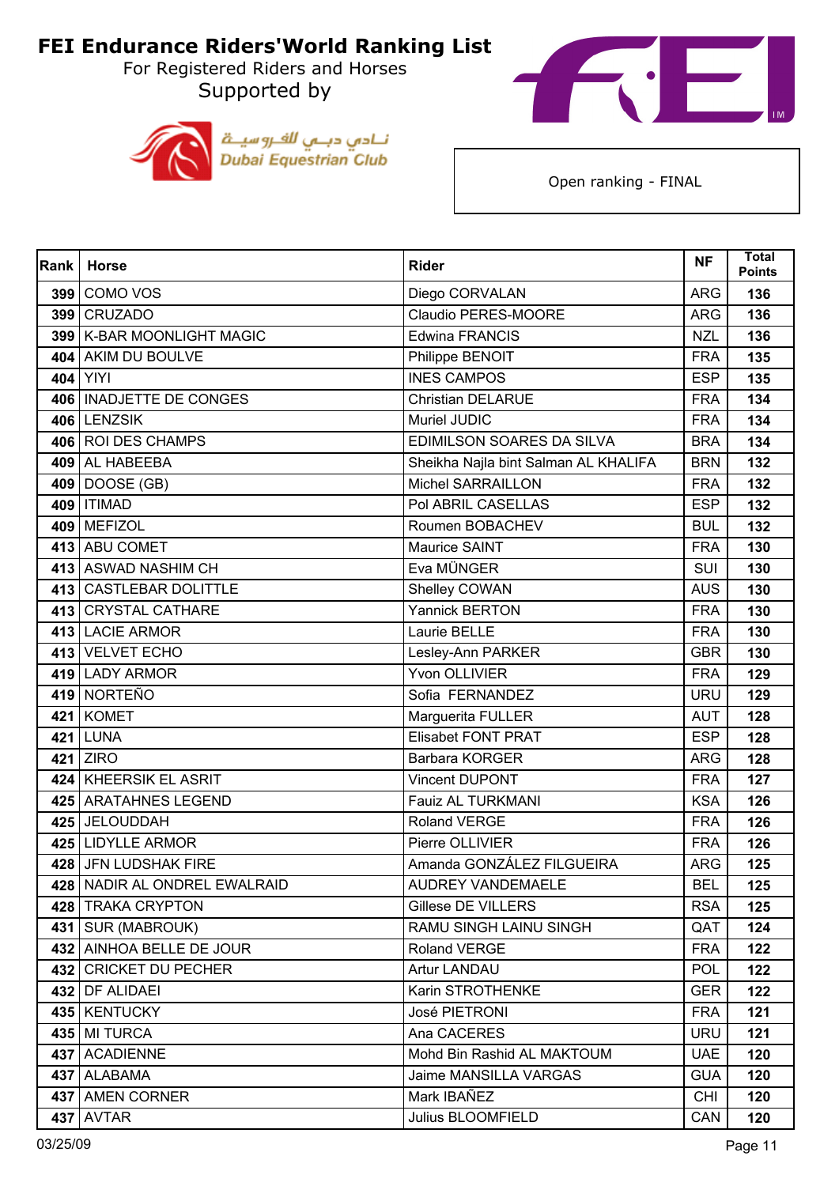# FEI Endurance Riders'World Ranking List

For Registered Riders and Horses

Supported by

Dubai Equestrian Club

Open ranking - FINAL

| Rank | Horse | Rider | NF | Total Points |
|---|---|---|---|---|
| 399 | COMO VOS | Diego CORVALAN | ARG | 136 |
| 399 | CRUZADO | Claudio PERES-MOORE | ARG | 136 |
| 399 | K-BAR MOONLIGHT MAGIC | Edwina FRANCIS | NZL | 136 |
| 404 | AKIM DU BOULVE | Philippe BENOIT | FRA | 135 |
| 404 | YIYI | INES CAMPOS | ESP | 135 |
| 406 | INADJETTE DE CONGES | Christian DELARUE | FRA | 134 |
| 406 | LENZSIK | Muriel JUDIC | FRA | 134 |
| 406 | ROI DES CHAMPS | EDIMILSON SOARES DA SILVA | BRA | 134 |
| 409 | AL HABEEBA | Sheikha Najla bint Salman AL KHALIFA | BRN | 132 |
| 409 | DOOSE (GB) | Michel SARRAILLON | FRA | 132 |
| 409 | ITIMAD | Pol ABRIL CASELLAS | ESP | 132 |
| 409 | MEFIZOL | Roumen BOBACHEV | BUL | 132 |
| 413 | ABU COMET | Maurice SAINT | FRA | 130 |
| 413 | ASWAD NASHIM CH | Eva MÜNGER | SUI | 130 |
| 413 | CASTLEBAR DOLITTLE | Shelley COWAN | AUS | 130 |
| 413 | CRYSTAL CATHARE | Yannick BERTON | FRA | 130 |
| 413 | LACIE ARMOR | Laurie BELLE | FRA | 130 |
| 413 | VELVET ECHO | Lesley-Ann PARKER | GBR | 130 |
| 419 | LADY ARMOR | Yvon OLLIVIER | FRA | 129 |
| 419 | NORTEÑO | Sofia FERNANDEZ | URU | 129 |
| 421 | KOMET | Marguerita FULLER | AUT | 128 |
| 421 | LUNA | Elisabet FONT PRAT | ESP | 128 |
| 421 | ZIRO | Barbara KORGER | ARG | 128 |
| 424 | KHEERSIK EL ASRIT | Vincent DUPONT | FRA | 127 |
| 425 | ARATAHNES LEGEND | Fauiz AL TURKMANI | KSA | 126 |
| 425 | JELOUDDAH | Roland VERGE | FRA | 126 |
| 425 | LIDYLLE ARMOR | Pierre OLLIVIER | FRA | 126 |
| 428 | JFN LUDSHAK FIRE | Amanda GONZÁLEZ FILGUEIRA | ARG | 125 |
| 428 | NADIR AL ONDREL EWALRAID | AUDREY VANDEMAELE | BEL | 125 |
| 428 | TRAKA CRYPTON | Gillese DE VILLERS | RSA | 125 |
| 431 | SUR (MABROUK) | RAMU SINGH LAINU SINGH | QAT | 124 |
| 432 | AINHOA BELLE DE JOUR | Roland VERGE | FRA | 122 |
| 432 | CRICKET DU PECHER | Artur LANDAU | POL | 122 |
| 432 | DF ALIDAEI | Karin STROTHENKE | GER | 122 |
| 435 | KENTUCKY | José PIETRONI | FRA | 121 |
| 435 | MI TURCA | Ana CACERES | URU | 121 |
| 437 | ACADIENNE | Mohd Bin Rashid AL MAKTOUM | UAE | 120 |
| 437 | ALABAMA | Jaime MANSILLA VARGAS | GUA | 120 |
| 437 | AMEN CORNER | Mark IBAÑEZ | CHI | 120 |
| 437 | AVTAR | Julius BLOOMFIELD | CAN | 120 |

03/25/09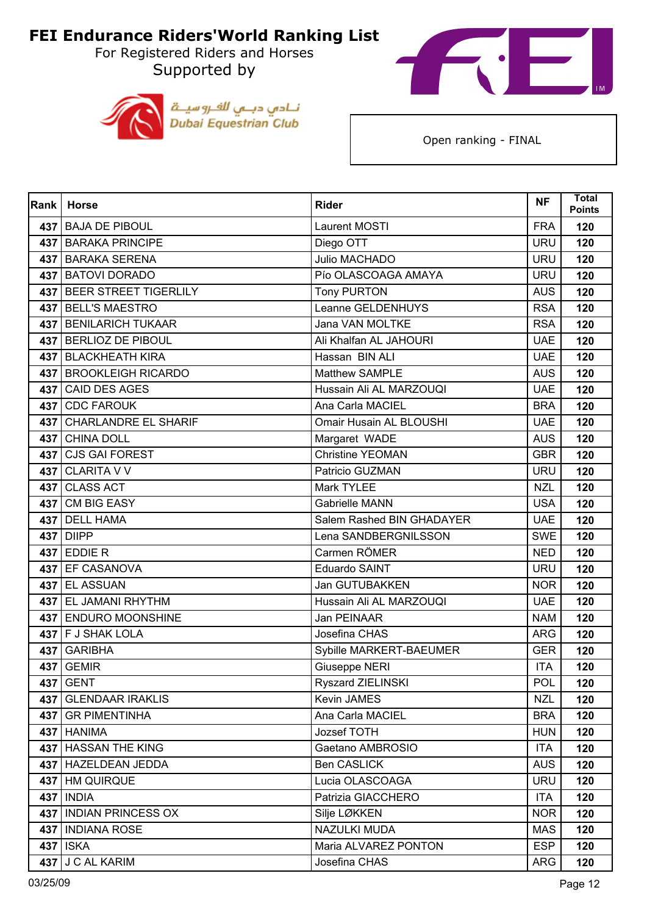# FEI Endurance Riders'World Ranking List

For Registered Riders and Horses

Supported by

Dubai Equestrian Club

Open ranking - FINAL

| Rank | Horse | Rider | NF | Total Points |
|---|---|---|---|---|
| 437 | BAJA DE PIBOUL | Laurent MOSTI | FRA | 120 |
| 437 | BARAKA PRINCIPE | Diego OTT | URU | 120 |
| 437 | BARAKA SERENA | Julio MACHADO | URU | 120 |
| 437 | BATOVI DORADO | Pío OLASCOAGA AMAYA | URU | 120 |
| 437 | BEER STREET TIGERLILY | Tony PURTON | AUS | 120 |
| 437 | BELL'S MAESTRO | Leanne GELDENHUYS | RSA | 120 |
| 437 | BENILARICH TUKAAR | Jana VAN MOLTKE | RSA | 120 |
| 437 | BERLIOZ DE PIBOUL | Ali Khalfan AL JAHOURI | UAE | 120 |
| 437 | BLACKHEATH KIRA | Hassan BIN ALI | UAE | 120 |
| 437 | BROOKLEIGH RICARDO | Matthew SAMPLE | AUS | 120 |
| 437 | CAID DES AGES | Hussain Ali AL MARZOUQI | UAE | 120 |
| 437 | CDC FAROUK | Ana Carla MACIEL | BRA | 120 |
| 437 | CHARLANDRE EL SHARIF | Omair Husain AL BLOUSHI | UAE | 120 |
| 437 | CHINA DOLL | Margaret WADE | AUS | 120 |
| 437 | CJS GAI FOREST | Christine YEOMAN | GBR | 120 |
| 437 | CLARITA V V | Patricio GUZMAN | URU | 120 |
| 437 | CLASS ACT | Mark TYLEE | NZL | 120 |
| 437 | CM BIG EASY | Gabrielle MANN | USA | 120 |
| 437 | DELL HAMA | Salem Rashed BIN GHADAYER | UAE | 120 |
| 437 | DIIPP | Lena SANDBERGNILSSON | SWE | 120 |
| 437 | EDDIE R | Carmen RÖMER | NED | 120 |
| 437 | EF CASANOVA | Eduardo SAINT | URU | 120 |
| 437 | EL ASSUAN | Jan GUTUBAKKEN | NOR | 120 |
| 437 | EL JAMANI RHYTHM | Hussain Ali AL MARZOUQI | UAE | 120 |
| 437 | ENDURO MOONSHINE | Jan PEINAAR | NAM | 120 |
| 437 | F J SHAK LOLA | Josefina CHAS | ARG | 120 |
| 437 | GARIBHA | Sybille MARKERT-BAEUMER | GER | 120 |
| 437 | GEMIR | Giuseppe NERI | ITA | 120 |
| 437 | GENT | Ryszard ZIELINSKI | POL | 120 |
| 437 | GLENDAAR IRAKLIS | Kevin JAMES | NZL | 120 |
| 437 | GR PIMENTINHA | Ana Carla MACIEL | BRA | 120 |
| 437 | HANIMA | Jozsef TOTH | HUN | 120 |
| 437 | HASSAN THE KING | Gaetano AMBROSIO | ITA | 120 |
| 437 | HAZELDEAN JEDDA | Ben CASLICK | AUS | 120 |
| 437 | HM QUIRQUE | Lucia OLASCOAGA | URU | 120 |
| 437 | INDIA | Patrizia GIACCHERO | ITA | 120 |
| 437 | INDIAN PRINCESS OX | Silje LØKKEN | NOR | 120 |
| 437 | INDIANA ROSE | NAZULKI MUDA | MAS | 120 |
| 437 | ISKA | Maria ALVAREZ PONTON | ESP | 120 |
| 437 | J C AL KARIM | Josefina CHAS | ARG | 120 |

03/25/09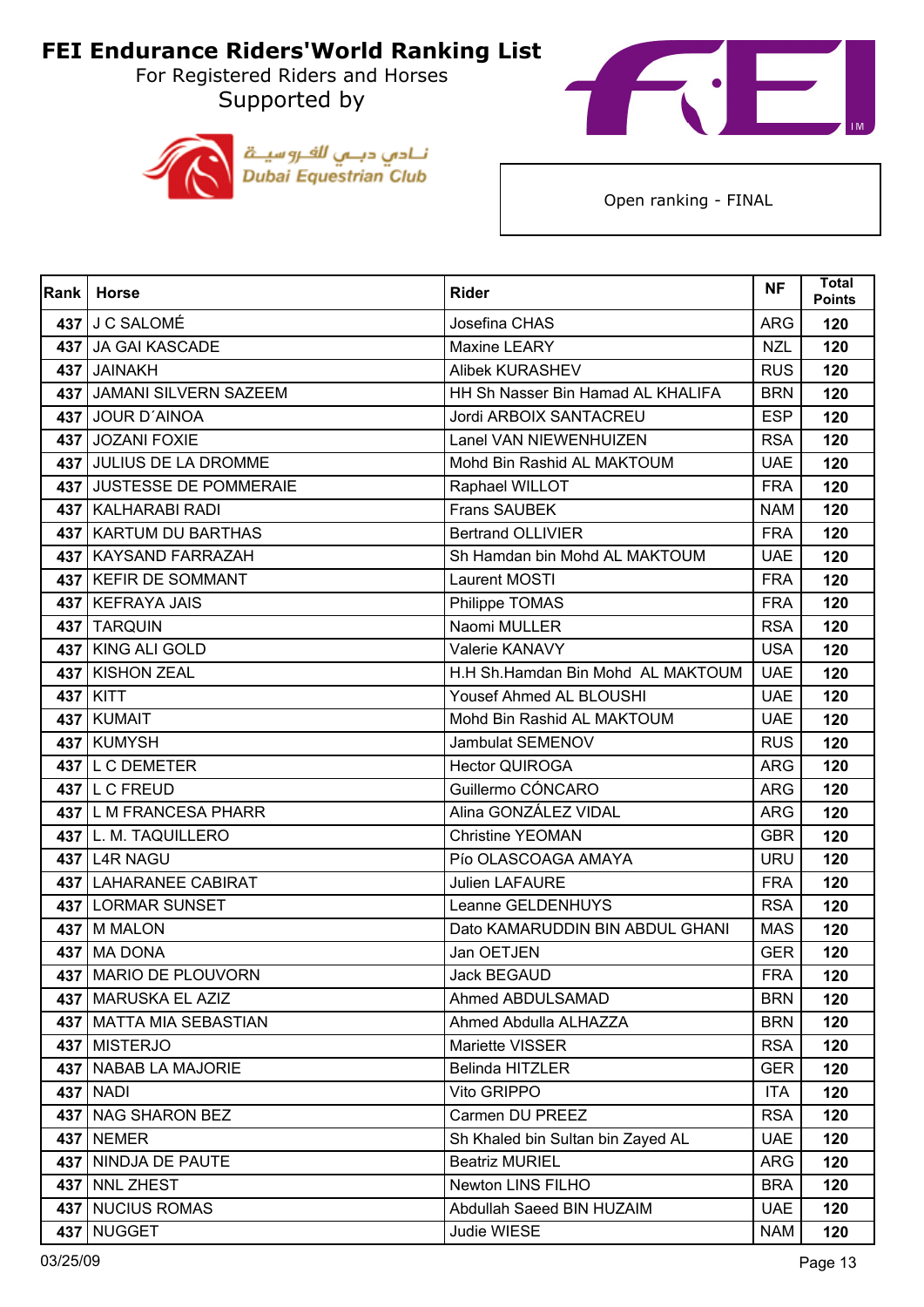# FEI Endurance Riders'World Ranking List

For Registered Riders and Horses
Supported by

نـادي دبـي للفـروسيـة
Dubai Equestrian Club

Open ranking - FINAL

| Rank | Horse | Rider | NF | Total Points |
|---|---|---|---|---|
| 437 | J C SALOMÉ | Josefina CHAS | ARG | 120 |
| 437 | JA GAI KASCADE | Maxine LEARY | NZL | 120 |
| 437 | JAINAKH | Alibek KURASHEV | RUS | 120 |
| 437 | JAMANI SILVERN SAZEEM | HH Sh Nasser Bin Hamad AL KHALIFA | BRN | 120 |
| 437 | JOUR D´AINOA | Jordi ARBOIX SANTACREU | ESP | 120 |
| 437 | JOZANI FOXIE | Lanel VAN NIEWENHUIZEN | RSA | 120 |
| 437 | JULIUS DE LA DROMME | Mohd Bin Rashid AL MAKTOUM | UAE | 120 |
| 437 | JUSTESSE DE POMMERAIE | Raphael WILLOT | FRA | 120 |
| 437 | KALHARABI RADI | Frans SAUBEK | NAM | 120 |
| 437 | KARTUM DU BARTHAS | Bertrand OLLIVIER | FRA | 120 |
| 437 | KAYSAND FARRAZAH | Sh Hamdan bin Mohd AL MAKTOUM | UAE | 120 |
| 437 | KEFIR DE SOMMANT | Laurent MOSTI | FRA | 120 |
| 437 | KEFRAYA JAIS | Philippe TOMAS | FRA | 120 |
| 437 | TARQUIN | Naomi MULLER | RSA | 120 |
| 437 | KING ALI GOLD | Valerie KANAVY | USA | 120 |
| 437 | KISHON ZEAL | H.H Sh.Hamdan Bin Mohd AL MAKTOUM | UAE | 120 |
| 437 | KITT | Yousef Ahmed AL BLOUSHI | UAE | 120 |
| 437 | KUMAIT | Mohd Bin Rashid AL MAKTOUM | UAE | 120 |
| 437 | KUMYSH | Jambulat SEMENOV | RUS | 120 |
| 437 | L C DEMETER | Hector QUIROGA | ARG | 120 |
| 437 | L C FREUD | Guillermo CÓNCARO | ARG | 120 |
| 437 | L M FRANCESA PHARR | Alina GONZÁLEZ VIDAL | ARG | 120 |
| 437 | L. M. TAQUILLERO | Christine YEOMAN | GBR | 120 |
| 437 | L4R NAGU | Pío OLASCOAGA AMAYA | URU | 120 |
| 437 | LAHARANEE CABIRAT | Julien LAFAURE | FRA | 120 |
| 437 | LORMAR SUNSET | Leanne GELDENHUYS | RSA | 120 |
| 437 | M MALON | Dato KAMARUDDIN BIN ABDUL GHANI | MAS | 120 |
| 437 | MA DONA | Jan OETJEN | GER | 120 |
| 437 | MARIO DE PLOUVORN | Jack BEGAUD | FRA | 120 |
| 437 | MARUSKA EL AZIZ | Ahmed ABDULSAMAD | BRN | 120 |
| 437 | MATTA MIA SEBASTIAN | Ahmed Abdulla ALHAZZA | BRN | 120 |
| 437 | MISTERJO | Mariette VISSER | RSA | 120 |
| 437 | NABAB LA MAJORIE | Belinda HITZLER | GER | 120 |
| 437 | NADI | Vito GRIPPO | ITA | 120 |
| 437 | NAG SHARON BEZ | Carmen DU PREEZ | RSA | 120 |
| 437 | NEMER | Sh Khaled bin Sultan bin Zayed AL | UAE | 120 |
| 437 | NINDJA DE PAUTE | Beatriz MURIEL | ARG | 120 |
| 437 | NNL ZHEST | Newton LINS FILHO | BRA | 120 |
| 437 | NUCIUS ROMAS | Abdullah Saeed BIN HUZAIM | UAE | 120 |
| 437 | NUGGET | Judie WIESE | NAM | 120 |

03/25/09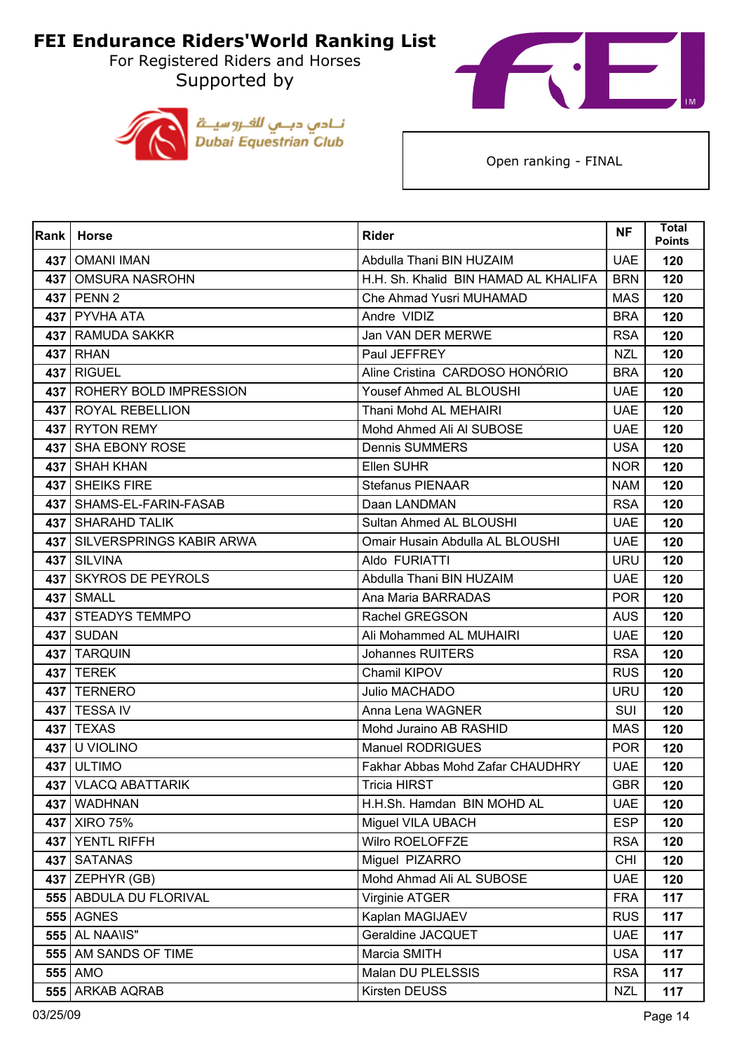# FEI Endurance Riders'World Ranking List

For Registered Riders and Horses

Supported by

نادي دبي للفروسية
Dubai Equestrian Club

Open ranking - FINAL

| Rank | Horse | Rider | NF | Total Points |
|---|---|---|---|---|
| 437 | OMANI IMAN | Abdulla Thani BIN HUZAIM | UAE | 120 |
| 437 | OMSURA NASROHN | H.H. Sh. Khalid BIN HAMAD AL KHALIFA | BRN | 120 |
| 437 | PENN 2 | Che Ahmad Yusri MUHAMAD | MAS | 120 |
| 437 | PYVHA ATA | Andre VIDIZ | BRA | 120 |
| 437 | RAMUDA SAKKR | Jan VAN DER MERWE | RSA | 120 |
| 437 | RHAN | Paul JEFFREY | NZL | 120 |
| 437 | RIGUEL | Aline Cristina CARDOSO HONÓRIO | BRA | 120 |
| 437 | ROHERY BOLD IMPRESSION | Yousef Ahmed AL BLOUSHI | UAE | 120 |
| 437 | ROYAL REBELLION | Thani Mohd AL MEHAIRI | UAE | 120 |
| 437 | RYTON REMY | Mohd Ahmed Ali Al SUBOSE | UAE | 120 |
| 437 | SHA EBONY ROSE | Dennis SUMMERS | USA | 120 |
| 437 | SHAH KHAN | Ellen SUHR | NOR | 120 |
| 437 | SHEIKS FIRE | Stefanus PIENAAR | NAM | 120 |
| 437 | SHAMS-EL-FARIN-FASAB | Daan LANDMAN | RSA | 120 |
| 437 | SHARAHD TALIK | Sultan Ahmed AL BLOUSHI | UAE | 120 |
| 437 | SILVERSPRINGS KABIR ARWA | Omair Husain Abdulla AL BLOUSHI | UAE | 120 |
| 437 | SILVINA | Aldo FURIATTI | URU | 120 |
| 437 | SKYROS DE PEYROLS | Abdulla Thani BIN HUZAIM | UAE | 120 |
| 437 | SMALL | Ana Maria BARRADAS | POR | 120 |
| 437 | STEADYS TEMMPO | Rachel GREGSON | AUS | 120 |
| 437 | SUDAN | Ali Mohammed AL MUHAIRI | UAE | 120 |
| 437 | TARQUIN | Johannes RUITERS | RSA | 120 |
| 437 | TEREK | Chamil KIPOV | RUS | 120 |
| 437 | TERNERO | Julio MACHADO | URU | 120 |
| 437 | TESSA IV | Anna Lena WAGNER | SUI | 120 |
| 437 | TEXAS | Mohd Juraino AB RASHID | MAS | 120 |
| 437 | U VIOLINO | Manuel RODRIGUES | POR | 120 |
| 437 | ULTIMO | Fakhar Abbas Mohd Zafar CHAUDHRY | UAE | 120 |
| 437 | VLACQ ABATTARIK | Tricia HIRST | GBR | 120 |
| 437 | WADHNAN | H.H.Sh. Hamdan BIN MOHD AL | UAE | 120 |
| 437 | XIRO 75% | Miguel VILA UBACH | ESP | 120 |
| 437 | YENTL RIFFH | Wilro ROELOFFZE | RSA | 120 |
| 437 | SATANAS | Miguel PIZARRO | CHI | 120 |
| 437 | ZEPHYR (GB) | Mohd Ahmad Ali AL SUBOSE | UAE | 120 |
| 555 | ABDULA DU FLORIVAL | Virginie ATGER | FRA | 117 |
| 555 | AGNES | Kaplan MAGIJAEV | RUS | 117 |
| 555 | AL NAA\IS" | Geraldine JACQUET | UAE | 117 |
| 555 | AM SANDS OF TIME | Marcia SMITH | USA | 117 |
| 555 | AMO | Malan DU PLELSSIS | RSA | 117 |
| 555 | ARKAB AQRAB | Kirsten DEUSS | NZL | 117 |

03/25/09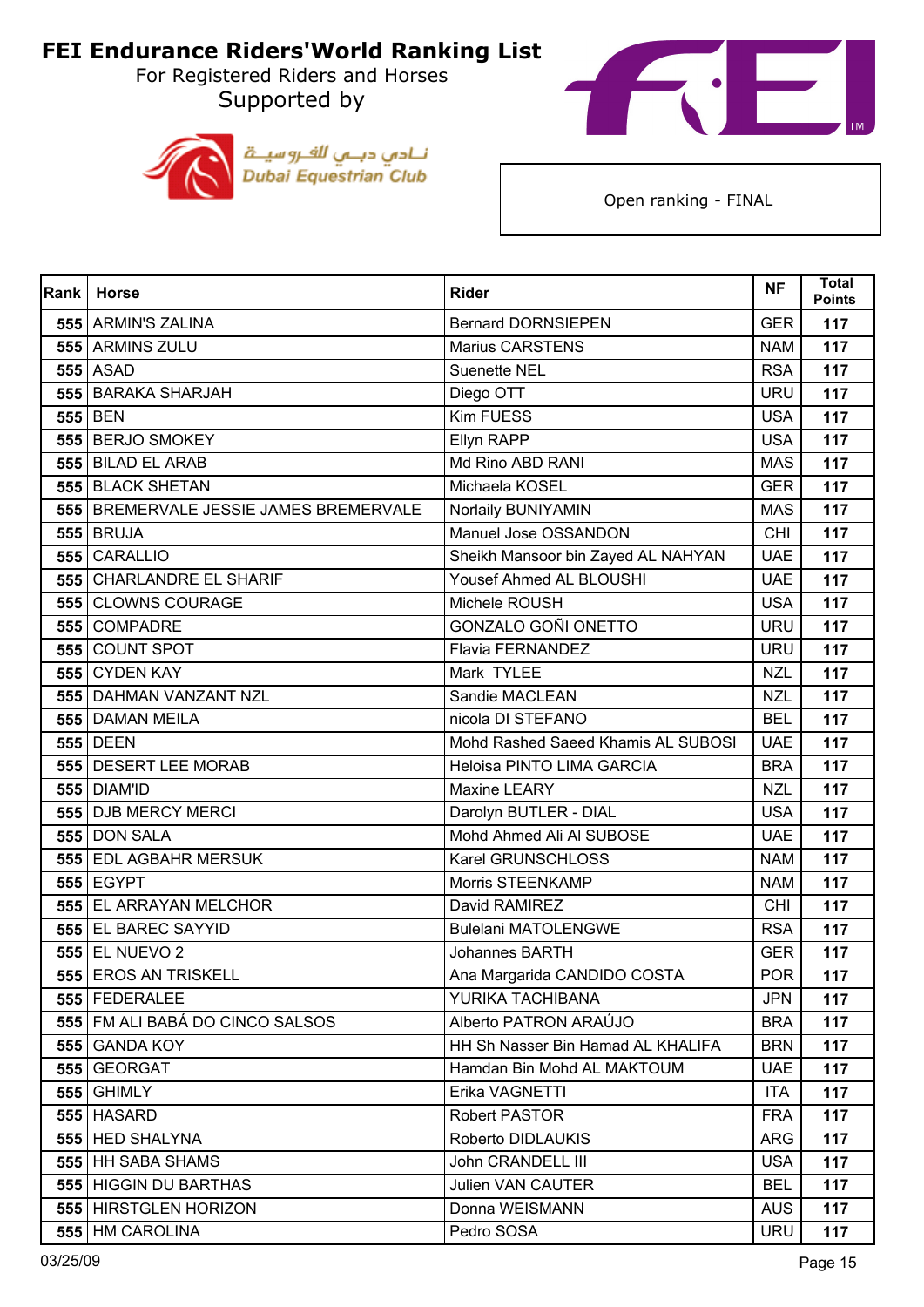# FEI Endurance Riders'World Ranking List

For Registered Riders and Horses

Supported by

نـادي دبـي للفـروسيـة
Dubai Equestrian Club

Open ranking - FINAL

| Rank | Horse | Rider | NF | Total Points |
|---|---|---|---|---|
| 555 | ARMIN'S ZALINA | Bernard DORNSIEPEN | GER | 117 |
| 555 | ARMINS ZULU | Marius CARSTENS | NAM | 117 |
| 555 | ASAD | Suenette NEL | RSA | 117 |
| 555 | BARAKA SHARJAH | Diego OTT | URU | 117 |
| 555 | BEN | Kim FUESS | USA | 117 |
| 555 | BERJO SMOKEY | Ellyn RAPP | USA | 117 |
| 555 | BILAD EL ARAB | Md Rino ABD RANI | MAS | 117 |
| 555 | BLACK SHETAN | Michaela KOSEL | GER | 117 |
| 555 | BREMERVALE JESSIE JAMES BREMERVALE | Norlaily BUNIYAMIN | MAS | 117 |
| 555 | BRUJA | Manuel Jose OSSANDON | CHI | 117 |
| 555 | CARALLIO | Sheikh Mansoor bin Zayed AL NAHYAN | UAE | 117 |
| 555 | CHARLANDRE EL SHARIF | Yousef Ahmed AL BLOUSHI | UAE | 117 |
| 555 | CLOWNS COURAGE | Michele ROUSH | USA | 117 |
| 555 | COMPADRE | GONZALO GOÑI ONETTO | URU | 117 |
| 555 | COUNT SPOT | Flavia FERNANDEZ | URU | 117 |
| 555 | CYDEN KAY | Mark TYLEE | NZL | 117 |
| 555 | DAHMAN VANZANT NZL | Sandie MACLEAN | NZL | 117 |
| 555 | DAMAN MEILA | nicola DI STEFANO | BEL | 117 |
| 555 | DEEN | Mohd Rashed Saeed Khamis AL SUBOSI | UAE | 117 |
| 555 | DESERT LEE MORAB | Heloisa PINTO LIMA GARCIA | BRA | 117 |
| 555 | DIAM'ID | Maxine LEARY | NZL | 117 |
| 555 | DJB MERCY MERCI | Darolyn BUTLER - DIAL | USA | 117 |
| 555 | DON SALA | Mohd Ahmed Ali Al SUBOSE | UAE | 117 |
| 555 | EDL AGBAHR MERSUK | Karel GRUNSCHLOSS | NAM | 117 |
| 555 | EGYPT | Morris STEENKAMP | NAM | 117 |
| 555 | EL ARRAYAN MELCHOR | David RAMIREZ | CHI | 117 |
| 555 | EL BAREC SAYYID | Bulelani MATOLENGWE | RSA | 117 |
| 555 | EL NUEVO 2 | Johannes BARTH | GER | 117 |
| 555 | EROS AN TRISKELL | Ana Margarida CANDIDO COSTA | POR | 117 |
| 555 | FEDERALEE | YURIKA TACHIBANA | JPN | 117 |
| 555 | FM ALI BABÁ DO CINCO SALSOS | Alberto PATRON ARAÚJO | BRA | 117 |
| 555 | GANDA KOY | HH Sh Nasser Bin Hamad AL KHALIFA | BRN | 117 |
| 555 | GEORGAT | Hamdan Bin Mohd AL MAKTOUM | UAE | 117 |
| 555 | GHIMLY | Erika VAGNETTI | ITA | 117 |
| 555 | HASARD | Robert PASTOR | FRA | 117 |
| 555 | HED SHALYNA | Roberto DIDLAUKIS | ARG | 117 |
| 555 | HH SABA SHAMS | John CRANDELL III | USA | 117 |
| 555 | HIGGIN DU BARTHAS | Julien VAN CAUTER | BEL | 117 |
| 555 | HIRSTGLEN HORIZON | Donna WEISMANN | AUS | 117 |
| 555 | HM CAROLINA | Pedro SOSA | URU | 117 |

03/25/09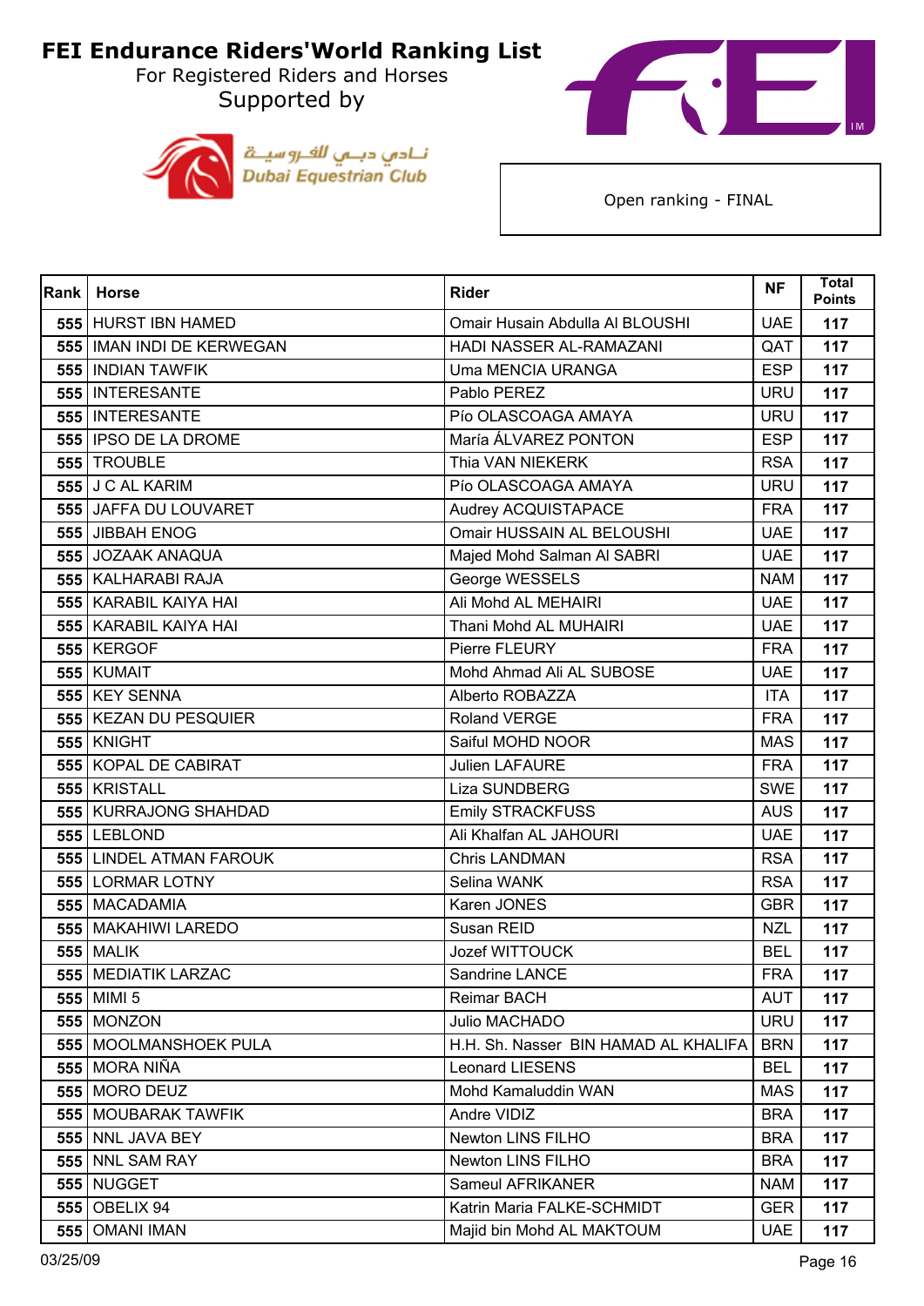# FEI Endurance Riders'World Ranking List

For Registered Riders and Horses

Supported by

نادي دبي للفروسية
Dubai Equestrian Club

Open ranking - FINAL

| Rank | Horse | Rider | NF | Total Points |
|---|---|---|---|---|
| 555 | HURST IBN HAMED | Omair Husain Abdulla Al BLOUSHI | UAE | 117 |
| 555 | IMAN INDI DE KERWEGAN | HADI NASSER AL-RAMAZANI | QAT | 117 |
| 555 | INDIAN TAWFIK | Uma MENCIA URANGA | ESP | 117 |
| 555 | INTERESANTE | Pablo PEREZ | URU | 117 |
| 555 | INTERESANTE | Pío OLASCOAGA AMAYA | URU | 117 |
| 555 | IPSO DE LA DROME | María ÁLVAREZ PONTON | ESP | 117 |
| 555 | TROUBLE | Thia VAN NIEKERK | RSA | 117 |
| 555 | J C AL KARIM | Pío OLASCOAGA AMAYA | URU | 117 |
| 555 | JAFFA DU LOUVARET | Audrey ACQUISTAPACE | FRA | 117 |
| 555 | JIBBAH ENOG | Omair HUSSAIN AL BELOUSHI | UAE | 117 |
| 555 | JOZAAK ANAQUA | Majed Mohd Salman Al SABRI | UAE | 117 |
| 555 | KALHARABI RAJA | George WESSELS | NAM | 117 |
| 555 | KARABIL KAIYA HAI | Ali Mohd AL MEHAIRI | UAE | 117 |
| 555 | KARABIL KAIYA HAI | Thani Mohd AL MUHAIRI | UAE | 117 |
| 555 | KERGOF | Pierre FLEURY | FRA | 117 |
| 555 | KUMAIT | Mohd Ahmad Ali AL SUBOSE | UAE | 117 |
| 555 | KEY SENNA | Alberto ROBAZZA | ITA | 117 |
| 555 | KEZAN DU PESQUIER | Roland VERGE | FRA | 117 |
| 555 | KNIGHT | Saiful MOHD NOOR | MAS | 117 |
| 555 | KOPAL DE CABIRAT | Julien LAFAURE | FRA | 117 |
| 555 | KRISTALL | Liza SUNDBERG | SWE | 117 |
| 555 | KURRAJONG SHAHDAD | Emily STRACKFUSS | AUS | 117 |
| 555 | LEBLOND | Ali Khalfan AL JAHOURI | UAE | 117 |
| 555 | LINDEL ATMAN FAROUK | Chris LANDMAN | RSA | 117 |
| 555 | LORMAR LOTNY | Selina WANK | RSA | 117 |
| 555 | MACADAMIA | Karen JONES | GBR | 117 |
| 555 | MAKAHIWI LAREDO | Susan REID | NZL | 117 |
| 555 | MALIK | Jozef WITTOUCK | BEL | 117 |
| 555 | MEDIATIK LARZAC | Sandrine LANCE | FRA | 117 |
| 555 | MIMI 5 | Reimar BACH | AUT | 117 |
| 555 | MONZON | Julio MACHADO | URU | 117 |
| 555 | MOOLMANSHOEK PULA | H.H. Sh. Nasser BIN HAMAD AL KHALIFA | BRN | 117 |
| 555 | MORA NIÑA | Leonard LIESENS | BEL | 117 |
| 555 | MORO DEUZ | Mohd Kamaluddin WAN | MAS | 117 |
| 555 | MOUBARAK TAWFIK | Andre VIDIZ | BRA | 117 |
| 555 | NNL JAVA BEY | Newton LINS FILHO | BRA | 117 |
| 555 | NNL SAM RAY | Newton LINS FILHO | BRA | 117 |
| 555 | NUGGET | Sameul AFRIKANER | NAM | 117 |
| 555 | OBELIX 94 | Katrin Maria FALKE-SCHMIDT | GER | 117 |
| 555 | OMANI IMAN | Majid bin Mohd AL MAKTOUM | UAE | 117 |

03/25/09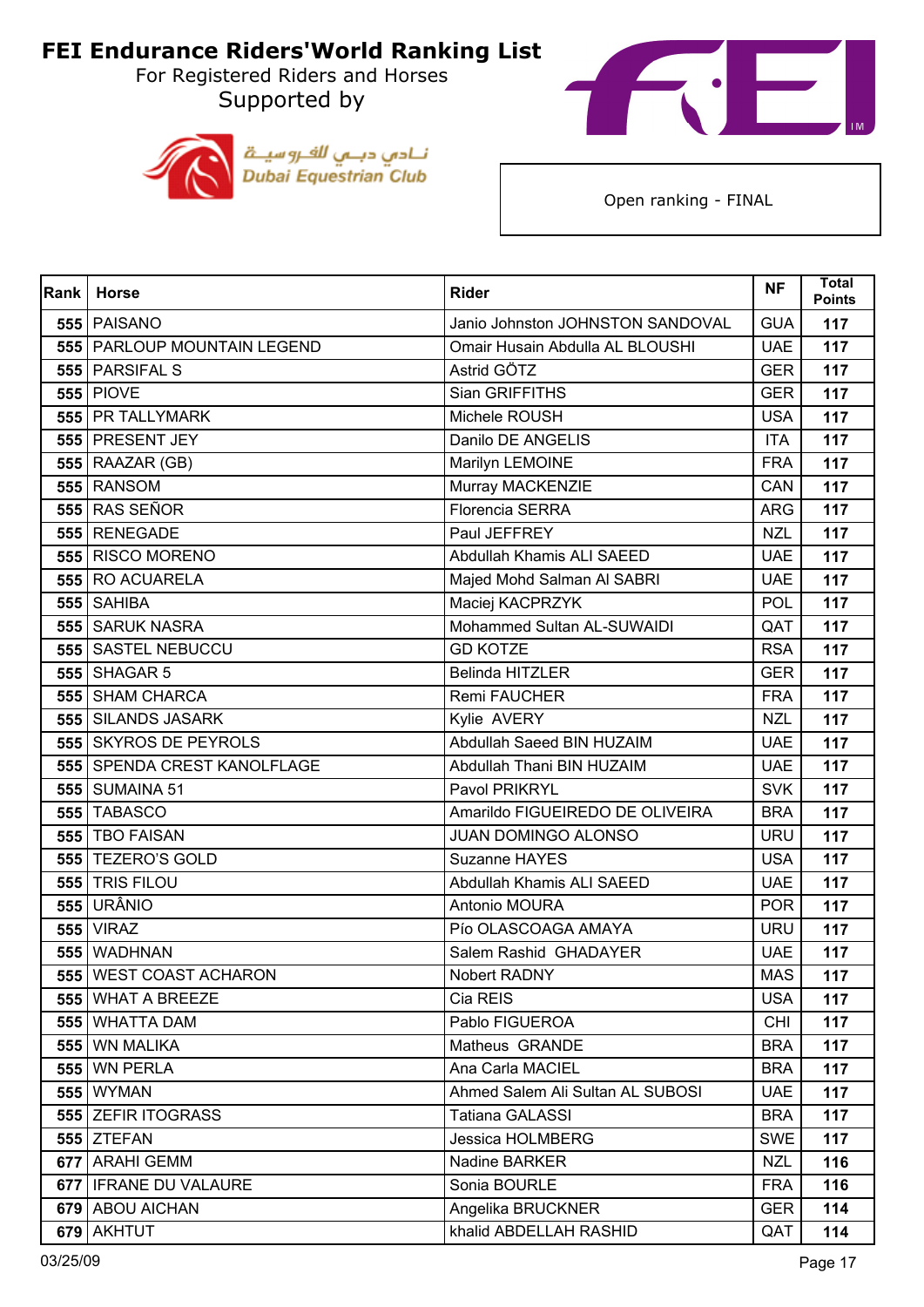# FEI Endurance Riders'World Ranking List

For Registered Riders and Horses

Supported by

نـادي دبــي للفـروسيــة
Dubai Equestrian Club

Open ranking - FINAL

| Rank | Horse | Rider | NF | Total Points |
|---|---|---|---|---|
| 555 | PAISANO | Janio Johnston JOHNSTON SANDOVAL | GUA | 117 |
| 555 | PARLOUP MOUNTAIN LEGEND | Omair Husain Abdulla AL BLOUSHI | UAE | 117 |
| 555 | PARSIFAL S | Astrid GÖTZ | GER | 117 |
| 555 | PIOVE | Sian GRIFFITHS | GER | 117 |
| 555 | PR TALLYMARK | Michele ROUSH | USA | 117 |
| 555 | PRESENT JEY | Danilo DE ANGELIS | ITA | 117 |
| 555 | RAAZAR (GB) | Marilyn LEMOINE | FRA | 117 |
| 555 | RANSOM | Murray MACKENZIE | CAN | 117 |
| 555 | RAS SEÑOR | Florencia SERRA | ARG | 117 |
| 555 | RENEGADE | Paul JEFFREY | NZL | 117 |
| 555 | RISCO MORENO | Abdullah Khamis ALI SAEED | UAE | 117 |
| 555 | RO ACUARELA | Majed Mohd Salman Al SABRI | UAE | 117 |
| 555 | SAHIBA | Maciej KACPRZYK | POL | 117 |
| 555 | SARUK NASRA | Mohammed Sultan AL-SUWAIDI | QAT | 117 |
| 555 | SASTEL NEBUCCU | GD KOTZE | RSA | 117 |
| 555 | SHAGAR 5 | Belinda HITZLER | GER | 117 |
| 555 | SHAM CHARCA | Remi FAUCHER | FRA | 117 |
| 555 | SILANDS JASARK | Kylie  AVERY | NZL | 117 |
| 555 | SKYROS DE PEYROLS | Abdullah Saeed BIN HUZAIM | UAE | 117 |
| 555 | SPENDA CREST KANOLFLAGE | Abdullah Thani BIN HUZAIM | UAE | 117 |
| 555 | SUMAINA 51 | Pavol PRIKRYL | SVK | 117 |
| 555 | TABASCO | Amarildo FIGUEIREDO DE OLIVEIRA | BRA | 117 |
| 555 | TBO FAISAN | JUAN DOMINGO ALONSO | URU | 117 |
| 555 | TEZERO'S GOLD | Suzanne HAYES | USA | 117 |
| 555 | TRIS FILOU | Abdullah Khamis ALI SAEED | UAE | 117 |
| 555 | URÂNIO | Antonio MOURA | POR | 117 |
| 555 | VIRAZ | Pío OLASCOAGA AMAYA | URU | 117 |
| 555 | WADHNAN | Salem Rashid  GHADAYER | UAE | 117 |
| 555 | WEST COAST ACHARON | Nobert RADNY | MAS | 117 |
| 555 | WHAT A BREEZE | Cia REIS | USA | 117 |
| 555 | WHATTA DAM | Pablo FIGUEROA | CHI | 117 |
| 555 | WN MALIKA | Matheus  GRANDE | BRA | 117 |
| 555 | WN PERLA | Ana Carla MACIEL | BRA | 117 |
| 555 | WYMAN | Ahmed Salem Ali Sultan AL SUBOSI | UAE | 117 |
| 555 | ZEFIR ITOGRASS | Tatiana GALASSI | BRA | 117 |
| 555 | ZTEFAN | Jessica HOLMBERG | SWE | 117 |
| 677 | ARAHI GEMM | Nadine BARKER | NZL | 116 |
| 677 | IFRANE DU VALAURE | Sonia BOURLE | FRA | 116 |
| 679 | ABOU AICHAN | Angelika BRUCKNER | GER | 114 |
| 679 | AKHTUT | khalid ABDELLAH RASHID | QAT | 114 |

03/25/09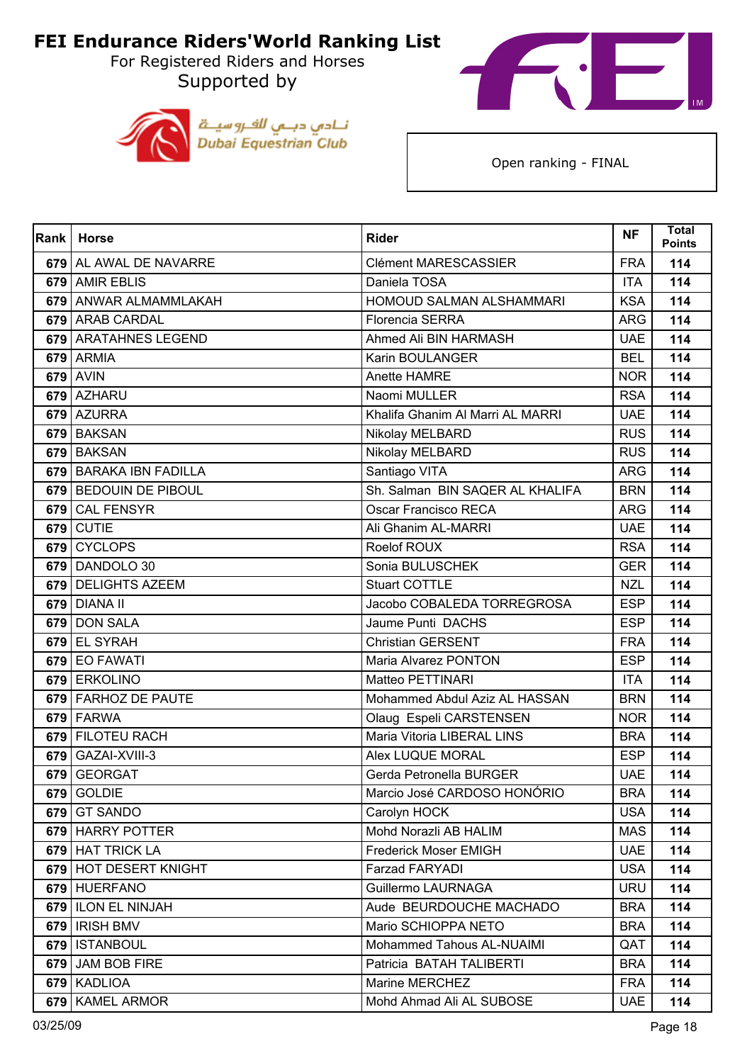# FEI Endurance Riders'World Ranking List

For Registered Riders and Horses

Supported by

نادي دبي للفروسية
Dubai Equestrian Club

Open ranking - FINAL

| Rank | Horse | Rider | NF | Total Points |
|---|---|---|---|---|
| 679 | AL AWAL DE NAVARRE | Clément MARESCASSIER | FRA | 114 |
| 679 | AMIR EBLIS | Daniela TOSA | ITA | 114 |
| 679 | ANWAR ALMAMMLAKAH | HOMOUD SALMAN ALSHAMMARI | KSA | 114 |
| 679 | ARAB CARDAL | Florencia SERRA | ARG | 114 |
| 679 | ARATAHNES LEGEND | Ahmed Ali BIN HARMASH | UAE | 114 |
| 679 | ARMIA | Karin BOULANGER | BEL | 114 |
| 679 | AVIN | Anette HAMRE | NOR | 114 |
| 679 | AZHARU | Naomi MULLER | RSA | 114 |
| 679 | AZURRA | Khalifa Ghanim Al Marri AL MARRI | UAE | 114 |
| 679 | BAKSAN | Nikolay MELBARD | RUS | 114 |
| 679 | BAKSAN | Nikolay MELBARD | RUS | 114 |
| 679 | BARAKA IBN FADILLA | Santiago VITA | ARG | 114 |
| 679 | BEDOUIN DE PIBOUL | Sh. Salman BIN SAQER AL KHALIFA | BRN | 114 |
| 679 | CAL FENSYR | Oscar Francisco RECA | ARG | 114 |
| 679 | CUTIE | Ali Ghanim AL-MARRI | UAE | 114 |
| 679 | CYCLOPS | Roelof ROUX | RSA | 114 |
| 679 | DANDOLO 30 | Sonia BULUSCHEK | GER | 114 |
| 679 | DELIGHTS AZEEM | Stuart COTTLE | NZL | 114 |
| 679 | DIANA II | Jacobo COBALEDA TORREGROSA | ESP | 114 |
| 679 | DON SALA | Jaume Punti DACHS | ESP | 114 |
| 679 | EL SYRAH | Christian GERSENT | FRA | 114 |
| 679 | EO FAWATI | Maria Alvarez PONTON | ESP | 114 |
| 679 | ERKOLINO | Matteo PETTINARI | ITA | 114 |
| 679 | FARHOZ DE PAUTE | Mohammed Abdul Aziz AL HASSAN | BRN | 114 |
| 679 | FARWA | Olaug Espeli CARSTENSEN | NOR | 114 |
| 679 | FILOTEU RACH | Maria Vitoria LIBERAL LINS | BRA | 114 |
| 679 | GAZAI-XVIII-3 | Alex LUQUE MORAL | ESP | 114 |
| 679 | GEORGAT | Gerda Petronella BURGER | UAE | 114 |
| 679 | GOLDIE | Marcio José CARDOSO HONÓRIO | BRA | 114 |
| 679 | GT SANDO | Carolyn HOCK | USA | 114 |
| 679 | HARRY POTTER | Mohd Norazli AB HALIM | MAS | 114 |
| 679 | HAT TRICK LA | Frederick Moser EMIGH | UAE | 114 |
| 679 | HOT DESERT KNIGHT | Farzad FARYADI | USA | 114 |
| 679 | HUERFANO | Guillermo LAURNAGA | URU | 114 |
| 679 | ILON EL NINJAH | Aude BEURDOUCHE MACHADO | BRA | 114 |
| 679 | IRISH BMV | Mario SCHIOPPA NETO | BRA | 114 |
| 679 | ISTANBOUL | Mohammed Tahous AL-NUAIMI | QAT | 114 |
| 679 | JAM BOB FIRE | Patricia BATAH TALIBERTI | BRA | 114 |
| 679 | KADLIOA | Marine MERCHEZ | FRA | 114 |
| 679 | KAMEL ARMOR | Mohd Ahmad Ali AL SUBOSE | UAE | 114 |

03/25/09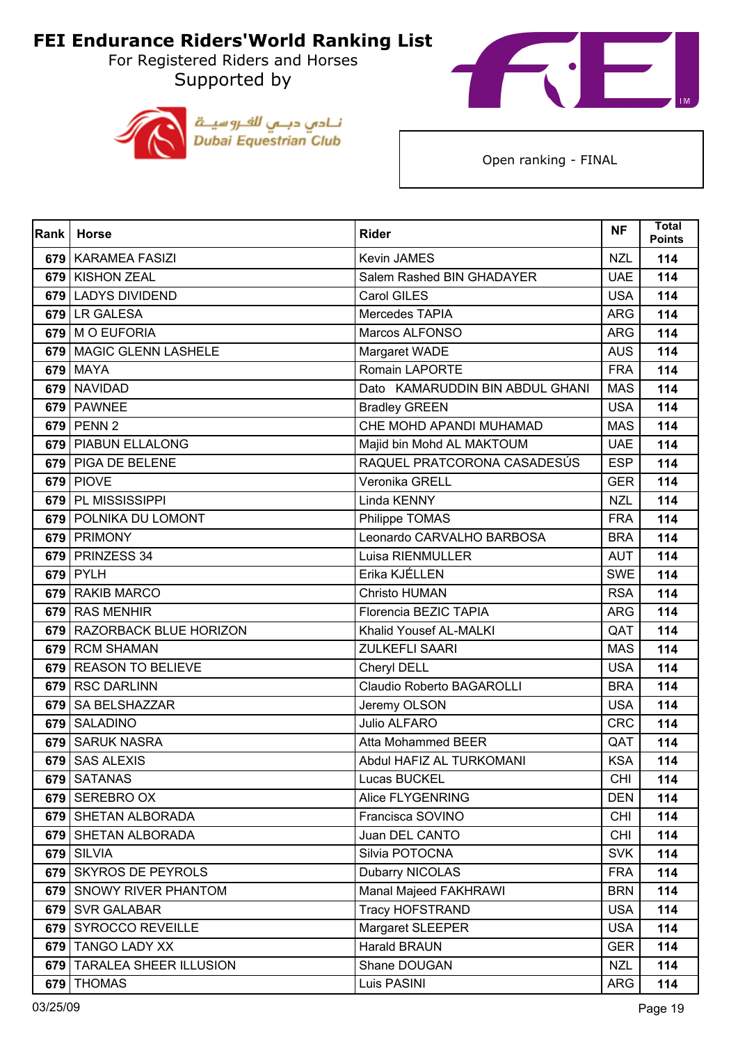# FEI Endurance Riders'World Ranking List

For Registered Riders and Horses

Supported by

نـادي دبـي للفـروسيـة
Dubai Equestrian Club

Open ranking - FINAL

| Rank | Horse | Rider | NF | Total Points |
|---|---|---|---|---|
| 679 | KARAMEA FASIZI | Kevin JAMES | NZL | 114 |
| 679 | KISHON ZEAL | Salem Rashed BIN GHADAYER | UAE | 114 |
| 679 | LADYS DIVIDEND | Carol GILES | USA | 114 |
| 679 | LR GALESA | Mercedes TAPIA | ARG | 114 |
| 679 | M O EUFORIA | Marcos ALFONSO | ARG | 114 |
| 679 | MAGIC GLENN LASHELE | Margaret WADE | AUS | 114 |
| 679 | MAYA | Romain LAPORTE | FRA | 114 |
| 679 | NAVIDAD | Dato KAMARUDDIN BIN ABDUL GHANI | MAS | 114 |
| 679 | PAWNEE | Bradley GREEN | USA | 114 |
| 679 | PENN 2 | CHE MOHD APANDI MUHAMAD | MAS | 114 |
| 679 | PIABUN ELLALONG | Majid bin Mohd AL MAKTOUM | UAE | 114 |
| 679 | PIGA DE BELENE | RAQUEL PRATCORONA CASADESÚS | ESP | 114 |
| 679 | PIOVE | Veronika GRELL | GER | 114 |
| 679 | PL MISSISSIPPI | Linda KENNY | NZL | 114 |
| 679 | POLNIKA DU LOMONT | Philippe TOMAS | FRA | 114 |
| 679 | PRIMONY | Leonardo CARVALHO BARBOSA | BRA | 114 |
| 679 | PRINZESS 34 | Luisa RIENMULLER | AUT | 114 |
| 679 | PYLH | Erika KJÉLLEN | SWE | 114 |
| 679 | RAKIB MARCO | Christo HUMAN | RSA | 114 |
| 679 | RAS MENHIR | Florencia BEZIC TAPIA | ARG | 114 |
| 679 | RAZORBACK BLUE HORIZON | Khalid Yousef AL-MALKI | QAT | 114 |
| 679 | RCM SHAMAN | ZULKEFLI SAARI | MAS | 114 |
| 679 | REASON TO BELIEVE | Cheryl DELL | USA | 114 |
| 679 | RSC DARLINN | Claudio Roberto BAGAROLLI | BRA | 114 |
| 679 | SA BELSHAZZAR | Jeremy OLSON | USA | 114 |
| 679 | SALADINO | Julio ALFARO | CRC | 114 |
| 679 | SARUK NASRA | Atta Mohammed BEER | QAT | 114 |
| 679 | SAS ALEXIS | Abdul HAFIZ AL TURKOMANI | KSA | 114 |
| 679 | SATANAS | Lucas BUCKEL | CHI | 114 |
| 679 | SEREBRO OX | Alice FLYGENRING | DEN | 114 |
| 679 | SHETAN ALBORADA | Francisca SOVINO | CHI | 114 |
| 679 | SHETAN ALBORADA | Juan DEL CANTO | CHI | 114 |
| 679 | SILVIA | Silvia POTOCNA | SVK | 114 |
| 679 | SKYROS DE PEYROLS | Dubarry NICOLAS | FRA | 114 |
| 679 | SNOWY RIVER PHANTOM | Manal Majeed FAKHRAWI | BRN | 114 |
| 679 | SVR GALABAR | Tracy HOFSTRAND | USA | 114 |
| 679 | SYROCCO REVEILLE | Margaret SLEEPER | USA | 114 |
| 679 | TANGO LADY XX | Harald BRAUN | GER | 114 |
| 679 | TARALEA SHEER ILLUSION | Shane DOUGAN | NZL | 114 |
| 679 | THOMAS | Luis PASINI | ARG | 114 |

03/25/09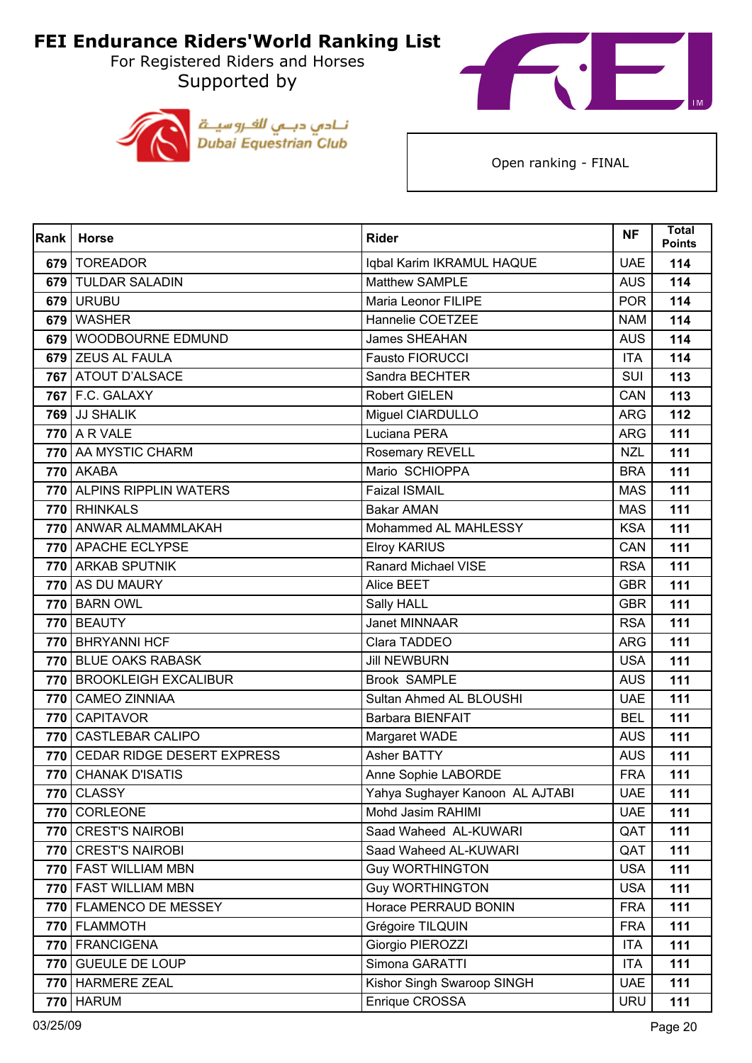# FEI Endurance Riders'World Ranking List

For Registered Riders and Horses

Supported by

نـادي دبـي للفـروسيـة
Dubai Equestrian Club

Open ranking - FINAL

| Rank | Horse | Rider | NF | Total Points |
|---|---|---|---|---|
| 679 | TOREADOR | Iqbal Karim IKRAMUL HAQUE | UAE | 114 |
| 679 | TULDAR SALADIN | Matthew SAMPLE | AUS | 114 |
| 679 | URUBU | Maria Leonor FILIPE | POR | 114 |
| 679 | WASHER | Hannelie COETZEE | NAM | 114 |
| 679 | WOODBOURNE EDMUND | James SHEAHAN | AUS | 114 |
| 679 | ZEUS AL FAULA | Fausto FIORUCCI | ITA | 114 |
| 767 | ATOUT D'ALSACE | Sandra BECHTER | SUI | 113 |
| 767 | F.C. GALAXY | Robert GIELEN | CAN | 113 |
| 769 | JJ SHALIK | Miguel CIARDULLO | ARG | 112 |
| 770 | A R VALE | Luciana PERA | ARG | 111 |
| 770 | AA MYSTIC CHARM | Rosemary REVELL | NZL | 111 |
| 770 | AKABA | Mario SCHIOPPA | BRA | 111 |
| 770 | ALPINS RIPPLIN WATERS | Faizal ISMAIL | MAS | 111 |
| 770 | RHINKALS | Bakar AMAN | MAS | 111 |
| 770 | ANWAR ALMAMMLAKAH | Mohammed AL MAHLESSY | KSA | 111 |
| 770 | APACHE ECLYPSE | Elroy KARIUS | CAN | 111 |
| 770 | ARKAB SPUTNIK | Ranard Michael VISE | RSA | 111 |
| 770 | AS DU MAURY | Alice BEET | GBR | 111 |
| 770 | BARN OWL | Sally HALL | GBR | 111 |
| 770 | BEAUTY | Janet MINNAAR | RSA | 111 |
| 770 | BHRYANNI HCF | Clara TADDEO | ARG | 111 |
| 770 | BLUE OAKS RABASK | Jill NEWBURN | USA | 111 |
| 770 | BROOKLEIGH EXCALIBUR | Brook SAMPLE | AUS | 111 |
| 770 | CAMEO ZINNIAA | Sultan Ahmed AL BLOUSHI | UAE | 111 |
| 770 | CAPITAVOR | Barbara BIENFAIT | BEL | 111 |
| 770 | CASTLEBAR CALIPO | Margaret WADE | AUS | 111 |
| 770 | CEDAR RIDGE DESERT EXPRESS | Asher BATTY | AUS | 111 |
| 770 | CHANAK D'ISATIS | Anne Sophie LABORDE | FRA | 111 |
| 770 | CLASSY | Yahya Sughayer Kanoon AL AJTABI | UAE | 111 |
| 770 | CORLEONE | Mohd Jasim RAHIMI | UAE | 111 |
| 770 | CREST'S NAIROBI | Saad Waheed AL-KUWARI | QAT | 111 |
| 770 | CREST'S NAIROBI | Saad Waheed AL-KUWARI | QAT | 111 |
| 770 | FAST WILLIAM MBN | Guy WORTHINGTON | USA | 111 |
| 770 | FAST WILLIAM MBN | Guy WORTHINGTON | USA | 111 |
| 770 | FLAMENCO DE MESSEY | Horace PERRAUD BONIN | FRA | 111 |
| 770 | FLAMMOTH | Grégoire TILQUIN | FRA | 111 |
| 770 | FRANCIGENA | Giorgio PIEROZZI | ITA | 111 |
| 770 | GUEULE DE LOUP | Simona GARATTI | ITA | 111 |
| 770 | HARMERE ZEAL | Kishor Singh Swaroop SINGH | UAE | 111 |
| 770 | HARUM | Enrique CROSSA | URU | 111 |

03/25/09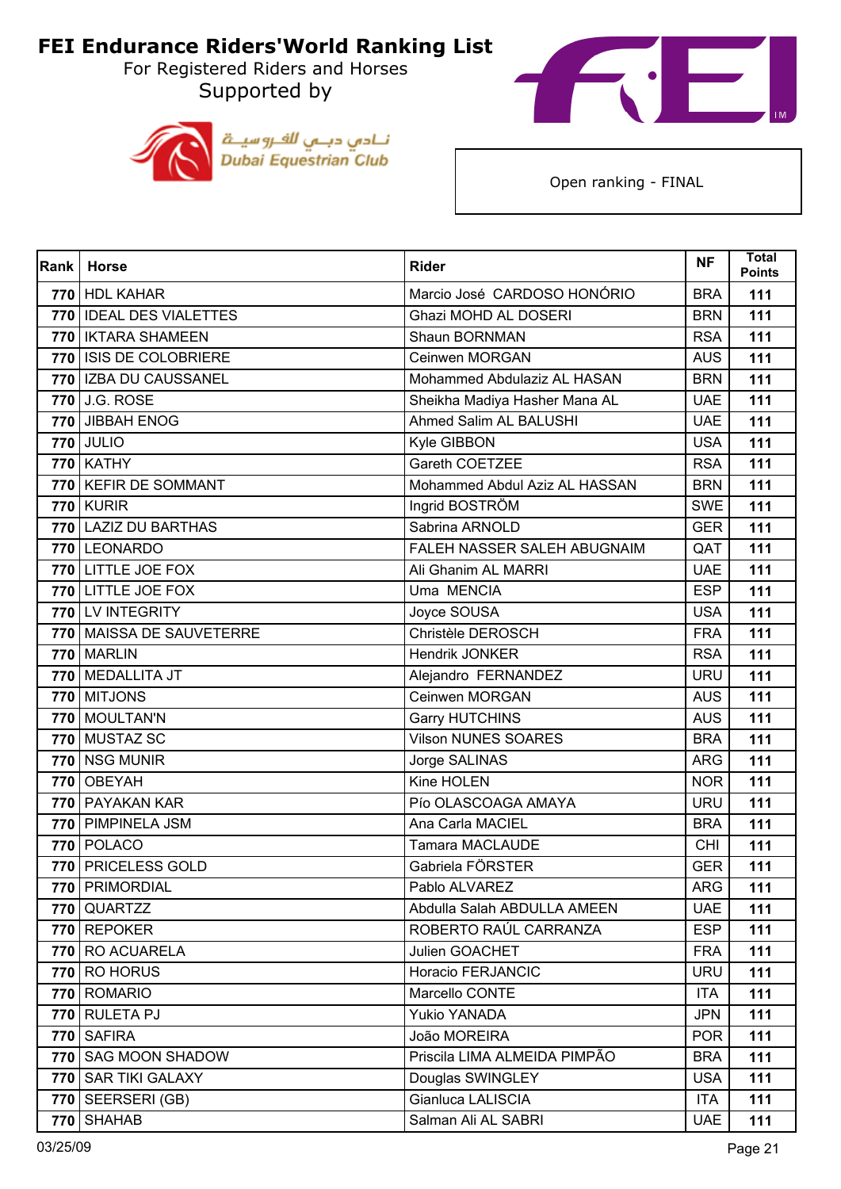# FEI Endurance Riders'World Ranking List

For Registered Riders and Horses

Supported by

نادي دبي للفروسية
Dubai Equestrian Club

Open ranking - FINAL

| Rank | Horse | Rider | NF | Total Points |
|---|---|---|---|---|
| 770 | HDL KAHAR | Marcio José CARDOSO HONÓRIO | BRA | 111 |
| 770 | IDEAL DES VIALETTES | Ghazi MOHD AL DOSERI | BRN | 111 |
| 770 | IKTARA SHAMEEN | Shaun BORNMAN | RSA | 111 |
| 770 | ISIS DE COLOBRIERE | Ceinwen MORGAN | AUS | 111 |
| 770 | IZBA DU CAUSSANEL | Mohammed Abdulaziz AL HASAN | BRN | 111 |
| 770 | J.G. ROSE | Sheikha Madiya Hasher Mana AL | UAE | 111 |
| 770 | JIBBAH ENOG | Ahmed Salim AL BALUSHI | UAE | 111 |
| 770 | JULIO | Kyle GIBBON | USA | 111 |
| 770 | KATHY | Gareth COETZEE | RSA | 111 |
| 770 | KEFIR DE SOMMANT | Mohammed Abdul Aziz AL HASSAN | BRN | 111 |
| 770 | KURIR | Ingrid BOSTRÖM | SWE | 111 |
| 770 | LAZIZ DU BARTHAS | Sabrina ARNOLD | GER | 111 |
| 770 | LEONARDO | FALEH NASSER SALEH ABUGNAIM | QAT | 111 |
| 770 | LITTLE JOE FOX | Ali Ghanim AL MARRI | UAE | 111 |
| 770 | LITTLE JOE FOX | Uma MENCIA | ESP | 111 |
| 770 | LV INTEGRITY | Joyce SOUSA | USA | 111 |
| 770 | MAISSA DE SAUVETERRE | Christèle DEROSCH | FRA | 111 |
| 770 | MARLIN | Hendrik JONKER | RSA | 111 |
| 770 | MEDALLITA JT | Alejandro FERNANDEZ | URU | 111 |
| 770 | MITJONS | Ceinwen MORGAN | AUS | 111 |
| 770 | MOULTAN'N | Garry HUTCHINS | AUS | 111 |
| 770 | MUSTAZ SC | Vilson NUNES SOARES | BRA | 111 |
| 770 | NSG MUNIR | Jorge SALINAS | ARG | 111 |
| 770 | OBEYAH | Kine HOLEN | NOR | 111 |
| 770 | PAYAKAN KAR | Pío OLASCOAGA AMAYA | URU | 111 |
| 770 | PIMPINELA JSM | Ana Carla MACIEL | BRA | 111 |
| 770 | POLACO | Tamara MACLAUDE | CHI | 111 |
| 770 | PRICELESS GOLD | Gabriela FÖRSTER | GER | 111 |
| 770 | PRIMORDIAL | Pablo ALVAREZ | ARG | 111 |
| 770 | QUARTZZ | Abdulla Salah ABDULLA AMEEN | UAE | 111 |
| 770 | REPOKER | ROBERTO RAÚL CARRANZA | ESP | 111 |
| 770 | RO ACUARELA | Julien GOACHET | FRA | 111 |
| 770 | RO HORUS | Horacio FERJANCIC | URU | 111 |
| 770 | ROMARIO | Marcello CONTE | ITA | 111 |
| 770 | RULETA PJ | Yukio YANADA | JPN | 111 |
| 770 | SAFIRA | João MOREIRA | POR | 111 |
| 770 | SAG MOON SHADOW | Priscila LIMA ALMEIDA PIMPÃO | BRA | 111 |
| 770 | SAR TIKI GALAXY | Douglas SWINGLEY | USA | 111 |
| 770 | SEERSERI (GB) | Gianluca LALISCIA | ITA | 111 |
| 770 | SHAHAB | Salman Ali AL SABRI | UAE | 111 |

03/25/09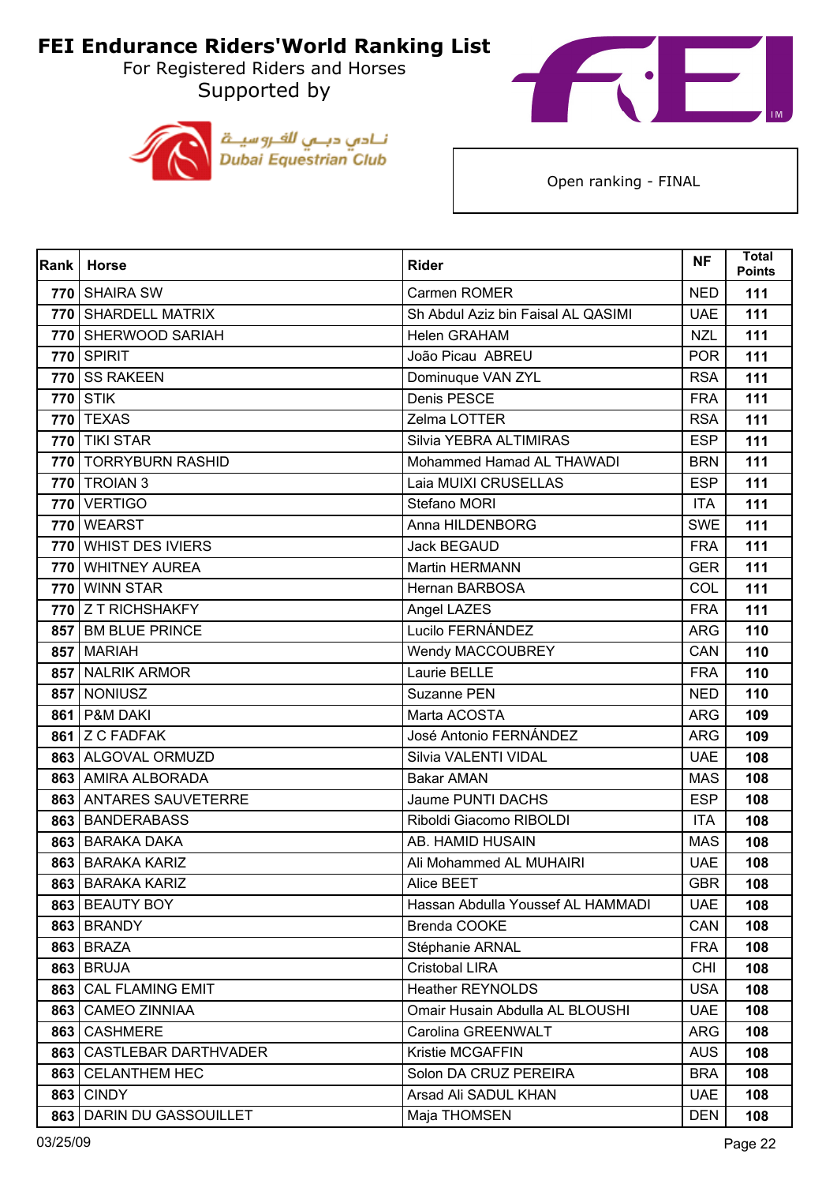# FEI Endurance Riders'World Ranking List

For Registered Riders and Horses

Supported by

نادي دبي للفروسية
Dubai Equestrian Club

Open ranking - FINAL

| Rank | Horse | Rider | NF | Total Points |
|---|---|---|---|---|
| 770 | SHAIRA SW | Carmen ROMER | NED | 111 |
| 770 | SHARDELL MATRIX | Sh Abdul Aziz bin Faisal AL QASIMI | UAE | 111 |
| 770 | SHERWOOD SARIAH | Helen GRAHAM | NZL | 111 |
| 770 | SPIRIT | João Picau ABREU | POR | 111 |
| 770 | SS RAKEEN | Dominuque VAN ZYL | RSA | 111 |
| 770 | STIK | Denis PESCE | FRA | 111 |
| 770 | TEXAS | Zelma LOTTER | RSA | 111 |
| 770 | TIKI STAR | Silvia YEBRA ALTIMIRAS | ESP | 111 |
| 770 | TORRYBURN RASHID | Mohammed Hamad AL THAWADI | BRN | 111 |
| 770 | TROIAN 3 | Laia MUIXI CRUSELLAS | ESP | 111 |
| 770 | VERTIGO | Stefano MORI | ITA | 111 |
| 770 | WEARST | Anna HILDENBORG | SWE | 111 |
| 770 | WHIST DES IVIERS | Jack BEGAUD | FRA | 111 |
| 770 | WHITNEY AUREA | Martin HERMANN | GER | 111 |
| 770 | WINN STAR | Hernan BARBOSA | COL | 111 |
| 770 | Z T RICHSHAKFY | Angel LAZES | FRA | 111 |
| 857 | BM BLUE PRINCE | Lucilo FERNÁNDEZ | ARG | 110 |
| 857 | MARIAH | Wendy MACCOUBREY | CAN | 110 |
| 857 | NALRIK ARMOR | Laurie BELLE | FRA | 110 |
| 857 | NONIUSZ | Suzanne PEN | NED | 110 |
| 861 | P&M DAKI | Marta ACOSTA | ARG | 109 |
| 861 | Z C FADFAK | José Antonio FERNÁNDEZ | ARG | 109 |
| 863 | ALGOVAL ORMUZD | Silvia VALENTI VIDAL | UAE | 108 |
| 863 | AMIRA ALBORADA | Bakar AMAN | MAS | 108 |
| 863 | ANTARES SAUVETERRE | Jaume PUNTI DACHS | ESP | 108 |
| 863 | BANDERABASS | Riboldi Giacomo RIBOLDI | ITA | 108 |
| 863 | BARAKA DAKA | AB. HAMID HUSAIN | MAS | 108 |
| 863 | BARAKA KARIZ | Ali Mohammed AL MUHAIRI | UAE | 108 |
| 863 | BARAKA KARIZ | Alice BEET | GBR | 108 |
| 863 | BEAUTY BOY | Hassan Abdulla Youssef AL HAMMADI | UAE | 108 |
| 863 | BRANDY | Brenda COOKE | CAN | 108 |
| 863 | BRAZA | Stéphanie ARNAL | FRA | 108 |
| 863 | BRUJA | Cristobal LIRA | CHI | 108 |
| 863 | CAL FLAMING EMIT | Heather REYNOLDS | USA | 108 |
| 863 | CAMEO ZINNIAA | Omair Husain Abdulla AL BLOUSHI | UAE | 108 |
| 863 | CASHMERE | Carolina GREENWALT | ARG | 108 |
| 863 | CASTLEBAR DARTHVADER | Kristie MCGAFFIN | AUS | 108 |
| 863 | CELANTHEM HEC | Solon DA CRUZ PEREIRA | BRA | 108 |
| 863 | CINDY | Arsad Ali SADUL KHAN | UAE | 108 |
| 863 | DARIN DU GASSOUILLET | Maja THOMSEN | DEN | 108 |

03/25/09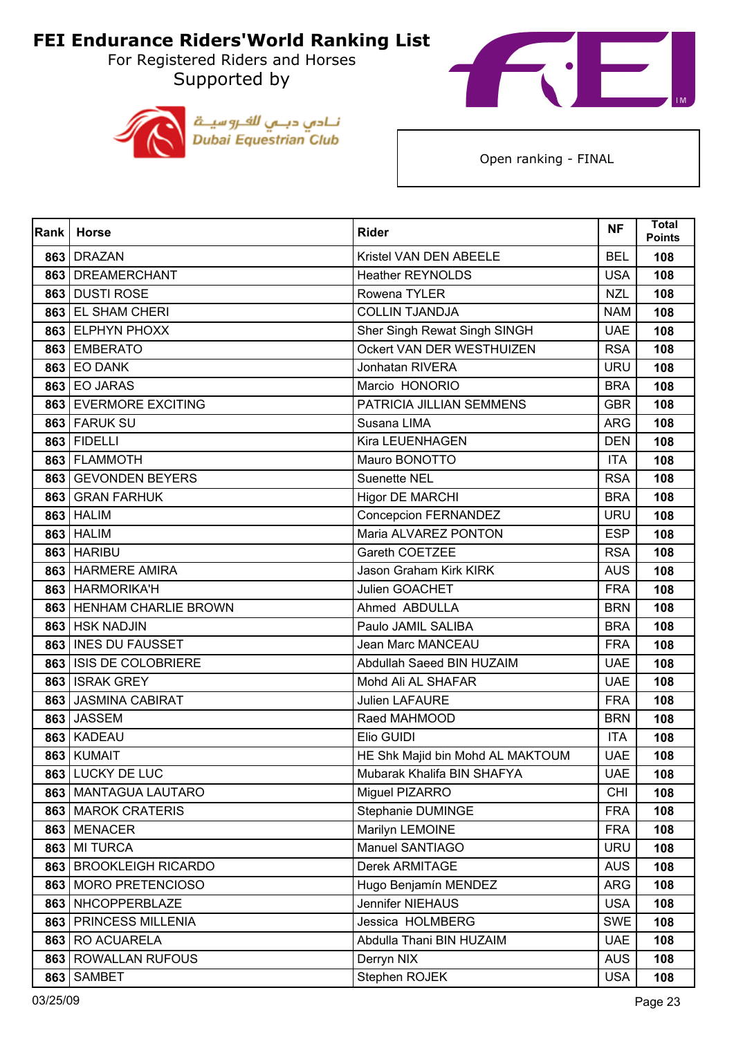# FEI Endurance Riders'World Ranking List

For Registered Riders and Horses
Supported by

نـادي دبـي للفروسيـة
Dubai Equestrian Club

Open ranking - FINAL

| Rank | Horse | Rider | NF | Total Points |
|---|---|---|---|---|
| 863 | DRAZAN | Kristel VAN DEN ABEELE | BEL | 108 |
| 863 | DREAMERCHANT | Heather REYNOLDS | USA | 108 |
| 863 | DUSTI ROSE | Rowena TYLER | NZL | 108 |
| 863 | EL SHAM CHERI | COLLIN TJANDJA | NAM | 108 |
| 863 | ELPHYN PHOXX | Sher Singh Rewat Singh SINGH | UAE | 108 |
| 863 | EMBERATO | Ockert VAN DER WESTHUIZEN | RSA | 108 |
| 863 | EO DANK | Jonhatan RIVERA | URU | 108 |
| 863 | EO JARAS | Marcio HONORIO | BRA | 108 |
| 863 | EVERMORE EXCITING | PATRICIA JILLIAN SEMMENS | GBR | 108 |
| 863 | FARUK SU | Susana LIMA | ARG | 108 |
| 863 | FIDELLI | Kira LEUENHAGEN | DEN | 108 |
| 863 | FLAMMOTH | Mauro BONOTTO | ITA | 108 |
| 863 | GEVONDEN BEYERS | Suenette NEL | RSA | 108 |
| 863 | GRAN FARHUK | Higor DE MARCHI | BRA | 108 |
| 863 | HALIM | Concepcion FERNANDEZ | URU | 108 |
| 863 | HALIM | Maria ALVAREZ PONTON | ESP | 108 |
| 863 | HARIBU | Gareth COETZEE | RSA | 108 |
| 863 | HARMERE AMIRA | Jason Graham Kirk KIRK | AUS | 108 |
| 863 | HARMORIKA'H | Julien GOACHET | FRA | 108 |
| 863 | HENHAM CHARLIE BROWN | Ahmed ABDULLA | BRN | 108 |
| 863 | HSK NADJIN | Paulo JAMIL SALIBA | BRA | 108 |
| 863 | INES DU FAUSSET | Jean Marc MANCEAU | FRA | 108 |
| 863 | ISIS DE COLOBRIERE | Abdullah Saeed BIN HUZAIM | UAE | 108 |
| 863 | ISRAK GREY | Mohd Ali AL SHAFAR | UAE | 108 |
| 863 | JASMINA CABIRAT | Julien LAFAURE | FRA | 108 |
| 863 | JASSEM | Raed MAHMOOD | BRN | 108 |
| 863 | KADEAU | Elio GUIDI | ITA | 108 |
| 863 | KUMAIT | HE Shk Majid bin Mohd AL MAKTOUM | UAE | 108 |
| 863 | LUCKY DE LUC | Mubarak Khalifa BIN SHAFYA | UAE | 108 |
| 863 | MANTAGUA LAUTARO | Miguel PIZARRO | CHI | 108 |
| 863 | MAROK CRATERIS | Stephanie DUMINGE | FRA | 108 |
| 863 | MENACER | Marilyn LEMOINE | FRA | 108 |
| 863 | MI TURCA | Manuel SANTIAGO | URU | 108 |
| 863 | BROOKLEIGH RICARDO | Derek ARMITAGE | AUS | 108 |
| 863 | MORO PRETENCIOSO | Hugo Benjamín MENDEZ | ARG | 108 |
| 863 | NHCOPPERBLAZE | Jennifer NIEHAUS | USA | 108 |
| 863 | PRINCESS MILLENIA | Jessica HOLMBERG | SWE | 108 |
| 863 | RO ACUARELA | Abdulla Thani BIN HUZAIM | UAE | 108 |
| 863 | ROWALLAN RUFOUS | Derryn NIX | AUS | 108 |
| 863 | SAMBET | Stephen ROJEK | USA | 108 |

03/25/09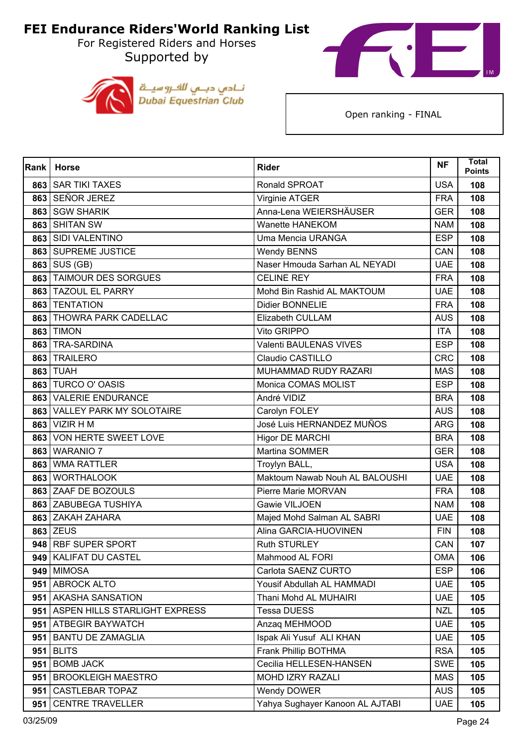# FEI Endurance Riders'World Ranking List

For Registered Riders and Horses

Supported by

نادي دبي للفروسية
Dubai Equestrian Club

Open ranking - FINAL

| Rank | Horse | Rider | NF | Total Points |
|---|---|---|---|---|
| 863 | SAR TIKI TAXES | Ronald SPROAT | USA | 108 |
| 863 | SEÑOR JEREZ | Virginie ATGER | FRA | 108 |
| 863 | SGW SHARIK | Anna-Lena WEIERSHÄUSER | GER | 108 |
| 863 | SHITAN SW | Wanette HANEKOM | NAM | 108 |
| 863 | SIDI VALENTINO | Uma Mencia URANGA | ESP | 108 |
| 863 | SUPREME JUSTICE | Wendy BENNS | CAN | 108 |
| 863 | SUS (GB) | Naser Hmouda Sarhan AL NEYADI | UAE | 108 |
| 863 | TAIMOUR DES SORGUES | CELINE REY | FRA | 108 |
| 863 | TAZOUL EL PARRY | Mohd Bin Rashid AL MAKTOUM | UAE | 108 |
| 863 | TENTATION | Didier BONNELIE | FRA | 108 |
| 863 | THOWRA PARK CADELLAC | Elizabeth CULLAM | AUS | 108 |
| 863 | TIMON | Vito GRIPPO | ITA | 108 |
| 863 | TRA-SARDINA | Valenti BAULENAS VIVES | ESP | 108 |
| 863 | TRAILERO | Claudio CASTILLO | CRC | 108 |
| 863 | TUAH | MUHAMMAD RUDY RAZARI | MAS | 108 |
| 863 | TURCO O' OASIS | Monica COMAS MOLIST | ESP | 108 |
| 863 | VALERIE ENDURANCE | André VIDIZ | BRA | 108 |
| 863 | VALLEY PARK MY SOLOTAIRE | Carolyn FOLEY | AUS | 108 |
| 863 | VIZIR H M | José Luis HERNANDEZ MUÑOS | ARG | 108 |
| 863 | VON HERTE SWEET LOVE | Higor DE MARCHI | BRA | 108 |
| 863 | WARANIO 7 | Martina SOMMER | GER | 108 |
| 863 | WMA RATTLER | Troylyn BALL, | USA | 108 |
| 863 | WORTHALOOK | Maktoum Nawab Nouh AL BALOUSHI | UAE | 108 |
| 863 | ZAAF DE BOZOULS | Pierre Marie MORVAN | FRA | 108 |
| 863 | ZABUBEGA TUSHIYA | Gawie VILJOEN | NAM | 108 |
| 863 | ZAKAH ZAHARA | Majed Mohd Salman AL SABRI | UAE | 108 |
| 863 | ZEUS | Alina GARCIA-HUOVINEN | FIN | 108 |
| 948 | RBF SUPER SPORT | Ruth STURLEY | CAN | 107 |
| 949 | KALIFAT DU CASTEL | Mahmood AL FORI | OMA | 106 |
| 949 | MIMOSA | Carlota SAENZ CURTO | ESP | 106 |
| 951 | ABROCK ALTO | Yousif Abdullah AL HAMMADI | UAE | 105 |
| 951 | AKASHA SANSATION | Thani Mohd AL MUHAIRI | UAE | 105 |
| 951 | ASPEN HILLS STARLIGHT EXPRESS | Tessa DUESS | NZL | 105 |
| 951 | ATBEGIR BAYWATCH | Anzaq MEHMOOD | UAE | 105 |
| 951 | BANTU DE ZAMAGLIA | Ispak Ali Yusuf ALI KHAN | UAE | 105 |
| 951 | BLITS | Frank Phillip BOTHMA | RSA | 105 |
| 951 | BOMB JACK | Cecilia HELLESEN-HANSEN | SWE | 105 |
| 951 | BROOKLEIGH MAESTRO | MOHD IZRY RAZALI | MAS | 105 |
| 951 | CASTLEBAR TOPAZ | Wendy DOWER | AUS | 105 |
| 951 | CENTRE TRAVELLER | Yahya Sughayer Kanoon AL AJTABI | UAE | 105 |

03/25/09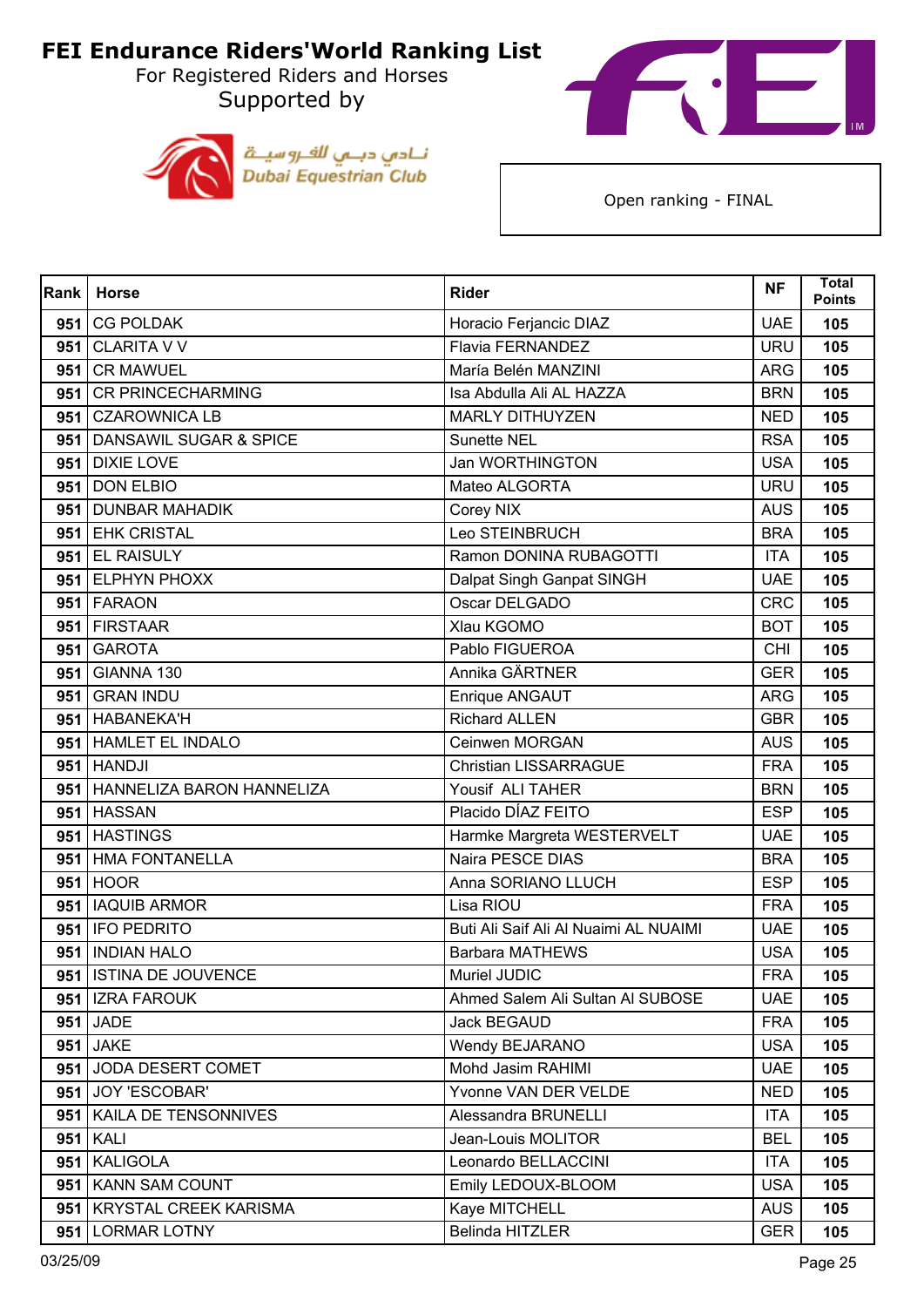# FEI Endurance Riders'World Ranking List

For Registered Riders and Horses

Supported by

نادي دبي للفروسية
Dubai Equestrian Club

Open ranking - FINAL

| Rank | Horse | Rider | NF | Total Points |
|---|---|---|---|---|
| 951 | CG POLDAK | Horacio Ferjancic DIAZ | UAE | 105 |
| 951 | CLARITA V V | Flavia FERNANDEZ | URU | 105 |
| 951 | CR MAWUEL | María Belén MANZINI | ARG | 105 |
| 951 | CR PRINCECHARMING | Isa Abdulla Ali AL HAZZA | BRN | 105 |
| 951 | CZAROWNICA LB | MARLY DITHUYZEN | NED | 105 |
| 951 | DANSAWIL SUGAR & SPICE | Sunette NEL | RSA | 105 |
| 951 | DIXIE LOVE | Jan WORTHINGTON | USA | 105 |
| 951 | DON ELBIO | Mateo ALGORTA | URU | 105 |
| 951 | DUNBAR MAHADIK | Corey NIX | AUS | 105 |
| 951 | EHK CRISTAL | Leo STEINBRUCH | BRA | 105 |
| 951 | EL RAISULY | Ramon DONINA RUBAGOTTI | ITA | 105 |
| 951 | ELPHYN PHOXX | Dalpat Singh Ganpat SINGH | UAE | 105 |
| 951 | FARAON | Oscar DELGADO | CRC | 105 |
| 951 | FIRSTAAR | Xlau KGOMO | BOT | 105 |
| 951 | GAROTA | Pablo FIGUEROA | CHI | 105 |
| 951 | GIANNA 130 | Annika GÄRTNER | GER | 105 |
| 951 | GRAN INDU | Enrique ANGAUT | ARG | 105 |
| 951 | HABANEKA'H | Richard ALLEN | GBR | 105 |
| 951 | HAMLET EL INDALO | Ceinwen MORGAN | AUS | 105 |
| 951 | HANDJI | Christian LISSARRAGUE | FRA | 105 |
| 951 | HANNELIZA BARON HANNELIZA | Yousif ALI TAHER | BRN | 105 |
| 951 | HASSAN | Placido DÍAZ FEITO | ESP | 105 |
| 951 | HASTINGS | Harmke Margreta WESTERVELT | UAE | 105 |
| 951 | HMA FONTANELLA | Naira PESCE DIAS | BRA | 105 |
| 951 | HOOR | Anna SORIANO LLUCH | ESP | 105 |
| 951 | IAQUIB ARMOR | Lisa RIOU | FRA | 105 |
| 951 | IFO PEDRITO | Buti Ali Saif Ali Al Nuaimi AL NUAIMI | UAE | 105 |
| 951 | INDIAN HALO | Barbara MATHEWS | USA | 105 |
| 951 | ISTINA DE JOUVENCE | Muriel JUDIC | FRA | 105 |
| 951 | IZRA FAROUK | Ahmed Salem Ali Sultan Al SUBOSE | UAE | 105 |
| 951 | JADE | Jack BEGAUD | FRA | 105 |
| 951 | JAKE | Wendy BEJARANO | USA | 105 |
| 951 | JODA DESERT COMET | Mohd Jasim RAHIMI | UAE | 105 |
| 951 | JOY 'ESCOBAR' | Yvonne VAN DER VELDE | NED | 105 |
| 951 | KAILA DE TENSONNIVES | Alessandra BRUNELLI | ITA | 105 |
| 951 | KALI | Jean-Louis MOLITOR | BEL | 105 |
| 951 | KALIGOLA | Leonardo BELLACCINI | ITA | 105 |
| 951 | KANN SAM COUNT | Emily LEDOUX-BLOOM | USA | 105 |
| 951 | KRYSTAL CREEK KARISMA | Kaye MITCHELL | AUS | 105 |
| 951 | LORMAR LOTNY | Belinda HITZLER | GER | 105 |

03/25/09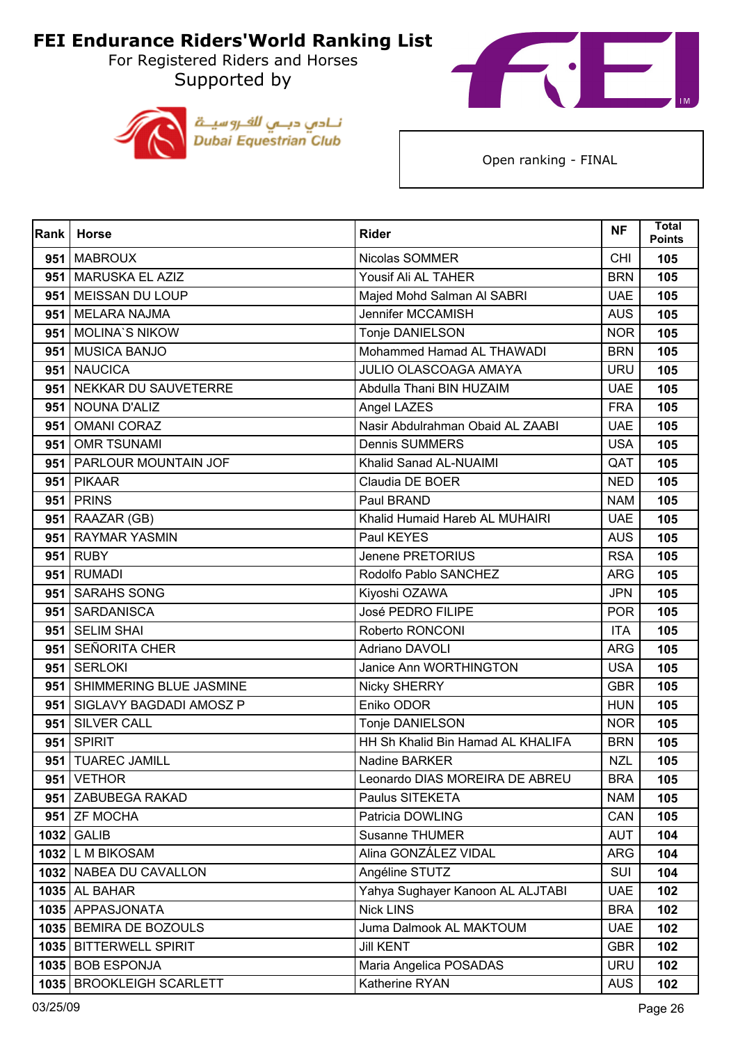# FEI Endurance Riders'World Ranking List

For Registered Riders and Horses

Supported by

Open ranking - FINAL

| Rank | Horse | Rider | NF | Total Points |
|---|---|---|---|---|
| 951 | MABROUX | Nicolas SOMMER | CHI | 105 |
| 951 | MARUSKA EL AZIZ | Yousif Ali AL TAHER | BRN | 105 |
| 951 | MEISSAN DU LOUP | Majed Mohd Salman Al SABRI | UAE | 105 |
| 951 | MELARA NAJMA | Jennifer MCCAMISH | AUS | 105 |
| 951 | MOLINA`S NIKOW | Tonje DANIELSON | NOR | 105 |
| 951 | MUSICA BANJO | Mohammed Hamad AL THAWADI | BRN | 105 |
| 951 | NAUCICA | JULIO OLASCOAGA AMAYA | URU | 105 |
| 951 | NEKKAR DU SAUVETERRE | Abdulla Thani BIN HUZAIM | UAE | 105 |
| 951 | NOUNA D'ALIZ | Angel LAZES | FRA | 105 |
| 951 | OMANI CORAZ | Nasir Abdulrahman Obaid AL ZAABI | UAE | 105 |
| 951 | OMR TSUNAMI | Dennis SUMMERS | USA | 105 |
| 951 | PARLOUR MOUNTAIN JOF | Khalid Sanad AL-NUAIMI | QAT | 105 |
| 951 | PIKAAR | Claudia DE BOER | NED | 105 |
| 951 | PRINS | Paul BRAND | NAM | 105 |
| 951 | RAAZAR (GB) | Khalid Humaid Hareb AL MUHAIRI | UAE | 105 |
| 951 | RAYMAR YASMIN | Paul KEYES | AUS | 105 |
| 951 | RUBY | Jenene PRETORIUS | RSA | 105 |
| 951 | RUMADI | Rodolfo Pablo SANCHEZ | ARG | 105 |
| 951 | SARAHS SONG | Kiyoshi OZAWA | JPN | 105 |
| 951 | SARDANISCA | José PEDRO FILIPE | POR | 105 |
| 951 | SELIM SHAI | Roberto RONCONI | ITA | 105 |
| 951 | SEÑORITA CHER | Adriano DAVOLI | ARG | 105 |
| 951 | SERLOKI | Janice Ann WORTHINGTON | USA | 105 |
| 951 | SHIMMERING BLUE JASMINE | Nicky SHERRY | GBR | 105 |
| 951 | SIGLAVY BAGDADI AMOSZ P | Eniko ODOR | HUN | 105 |
| 951 | SILVER CALL | Tonje DANIELSON | NOR | 105 |
| 951 | SPIRIT | HH Sh Khalid Bin Hamad AL KHALIFA | BRN | 105 |
| 951 | TUAREC JAMILL | Nadine BARKER | NZL | 105 |
| 951 | VETHOR | Leonardo DIAS MOREIRA DE ABREU | BRA | 105 |
| 951 | ZABUBEGA RAKAD | Paulus SITEKETA | NAM | 105 |
| 951 | ZF MOCHA | Patricia DOWLING | CAN | 105 |
| 1032 | GALIB | Susanne THUMER | AUT | 104 |
| 1032 | L M BIKOSAM | Alina GONZÁLEZ VIDAL | ARG | 104 |
| 1032 | NABEA DU CAVALLON | Angéline STUTZ | SUI | 104 |
| 1035 | AL BAHAR | Yahya Sughayer Kanoon AL ALJTABI | UAE | 102 |
| 1035 | APPASJONATA | Nick LINS | BRA | 102 |
| 1035 | BEMIRA DE BOZOULS | Juma Dalmook AL MAKTOUM | UAE | 102 |
| 1035 | BITTERWELL SPIRIT | Jill KENT | GBR | 102 |
| 1035 | BOB ESPONJA | Maria Angelica POSADAS | URU | 102 |
| 1035 | BROOKLEIGH SCARLETT | Katherine RYAN | AUS | 102 |

03/25/09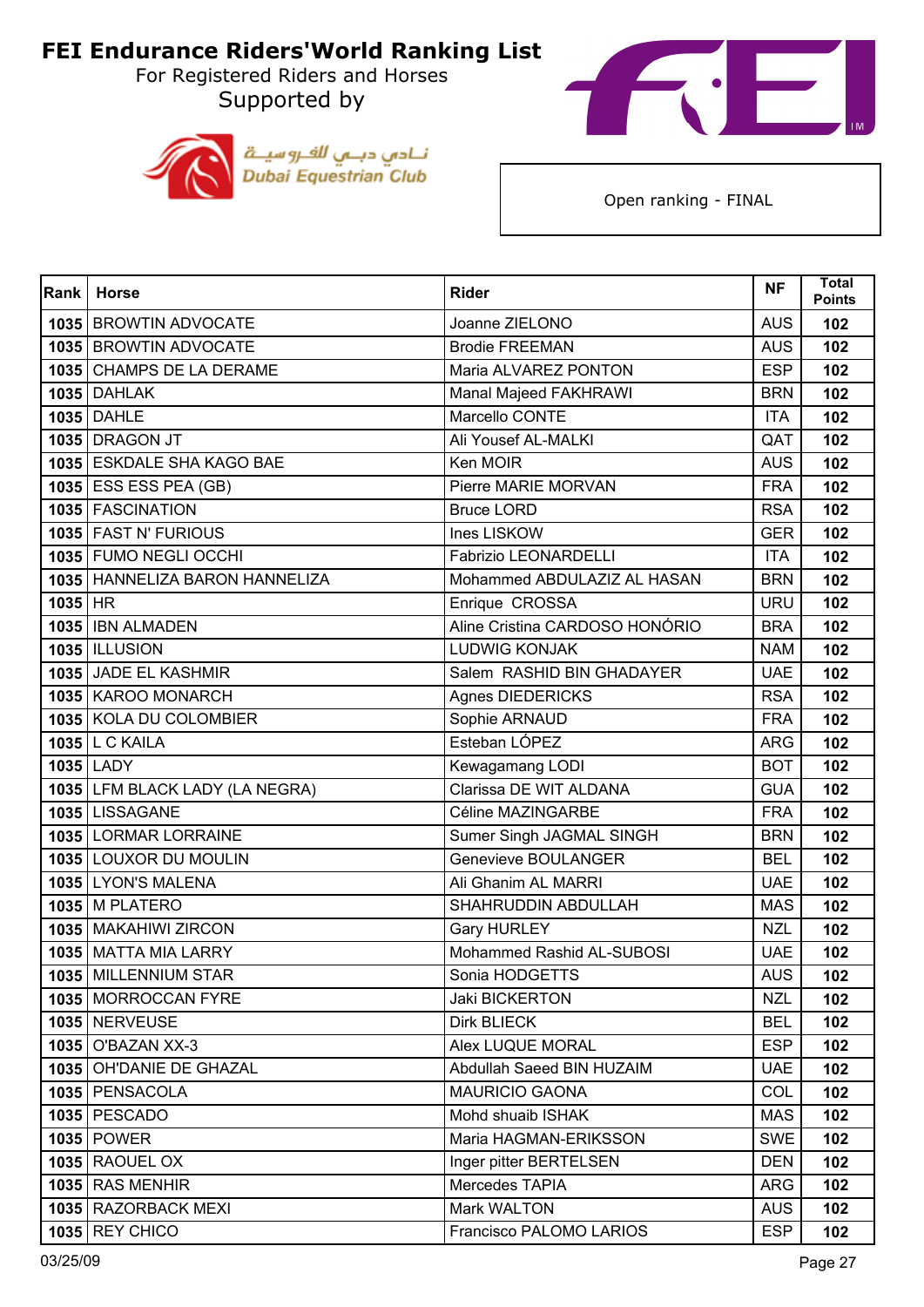# FEI Endurance Riders'World Ranking List

For Registered Riders and Horses

Supported by

نـادي دبـي للفروسيـة
Dubai Equestrian Club

Open ranking - FINAL

| Rank | Horse | Rider | NF | Total Points |
|---|---|---|---|---|
| 1035 | BROWTIN ADVOCATE | Joanne ZIELONO | AUS | 102 |
| 1035 | BROWTIN ADVOCATE | Brodie FREEMAN | AUS | 102 |
| 1035 | CHAMPS DE LA DERAME | Maria ALVAREZ PONTON | ESP | 102 |
| 1035 | DAHLAK | Manal Majeed FAKHRAWI | BRN | 102 |
| 1035 | DAHLE | Marcello CONTE | ITA | 102 |
| 1035 | DRAGON JT | Ali Yousef AL-MALKI | QAT | 102 |
| 1035 | ESKDALE SHA KAGO BAE | Ken MOIR | AUS | 102 |
| 1035 | ESS ESS PEA (GB) | Pierre MARIE MORVAN | FRA | 102 |
| 1035 | FASCINATION | Bruce LORD | RSA | 102 |
| 1035 | FAST N' FURIOUS | Ines LISKOW | GER | 102 |
| 1035 | FUMO NEGLI OCCHI | Fabrizio LEONARDELLI | ITA | 102 |
| 1035 | HANNELIZA BARON HANNELIZA | Mohammed ABDULAZIZ AL HASAN | BRN | 102 |
| 1035 | HR | Enrique CROSSA | URU | 102 |
| 1035 | IBN ALMADEN | Aline Cristina CARDOSO HONÓRIO | BRA | 102 |
| 1035 | ILLUSION | LUDWIG KONJAK | NAM | 102 |
| 1035 | JADE EL KASHMIR | Salem RASHID BIN GHADAYER | UAE | 102 |
| 1035 | KAROO MONARCH | Agnes DIEDERICKS | RSA | 102 |
| 1035 | KOLA DU COLOMBIER | Sophie ARNAUD | FRA | 102 |
| 1035 | L C KAILA | Esteban LÓPEZ | ARG | 102 |
| 1035 | LADY | Kewagamang LODI | BOT | 102 |
| 1035 | LFM BLACK LADY (LA NEGRA) | Clarissa DE WIT ALDANA | GUA | 102 |
| 1035 | LISSAGANE | Céline MAZINGARBE | FRA | 102 |
| 1035 | LORMAR LORRAINE | Sumer Singh JAGMAL SINGH | BRN | 102 |
| 1035 | LOUXOR DU MOULIN | Genevieve BOULANGER | BEL | 102 |
| 1035 | LYON'S MALENA | Ali Ghanim AL MARRI | UAE | 102 |
| 1035 | M PLATERO | SHAHRUDDIN ABDULLAH | MAS | 102 |
| 1035 | MAKAHIWI ZIRCON | Gary HURLEY | NZL | 102 |
| 1035 | MATTA MIA LARRY | Mohammed Rashid AL-SUBOSI | UAE | 102 |
| 1035 | MILLENNIUM STAR | Sonia HODGETTS | AUS | 102 |
| 1035 | MORROCCAN FYRE | Jaki BICKERTON | NZL | 102 |
| 1035 | NERVEUSE | Dirk BLIECK | BEL | 102 |
| 1035 | O'BAZAN XX-3 | Alex LUQUE MORAL | ESP | 102 |
| 1035 | OH'DANIE DE GHAZAL | Abdullah Saeed BIN HUZAIM | UAE | 102 |
| 1035 | PENSACOLA | MAURICIO GAONA | COL | 102 |
| 1035 | PESCADO | Mohd shuaib ISHAK | MAS | 102 |
| 1035 | POWER | Maria HAGMAN-ERIKSSON | SWE | 102 |
| 1035 | RAOUEL OX | Inger pitter BERTELSEN | DEN | 102 |
| 1035 | RAS MENHIR | Mercedes TAPIA | ARG | 102 |
| 1035 | RAZORBACK MEXI | Mark WALTON | AUS | 102 |
| 1035 | REY CHICO | Francisco PALOMO LARIOS | ESP | 102 |

03/25/09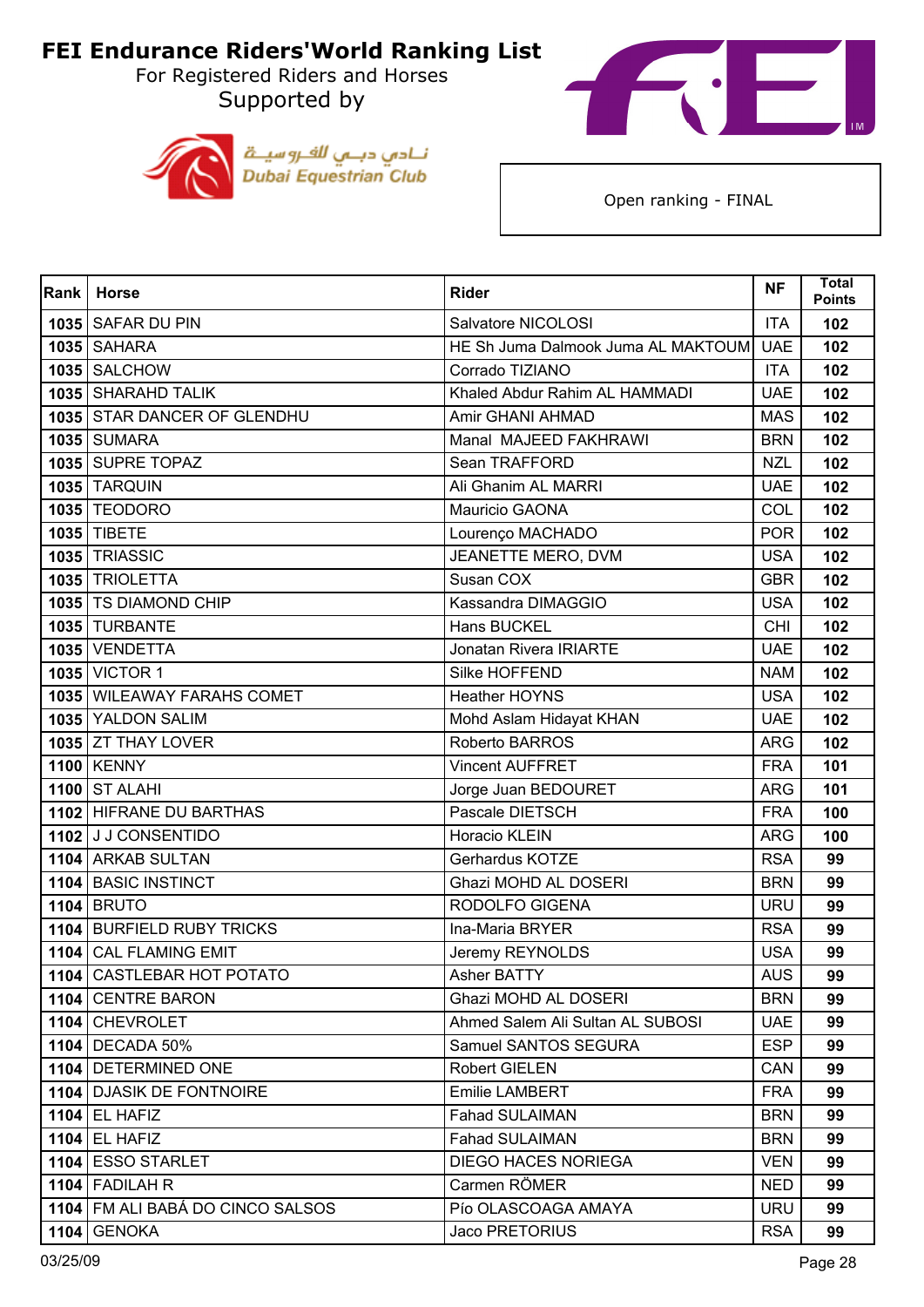# FEI Endurance Riders'World Ranking List

For Registered Riders and Horses

Supported by

Dubai Equestrian Club

نادي دبي للفروسية

Open ranking - FINAL

| Rank | Horse | Rider | NF | Total Points |
|---|---|---|---|---|
| 1035 | SAFAR DU PIN | Salvatore NICOLOSI | ITA | 102 |
| 1035 | SAHARA | HE Sh Juma Dalmook Juma AL MAKTOUM | UAE | 102 |
| 1035 | SALCHOW | Corrado TIZIANO | ITA | 102 |
| 1035 | SHARAHD TALIK | Khaled Abdur Rahim AL HAMMADI | UAE | 102 |
| 1035 | STAR DANCER OF GLENDHU | Amir GHANI AHMAD | MAS | 102 |
| 1035 | SUMARA | Manal MAJEED FAKHRAWI | BRN | 102 |
| 1035 | SUPRE TOPAZ | Sean TRAFFORD | NZL | 102 |
| 1035 | TARQUIN | Ali Ghanim AL MARRI | UAE | 102 |
| 1035 | TEODORO | Mauricio GAONA | COL | 102 |
| 1035 | TIBETE | Lourenço MACHADO | POR | 102 |
| 1035 | TRIASSIC | JEANETTE MERO, DVM | USA | 102 |
| 1035 | TRIOLETTA | Susan COX | GBR | 102 |
| 1035 | TS DIAMOND CHIP | Kassandra DIMAGGIO | USA | 102 |
| 1035 | TURBANTE | Hans BUCKEL | CHI | 102 |
| 1035 | VENDETTA | Jonatan Rivera IRIARTE | UAE | 102 |
| 1035 | VICTOR 1 | Silke HOFFEND | NAM | 102 |
| 1035 | WILEAWAY FARAHS COMET | Heather HOYNS | USA | 102 |
| 1035 | YALDON SALIM | Mohd Aslam Hidayat KHAN | UAE | 102 |
| 1035 | ZT THAY LOVER | Roberto BARROS | ARG | 102 |
| 1100 | KENNY | Vincent AUFFRET | FRA | 101 |
| 1100 | ST ALAHI | Jorge Juan BEDOURET | ARG | 101 |
| 1102 | HIFRANE DU BARTHAS | Pascale DIETSCH | FRA | 100 |
| 1102 | J J CONSENTIDO | Horacio KLEIN | ARG | 100 |
| 1104 | ARKAB SULTAN | Gerhardus KOTZE | RSA | 99 |
| 1104 | BASIC INSTINCT | Ghazi MOHD AL DOSERI | BRN | 99 |
| 1104 | BRUTO | RODOLFO GIGENA | URU | 99 |
| 1104 | BURFIELD RUBY TRICKS | Ina-Maria BRYER | RSA | 99 |
| 1104 | CAL FLAMING EMIT | Jeremy REYNOLDS | USA | 99 |
| 1104 | CASTLEBAR HOT POTATO | Asher BATTY | AUS | 99 |
| 1104 | CENTRE BARON | Ghazi MOHD AL DOSERI | BRN | 99 |
| 1104 | CHEVROLET | Ahmed Salem Ali Sultan AL SUBOSI | UAE | 99 |
| 1104 | DECADA 50% | Samuel SANTOS SEGURA | ESP | 99 |
| 1104 | DETERMINED ONE | Robert GIELEN | CAN | 99 |
| 1104 | DJASIK DE FONTNOIRE | Emilie LAMBERT | FRA | 99 |
| 1104 | EL HAFIZ | Fahad SULAIMAN | BRN | 99 |
| 1104 | EL HAFIZ | Fahad SULAIMAN | BRN | 99 |
| 1104 | ESSO STARLET | DIEGO HACES NORIEGA | VEN | 99 |
| 1104 | FADILAH R | Carmen RÖMER | NED | 99 |
| 1104 | FM ALI BABÁ DO CINCO SALSOS | Pío OLASCOAGA AMAYA | URU | 99 |
| 1104 | GENOKA | Jaco PRETORIUS | RSA | 99 |

03/25/09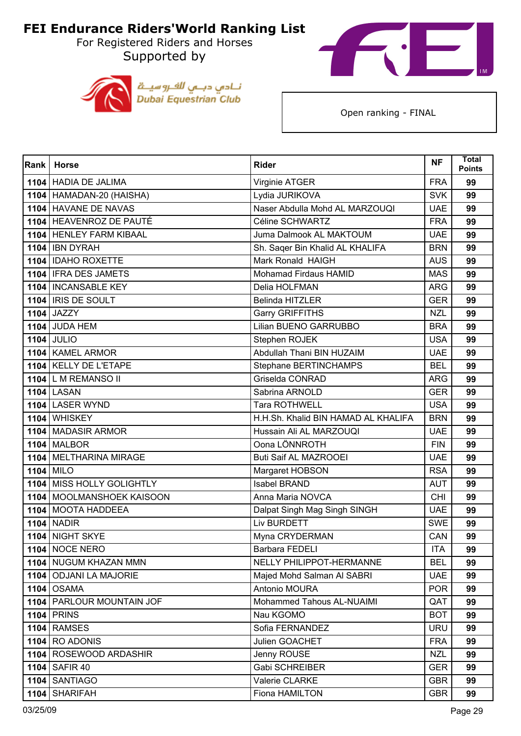# FEI Endurance Riders'World Ranking List

For Registered Riders and Horses

Supported by

Dubai Equestrian Club

Open ranking - FINAL

| Rank | Horse | Rider | NF | Total Points |
|---|---|---|---|---|
| 1104 | HADIA DE JALIMA | Virginie ATGER | FRA | 99 |
| 1104 | HAMADAN-20 (HAISHA) | Lydia JURIKOVA | SVK | 99 |
| 1104 | HAVANE DE NAVAS | Naser Abdulla Mohd AL MARZOUQI | UAE | 99 |
| 1104 | HEAVENROZ DE PAUTÉ | Céline SCHWARTZ | FRA | 99 |
| 1104 | HENLEY FARM KIBAAL | Juma Dalmook AL MAKTOUM | UAE | 99 |
| 1104 | IBN DYRAH | Sh. Saqer Bin Khalid AL KHALIFA | BRN | 99 |
| 1104 | IDAHO ROXETTE | Mark Ronald HAIGH | AUS | 99 |
| 1104 | IFRA DES JAMETS | Mohamad Firdaus HAMID | MAS | 99 |
| 1104 | INCANSABLE KEY | Delia HOLFMAN | ARG | 99 |
| 1104 | IRIS DE SOULT | Belinda HITZLER | GER | 99 |
| 1104 | JAZZY | Garry GRIFFITHS | NZL | 99 |
| 1104 | JUDA HEM | Lilian BUENO GARRUBBO | BRA | 99 |
| 1104 | JULIO | Stephen ROJEK | USA | 99 |
| 1104 | KAMEL ARMOR | Abdullah Thani BIN HUZAIM | UAE | 99 |
| 1104 | KELLY DE L'ETAPE | Stephane BERTINCHAMPS | BEL | 99 |
| 1104 | L M REMANSO II | Griselda CONRAD | ARG | 99 |
| 1104 | LASAN | Sabrina ARNOLD | GER | 99 |
| 1104 | LASER WYND | Tara ROTHWELL | USA | 99 |
| 1104 | WHISKEY | H.H.Sh. Khalid BIN HAMAD AL KHALIFA | BRN | 99 |
| 1104 | MADASIR ARMOR | Hussain Ali AL MARZOUQI | UAE | 99 |
| 1104 | MALBOR | Oona LÖNNROTH | FIN | 99 |
| 1104 | MELTHARINA MIRAGE | Buti Saif AL MAZROOEI | UAE | 99 |
| 1104 | MILO | Margaret HOBSON | RSA | 99 |
| 1104 | MISS HOLLY GOLIGHTLY | Isabel BRAND | AUT | 99 |
| 1104 | MOOLMANSHOEK KAISOON | Anna Maria NOVCA | CHI | 99 |
| 1104 | MOOTA HADDEEA | Dalpat Singh Mag Singh SINGH | UAE | 99 |
| 1104 | NADIR | Liv BURDETT | SWE | 99 |
| 1104 | NIGHT SKYE | Myna CRYDERMAN | CAN | 99 |
| 1104 | NOCE NERO | Barbara FEDELI | ITA | 99 |
| 1104 | NUGUM KHAZAN MMN | NELLY PHILIPPOT-HERMANNE | BEL | 99 |
| 1104 | ODJANI LA MAJORIE | Majed Mohd Salman Al SABRI | UAE | 99 |
| 1104 | OSAMA | Antonio MOURA | POR | 99 |
| 1104 | PARLOUR MOUNTAIN JOF | Mohammed Tahous AL-NUAIMI | QAT | 99 |
| 1104 | PRINS | Nau KGOMO | BOT | 99 |
| 1104 | RAMSES | Sofia FERNANDEZ | URU | 99 |
| 1104 | RO ADONIS | Julien GOACHET | FRA | 99 |
| 1104 | ROSEWOOD ARDASHIR | Jenny ROUSE | NZL | 99 |
| 1104 | SAFIR 40 | Gabi SCHREIBER | GER | 99 |
| 1104 | SANTIAGO | Valerie CLARKE | GBR | 99 |
| 1104 | SHARIFAH | Fiona HAMILTON | GBR | 99 |

03/25/09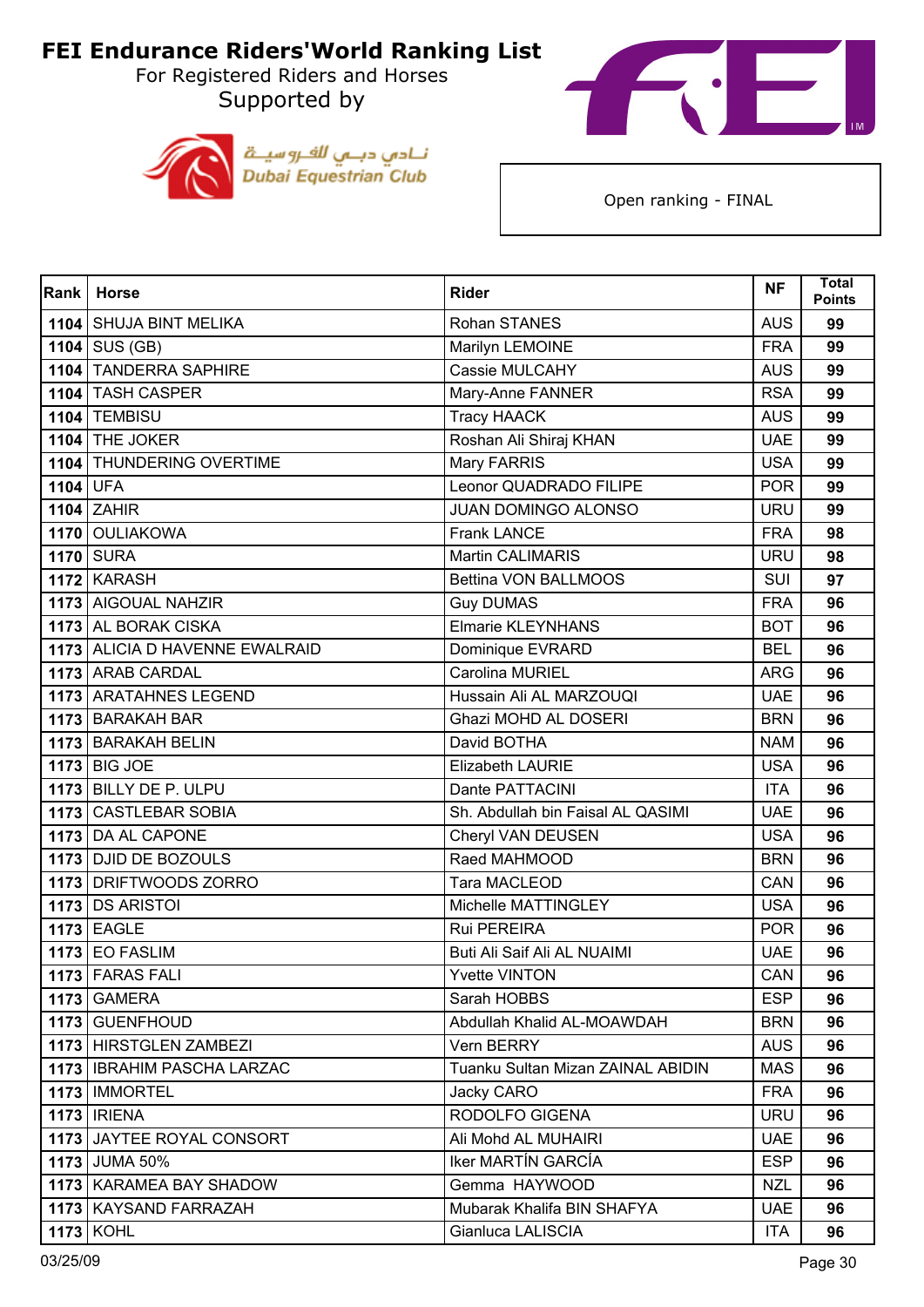# FEI Endurance Riders'World Ranking List

For Registered Riders and Horses

Supported by

Dubai Equestrian Club

نادي دبي للفروسية

Open ranking - FINAL

| Rank | Horse | Rider | NF | Total Points |
|---|---|---|---|---|
| 1104 | SHUJA BINT MELIKA | Rohan STANES | AUS | 99 |
| 1104 | SUS (GB) | Marilyn LEMOINE | FRA | 99 |
| 1104 | TANDERRA SAPHIRE | Cassie MULCAHY | AUS | 99 |
| 1104 | TASH CASPER | Mary-Anne FANNER | RSA | 99 |
| 1104 | TEMBISU | Tracy HAACK | AUS | 99 |
| 1104 | THE JOKER | Roshan Ali Shiraj KHAN | UAE | 99 |
| 1104 | THUNDERING OVERTIME | Mary FARRIS | USA | 99 |
| 1104 | UFA | Leonor QUADRADO FILIPE | POR | 99 |
| 1104 | ZAHIR | JUAN DOMINGO ALONSO | URU | 99 |
| 1170 | OULIAKOWA | Frank LANCE | FRA | 98 |
| 1170 | SURA | Martin CALIMARIS | URU | 98 |
| 1172 | KARASH | Bettina VON BALLMOOS | SUI | 97 |
| 1173 | AIGOUAL NAHZIR | Guy DUMAS | FRA | 96 |
| 1173 | AL BORAK CISKA | Elmarie KLEYNHANS | BOT | 96 |
| 1173 | ALICIA D HAVENNE EWALRAID | Dominique EVRARD | BEL | 96 |
| 1173 | ARAB CARDAL | Carolina MURIEL | ARG | 96 |
| 1173 | ARATAHNES LEGEND | Hussain Ali AL MARZOUQI | UAE | 96 |
| 1173 | BARAKAH BAR | Ghazi MOHD AL DOSERI | BRN | 96 |
| 1173 | BARAKAH BELIN | David BOTHA | NAM | 96 |
| 1173 | BIG JOE | Elizabeth LAURIE | USA | 96 |
| 1173 | BILLY DE P. ULPU | Dante PATTACINI | ITA | 96 |
| 1173 | CASTLEBAR SOBIA | Sh. Abdullah bin Faisal AL QASIMI | UAE | 96 |
| 1173 | DA AL CAPONE | Cheryl VAN DEUSEN | USA | 96 |
| 1173 | DJID DE BOZOULS | Raed MAHMOOD | BRN | 96 |
| 1173 | DRIFTWOODS ZORRO | Tara MACLEOD | CAN | 96 |
| 1173 | DS ARISTOI | Michelle MATTINGLEY | USA | 96 |
| 1173 | EAGLE | Rui PEREIRA | POR | 96 |
| 1173 | EO FASLIM | Buti Ali Saif Ali AL NUAIMI | UAE | 96 |
| 1173 | FARAS FALI | Yvette VINTON | CAN | 96 |
| 1173 | GAMERA | Sarah HOBBS | ESP | 96 |
| 1173 | GUENFHOUD | Abdullah Khalid AL-MOAWDAH | BRN | 96 |
| 1173 | HIRSTGLEN ZAMBEZI | Vern BERRY | AUS | 96 |
| 1173 | IBRAHIM PASCHA LARZAC | Tuanku Sultan Mizan ZAINAL ABIDIN | MAS | 96 |
| 1173 | IMMORTEL | Jacky CARO | FRA | 96 |
| 1173 | IRIENA | RODOLFO GIGENA | URU | 96 |
| 1173 | JAYTEE ROYAL CONSORT | Ali Mohd AL MUHAIRI | UAE | 96 |
| 1173 | JUMA 50% | Iker MARTÍN GARCÍA | ESP | 96 |
| 1173 | KARAMEA BAY SHADOW | Gemma HAYWOOD | NZL | 96 |
| 1173 | KAYSAND FARRAZAH | Mubarak Khalifa BIN SHAFYA | UAE | 96 |
| 1173 | KOHL | Gianluca LALISCIA | ITA | 96 |

03/25/09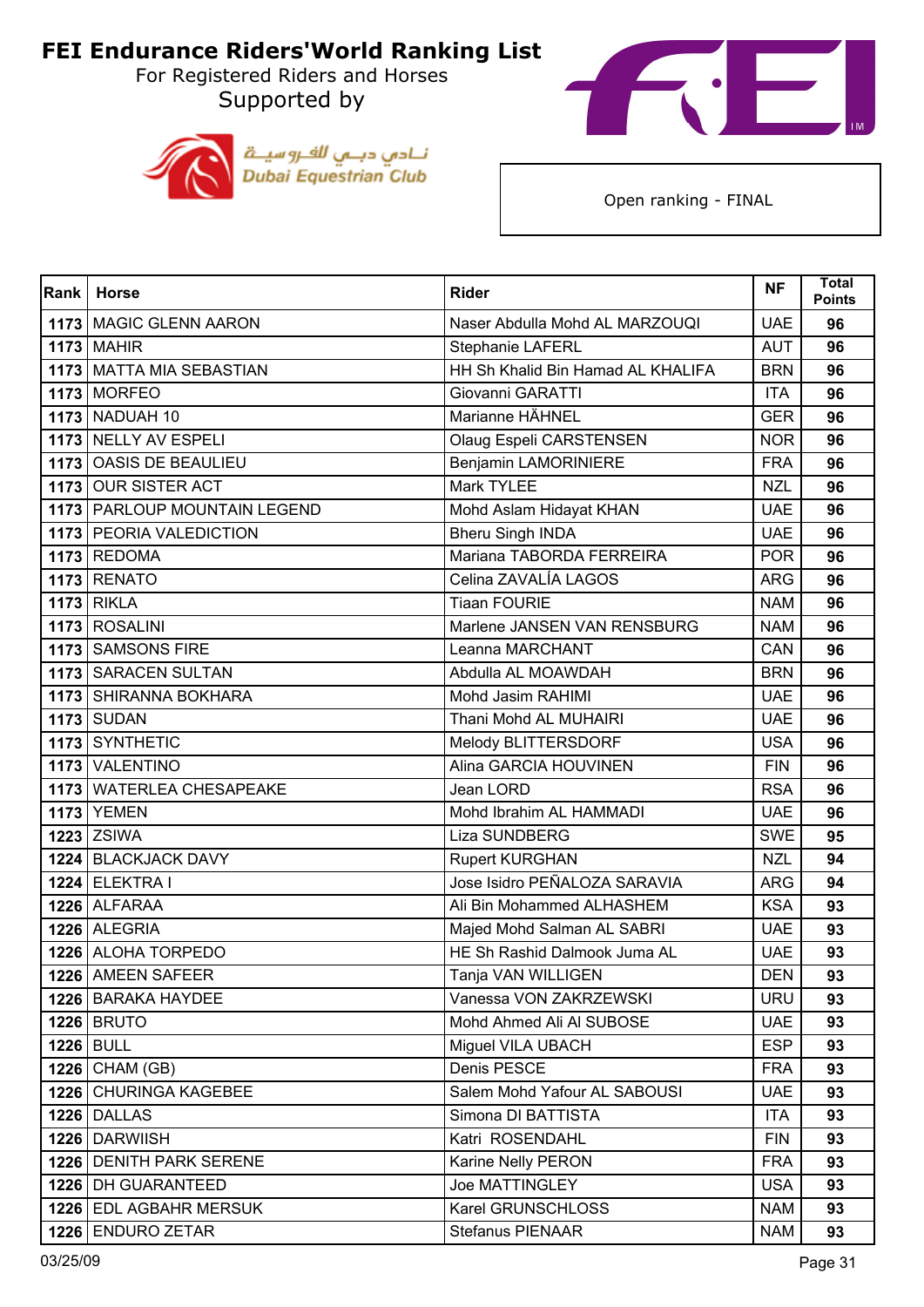# FEI Endurance Riders'World Ranking List

For Registered Riders and Horses

Supported by

نادي دبي للفروسية
Dubai Equestrian Club

Open ranking - FINAL

| Rank | Horse | Rider | NF | Total Points |
|---|---|---|---|---|
| 1173 | MAGIC GLENN AARON | Naser Abdulla Mohd AL MARZOUQI | UAE | 96 |
| 1173 | MAHIR | Stephanie LAFERL | AUT | 96 |
| 1173 | MATTA MIA SEBASTIAN | HH Sh Khalid Bin Hamad AL KHALIFA | BRN | 96 |
| 1173 | MORFEO | Giovanni GARATTI | ITA | 96 |
| 1173 | NADUAH 10 | Marianne HÄHNEL | GER | 96 |
| 1173 | NELLY AV ESPELI | Olaug Espeli CARSTENSEN | NOR | 96 |
| 1173 | OASIS DE BEAULIEU | Benjamin LAMORINIERE | FRA | 96 |
| 1173 | OUR SISTER ACT | Mark TYLEE | NZL | 96 |
| 1173 | PARLOUP MOUNTAIN LEGEND | Mohd Aslam Hidayat KHAN | UAE | 96 |
| 1173 | PEORIA VALEDICTION | Bheru Singh INDA | UAE | 96 |
| 1173 | REDOMA | Mariana TABORDA FERREIRA | POR | 96 |
| 1173 | RENATO | Celina ZAVALÍA LAGOS | ARG | 96 |
| 1173 | RIKLA | Tiaan FOURIE | NAM | 96 |
| 1173 | ROSALINI | Marlene JANSEN VAN RENSBURG | NAM | 96 |
| 1173 | SAMSONS FIRE | Leanna MARCHANT | CAN | 96 |
| 1173 | SARACEN SULTAN | Abdulla AL MOAWDAH | BRN | 96 |
| 1173 | SHIRANNA BOKHARA | Mohd Jasim RAHIMI | UAE | 96 |
| 1173 | SUDAN | Thani Mohd AL MUHAIRI | UAE | 96 |
| 1173 | SYNTHETIC | Melody BLITTERSDORF | USA | 96 |
| 1173 | VALENTINO | Alina GARCIA HOUVINEN | FIN | 96 |
| 1173 | WATERLEA CHESAPEAKE | Jean LORD | RSA | 96 |
| 1173 | YEMEN | Mohd Ibrahim AL HAMMADI | UAE | 96 |
| 1223 | ZSIWA | Liza SUNDBERG | SWE | 95 |
| 1224 | BLACKJACK DAVY | Rupert KURGHAN | NZL | 94 |
| 1224 | ELEKTRA I | Jose Isidro PEÑALOZA SARAVIA | ARG | 94 |
| 1226 | ALFARAA | Ali Bin Mohammed ALHASHEM | KSA | 93 |
| 1226 | ALEGRIA | Majed Mohd Salman AL SABRI | UAE | 93 |
| 1226 | ALOHA TORPEDO | HE Sh Rashid Dalmook Juma AL | UAE | 93 |
| 1226 | AMEEN SAFEER | Tanja VAN WILLIGEN | DEN | 93 |
| 1226 | BARAKA HAYDEE | Vanessa VON ZAKRZEWSKI | URU | 93 |
| 1226 | BRUTO | Mohd Ahmed Ali Al SUBOSE | UAE | 93 |
| 1226 | BULL | Miguel VILA UBACH | ESP | 93 |
| 1226 | CHAM (GB) | Denis PESCE | FRA | 93 |
| 1226 | CHURINGA KAGEBEE | Salem Mohd Yafour AL SABOUSI | UAE | 93 |
| 1226 | DALLAS | Simona DI BATTISTA | ITA | 93 |
| 1226 | DARWIISH | Katri ROSENDAHL | FIN | 93 |
| 1226 | DENITH PARK SERENE | Karine Nelly PERON | FRA | 93 |
| 1226 | DH GUARANTEED | Joe MATTINGLEY | USA | 93 |
| 1226 | EDL AGBAHR MERSUK | Karel GRUNSCHLOSS | NAM | 93 |
| 1226 | ENDURO ZETAR | Stefanus PIENAAR | NAM | 93 |

03/25/09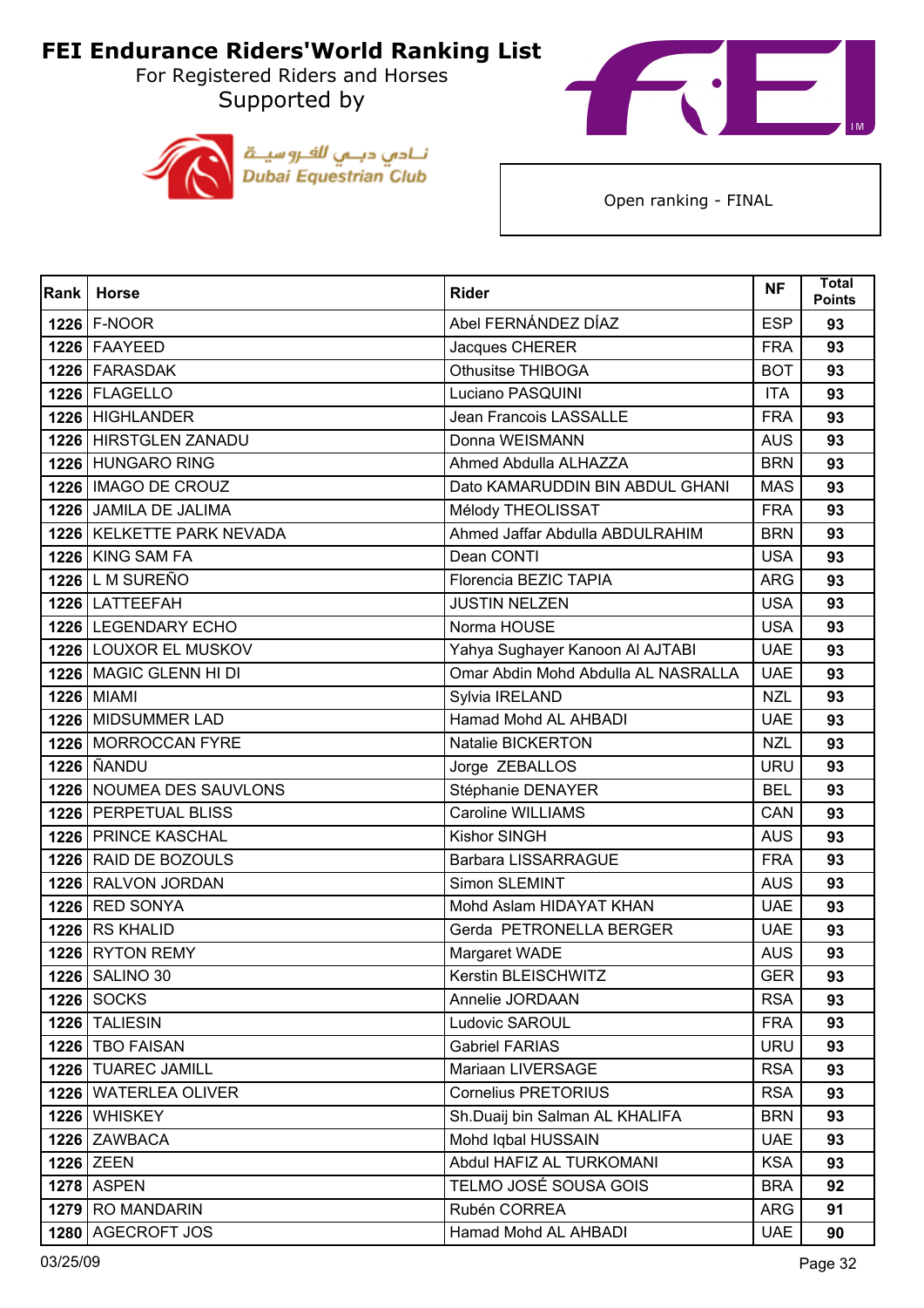# FEI Endurance Riders'World Ranking List

For Registered Riders and Horses

Supported by

نـادي دبـي للفـروسيـة
Dubai Equestrian Club

Open ranking - FINAL

| Rank | Horse | Rider | NF | Total Points |
|---|---|---|---|---|
| 1226 | F-NOOR | Abel FERNÁNDEZ DÍAZ | ESP | 93 |
| 1226 | FAAYEED | Jacques CHERER | FRA | 93 |
| 1226 | FARASDAK | Othusitse THIBOGA | BOT | 93 |
| 1226 | FLAGELLO | Luciano PASQUINI | ITA | 93 |
| 1226 | HIGHLANDER | Jean Francois LASSALLE | FRA | 93 |
| 1226 | HIRSTGLEN ZANADU | Donna WEISMANN | AUS | 93 |
| 1226 | HUNGARO RING | Ahmed Abdulla ALHAZZA | BRN | 93 |
| 1226 | IMAGO DE CROUZ | Dato KAMARUDDIN BIN ABDUL GHANI | MAS | 93 |
| 1226 | JAMILA DE JALIMA | Mélody THEOLISSAT | FRA | 93 |
| 1226 | KELKETTE PARK NEVADA | Ahmed Jaffar Abdulla ABDULRAHIM | BRN | 93 |
| 1226 | KING SAM FA | Dean CONTI | USA | 93 |
| 1226 | L M SUREÑO | Florencia BEZIC TAPIA | ARG | 93 |
| 1226 | LATTEEFAH | JUSTIN NELZEN | USA | 93 |
| 1226 | LEGENDARY ECHO | Norma HOUSE | USA | 93 |
| 1226 | LOUXOR EL MUSKOV | Yahya Sughayer Kanoon Al AJTABI | UAE | 93 |
| 1226 | MAGIC GLENN HI DI | Omar Abdin Mohd Abdulla AL NASRALLA | UAE | 93 |
| 1226 | MIAMI | Sylvia IRELAND | NZL | 93 |
| 1226 | MIDSUMMER LAD | Hamad Mohd AL AHBADI | UAE | 93 |
| 1226 | MORROCCAN FYRE | Natalie BICKERTON | NZL | 93 |
| 1226 | ÑANDU | Jorge ZEBALLOS | URU | 93 |
| 1226 | NOUMEA DES SAUVLONS | Stéphanie DENAYER | BEL | 93 |
| 1226 | PERPETUAL BLISS | Caroline WILLIAMS | CAN | 93 |
| 1226 | PRINCE KASCHAL | Kishor SINGH | AUS | 93 |
| 1226 | RAID DE BOZOULS | Barbara LISSARRAGUE | FRA | 93 |
| 1226 | RALVON JORDAN | Simon SLEMINT | AUS | 93 |
| 1226 | RED SONYA | Mohd Aslam HIDAYAT KHAN | UAE | 93 |
| 1226 | RS KHALID | Gerda PETRONELLA BERGER | UAE | 93 |
| 1226 | RYTON REMY | Margaret WADE | AUS | 93 |
| 1226 | SALINO 30 | Kerstin BLEISCHWITZ | GER | 93 |
| 1226 | SOCKS | Annelie JORDAAN | RSA | 93 |
| 1226 | TALIESIN | Ludovic SAROUL | FRA | 93 |
| 1226 | TBO FAISAN | Gabriel FARIAS | URU | 93 |
| 1226 | TUAREC JAMILL | Mariaan LIVERSAGE | RSA | 93 |
| 1226 | WATERLEA OLIVER | Cornelius PRETORIUS | RSA | 93 |
| 1226 | WHISKEY | Sh.Duaij bin Salman AL KHALIFA | BRN | 93 |
| 1226 | ZAWBACA | Mohd Iqbal HUSSAIN | UAE | 93 |
| 1226 | ZEEN | Abdul HAFIZ AL TURKOMANI | KSA | 93 |
| 1278 | ASPEN | TELMO JOSÉ SOUSA GOIS | BRA | 92 |
| 1279 | RO MANDARIN | Rubén CORREA | ARG | 91 |
| 1280 | AGECROFT JOS | Hamad Mohd AL AHBADI | UAE | 90 |

03/25/09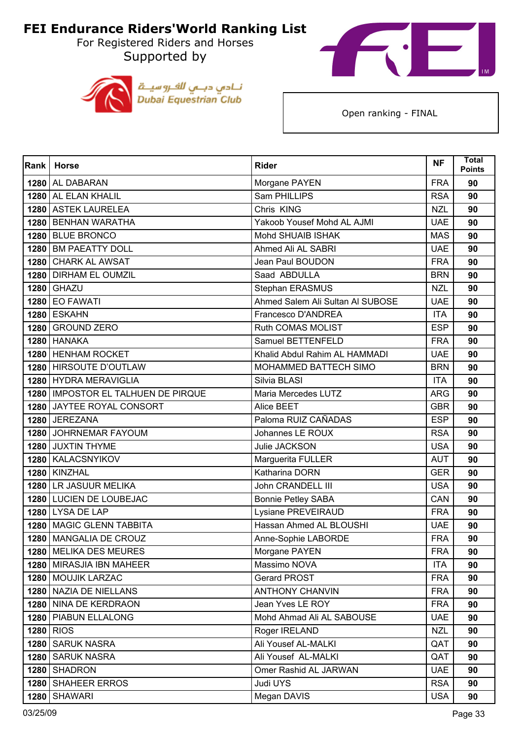# FEI Endurance Riders'World Ranking List

For Registered Riders and Horses

Supported by

نـادي دبـي للفـروسيـة
Dubai Equestrian Club

Open ranking - FINAL

| Rank | Horse | Rider | NF | Total Points |
|---|---|---|---|---|
| 1280 | AL DABARAN | Morgane PAYEN | FRA | 90 |
| 1280 | AL ELAN KHALIL | Sam PHILLIPS | RSA | 90 |
| 1280 | ASTEK LAURELEA | Chris KING | NZL | 90 |
| 1280 | BENHAN WARATHA | Yakoob Yousef Mohd AL AJMI | UAE | 90 |
| 1280 | BLUE BRONCO | Mohd SHUAIB ISHAK | MAS | 90 |
| 1280 | BM PAEATTY DOLL | Ahmed Ali AL SABRI | UAE | 90 |
| 1280 | CHARK AL AWSAT | Jean Paul BOUDON | FRA | 90 |
| 1280 | DIRHAM EL OUMZIL | Saad ABDULLA | BRN | 90 |
| 1280 | GHAZU | Stephan ERASMUS | NZL | 90 |
| 1280 | EO FAWATI | Ahmed Salem Ali Sultan Al SUBOSE | UAE | 90 |
| 1280 | ESKAHN | Francesco D'ANDREA | ITA | 90 |
| 1280 | GROUND ZERO | Ruth COMAS MOLIST | ESP | 90 |
| 1280 | HANAKA | Samuel BETTENFELD | FRA | 90 |
| 1280 | HENHAM ROCKET | Khalid Abdul Rahim AL HAMMADI | UAE | 90 |
| 1280 | HIRSOUTE D'OUTLAW | MOHAMMED BATTECH SIMO | BRN | 90 |
| 1280 | HYDRA MERAVIGLIA | Silvia BLASI | ITA | 90 |
| 1280 | IMPOSTOR EL TALHUEN DE PIRQUE | Maria Mercedes LUTZ | ARG | 90 |
| 1280 | JAYTEE ROYAL CONSORT | Alice BEET | GBR | 90 |
| 1280 | JEREZANA | Paloma RUIZ CAÑADAS | ESP | 90 |
| 1280 | JOHRNEMAR FAYOUM | Johannes LE ROUX | RSA | 90 |
| 1280 | JUXTIN THYME | Julie JACKSON | USA | 90 |
| 1280 | KALACSNYIKOV | Marguerita FULLER | AUT | 90 |
| 1280 | KINZHAL | Katharina DORN | GER | 90 |
| 1280 | LR JASUUR MELIKA | John CRANDELL III | USA | 90 |
| 1280 | LUCIEN DE LOUBEJAC | Bonnie Petley SABA | CAN | 90 |
| 1280 | LYSA DE LAP | Lysiane PREVEIRAUD | FRA | 90 |
| 1280 | MAGIC GLENN TABBITA | Hassan Ahmed AL BLOUSHI | UAE | 90 |
| 1280 | MANGALIA DE CROUZ | Anne-Sophie LABORDE | FRA | 90 |
| 1280 | MELIKA DES MEURES | Morgane PAYEN | FRA | 90 |
| 1280 | MIRASJIA IBN MAHEER | Massimo NOVA | ITA | 90 |
| 1280 | MOUJIK LARZAC | Gerard PROST | FRA | 90 |
| 1280 | NAZIA DE NIELLANS | ANTHONY CHANVIN | FRA | 90 |
| 1280 | NINA DE KERDRAON | Jean Yves LE ROY | FRA | 90 |
| 1280 | PIABUN ELLALONG | Mohd Ahmad Ali AL SABOUSE | UAE | 90 |
| 1280 | RIOS | Roger IRELAND | NZL | 90 |
| 1280 | SARUK NASRA | Ali Yousef AL-MALKI | QAT | 90 |
| 1280 | SARUK NASRA | Ali Yousef AL-MALKI | QAT | 90 |
| 1280 | SHADRON | Omer Rashid AL JARWAN | UAE | 90 |
| 1280 | SHAHEER ERROS | Judi UYS | RSA | 90 |
| 1280 | SHAWARI | Megan DAVIS | USA | 90 |

03/25/09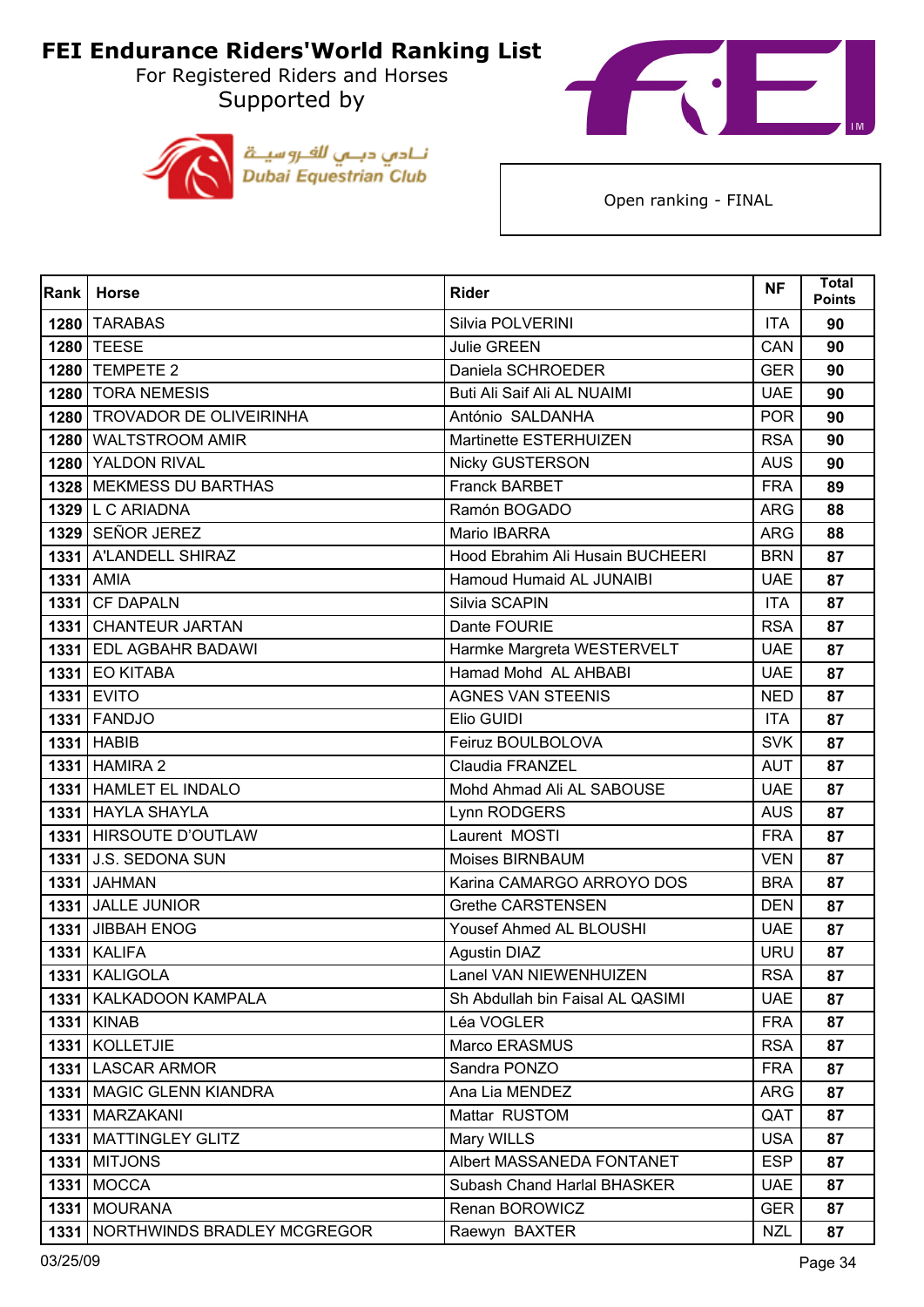# FEI Endurance Riders'World Ranking List

For Registered Riders and Horses

Supported by

نـادي دبـي للفروسيـة
Dubai Equestrian Club

Open ranking - FINAL

| Rank | Horse | Rider | NF | Total Points |
|---|---|---|---|---|
| 1280 | TARABAS | Silvia POLVERINI | ITA | 90 |
| 1280 | TEESE | Julie GREEN | CAN | 90 |
| 1280 | TEMPETE 2 | Daniela SCHROEDER | GER | 90 |
| 1280 | TORA NEMESIS | Buti Ali Saif Ali AL NUAIMI | UAE | 90 |
| 1280 | TROVADOR DE OLIVEIRINHA | António SALDANHA | POR | 90 |
| 1280 | WALTSTROOM AMIR | Martinette ESTERHUIZEN | RSA | 90 |
| 1280 | YALDON RIVAL | Nicky GUSTERSON | AUS | 90 |
| 1328 | MEKMESS DU BARTHAS | Franck BARBET | FRA | 89 |
| 1329 | L C ARIADNA | Ramón BOGADO | ARG | 88 |
| 1329 | SEÑOR JEREZ | Mario IBARRA | ARG | 88 |
| 1331 | A'LANDELL SHIRAZ | Hood Ebrahim Ali Husain BUCHEERI | BRN | 87 |
| 1331 | AMIA | Hamoud Humaid AL JUNAIBI | UAE | 87 |
| 1331 | CF DAPALN | Silvia SCAPIN | ITA | 87 |
| 1331 | CHANTEUR JARTAN | Dante FOURIE | RSA | 87 |
| 1331 | EDL AGBAHR BADAWI | Harmke Margreta WESTERVELT | UAE | 87 |
| 1331 | EO KITABA | Hamad Mohd AL AHBABI | UAE | 87 |
| 1331 | EVITO | AGNES VAN STEENIS | NED | 87 |
| 1331 | FANDJO | Elio GUIDI | ITA | 87 |
| 1331 | HABIB | Feiruz BOULBOLOVA | SVK | 87 |
| 1331 | HAMIRA 2 | Claudia FRANZEL | AUT | 87 |
| 1331 | HAMLET EL INDALO | Mohd Ahmad Ali AL SABOUSE | UAE | 87 |
| 1331 | HAYLA SHAYLA | Lynn RODGERS | AUS | 87 |
| 1331 | HIRSOUTE D'OUTLAW | Laurent MOSTI | FRA | 87 |
| 1331 | J.S. SEDONA SUN | Moises BIRNBAUM | VEN | 87 |
| 1331 | JAHMAN | Karina CAMARGO ARROYO DOS | BRA | 87 |
| 1331 | JALLE JUNIOR | Grethe CARSTENSEN | DEN | 87 |
| 1331 | JIBBAH ENOG | Yousef Ahmed AL BLOUSHI | UAE | 87 |
| 1331 | KALIFA | Agustin DIAZ | URU | 87 |
| 1331 | KALIGOLA | Lanel VAN NIEWENHUIZEN | RSA | 87 |
| 1331 | KALKADOON KAMPALA | Sh Abdullah bin Faisal AL QASIMI | UAE | 87 |
| 1331 | KINAB | Léa VOGLER | FRA | 87 |
| 1331 | KOLLETJIE | Marco ERASMUS | RSA | 87 |
| 1331 | LASCAR ARMOR | Sandra PONZO | FRA | 87 |
| 1331 | MAGIC GLENN KIANDRA | Ana Lia MENDEZ | ARG | 87 |
| 1331 | MARZAKANI | Mattar RUSTOM | QAT | 87 |
| 1331 | MATTINGLEY GLITZ | Mary WILLS | USA | 87 |
| 1331 | MITJONS | Albert MASSANEDA FONTANET | ESP | 87 |
| 1331 | MOCCA | Subash Chand Harlal BHASKER | UAE | 87 |
| 1331 | MOURANA | Renan BOROWICZ | GER | 87 |
| 1331 | NORTHWINDS BRADLEY MCGREGOR | Raewyn BAXTER | NZL | 87 |

03/25/09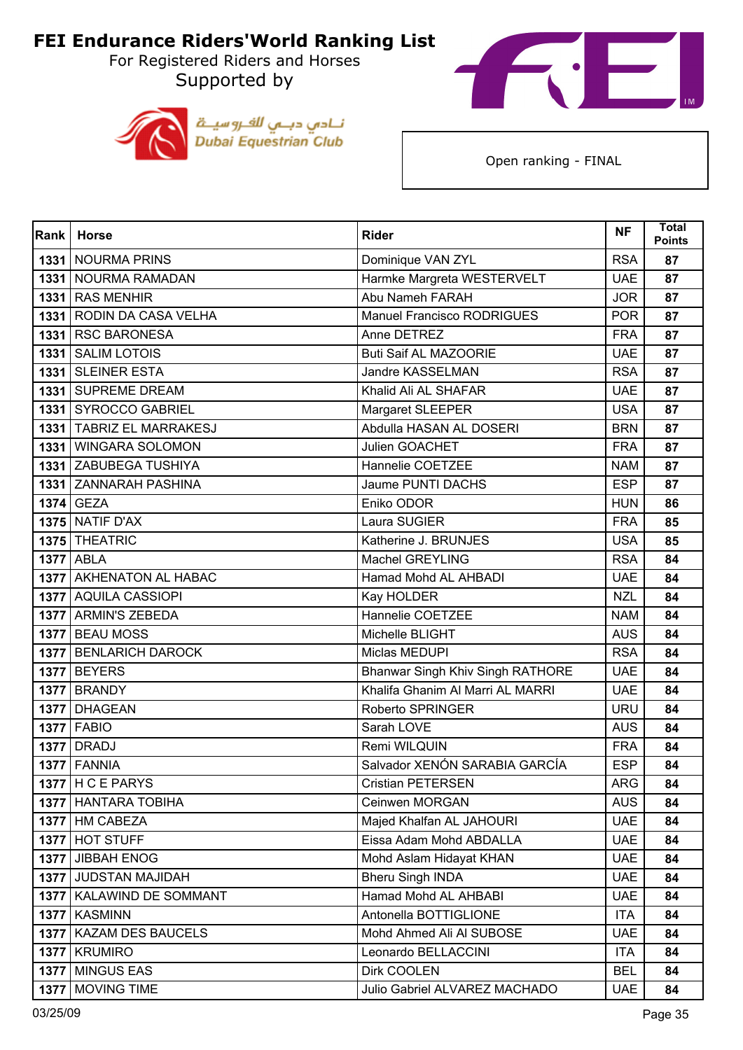# FEI Endurance Riders'World Ranking List

For Registered Riders and Horses

Supported by

نـادي دبـي للفـروسيـة
Dubai Equestrian Club

Open ranking - FINAL

| Rank | Horse | Rider | NF | Total Points |
|---|---|---|---|---|
| 1331 | NOURMA PRINS | Dominique VAN ZYL | RSA | 87 |
| 1331 | NOURMA RAMADAN | Harmke Margreta WESTERVELT | UAE | 87 |
| 1331 | RAS MENHIR | Abu Nameh FARAH | JOR | 87 |
| 1331 | RODIN DA CASA VELHA | Manuel Francisco RODRIGUES | POR | 87 |
| 1331 | RSC BARONESA | Anne DETREZ | FRA | 87 |
| 1331 | SALIM LOTOIS | Buti Saif AL MAZOORIE | UAE | 87 |
| 1331 | SLEINER ESTA | Jandre KASSELMAN | RSA | 87 |
| 1331 | SUPREME DREAM | Khalid Ali AL SHAFAR | UAE | 87 |
| 1331 | SYROCCO GABRIEL | Margaret SLEEPER | USA | 87 |
| 1331 | TABRIZ EL MARRAKESJ | Abdulla HASAN AL DOSERI | BRN | 87 |
| 1331 | WINGARA SOLOMON | Julien GOACHET | FRA | 87 |
| 1331 | ZABUBEGA TUSHIYA | Hannelie COETZEE | NAM | 87 |
| 1331 | ZANNARAH PASHINA | Jaume PUNTI DACHS | ESP | 87 |
| 1374 | GEZA | Eniko ODOR | HUN | 86 |
| 1375 | NATIF D'AX | Laura SUGIER | FRA | 85 |
| 1375 | THEATRIC | Katherine J. BRUNJES | USA | 85 |
| 1377 | ABLA | Machel GREYLING | RSA | 84 |
| 1377 | AKHENATON AL HABAC | Hamad Mohd AL AHBADI | UAE | 84 |
| 1377 | AQUILA CASSIOPI | Kay HOLDER | NZL | 84 |
| 1377 | ARMIN'S ZEBEDA | Hannelie COETZEE | NAM | 84 |
| 1377 | BEAU MOSS | Michelle BLIGHT | AUS | 84 |
| 1377 | BENLARICH DAROCK | Miclas MEDUPI | RSA | 84 |
| 1377 | BEYERS | Bhanwar Singh Khiv Singh RATHORE | UAE | 84 |
| 1377 | BRANDY | Khalifa Ghanim Al Marri AL MARRI | UAE | 84 |
| 1377 | DHAGEAN | Roberto SPRINGER | URU | 84 |
| 1377 | FABIO | Sarah LOVE | AUS | 84 |
| 1377 | DRADJ | Remi WILQUIN | FRA | 84 |
| 1377 | FANNIA | Salvador XENÓN SARABIA GARCÍA | ESP | 84 |
| 1377 | H C E PARYS | Cristian PETERSEN | ARG | 84 |
| 1377 | HANTARA TOBIHA | Ceinwen MORGAN | AUS | 84 |
| 1377 | HM CABEZA | Majed Khalfan AL JAHOURI | UAE | 84 |
| 1377 | HOT STUFF | Eissa Adam Mohd ABDALLA | UAE | 84 |
| 1377 | JIBBAH ENOG | Mohd Aslam Hidayat KHAN | UAE | 84 |
| 1377 | JUDSTAN MAJIDAH | Bheru Singh INDA | UAE | 84 |
| 1377 | KALAWIND DE SOMMANT | Hamad Mohd AL AHBABI | UAE | 84 |
| 1377 | KASMINN | Antonella BOTTIGLIONE | ITA | 84 |
| 1377 | KAZAM DES BAUCELS | Mohd Ahmed Ali Al SUBOSE | UAE | 84 |
| 1377 | KRUMIRO | Leonardo BELLACCINI | ITA | 84 |
| 1377 | MINGUS EAS | Dirk COOLEN | BEL | 84 |
| 1377 | MOVING TIME | Julio Gabriel ALVAREZ MACHADO | UAE | 84 |

03/25/09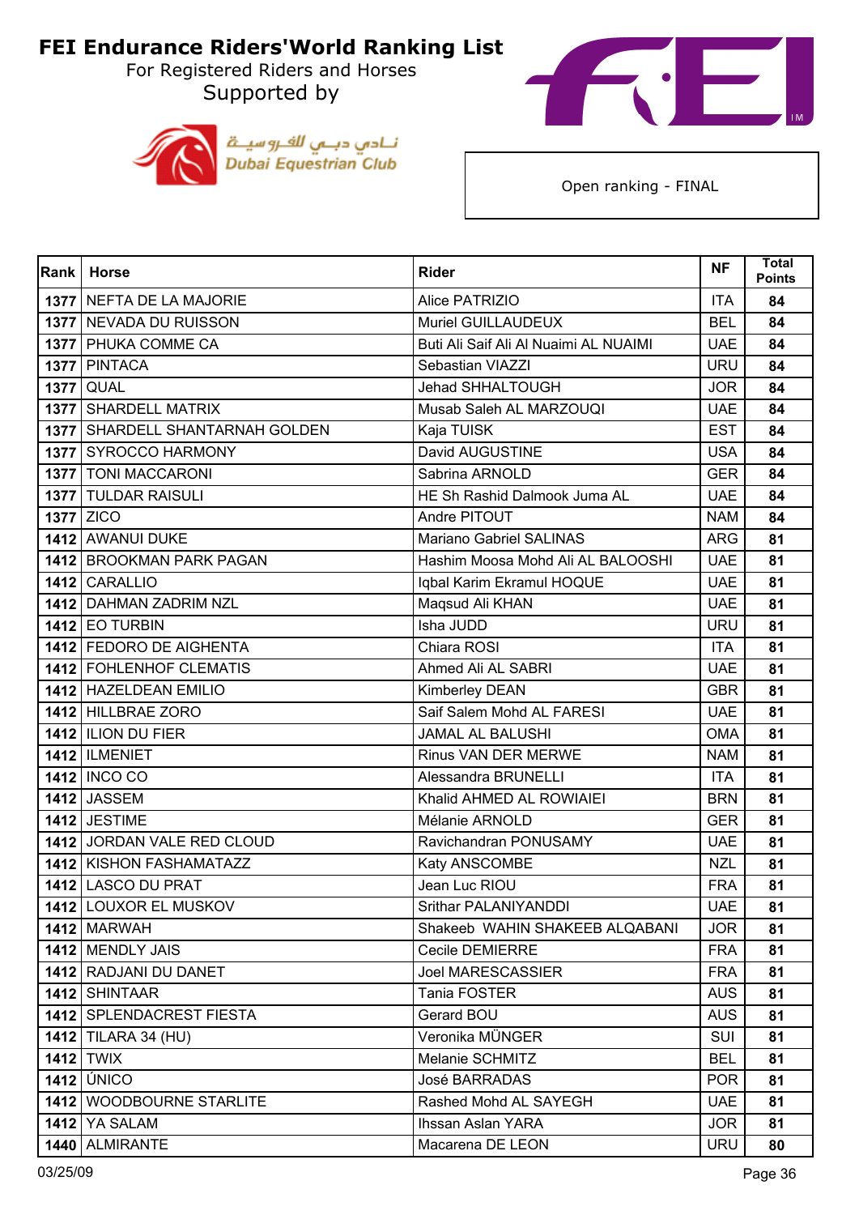# FEI Endurance Riders'World Ranking List

For Registered Riders and Horses

Supported by

Dubai Equestrian Club

Open ranking - FINAL

| Rank | Horse | Rider | NF | Total Points |
|---|---|---|---|---|
| 1377 | NEFTA DE LA MAJORIE | Alice PATRIZIO | ITA | 84 |
| 1377 | NEVADA DU RUISSON | Muriel GUILLAUDEUX | BEL | 84 |
| 1377 | PHUKA COMME CA | Buti Ali Saif Ali Al Nuaimi AL NUAIMI | UAE | 84 |
| 1377 | PINTACA | Sebastian VIAZZI | URU | 84 |
| 1377 | QUAL | Jehad SHHALTOUGH | JOR | 84 |
| 1377 | SHARDELL MATRIX | Musab Saleh AL MARZOUQI | UAE | 84 |
| 1377 | SHARDELL SHANTARNAH GOLDEN | Kaja TUISK | EST | 84 |
| 1377 | SYROCCO HARMONY | David AUGUSTINE | USA | 84 |
| 1377 | TONI MACCARONI | Sabrina ARNOLD | GER | 84 |
| 1377 | TULDAR RAISULI | HE Sh Rashid Dalmook Juma AL | UAE | 84 |
| 1377 | ZICO | Andre PITOUT | NAM | 84 |
| 1412 | AWANUI DUKE | Mariano Gabriel SALINAS | ARG | 81 |
| 1412 | BROOKMAN PARK PAGAN | Hashim Moosa Mohd Ali AL BALOOSHI | UAE | 81 |
| 1412 | CARALLIO | Iqbal Karim Ekramul HOQUE | UAE | 81 |
| 1412 | DAHMAN ZADRIM NZL | Maqsud Ali KHAN | UAE | 81 |
| 1412 | EO TURBIN | Isha JUDD | URU | 81 |
| 1412 | FEDORO DE AIGHENTA | Chiara ROSI | ITA | 81 |
| 1412 | FOHLENHOF CLEMATIS | Ahmed Ali AL SABRI | UAE | 81 |
| 1412 | HAZELDEAN EMILIO | Kimberley DEAN | GBR | 81 |
| 1412 | HILLBRAE ZORO | Saif Salem Mohd AL FARESI | UAE | 81 |
| 1412 | ILION DU FIER | JAMAL AL BALUSHI | OMA | 81 |
| 1412 | ILMENIET | Rinus VAN DER MERWE | NAM | 81 |
| 1412 | INCO CO | Alessandra BRUNELLI | ITA | 81 |
| 1412 | JASSEM | Khalid AHMED AL ROWIAIEI | BRN | 81 |
| 1412 | JESTIME | Mélanie ARNOLD | GER | 81 |
| 1412 | JORDAN VALE RED CLOUD | Ravichandran PONUSAMY | UAE | 81 |
| 1412 | KISHON FASHAMATAZZ | Katy ANSCOMBE | NZL | 81 |
| 1412 | LASCO DU PRAT | Jean Luc RIOU | FRA | 81 |
| 1412 | LOUXOR EL MUSKOV | Srithar PALANIYANDDI | UAE | 81 |
| 1412 | MARWAH | Shakeeb WAHIN SHAKEEB ALQABANI | JOR | 81 |
| 1412 | MENDLY JAIS | Cecile DEMIERRE | FRA | 81 |
| 1412 | RADJANI DU DANET | Joel MARESCASSIER | FRA | 81 |
| 1412 | SHINTAAR | Tania FOSTER | AUS | 81 |
| 1412 | SPLENDACREST FIESTA | Gerard BOU | AUS | 81 |
| 1412 | TILARA 34 (HU) | Veronika MÜNGER | SUI | 81 |
| 1412 | TWIX | Melanie SCHMITZ | BEL | 81 |
| 1412 | ÚNICO | José BARRADAS | POR | 81 |
| 1412 | WOODBOURNE STARLITE | Rashed Mohd AL SAYEGH | UAE | 81 |
| 1412 | YA SALAM | Ihssan Aslan YARA | JOR | 81 |
| 1440 | ALMIRANTE | Macarena DE LEON | URU | 80 |

03/25/09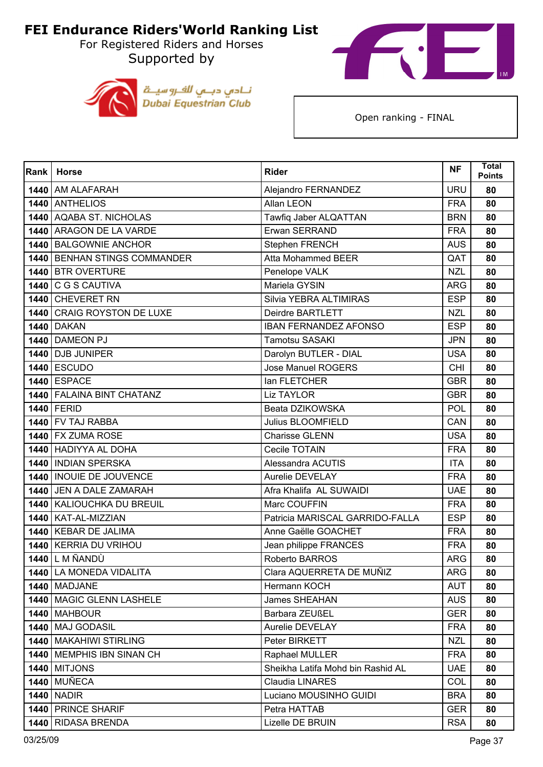# FEI Endurance Riders'World Ranking List

For Registered Riders and Horses

Supported by

نـادي دبـي للفـروسيـة
Dubai Equestrian Club

Open ranking - FINAL

| Rank | Horse | Rider | NF | Total Points |
|---|---|---|---|---|
| 1440 | AM ALAFARAH | Alejandro FERNANDEZ | URU | 80 |
| 1440 | ANTHELIOS | Allan LEON | FRA | 80 |
| 1440 | AQABA ST. NICHOLAS | Tawfiq Jaber ALQATTAN | BRN | 80 |
| 1440 | ARAGON DE LA VARDE | Erwan SERRAND | FRA | 80 |
| 1440 | BALGOWNIE ANCHOR | Stephen FRENCH | AUS | 80 |
| 1440 | BENHAN STINGS COMMANDER | Atta Mohammed BEER | QAT | 80 |
| 1440 | BTR OVERTURE | Penelope VALK | NZL | 80 |
| 1440 | C G S CAUTIVA | Mariela GYSIN | ARG | 80 |
| 1440 | CHEVERET RN | Silvia YEBRA ALTIMIRAS | ESP | 80 |
| 1440 | CRAIG ROYSTON DE LUXE | Deirdre BARTLETT | NZL | 80 |
| 1440 | DAKAN | IBAN FERNANDEZ AFONSO | ESP | 80 |
| 1440 | DAMEON PJ | Tamotsu SASAKI | JPN | 80 |
| 1440 | DJB JUNIPER | Darolyn BUTLER - DIAL | USA | 80 |
| 1440 | ESCUDO | Jose Manuel ROGERS | CHI | 80 |
| 1440 | ESPACE | Ian FLETCHER | GBR | 80 |
| 1440 | FALAINA BINT CHATANZ | Liz TAYLOR | GBR | 80 |
| 1440 | FERID | Beata DZIKOWSKA | POL | 80 |
| 1440 | FV TAJ RABBA | Julius BLOOMFIELD | CAN | 80 |
| 1440 | FX ZUMA ROSE | Charisse GLENN | USA | 80 |
| 1440 | HADIYYA AL DOHA | Cecile TOTAIN | FRA | 80 |
| 1440 | INDIAN SPERSKA | Alessandra ACUTIS | ITA | 80 |
| 1440 | INOUIE DE JOUVENCE | Aurelie DEVELAY | FRA | 80 |
| 1440 | JEN A DALE ZAMARAH | Afra Khalifa AL SUWAIDI | UAE | 80 |
| 1440 | KALIOUCHKA DU BREUIL | Marc COUFFIN | FRA | 80 |
| 1440 | KAT-AL-MIZZIAN | Patricia MARISCAL GARRIDO-FALLA | ESP | 80 |
| 1440 | KEBAR DE JALIMA | Anne Gaëlle GOACHET | FRA | 80 |
| 1440 | KERRIA DU VRIHOU | Jean philippe FRANCES | FRA | 80 |
| 1440 | L M ÑANDÙ | Roberto BARROS | ARG | 80 |
| 1440 | LA MONEDA VIDALITA | Clara AQUERRETA DE MUÑIZ | ARG | 80 |
| 1440 | MADJANE | Hermann KOCH | AUT | 80 |
| 1440 | MAGIC GLENN LASHELE | James SHEAHAN | AUS | 80 |
| 1440 | MAHBOUR | Barbara ZEUßEL | GER | 80 |
| 1440 | MAJ GODASIL | Aurelie DEVELAY | FRA | 80 |
| 1440 | MAKAHIWI STIRLING | Peter BIRKETT | NZL | 80 |
| 1440 | MEMPHIS IBN SINAN CH | Raphael MULLER | FRA | 80 |
| 1440 | MITJONS | Sheikha Latifa Mohd bin Rashid AL | UAE | 80 |
| 1440 | MUÑECA | Claudia LINARES | COL | 80 |
| 1440 | NADIR | Luciano MOUSINHO GUIDI | BRA | 80 |
| 1440 | PRINCE SHARIF | Petra HATTAB | GER | 80 |
| 1440 | RIDASA BRENDA | Lizelle DE BRUIN | RSA | 80 |

03/25/09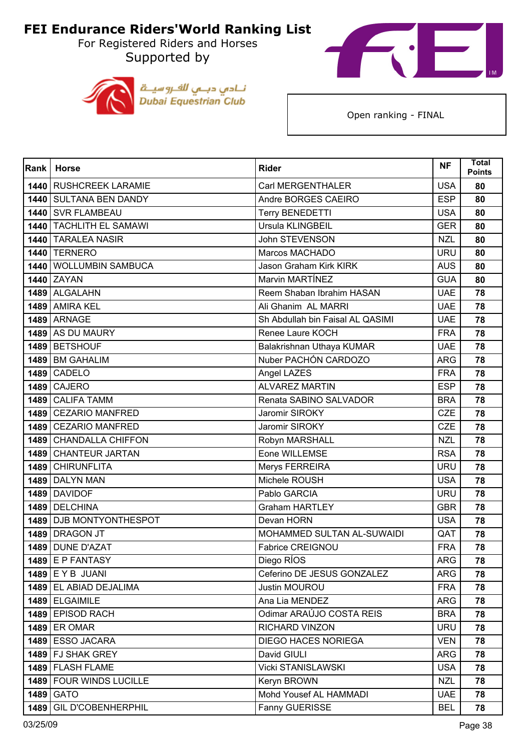# FEI Endurance Riders'World Ranking List

For Registered Riders and Horses

Supported by

نادي دبي للفروسية
Dubai Equestrian Club

Open ranking - FINAL

| Rank | Horse | Rider | NF | Total Points |
|---|---|---|---|---|
| 1440 | RUSHCREEK LARAMIE | Carl MERGENTHALER | USA | 80 |
| 1440 | SULTANA BEN DANDY | Andre BORGES CAEIRO | ESP | 80 |
| 1440 | SVR FLAMBEAU | Terry BENEDETTI | USA | 80 |
| 1440 | TACHLITH EL SAMAWI | Ursula KLINGBEIL | GER | 80 |
| 1440 | TARALEA NASIR | John STEVENSON | NZL | 80 |
| 1440 | TERNERO | Marcos MACHADO | URU | 80 |
| 1440 | WOLLUMBIN SAMBUCA | Jason Graham Kirk KIRK | AUS | 80 |
| 1440 | ZAYAN | Marvin MARTÍNEZ | GUA | 80 |
| 1489 | ALGALAHN | Reem Shaban Ibrahim HASAN | UAE | 78 |
| 1489 | AMIRA KEL | Ali Ghanim AL MARRI | UAE | 78 |
| 1489 | ARNAGE | Sh Abdullah bin Faisal AL QASIMI | UAE | 78 |
| 1489 | AS DU MAURY | Renee Laure KOCH | FRA | 78 |
| 1489 | BETSHOUF | Balakrishnan Uthaya KUMAR | UAE | 78 |
| 1489 | BM GAHALIM | Nuber PACHÓN CARDOZO | ARG | 78 |
| 1489 | CADELO | Angel LAZES | FRA | 78 |
| 1489 | CAJERO | ALVAREZ MARTIN | ESP | 78 |
| 1489 | CALIFA TAMM | Renata SABINO SALVADOR | BRA | 78 |
| 1489 | CEZARIO MANFRED | Jaromir SIROKY | CZE | 78 |
| 1489 | CEZARIO MANFRED | Jaromir SIROKY | CZE | 78 |
| 1489 | CHANDALLA CHIFFON | Robyn MARSHALL | NZL | 78 |
| 1489 | CHANTEUR JARTAN | Eone WILLEMSE | RSA | 78 |
| 1489 | CHIRUNFLITA | Merys FERREIRA | URU | 78 |
| 1489 | DALYN MAN | Michele ROUSH | USA | 78 |
| 1489 | DAVIDOF | Pablo GARCIA | URU | 78 |
| 1489 | DELCHINA | Graham HARTLEY | GBR | 78 |
| 1489 | DJB MONTYONTHESPOT | Devan HORN | USA | 78 |
| 1489 | DRAGON JT | MOHAMMED SULTAN AL-SUWAIDI | QAT | 78 |
| 1489 | DUNE D'AZAT | Fabrice CREIGNOU | FRA | 78 |
| 1489 | E P FANTASY | Diego RÍOS | ARG | 78 |
| 1489 | E Y B JUANI | Ceferino DE JESUS GONZALEZ | ARG | 78 |
| 1489 | EL ABIAD DEJALIMA | Justin MOUROU | FRA | 78 |
| 1489 | ELGAIMILE | Ana Lia MENDEZ | ARG | 78 |
| 1489 | EPISOD RACH | Odimar ARAÚJO COSTA REIS | BRA | 78 |
| 1489 | ER OMAR | RICHARD VINZON | URU | 78 |
| 1489 | ESSO JACARA | DIEGO HACES NORIEGA | VEN | 78 |
| 1489 | FJ SHAK GREY | David GIULI | ARG | 78 |
| 1489 | FLASH FLAME | Vicki STANISLAWSKI | USA | 78 |
| 1489 | FOUR WINDS LUCILLE | Keryn BROWN | NZL | 78 |
| 1489 | GATO | Mohd Yousef AL HAMMADI | UAE | 78 |
| 1489 | GIL D'COBENHERPHIL | Fanny GUERISSE | BEL | 78 |

03/25/09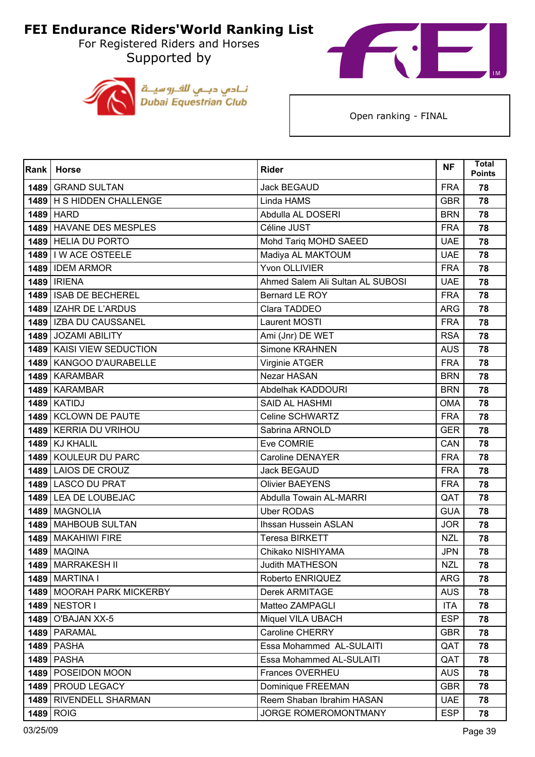# FEI Endurance Riders'World Ranking List

For Registered Riders and Horses

Supported by

نـادي دبـي للفـروسيـة
Dubai Equestrian Club

Open ranking - FINAL

| Rank | Horse | Rider | NF | Total Points |
|---|---|---|---|---|
| 1489 | GRAND SULTAN | Jack BEGAUD | FRA | 78 |
| 1489 | H S HIDDEN CHALLENGE | Linda HAMS | GBR | 78 |
| 1489 | HARD | Abdulla AL DOSERI | BRN | 78 |
| 1489 | HAVANE DES MESPLES | Céline JUST | FRA | 78 |
| 1489 | HELIA DU PORTO | Mohd Tariq MOHD SAEED | UAE | 78 |
| 1489 | I W ACE OSTEELE | Madiya AL MAKTOUM | UAE | 78 |
| 1489 | IDEM ARMOR | Yvon OLLIVIER | FRA | 78 |
| 1489 | IRIENA | Ahmed Salem Ali Sultan AL SUBOSI | UAE | 78 |
| 1489 | ISAB DE BECHEREL | Bernard LE ROY | FRA | 78 |
| 1489 | IZAHR DE L'ARDUS | Clara TADDEO | ARG | 78 |
| 1489 | IZBA DU CAUSSANEL | Laurent MOSTI | FRA | 78 |
| 1489 | JOZAMI ABILITY | Ami (Jnr) DE WET | RSA | 78 |
| 1489 | KAISI VIEW SEDUCTION | Simone KRAHNEN | AUS | 78 |
| 1489 | KANGOO D'AURABELLE | Virginie ATGER | FRA | 78 |
| 1489 | KARAMBAR | Nezar HASAN | BRN | 78 |
| 1489 | KARAMBAR | Abdelhak KADDOURI | BRN | 78 |
| 1489 | KATIDJ | SAID AL HASHMI | OMA | 78 |
| 1489 | KCLOWN DE PAUTE | Celine SCHWARTZ | FRA | 78 |
| 1489 | KERRIA DU VRIHOU | Sabrina ARNOLD | GER | 78 |
| 1489 | KJ KHALIL | Eve COMRIE | CAN | 78 |
| 1489 | KOULEUR DU PARC | Caroline DENAYER | FRA | 78 |
| 1489 | LAIOS DE CROUZ | Jack BEGAUD | FRA | 78 |
| 1489 | LASCO DU PRAT | Olivier BAEYENS | FRA | 78 |
| 1489 | LEA DE LOUBEJAC | Abdulla Towain AL-MARRI | QAT | 78 |
| 1489 | MAGNOLIA | Uber RODAS | GUA | 78 |
| 1489 | MAHBOUB SULTAN | Ihssan Hussein ASLAN | JOR | 78 |
| 1489 | MAKAHIWI FIRE | Teresa BIRKETT | NZL | 78 |
| 1489 | MAQINA | Chikako NISHIYAMA | JPN | 78 |
| 1489 | MARRAKESH II | Judith MATHESON | NZL | 78 |
| 1489 | MARTINA I | Roberto ENRIQUEZ | ARG | 78 |
| 1489 | MOORAH PARK MICKERBY | Derek ARMITAGE | AUS | 78 |
| 1489 | NESTOR I | Matteo ZAMPAGLI | ITA | 78 |
| 1489 | O'BAJAN XX-5 | Miquel VILA UBACH | ESP | 78 |
| 1489 | PARAMAL | Caroline CHERRY | GBR | 78 |
| 1489 | PASHA | Essa Mohammed AL-SULAITI | QAT | 78 |
| 1489 | PASHA | Essa Mohammed AL-SULAITI | QAT | 78 |
| 1489 | POSEIDON MOON | Frances OVERHEU | AUS | 78 |
| 1489 | PROUD LEGACY | Dominique FREEMAN | GBR | 78 |
| 1489 | RIVENDELL SHARMAN | Reem Shaban Ibrahim HASAN | UAE | 78 |
| 1489 | ROIG | JORGE ROMEROMONTMANY | ESP | 78 |

03/25/09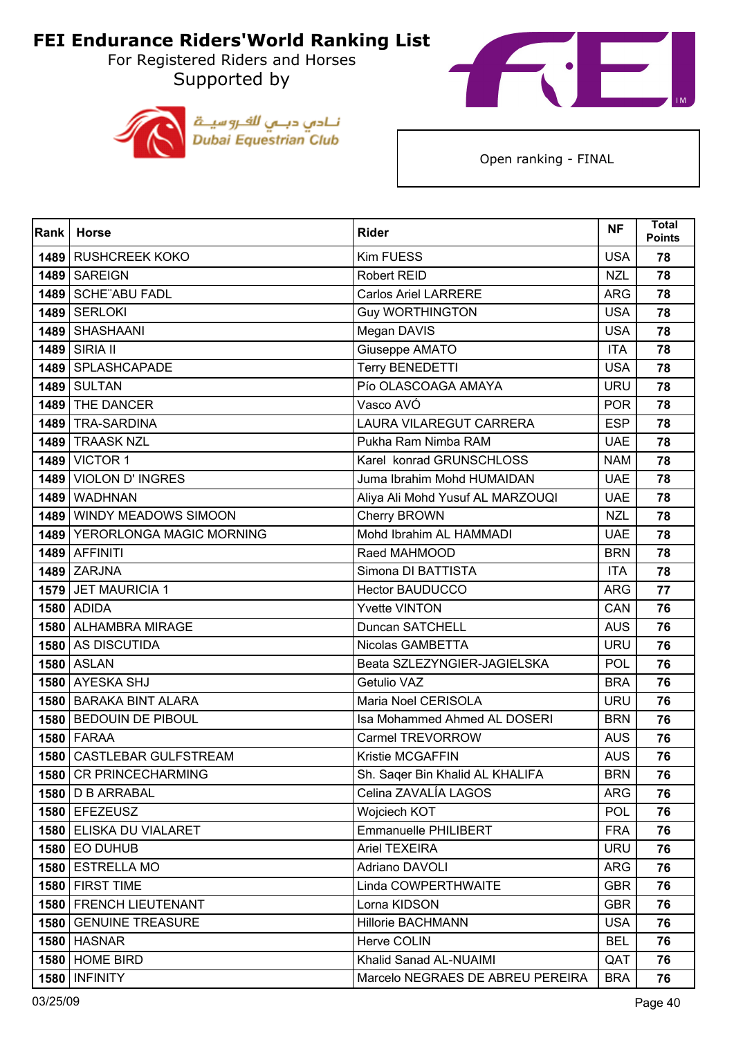# FEI Endurance Riders'World Ranking List

For Registered Riders and Horses
Supported by

Dubai Equestrian Club

نـادي دبـي للفـروسيـة

Open ranking - FINAL

| Rank | Horse | Rider | NF | Total Points |
|---|---|---|---|---|
| 1489 | RUSHCREEK KOKO | Kim FUESS | USA | 78 |
| 1489 | SAREIGN | Robert REID | NZL | 78 |
| 1489 | SCHE¨ABU FADL | Carlos Ariel LARRERE | ARG | 78 |
| 1489 | SERLOKI | Guy WORTHINGTON | USA | 78 |
| 1489 | SHASHAANI | Megan DAVIS | USA | 78 |
| 1489 | SIRIA II | Giuseppe AMATO | ITA | 78 |
| 1489 | SPLASHCAPADE | Terry BENEDETTI | USA | 78 |
| 1489 | SULTAN | Pío OLASCOAGA AMAYA | URU | 78 |
| 1489 | THE DANCER | Vasco AVÓ | POR | 78 |
| 1489 | TRA-SARDINA | LAURA VILAREGUT CARRERA | ESP | 78 |
| 1489 | TRAASK NZL | Pukha Ram Nimba RAM | UAE | 78 |
| 1489 | VICTOR 1 | Karel konrad GRUNSCHLOSS | NAM | 78 |
| 1489 | VIOLON D' INGRES | Juma Ibrahim Mohd HUMAIDAN | UAE | 78 |
| 1489 | WADHNAN | Aliya Ali Mohd Yusuf AL MARZOUQI | UAE | 78 |
| 1489 | WINDY MEADOWS SIMOON | Cherry BROWN | NZL | 78 |
| 1489 | YERORLONGA MAGIC MORNING | Mohd Ibrahim AL HAMMADI | UAE | 78 |
| 1489 | AFFINITI | Raed MAHMOOD | BRN | 78 |
| 1489 | ZARJNA | Simona DI BATTISTA | ITA | 78 |
| 1579 | JET MAURICIA 1 | Hector BAUDUCCO | ARG | 77 |
| 1580 | ADIDA | Yvette VINTON | CAN | 76 |
| 1580 | ALHAMBRA MIRAGE | Duncan SATCHELL | AUS | 76 |
| 1580 | AS DISCUTIDA | Nicolas GAMBETTA | URU | 76 |
| 1580 | ASLAN | Beata SZLEZYNGIER-JAGIELSKA | POL | 76 |
| 1580 | AYESKA SHJ | Getulio VAZ | BRA | 76 |
| 1580 | BARAKA BINT ALARA | Maria Noel CERISOLA | URU | 76 |
| 1580 | BEDOUIN DE PIBOUL | Isa Mohammed Ahmed AL DOSERI | BRN | 76 |
| 1580 | FARAA | Carmel TREVORROW | AUS | 76 |
| 1580 | CASTLEBAR GULFSTREAM | Kristie MCGAFFIN | AUS | 76 |
| 1580 | CR PRINCECHARMING | Sh. Saqer Bin Khalid AL KHALIFA | BRN | 76 |
| 1580 | D B ARRABAL | Celina ZAVALÍA LAGOS | ARG | 76 |
| 1580 | EFEZEUSZ | Wojciech KOT | POL | 76 |
| 1580 | ELISKA DU VIALARET | Emmanuelle PHILIBERT | FRA | 76 |
| 1580 | EO DUHUB | Ariel TEXEIRA | URU | 76 |
| 1580 | ESTRELLA MO | Adriano DAVOLI | ARG | 76 |
| 1580 | FIRST TIME | Linda COWPERTHWAITE | GBR | 76 |
| 1580 | FRENCH LIEUTENANT | Lorna KIDSON | GBR | 76 |
| 1580 | GENUINE TREASURE | Hillorie BACHMANN | USA | 76 |
| 1580 | HASNAR | Herve COLIN | BEL | 76 |
| 1580 | HOME BIRD | Khalid Sanad AL-NUAIMI | QAT | 76 |
| 1580 | INFINITY | Marcelo NEGRAES DE ABREU PEREIRA | BRA | 76 |

03/25/09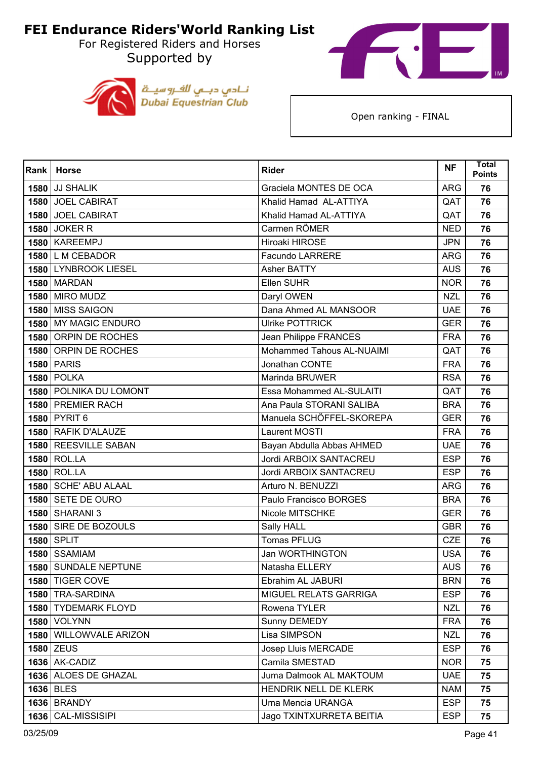# FEI Endurance Riders'World Ranking List

For Registered Riders and Horses

Supported by

نـادي دبــي للفـروسيـة
Dubai Equestrian Club

Open ranking - FINAL

| Rank | Horse | Rider | NF | Total Points |
|---|---|---|---|---|
| 1580 | JJ SHALIK | Graciela MONTES DE OCA | ARG | 76 |
| 1580 | JOEL CABIRAT | Khalid Hamad AL-ATTIYA | QAT | 76 |
| 1580 | JOEL CABIRAT | Khalid Hamad AL-ATTIYA | QAT | 76 |
| 1580 | JOKER R | Carmen RÖMER | NED | 76 |
| 1580 | KAREEMPJ | Hiroaki HIROSE | JPN | 76 |
| 1580 | L M CEBADOR | Facundo LARRERE | ARG | 76 |
| 1580 | LYNBROOK LIESEL | Asher BATTY | AUS | 76 |
| 1580 | MARDAN | Ellen SUHR | NOR | 76 |
| 1580 | MIRO MUDZ | Daryl OWEN | NZL | 76 |
| 1580 | MISS SAIGON | Dana Ahmed AL MANSOOR | UAE | 76 |
| 1580 | MY MAGIC ENDURO | Ulrike POTTRICK | GER | 76 |
| 1580 | ORPIN DE ROCHES | Jean Philippe FRANCES | FRA | 76 |
| 1580 | ORPIN DE ROCHES | Mohammed Tahous AL-NUAIMI | QAT | 76 |
| 1580 | PARIS | Jonathan CONTE | FRA | 76 |
| 1580 | POLKA | Marinda BRUWER | RSA | 76 |
| 1580 | POLNIKA DU LOMONT | Essa Mohammed AL-SULAITI | QAT | 76 |
| 1580 | PREMIER RACH | Ana Paula STORANI SALIBA | BRA | 76 |
| 1580 | PYRIT 6 | Manuela SCHÖFFEL-SKOREPA | GER | 76 |
| 1580 | RAFIK D'ALAUZE | Laurent MOSTI | FRA | 76 |
| 1580 | REESVILLE SABAN | Bayan Abdulla Abbas AHMED | UAE | 76 |
| 1580 | ROL.LA | Jordi ARBOIX SANTACREU | ESP | 76 |
| 1580 | ROL.LA | Jordi ARBOIX SANTACREU | ESP | 76 |
| 1580 | SCHE' ABU ALAAL | Arturo N. BENUZZI | ARG | 76 |
| 1580 | SETE DE OURO | Paulo Francisco BORGES | BRA | 76 |
| 1580 | SHARANI 3 | Nicole MITSCHKE | GER | 76 |
| 1580 | SIRE DE BOZOULS | Sally HALL | GBR | 76 |
| 1580 | SPLIT | Tomas PFLUG | CZE | 76 |
| 1580 | SSAMIAM | Jan WORTHINGTON | USA | 76 |
| 1580 | SUNDALE NEPTUNE | Natasha ELLERY | AUS | 76 |
| 1580 | TIGER COVE | Ebrahim AL JABURI | BRN | 76 |
| 1580 | TRA-SARDINA | MIGUEL RELATS GARRIGA | ESP | 76 |
| 1580 | TYDEMARK FLOYD | Rowena TYLER | NZL | 76 |
| 1580 | VOLYNN | Sunny DEMEDY | FRA | 76 |
| 1580 | WILLOWVALE ARIZON | Lisa SIMPSON | NZL | 76 |
| 1580 | ZEUS | Josep Lluis MERCADE | ESP | 76 |
| 1636 | AK-CADIZ | Camila SMESTAD | NOR | 75 |
| 1636 | ALOES DE GHAZAL | Juma Dalmook AL MAKTOUM | UAE | 75 |
| 1636 | BLES | HENDRIK NELL DE KLERK | NAM | 75 |
| 1636 | BRANDY | Uma Mencia URANGA | ESP | 75 |
| 1636 | CAL-MISSISIPI | Jago TXINTXURRETA BEITIA | ESP | 75 |

03/25/09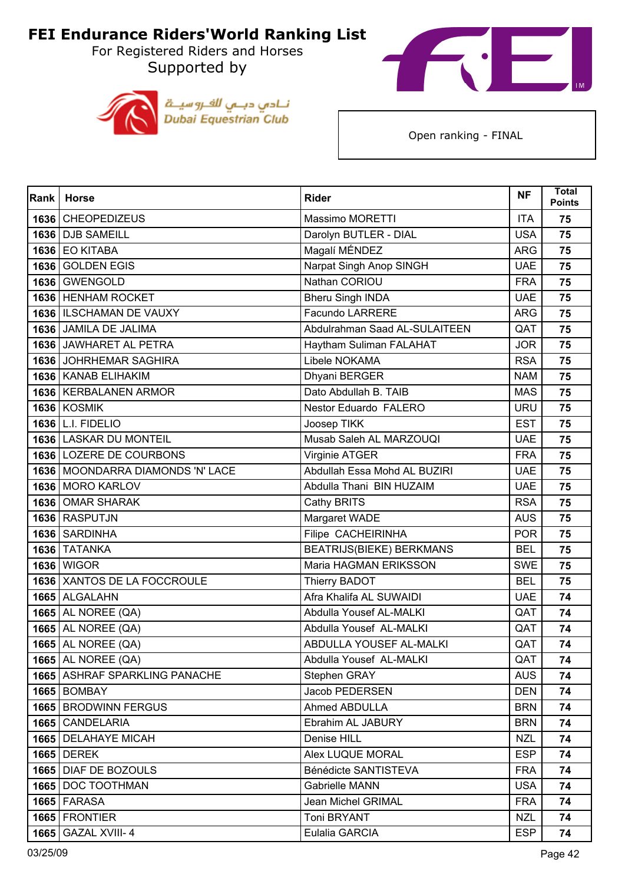# FEI Endurance Riders'World Ranking List

For Registered Riders and Horses

Supported by

نـادي دبـي للفـروسيـة
Dubai Equestrian Club

Open ranking - FINAL

| Rank | Horse | Rider | NF | Total Points |
|---|---|---|---|---|
| 1636 | CHEOPEDIZEUS | Massimo MORETTI | ITA | 75 |
| 1636 | DJB SAMEILL | Darolyn BUTLER - DIAL | USA | 75 |
| 1636 | EO KITABA | Magalí MÉNDEZ | ARG | 75 |
| 1636 | GOLDEN EGIS | Narpat Singh Anop SINGH | UAE | 75 |
| 1636 | GWENGOLD | Nathan CORIOU | FRA | 75 |
| 1636 | HENHAM ROCKET | Bheru Singh INDA | UAE | 75 |
| 1636 | ILSCHAMAN DE VAUXY | Facundo LARRERE | ARG | 75 |
| 1636 | JAMILA DE JALIMA | Abdulrahman Saad AL-SULAITEEN | QAT | 75 |
| 1636 | JAWHARET AL PETRA | Haytham Suliman FALAHAT | JOR | 75 |
| 1636 | JOHRHEMAR SAGHIRA | Libele NOKAMA | RSA | 75 |
| 1636 | KANAB ELIHAKIM | Dhyani BERGER | NAM | 75 |
| 1636 | KERBALANEN ARMOR | Dato Abdullah B. TAIB | MAS | 75 |
| 1636 | KOSMIK | Nestor Eduardo FALERO | URU | 75 |
| 1636 | L.I. FIDELIO | Joosep TIKK | EST | 75 |
| 1636 | LASKAR DU MONTEIL | Musab Saleh AL MARZOUQI | UAE | 75 |
| 1636 | LOZERE DE COURBONS | Virginie ATGER | FRA | 75 |
| 1636 | MOONDARRA DIAMONDS 'N' LACE | Abdullah Essa Mohd AL BUZIRI | UAE | 75 |
| 1636 | MORO KARLOV | Abdulla Thani BIN HUZAIM | UAE | 75 |
| 1636 | OMAR SHARAK | Cathy BRITS | RSA | 75 |
| 1636 | RASPUTJN | Margaret WADE | AUS | 75 |
| 1636 | SARDINHA | Filipe CACHEIRINHA | POR | 75 |
| 1636 | TATANKA | BEATRIJS(BIEKE) BERKMANS | BEL | 75 |
| 1636 | WIGOR | Maria HAGMAN ERIKSSON | SWE | 75 |
| 1636 | XANTOS DE LA FOCCROULE | Thierry BADOT | BEL | 75 |
| 1665 | ALGALAHN | Afra Khalifa AL SUWAIDI | UAE | 74 |
| 1665 | AL NOREE (QA) | Abdulla Yousef AL-MALKI | QAT | 74 |
| 1665 | AL NOREE (QA) | Abdulla Yousef AL-MALKI | QAT | 74 |
| 1665 | AL NOREE (QA) | ABDULLA YOUSEF AL-MALKI | QAT | 74 |
| 1665 | AL NOREE (QA) | Abdulla Yousef AL-MALKI | QAT | 74 |
| 1665 | ASHRAF SPARKLING PANACHE | Stephen GRAY | AUS | 74 |
| 1665 | BOMBAY | Jacob PEDERSEN | DEN | 74 |
| 1665 | BRODWINN FERGUS | Ahmed ABDULLA | BRN | 74 |
| 1665 | CANDELARIA | Ebrahim AL JABURY | BRN | 74 |
| 1665 | DELAHAYE MICAH | Denise HILL | NZL | 74 |
| 1665 | DEREK | Alex LUQUE MORAL | ESP | 74 |
| 1665 | DIAF DE BOZOULS | Bénédicte SANTISTEVA | FRA | 74 |
| 1665 | DOC TOOTHMAN | Gabrielle MANN | USA | 74 |
| 1665 | FARASA | Jean Michel GRIMAL | FRA | 74 |
| 1665 | FRONTIER | Toni BRYANT | NZL | 74 |
| 1665 | GAZAL XVIII- 4 | Eulalia GARCIA | ESP | 74 |

03/25/09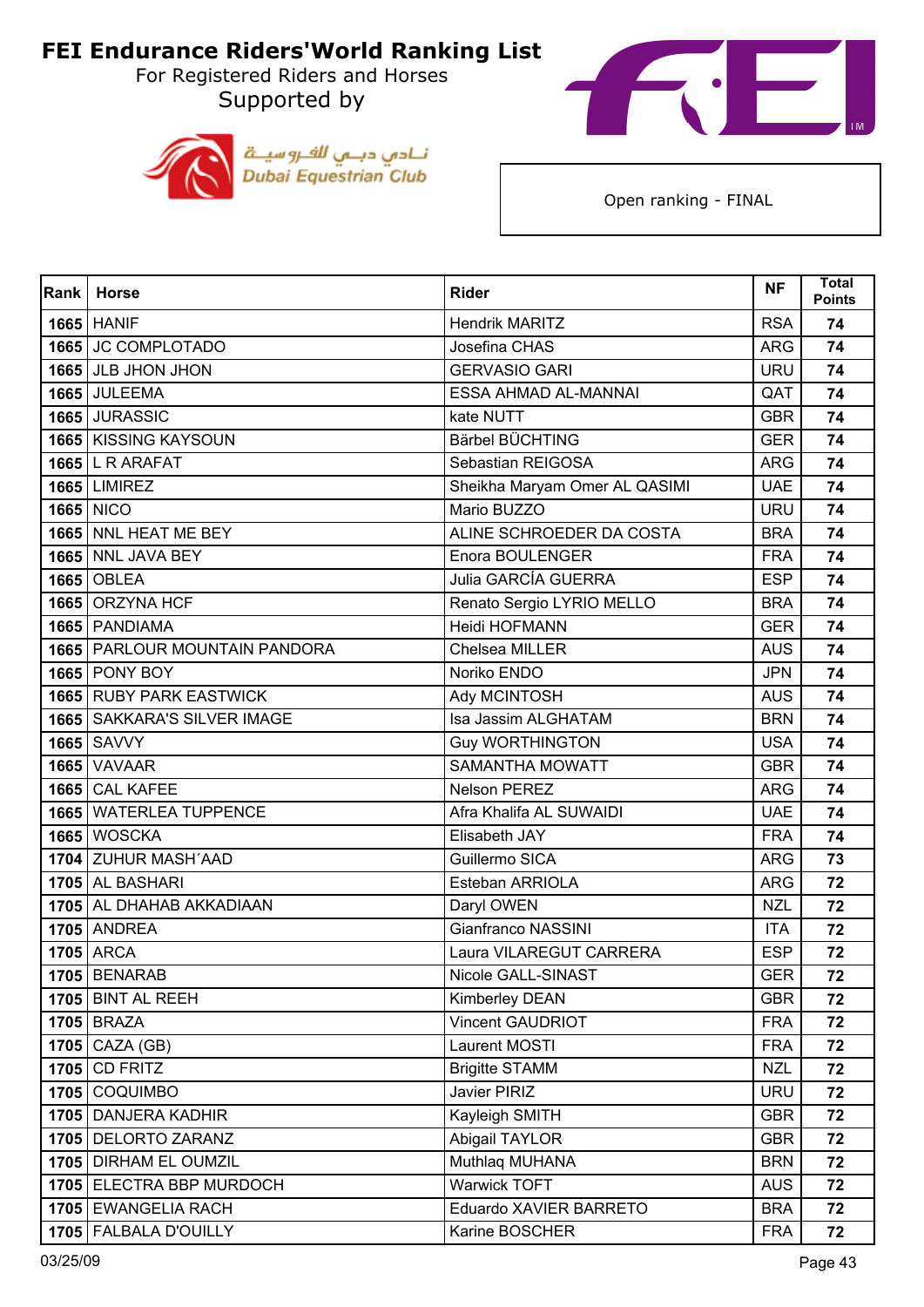# FEI Endurance Riders'World Ranking List

For Registered Riders and Horses

Supported by

Open ranking - FINAL

| Rank | Horse | Rider | NF | Total Points |
|---|---|---|---|---|
| 1665 | HANIF | Hendrik MARITZ | RSA | 74 |
| 1665 | JC COMPLOTADO | Josefina CHAS | ARG | 74 |
| 1665 | JLB JHON JHON | GERVASIO GARI | URU | 74 |
| 1665 | JULEEMA | ESSA AHMAD AL-MANNAI | QAT | 74 |
| 1665 | JURASSIC | kate NUTT | GBR | 74 |
| 1665 | KISSING KAYSOUN | Bärbel BÜCHTING | GER | 74 |
| 1665 | L R ARAFAT | Sebastian REIGOSA | ARG | 74 |
| 1665 | LIMIREZ | Sheikha Maryam Omer AL QASIMI | UAE | 74 |
| 1665 | NICO | Mario BUZZO | URU | 74 |
| 1665 | NNL HEAT ME BEY | ALINE SCHROEDER DA COSTA | BRA | 74 |
| 1665 | NNL JAVA BEY | Enora BOULENGER | FRA | 74 |
| 1665 | OBLEA | Julia GARCÍA GUERRA | ESP | 74 |
| 1665 | ORZYNA HCF | Renato Sergio LYRIO MELLO | BRA | 74 |
| 1665 | PANDIAMA | Heidi HOFMANN | GER | 74 |
| 1665 | PARLOUR MOUNTAIN PANDORA | Chelsea MILLER | AUS | 74 |
| 1665 | PONY BOY | Noriko ENDO | JPN | 74 |
| 1665 | RUBY PARK EASTWICK | Ady MCINTOSH | AUS | 74 |
| 1665 | SAKKARA'S SILVER IMAGE | Isa Jassim ALGHATAM | BRN | 74 |
| 1665 | SAVVY | Guy WORTHINGTON | USA | 74 |
| 1665 | VAVAAR | SAMANTHA MOWATT | GBR | 74 |
| 1665 | CAL KAFEE | Nelson PEREZ | ARG | 74 |
| 1665 | WATERLEA TUPPENCE | Afra Khalifa AL SUWAIDI | UAE | 74 |
| 1665 | WOSCKA | Elisabeth JAY | FRA | 74 |
| 1704 | ZUHUR MASH´AAD | Guillermo SICA | ARG | 73 |
| 1705 | AL BASHARI | Esteban ARRIOLA | ARG | 72 |
| 1705 | AL DHAHAB AKKADIAAN | Daryl OWEN | NZL | 72 |
| 1705 | ANDREA | Gianfranco NASSINI | ITA | 72 |
| 1705 | ARCA | Laura VILAREGUT CARRERA | ESP | 72 |
| 1705 | BENARAB | Nicole GALL-SINAST | GER | 72 |
| 1705 | BINT AL REEH | Kimberley DEAN | GBR | 72 |
| 1705 | BRAZA | Vincent GAUDRIOT | FRA | 72 |
| 1705 | CAZA (GB) | Laurent MOSTI | FRA | 72 |
| 1705 | CD FRITZ | Brigitte STAMM | NZL | 72 |
| 1705 | COQUIMBO | Javier PIRIZ | URU | 72 |
| 1705 | DANJERA KADHIR | Kayleigh SMITH | GBR | 72 |
| 1705 | DELORTO ZARANZ | Abigail TAYLOR | GBR | 72 |
| 1705 | DIRHAM EL OUMZIL | Muthlaq MUHANA | BRN | 72 |
| 1705 | ELECTRA BBP MURDOCH | Warwick TOFT | AUS | 72 |
| 1705 | EWANGELIA RACH | Eduardo XAVIER BARRETO | BRA | 72 |
| 1705 | FALBALA D'OUILLY | Karine BOSCHER | FRA | 72 |

03/25/09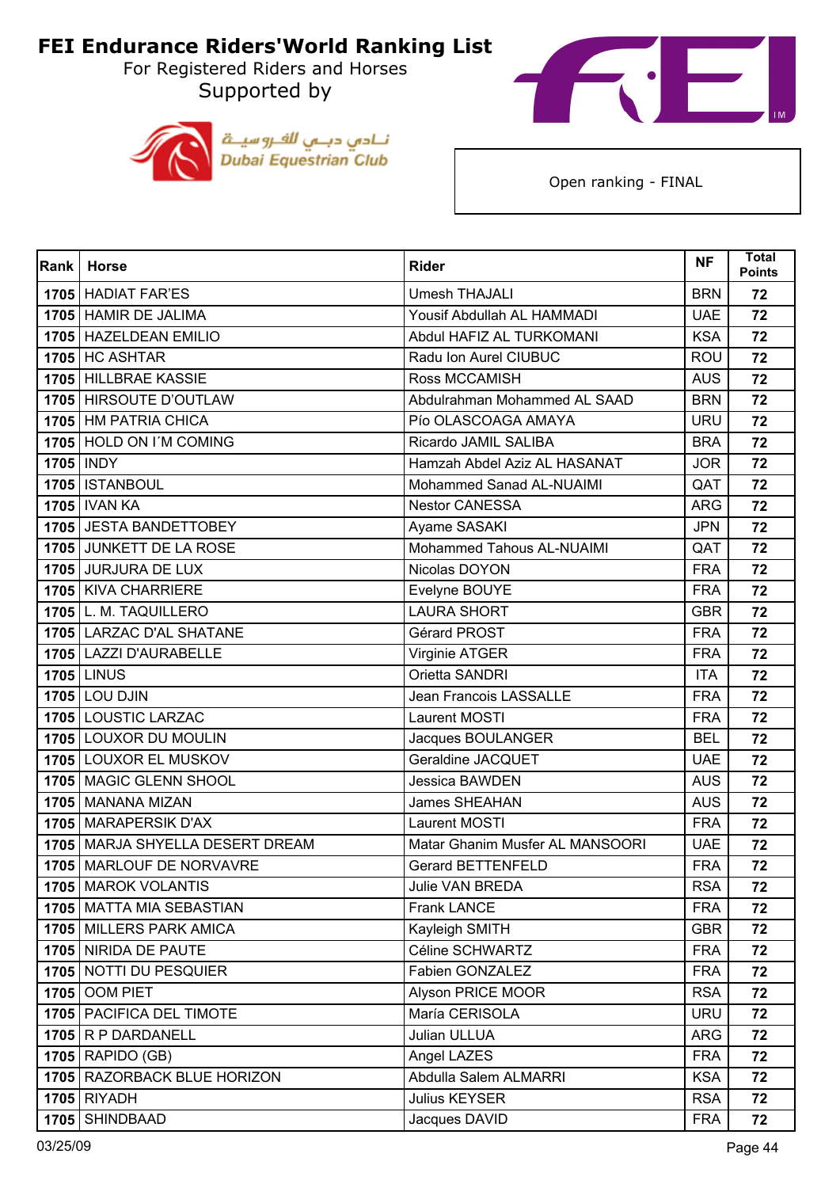# FEI Endurance Riders'World Ranking List

For Registered Riders and Horses

Supported by

Dubai Equestrian Club

Open ranking - FINAL

| Rank | Horse | Rider | NF | Total Points |
|---|---|---|---|---|
| 1705 | HADIAT FAR'ES | Umesh THAJALI | BRN | 72 |
| 1705 | HAMIR DE JALIMA | Yousif Abdullah AL HAMMADI | UAE | 72 |
| 1705 | HAZELDEAN EMILIO | Abdul HAFIZ AL TURKOMANI | KSA | 72 |
| 1705 | HC ASHTAR | Radu Ion Aurel CIUBUC | ROU | 72 |
| 1705 | HILLBRAE KASSIE | Ross MCCAMISH | AUS | 72 |
| 1705 | HIRSOUTE D'OUTLAW | Abdulrahman Mohammed AL SAAD | BRN | 72 |
| 1705 | HM PATRIA CHICA | Pío OLASCOAGA AMAYA | URU | 72 |
| 1705 | HOLD ON I´M COMING | Ricardo JAMIL SALIBA | BRA | 72 |
| 1705 | INDY | Hamzah Abdel Aziz AL HASANAT | JOR | 72 |
| 1705 | ISTANBOUL | Mohammed Sanad AL-NUAIMI | QAT | 72 |
| 1705 | IVAN KA | Nestor CANESSA | ARG | 72 |
| 1705 | JESTA BANDETTOBEY | Ayame SASAKI | JPN | 72 |
| 1705 | JUNKETT DE LA ROSE | Mohammed Tahous AL-NUAIMI | QAT | 72 |
| 1705 | JURJURA DE LUX | Nicolas DOYON | FRA | 72 |
| 1705 | KIVA CHARRIERE | Evelyne BOUYE | FRA | 72 |
| 1705 | L. M. TAQUILLERO | LAURA SHORT | GBR | 72 |
| 1705 | LARZAC D'AL SHATANE | Gérard PROST | FRA | 72 |
| 1705 | LAZZI D'AURABELLE | Virginie ATGER | FRA | 72 |
| 1705 | LINUS | Orietta SANDRI | ITA | 72 |
| 1705 | LOU DJIN | Jean Francois LASSALLE | FRA | 72 |
| 1705 | LOUSTIC LARZAC | Laurent MOSTI | FRA | 72 |
| 1705 | LOUXOR DU MOULIN | Jacques BOULANGER | BEL | 72 |
| 1705 | LOUXOR EL MUSKOV | Geraldine JACQUET | UAE | 72 |
| 1705 | MAGIC GLENN SHOOL | Jessica BAWDEN | AUS | 72 |
| 1705 | MANANA MIZAN | James SHEAHAN | AUS | 72 |
| 1705 | MARAPERSIK D'AX | Laurent MOSTI | FRA | 72 |
| 1705 | MARJA SHYELLA DESERT DREAM | Matar Ghanim Musfer AL MANSOORI | UAE | 72 |
| 1705 | MARLOUF DE NORVAVRE | Gerard BETTENFELD | FRA | 72 |
| 1705 | MAROK VOLANTIS | Julie VAN BREDA | RSA | 72 |
| 1705 | MATTA MIA SEBASTIAN | Frank LANCE | FRA | 72 |
| 1705 | MILLERS PARK AMICA | Kayleigh SMITH | GBR | 72 |
| 1705 | NIRIDA DE PAUTE | Céline SCHWARTZ | FRA | 72 |
| 1705 | NOTTI DU PESQUIER | Fabien GONZALEZ | FRA | 72 |
| 1705 | OOM PIET | Alyson PRICE MOOR | RSA | 72 |
| 1705 | PACIFICA DEL TIMOTE | María CERISOLA | URU | 72 |
| 1705 | R P DARDANELL | Julian ULLUA | ARG | 72 |
| 1705 | RAPIDO (GB) | Angel LAZES | FRA | 72 |
| 1705 | RAZORBACK BLUE HORIZON | Abdulla Salem ALMARRI | KSA | 72 |
| 1705 | RIYADH | Julius KEYSER | RSA | 72 |
| 1705 | SHINDBAAD | Jacques DAVID | FRA | 72 |

03/25/09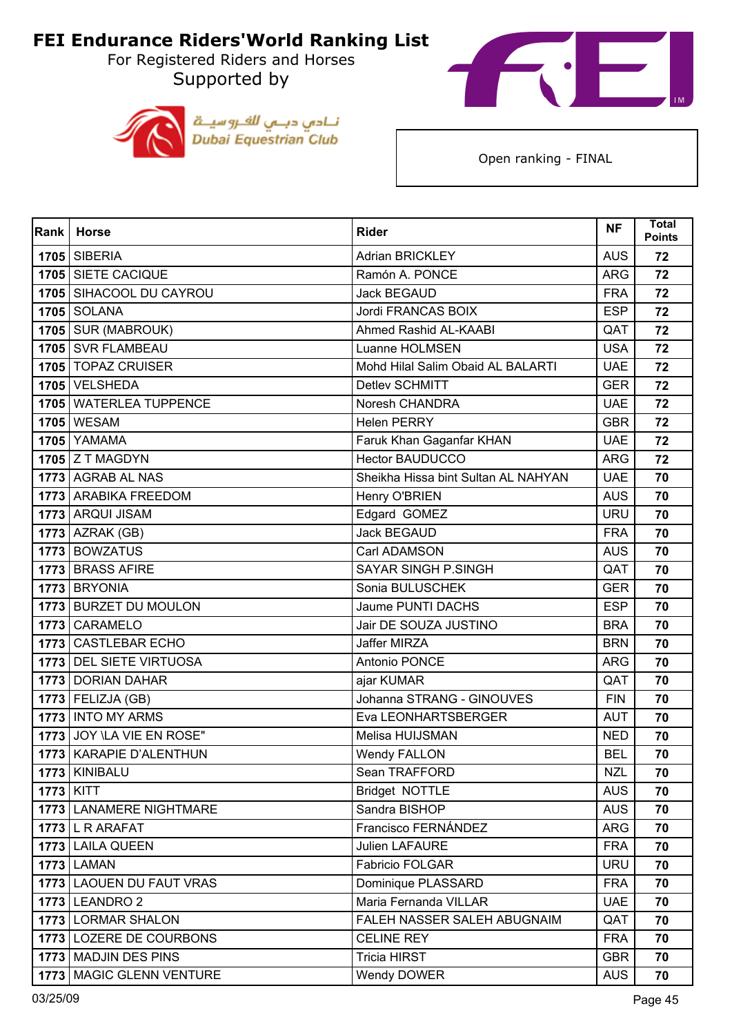# FEI Endurance Riders'World Ranking List

For Registered Riders and Horses

Supported by

Dubai Equestrian Club

Open ranking - FINAL

| Rank | Horse | Rider | NF | Total Points |
|---|---|---|---|---|
| 1705 | SIBERIA | Adrian BRICKLEY | AUS | 72 |
| 1705 | SIETE CACIQUE | Ramón A. PONCE | ARG | 72 |
| 1705 | SIHACOOL DU CAYROU | Jack BEGAUD | FRA | 72 |
| 1705 | SOLANA | Jordi FRANCAS BOIX | ESP | 72 |
| 1705 | SUR (MABROUK) | Ahmed Rashid AL-KAABI | QAT | 72 |
| 1705 | SVR FLAMBEAU | Luanne HOLMSEN | USA | 72 |
| 1705 | TOPAZ CRUISER | Mohd Hilal Salim Obaid AL BALARTI | UAE | 72 |
| 1705 | VELSHEDA | Detlev SCHMITT | GER | 72 |
| 1705 | WATERLEA TUPPENCE | Noresh CHANDRA | UAE | 72 |
| 1705 | WESAM | Helen PERRY | GBR | 72 |
| 1705 | YAMAMA | Faruk Khan Gaganfar KHAN | UAE | 72 |
| 1705 | Z T MAGDYN | Hector BAUDUCCO | ARG | 72 |
| 1773 | AGRAB AL NAS | Sheikha Hissa bint Sultan AL NAHYAN | UAE | 70 |
| 1773 | ARABIKA FREEDOM | Henry O'BRIEN | AUS | 70 |
| 1773 | ARQUI JISAM | Edgard GOMEZ | URU | 70 |
| 1773 | AZRAK (GB) | Jack BEGAUD | FRA | 70 |
| 1773 | BOWZATUS | Carl ADAMSON | AUS | 70 |
| 1773 | BRASS AFIRE | SAYAR SINGH P.SINGH | QAT | 70 |
| 1773 | BRYONIA | Sonia BULUSCHEK | GER | 70 |
| 1773 | BURZET DU MOULON | Jaume PUNTI DACHS | ESP | 70 |
| 1773 | CARAMELO | Jair DE SOUZA JUSTINO | BRA | 70 |
| 1773 | CASTLEBAR ECHO | Jaffer MIRZA | BRN | 70 |
| 1773 | DEL SIETE VIRTUOSA | Antonio PONCE | ARG | 70 |
| 1773 | DORIAN DAHAR | ajar KUMAR | QAT | 70 |
| 1773 | FELIZJA (GB) | Johanna STRANG - GINOUVES | FIN | 70 |
| 1773 | INTO MY ARMS | Eva LEONHARTSBERGER | AUT | 70 |
| 1773 | JOY \LA VIE EN ROSE" | Melisa HUIJSMAN | NED | 70 |
| 1773 | KARAPIE D'ALENTHUN | Wendy FALLON | BEL | 70 |
| 1773 | KINIBALU | Sean TRAFFORD | NZL | 70 |
| 1773 | KITT | Bridget NOTTLE | AUS | 70 |
| 1773 | LANAMERE NIGHTMARE | Sandra BISHOP | AUS | 70 |
| 1773 | L R ARAFAT | Francisco FERNÁNDEZ | ARG | 70 |
| 1773 | LAILA QUEEN | Julien LAFAURE | FRA | 70 |
| 1773 | LAMAN | Fabricio FOLGAR | URU | 70 |
| 1773 | LAOUEN DU FAUT VRAS | Dominique PLASSARD | FRA | 70 |
| 1773 | LEANDRO 2 | Maria Fernanda VILLAR | UAE | 70 |
| 1773 | LORMAR SHALON | FALEH NASSER SALEH ABUGNAIM | QAT | 70 |
| 1773 | LOZERE DE COURBONS | CELINE REY | FRA | 70 |
| 1773 | MADJIN DES PINS | Tricia HIRST | GBR | 70 |
| 1773 | MAGIC GLENN VENTURE | Wendy DOWER | AUS | 70 |

03/25/09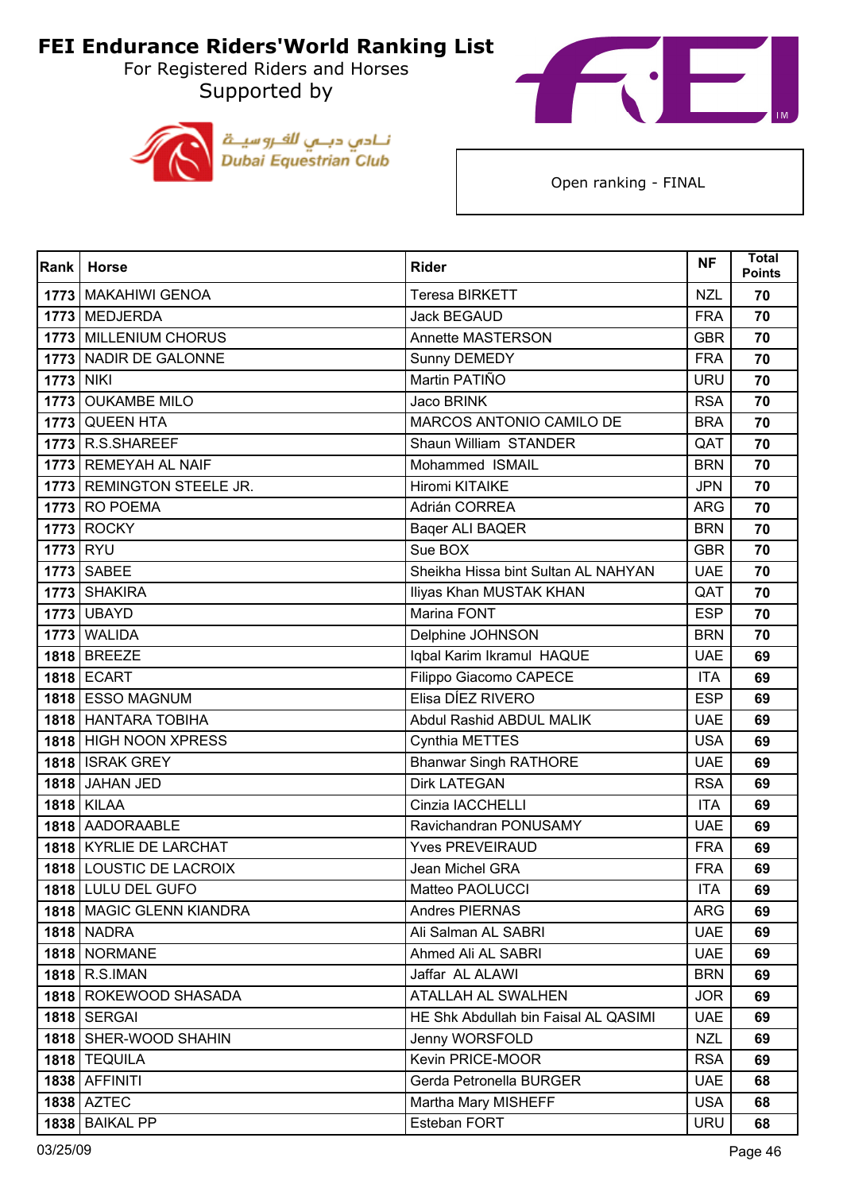# FEI Endurance Riders'World Ranking List

For Registered Riders and Horses

Supported by

نادي دبي للفروسية
Dubai Equestrian Club

Open ranking - FINAL

| Rank | Horse | Rider | NF | Total Points |
|---|---|---|---|---|
| 1773 | MAKAHIWI GENOA | Teresa BIRKETT | NZL | 70 |
| 1773 | MEDJERDA | Jack BEGAUD | FRA | 70 |
| 1773 | MILLENIUM CHORUS | Annette MASTERSON | GBR | 70 |
| 1773 | NADIR DE GALONNE | Sunny DEMEDY | FRA | 70 |
| 1773 | NIKI | Martin PATIÑO | URU | 70 |
| 1773 | OUKAMBE MILO | Jaco BRINK | RSA | 70 |
| 1773 | QUEEN HTA | MARCOS ANTONIO CAMILO DE | BRA | 70 |
| 1773 | R.S.SHAREEF | Shaun William STANDER | QAT | 70 |
| 1773 | REMEYAH AL NAIF | Mohammed ISMAIL | BRN | 70 |
| 1773 | REMINGTON STEELE JR. | Hiromi KITAIKE | JPN | 70 |
| 1773 | RO POEMA | Adrián CORREA | ARG | 70 |
| 1773 | ROCKY | Baqer ALI BAQER | BRN | 70 |
| 1773 | RYU | Sue BOX | GBR | 70 |
| 1773 | SABEE | Sheikha Hissa bint Sultan AL NAHYAN | UAE | 70 |
| 1773 | SHAKIRA | Iliyas Khan MUSTAK KHAN | QAT | 70 |
| 1773 | UBAYD | Marina FONT | ESP | 70 |
| 1773 | WALIDA | Delphine JOHNSON | BRN | 70 |
| 1818 | BREEZE | Iqbal Karim Ikramul HAQUE | UAE | 69 |
| 1818 | ECART | Filippo Giacomo CAPECE | ITA | 69 |
| 1818 | ESSO MAGNUM | Elisa DÍEZ RIVERO | ESP | 69 |
| 1818 | HANTARA TOBIHA | Abdul Rashid ABDUL MALIK | UAE | 69 |
| 1818 | HIGH NOON XPRESS | Cynthia METTES | USA | 69 |
| 1818 | ISRAK GREY | Bhanwar Singh RATHORE | UAE | 69 |
| 1818 | JAHAN JED | Dirk LATEGAN | RSA | 69 |
| 1818 | KILAA | Cinzia IACCHELLI | ITA | 69 |
| 1818 | AADORAABLE | Ravichandran PONUSAMY | UAE | 69 |
| 1818 | KYRLIE DE LARCHAT | Yves PREVEIRAUD | FRA | 69 |
| 1818 | LOUSTIC DE LACROIX | Jean Michel GRA | FRA | 69 |
| 1818 | LULU DEL GUFO | Matteo PAOLUCCI | ITA | 69 |
| 1818 | MAGIC GLENN KIANDRA | Andres PIERNAS | ARG | 69 |
| 1818 | NADRA | Ali Salman AL SABRI | UAE | 69 |
| 1818 | NORMANE | Ahmed Ali AL SABRI | UAE | 69 |
| 1818 | R.S.IMAN | Jaffar AL ALAWI | BRN | 69 |
| 1818 | ROKEWOOD SHASADA | ATALLAH AL SWALHEN | JOR | 69 |
| 1818 | SERGAI | HE Shk Abdullah bin Faisal AL QASIMI | UAE | 69 |
| 1818 | SHER-WOOD SHAHIN | Jenny WORSFOLD | NZL | 69 |
| 1818 | TEQUILA | Kevin PRICE-MOOR | RSA | 69 |
| 1838 | AFFINITI | Gerda Petronella BURGER | UAE | 68 |
| 1838 | AZTEC | Martha Mary MISHEFF | USA | 68 |
| 1838 | BAIKAL PP | Esteban FORT | URU | 68 |

03/25/09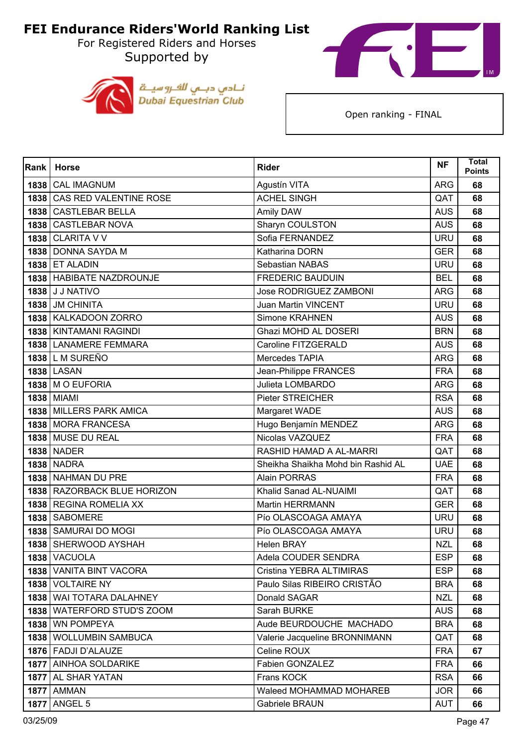# FEI Endurance Riders'World Ranking List

For Registered Riders and Horses

Supported by

نـادي دبـي للفـروسيــة
Dubai Equestrian Club

Open ranking - FINAL

| Rank | Horse | Rider | NF | Total Points |
|---|---|---|---|---|
| 1838 | CAL IMAGNUM | Agustín VITA | ARG | 68 |
| 1838 | CAS RED VALENTINE ROSE | ACHEL SINGH | QAT | 68 |
| 1838 | CASTLEBAR BELLA | Amily DAW | AUS | 68 |
| 1838 | CASTLEBAR NOVA | Sharyn COULSTON | AUS | 68 |
| 1838 | CLARITA V V | Sofia FERNANDEZ | URU | 68 |
| 1838 | DONNA SAYDA M | Katharina DORN | GER | 68 |
| 1838 | ET ALADIN | Sebastian NABAS | URU | 68 |
| 1838 | HABIBATE NAZDROUNJE | FREDERIC BAUDUIN | BEL | 68 |
| 1838 | J J NATIVO | Jose RODRIGUEZ ZAMBONI | ARG | 68 |
| 1838 | JM CHINITA | Juan Martin VINCENT | URU | 68 |
| 1838 | KALKADOON ZORRO | Simone KRAHNEN | AUS | 68 |
| 1838 | KINTAMANI RAGINDI | Ghazi MOHD AL DOSERI | BRN | 68 |
| 1838 | LANAMERE FEMMARA | Caroline FITZGERALD | AUS | 68 |
| 1838 | L M SUREÑO | Mercedes TAPIA | ARG | 68 |
| 1838 | LASAN | Jean-Philippe FRANCES | FRA | 68 |
| 1838 | M O EUFORIA | Julieta LOMBARDO | ARG | 68 |
| 1838 | MIAMI | Pieter STREICHER | RSA | 68 |
| 1838 | MILLERS PARK AMICA | Margaret WADE | AUS | 68 |
| 1838 | MORA FRANCESA | Hugo Benjamín MENDEZ | ARG | 68 |
| 1838 | MUSE DU REAL | Nicolas VAZQUEZ | FRA | 68 |
| 1838 | NADER | RASHID HAMAD A AL-MARRI | QAT | 68 |
| 1838 | NADRA | Sheikha Shaikha Mohd bin Rashid AL | UAE | 68 |
| 1838 | NAHMAN DU PRE | Alain PORRAS | FRA | 68 |
| 1838 | RAZORBACK BLUE HORIZON | Khalid Sanad AL-NUAIMI | QAT | 68 |
| 1838 | REGINA ROMELIA XX | Martin HERRMANN | GER | 68 |
| 1838 | SABOMERE | Pío OLASCOAGA AMAYA | URU | 68 |
| 1838 | SAMURAI DO MOGI | Pío OLASCOAGA AMAYA | URU | 68 |
| 1838 | SHERWOOD AYSHAH | Helen BRAY | NZL | 68 |
| 1838 | VACUOLA | Adela COUDER SENDRA | ESP | 68 |
| 1838 | VANITA BINT VACORA | Cristina YEBRA ALTIMIRAS | ESP | 68 |
| 1838 | VOLTAIRE NY | Paulo Silas RIBEIRO CRISTÃO | BRA | 68 |
| 1838 | WAI TOTARA DALAHNEY | Donald SAGAR | NZL | 68 |
| 1838 | WATERFORD STUD'S ZOOM | Sarah BURKE | AUS | 68 |
| 1838 | WN POMPEYA | Aude BEURDOUCHE MACHADO | BRA | 68 |
| 1838 | WOLLUMBIN SAMBUCA | Valerie Jacqueline BRONNIMANN | QAT | 68 |
| 1876 | FADJI D'ALAUZE | Celine ROUX | FRA | 67 |
| 1877 | AINHOA SOLDARIKE | Fabien GONZALEZ | FRA | 66 |
| 1877 | AL SHAR YATAN | Frans KOCK | RSA | 66 |
| 1877 | AMMAN | Waleed MOHAMMAD MOHAREB | JOR | 66 |
| 1877 | ANGEL 5 | Gabriele BRAUN | AUT | 66 |

03/25/09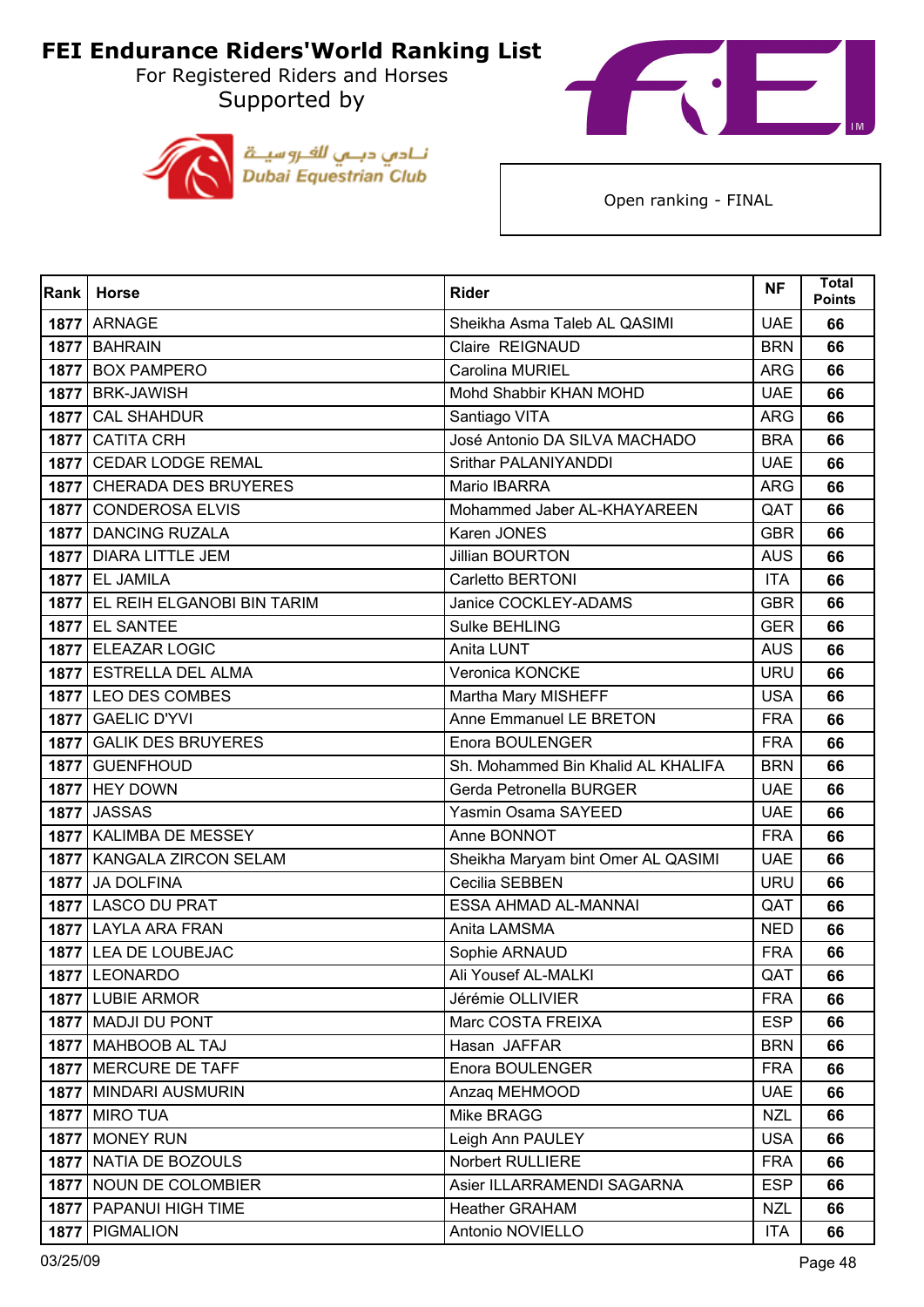# FEI Endurance Riders'World Ranking List

For Registered Riders and Horses

Supported by

نـادي دبـي للفـروسيـة
Dubai Equestrian Club

Open ranking - FINAL

| Rank | Horse | Rider | NF | Total Points |
|---|---|---|---|---|
| 1877 | ARNAGE | Sheikha Asma Taleb AL QASIMI | UAE | 66 |
| 1877 | BAHRAIN | Claire REIGNAUD | BRN | 66 |
| 1877 | BOX PAMPERO | Carolina MURIEL | ARG | 66 |
| 1877 | BRK-JAWISH | Mohd Shabbir KHAN MOHD | UAE | 66 |
| 1877 | CAL SHAHDUR | Santiago VITA | ARG | 66 |
| 1877 | CATITA CRH | José Antonio DA SILVA MACHADO | BRA | 66 |
| 1877 | CEDAR LODGE REMAL | Srithar PALANIYANDDI | UAE | 66 |
| 1877 | CHERADA DES BRUYERES | Mario IBARRA | ARG | 66 |
| 1877 | CONDEROSA ELVIS | Mohammed Jaber AL-KHAYAREEN | QAT | 66 |
| 1877 | DANCING RUZALA | Karen JONES | GBR | 66 |
| 1877 | DIARA LITTLE JEM | Jillian BOURTON | AUS | 66 |
| 1877 | EL JAMILA | Carletto BERTONI | ITA | 66 |
| 1877 | EL REIH ELGANOBI BIN TARIM | Janice COCKLEY-ADAMS | GBR | 66 |
| 1877 | EL SANTEE | Sulke BEHLING | GER | 66 |
| 1877 | ELEAZAR LOGIC | Anita LUNT | AUS | 66 |
| 1877 | ESTRELLA DEL ALMA | Veronica KONCKE | URU | 66 |
| 1877 | LEO DES COMBES | Martha Mary MISHEFF | USA | 66 |
| 1877 | GAELIC D'YVI | Anne Emmanuel LE BRETON | FRA | 66 |
| 1877 | GALIK DES BRUYERES | Enora BOULENGER | FRA | 66 |
| 1877 | GUENFHOUD | Sh. Mohammed Bin Khalid AL KHALIFA | BRN | 66 |
| 1877 | HEY DOWN | Gerda Petronella BURGER | UAE | 66 |
| 1877 | JASSAS | Yasmin Osama SAYEED | UAE | 66 |
| 1877 | KALIMBA DE MESSEY | Anne BONNOT | FRA | 66 |
| 1877 | KANGALA ZIRCON SELAM | Sheikha Maryam bint Omer AL QASIMI | UAE | 66 |
| 1877 | JA DOLFINA | Cecilia SEBBEN | URU | 66 |
| 1877 | LASCO DU PRAT | ESSA AHMAD AL-MANNAI | QAT | 66 |
| 1877 | LAYLA ARA FRAN | Anita LAMSMA | NED | 66 |
| 1877 | LEA DE LOUBEJAC | Sophie ARNAUD | FRA | 66 |
| 1877 | LEONARDO | Ali Yousef AL-MALKI | QAT | 66 |
| 1877 | LUBIE ARMOR | Jérémie OLLIVIER | FRA | 66 |
| 1877 | MADJI DU PONT | Marc COSTA FREIXA | ESP | 66 |
| 1877 | MAHBOOB AL TAJ | Hasan JAFFAR | BRN | 66 |
| 1877 | MERCURE DE TAFF | Enora BOULENGER | FRA | 66 |
| 1877 | MINDARI AUSMURIN | Anzaq MEHMOOD | UAE | 66 |
| 1877 | MIRO TUA | Mike BRAGG | NZL | 66 |
| 1877 | MONEY RUN | Leigh Ann PAULEY | USA | 66 |
| 1877 | NATIA DE BOZOULS | Norbert RULLIERE | FRA | 66 |
| 1877 | NOUN DE COLOMBIER | Asier ILLARRAMENDI SAGARNA | ESP | 66 |
| 1877 | PAPANUI HIGH TIME | Heather GRAHAM | NZL | 66 |
| 1877 | PIGMALION | Antonio NOVIELLO | ITA | 66 |

03/25/09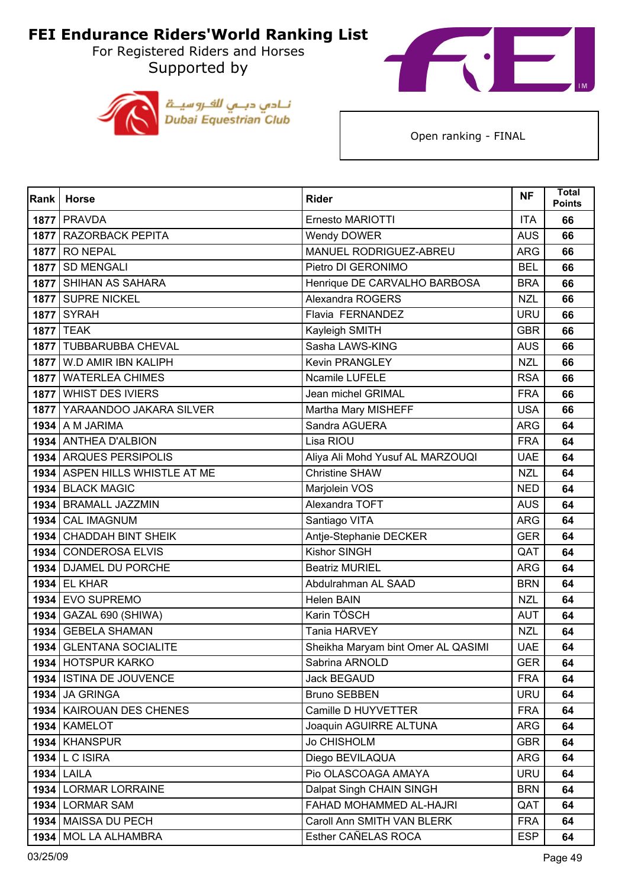# FEI Endurance Riders'World Ranking List

For Registered Riders and Horses

Supported by

نـادي دبـي للفـروسيــة
Dubai Equestrian Club

Open ranking - FINAL

| Rank | Horse | Rider | NF | Total Points |
|---|---|---|---|---|
| 1877 | PRAVDA | Ernesto MARIOTTI | ITA | 66 |
| 1877 | RAZORBACK PEPITA | Wendy DOWER | AUS | 66 |
| 1877 | RO NEPAL | MANUEL RODRIGUEZ-ABREU | ARG | 66 |
| 1877 | SD MENGALI | Pietro DI GERONIMO | BEL | 66 |
| 1877 | SHIHAN AS SAHARA | Henrique DE CARVALHO BARBOSA | BRA | 66 |
| 1877 | SUPRE NICKEL | Alexandra ROGERS | NZL | 66 |
| 1877 | SYRAH | Flavia FERNANDEZ | URU | 66 |
| 1877 | TEAK | Kayleigh SMITH | GBR | 66 |
| 1877 | TUBBARUBBA CHEVAL | Sasha LAWS-KING | AUS | 66 |
| 1877 | W.D AMIR IBN KALIPH | Kevin PRANGLEY | NZL | 66 |
| 1877 | WATERLEA CHIMES | Ncamile LUFELE | RSA | 66 |
| 1877 | WHIST DES IVIERS | Jean michel GRIMAL | FRA | 66 |
| 1877 | YARAANDOO JAKARA SILVER | Martha Mary MISHEFF | USA | 66 |
| 1934 | A M JARIMA | Sandra AGUERA | ARG | 64 |
| 1934 | ANTHEA D'ALBION | Lisa RIOU | FRA | 64 |
| 1934 | ARQUES PERSIPOLIS | Aliya Ali Mohd Yusuf AL MARZOUQI | UAE | 64 |
| 1934 | ASPEN HILLS WHISTLE AT ME | Christine SHAW | NZL | 64 |
| 1934 | BLACK MAGIC | Marjolein VOS | NED | 64 |
| 1934 | BRAMALL JAZZMIN | Alexandra TOFT | AUS | 64 |
| 1934 | CAL IMAGNUM | Santiago VITA | ARG | 64 |
| 1934 | CHADDAH BINT SHEIK | Antje-Stephanie DECKER | GER | 64 |
| 1934 | CONDEROSA ELVIS | Kishor SINGH | QAT | 64 |
| 1934 | DJAMEL DU PORCHE | Beatriz MURIEL | ARG | 64 |
| 1934 | EL KHAR | Abdulrahman AL SAAD | BRN | 64 |
| 1934 | EVO SUPREMO | Helen BAIN | NZL | 64 |
| 1934 | GAZAL 690 (SHIWA) | Karin TÖSCH | AUT | 64 |
| 1934 | GEBELA SHAMAN | Tania HARVEY | NZL | 64 |
| 1934 | GLENTANA SOCIALITE | Sheikha Maryam bint Omer AL QASIMI | UAE | 64 |
| 1934 | HOTSPUR KARKO | Sabrina ARNOLD | GER | 64 |
| 1934 | ISTINA DE JOUVENCE | Jack BEGAUD | FRA | 64 |
| 1934 | JA GRINGA | Bruno SEBBEN | URU | 64 |
| 1934 | KAIROUAN DES CHENES | Camille D HUYVETTER | FRA | 64 |
| 1934 | KAMELOT | Joaquin AGUIRRE ALTUNA | ARG | 64 |
| 1934 | KHANSPUR | Jo CHISHOLM | GBR | 64 |
| 1934 | L C ISIRA | Diego BEVILAQUA | ARG | 64 |
| 1934 | LAILA | Pio OLASCOAGA AMAYA | URU | 64 |
| 1934 | LORMAR LORRAINE | Dalpat Singh CHAIN SINGH | BRN | 64 |
| 1934 | LORMAR SAM | FAHAD MOHAMMED AL-HAJRI | QAT | 64 |
| 1934 | MAISSA DU PECH | Caroll Ann SMITH VAN BLERK | FRA | 64 |
| 1934 | MOL LA ALHAMBRA | Esther CAÑELAS ROCA | ESP | 64 |

03/25/09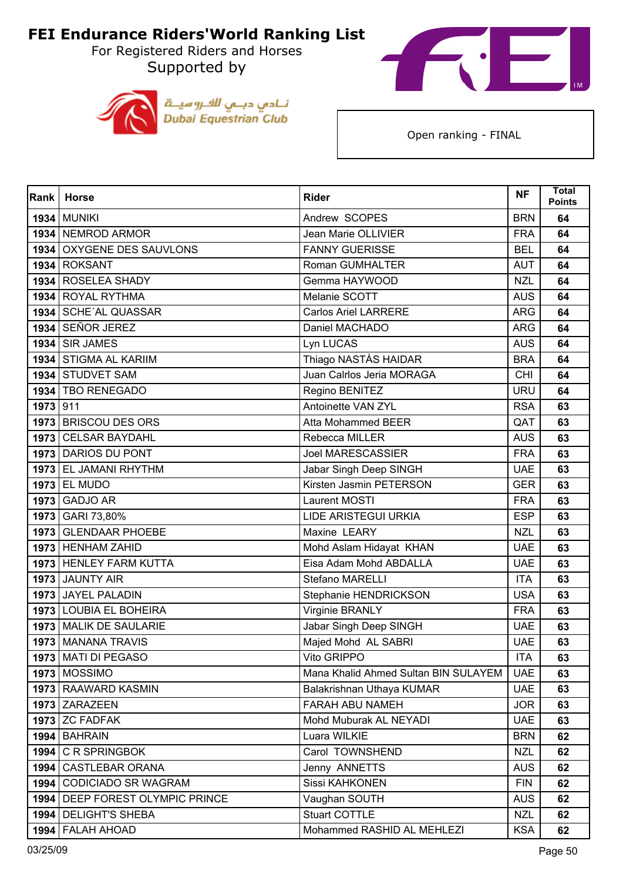# FEI Endurance Riders'World Ranking List

For Registered Riders and Horses

Supported by

نادي دبي للفروسية
Dubai Equestrian Club

Open ranking - FINAL

| Rank | Horse | Rider | NF | Total Points |
|---|---|---|---|---|
| 1934 | MUNIKI | Andrew SCOPES | BRN | 64 |
| 1934 | NEMROD ARMOR | Jean Marie OLLIVIER | FRA | 64 |
| 1934 | OXYGENE DES SAUVLONS | FANNY GUERISSE | BEL | 64 |
| 1934 | ROKSANT | Roman GUMHALTER | AUT | 64 |
| 1934 | ROSELEA SHADY | Gemma HAYWOOD | NZL | 64 |
| 1934 | ROYAL RYTHMA | Melanie SCOTT | AUS | 64 |
| 1934 | SCHE´AL QUASSAR | Carlos Ariel LARRERE | ARG | 64 |
| 1934 | SEÑOR JEREZ | Daniel MACHADO | ARG | 64 |
| 1934 | SIR JAMES | Lyn LUCAS | AUS | 64 |
| 1934 | STIGMA AL KARIIM | Thiago NASTÁS HAIDAR | BRA | 64 |
| 1934 | STUDVET SAM | Juan Calrlos Jeria MORAGA | CHI | 64 |
| 1934 | TBO RENEGADO | Regino BENITEZ | URU | 64 |
| 1973 | 911 | Antoinette VAN ZYL | RSA | 63 |
| 1973 | BRISCOU DES ORS | Atta Mohammed BEER | QAT | 63 |
| 1973 | CELSAR BAYDAHL | Rebecca MILLER | AUS | 63 |
| 1973 | DARIOS DU PONT | Joel MARESCASSIER | FRA | 63 |
| 1973 | EL JAMANI RHYTHM | Jabar Singh Deep SINGH | UAE | 63 |
| 1973 | EL MUDO | Kirsten Jasmin PETERSON | GER | 63 |
| 1973 | GADJO AR | Laurent MOSTI | FRA | 63 |
| 1973 | GARI 73,80% | LIDE ARISTEGUI URKIA | ESP | 63 |
| 1973 | GLENDAAR PHOEBE | Maxine LEARY | NZL | 63 |
| 1973 | HENHAM ZAHID | Mohd Aslam Hidayat KHAN | UAE | 63 |
| 1973 | HENLEY FARM KUTTA | Eisa Adam Mohd ABDALLA | UAE | 63 |
| 1973 | JAUNTY AIR | Stefano MARELLI | ITA | 63 |
| 1973 | JAYEL PALADIN | Stephanie HENDRICKSON | USA | 63 |
| 1973 | LOUBIA EL BOHEIRA | Virginie BRANLY | FRA | 63 |
| 1973 | MALIK DE SAULARIE | Jabar Singh Deep SINGH | UAE | 63 |
| 1973 | MANANA TRAVIS | Majed Mohd AL SABRI | UAE | 63 |
| 1973 | MATI DI PEGASO | Vito GRIPPO | ITA | 63 |
| 1973 | MOSSIMO | Mana Khalid Ahmed Sultan BIN SULAYEM | UAE | 63 |
| 1973 | RAAWARD KASMIN | Balakrishnan Uthaya KUMAR | UAE | 63 |
| 1973 | ZARAZEEN | FARAH ABU NAMEH | JOR | 63 |
| 1973 | ZC FADFAK | Mohd Muburak AL NEYADI | UAE | 63 |
| 1994 | BAHRAIN | Luara WILKIE | BRN | 62 |
| 1994 | C R SPRINGBOK | Carol TOWNSHEND | NZL | 62 |
| 1994 | CASTLEBAR ORANA | Jenny ANNETTS | AUS | 62 |
| 1994 | CODICIADO SR WAGRAM | Sissi KAHKONEN | FIN | 62 |
| 1994 | DEEP FOREST OLYMPIC PRINCE | Vaughan SOUTH | AUS | 62 |
| 1994 | DELIGHT'S SHEBA | Stuart COTTLE | NZL | 62 |
| 1994 | FALAH AHOAD | Mohammed RASHID AL MEHLEZI | KSA | 62 |

03/25/09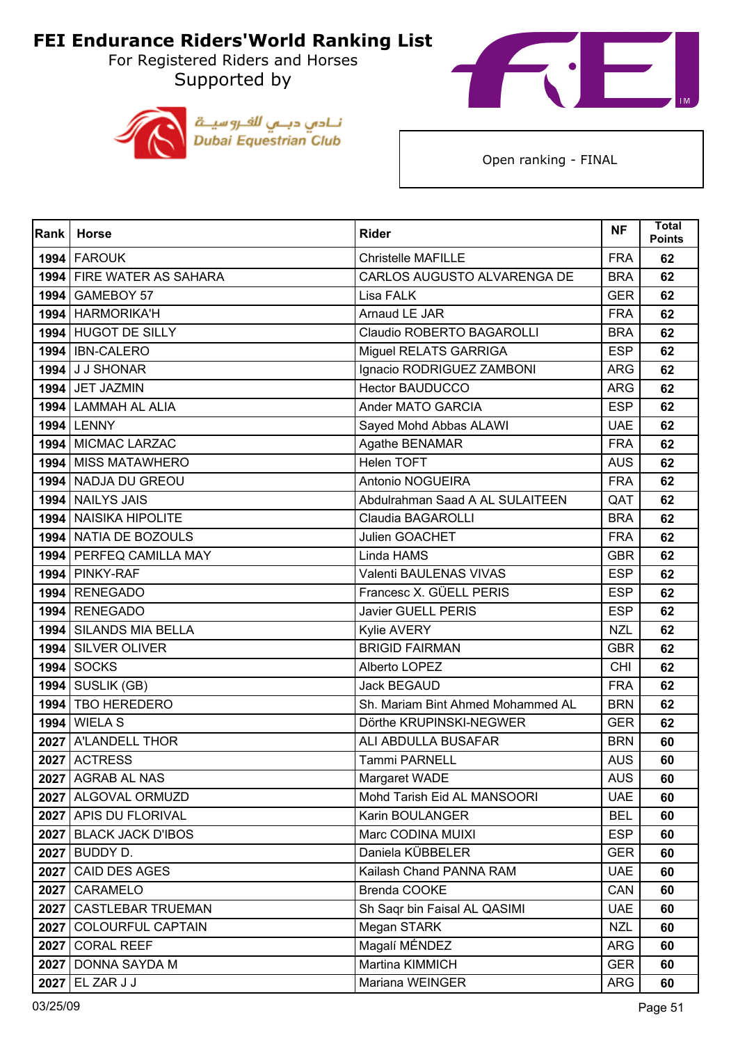# FEI Endurance Riders'World Ranking List

For Registered Riders and Horses

Supported by

Dubai Equestrian Club

Open ranking - FINAL

| Rank | Horse | Rider | NF | Total Points |
|---|---|---|---|---|
| 1994 | FAROUK | Christelle MAFILLE | FRA | 62 |
| 1994 | FIRE WATER AS SAHARA | CARLOS AUGUSTO ALVARENGA DE | BRA | 62 |
| 1994 | GAMEBOY 57 | Lisa FALK | GER | 62 |
| 1994 | HARMORIKA'H | Arnaud LE JAR | FRA | 62 |
| 1994 | HUGOT DE SILLY | Claudio ROBERTO BAGAROLLI | BRA | 62 |
| 1994 | IBN-CALERO | Miguel RELATS GARRIGA | ESP | 62 |
| 1994 | J J SHONAR | Ignacio RODRIGUEZ ZAMBONI | ARG | 62 |
| 1994 | JET JAZMIN | Hector BAUDUCCO | ARG | 62 |
| 1994 | LAMMAH AL ALIA | Ander MATO GARCIA | ESP | 62 |
| 1994 | LENNY | Sayed Mohd Abbas ALAWI | UAE | 62 |
| 1994 | MICMAC LARZAC | Agathe BENAMAR | FRA | 62 |
| 1994 | MISS MATAWHERO | Helen TOFT | AUS | 62 |
| 1994 | NADJA DU GREOU | Antonio NOGUEIRA | FRA | 62 |
| 1994 | NAILYS JAIS | Abdulrahman Saad A AL SULAITEEN | QAT | 62 |
| 1994 | NAISIKA HIPOLITE | Claudia BAGAROLLI | BRA | 62 |
| 1994 | NATIA DE BOZOULS | Julien GOACHET | FRA | 62 |
| 1994 | PERFEQ CAMILLA MAY | Linda HAMS | GBR | 62 |
| 1994 | PINKY-RAF | Valenti BAULENAS VIVAS | ESP | 62 |
| 1994 | RENEGADO | Francesc X. GÜELL PERIS | ESP | 62 |
| 1994 | RENEGADO | Javier GUELL PERIS | ESP | 62 |
| 1994 | SILANDS MIA BELLA | Kylie AVERY | NZL | 62 |
| 1994 | SILVER OLIVER | BRIGID FAIRMAN | GBR | 62 |
| 1994 | SOCKS | Alberto LOPEZ | CHI | 62 |
| 1994 | SUSLIK (GB) | Jack BEGAUD | FRA | 62 |
| 1994 | TBO HEREDERO | Sh. Mariam Bint Ahmed Mohammed AL | BRN | 62 |
| 1994 | WIELA S | Dörthe KRUPINSKI-NEGWER | GER | 62 |
| 2027 | A'LANDELL THOR | ALI ABDULLA BUSAFAR | BRN | 60 |
| 2027 | ACTRESS | Tammi PARNELL | AUS | 60 |
| 2027 | AGRAB AL NAS | Margaret WADE | AUS | 60 |
| 2027 | ALGOVAL ORMUZD | Mohd Tarish Eid AL MANSOORI | UAE | 60 |
| 2027 | APIS DU FLORIVAL | Karin BOULANGER | BEL | 60 |
| 2027 | BLACK JACK D'IBOS | Marc CODINA MUIXI | ESP | 60 |
| 2027 | BUDDY D. | Daniela KÜBBELER | GER | 60 |
| 2027 | CAID DES AGES | Kailash Chand PANNA RAM | UAE | 60 |
| 2027 | CARAMELO | Brenda COOKE | CAN | 60 |
| 2027 | CASTLEBAR TRUEMAN | Sh Saqr bin Faisal AL QASIMI | UAE | 60 |
| 2027 | COLOURFUL CAPTAIN | Megan STARK | NZL | 60 |
| 2027 | CORAL REEF | Magalí MÉNDEZ | ARG | 60 |
| 2027 | DONNA SAYDA M | Martina KIMMICH | GER | 60 |
| 2027 | EL ZAR J J | Mariana WEINGER | ARG | 60 |

03/25/09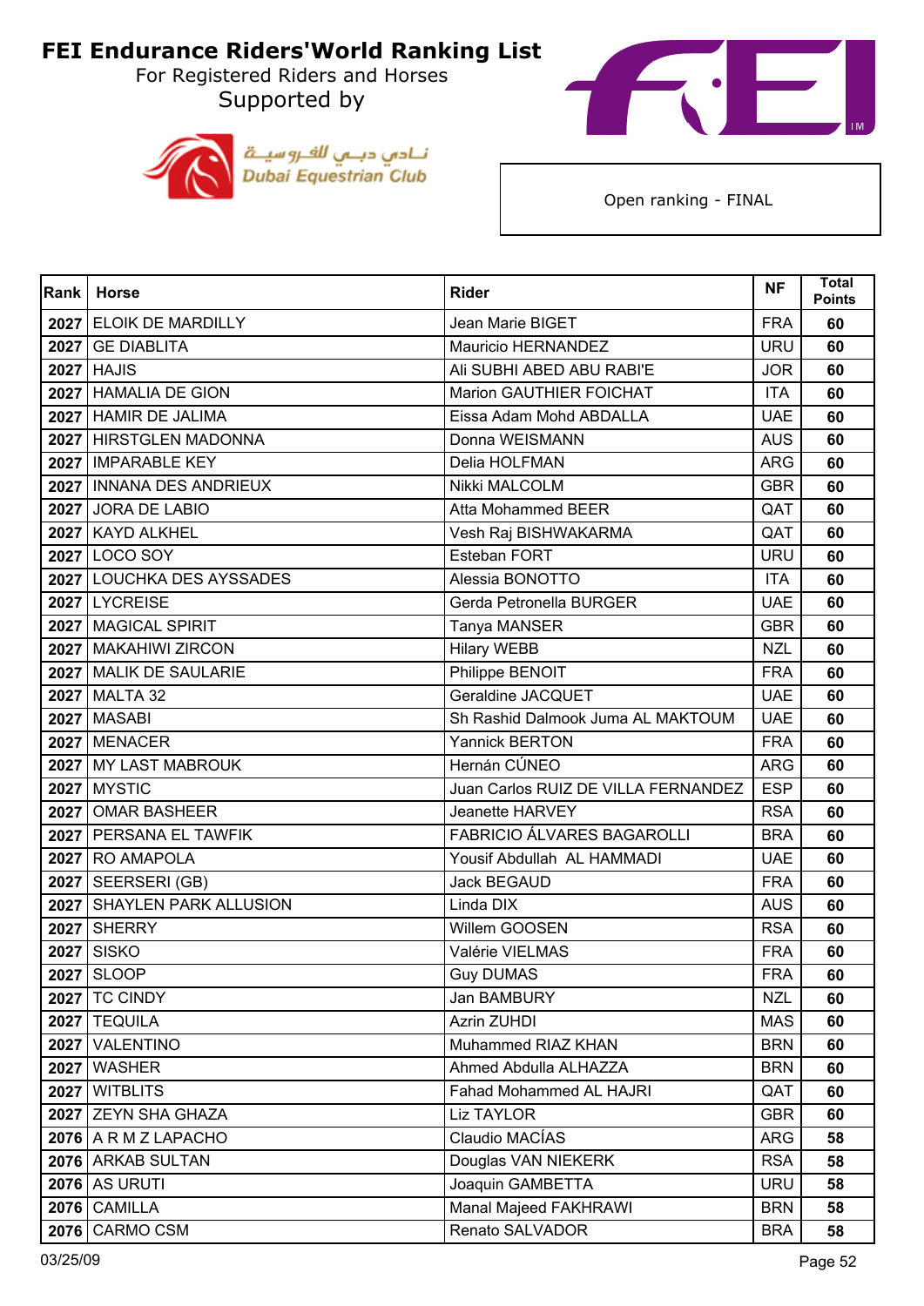# FEI Endurance Riders'World Ranking List

For Registered Riders and Horses

Supported by

نـادي دبـي للفـروسيـة
Dubai Equestrian Club

Open ranking - FINAL

| Rank | Horse | Rider | NF | Total Points |
|---|---|---|---|---|
| 2027 | ELOIK DE MARDILLY | Jean Marie BIGET | FRA | 60 |
| 2027 | GE DIABLITA | Mauricio HERNANDEZ | URU | 60 |
| 2027 | HAJIS | Ali SUBHI ABED ABU RABI'E | JOR | 60 |
| 2027 | HAMALIA DE GION | Marion GAUTHIER FOICHAT | ITA | 60 |
| 2027 | HAMIR DE JALIMA | Eissa Adam Mohd ABDALLA | UAE | 60 |
| 2027 | HIRSTGLEN MADONNA | Donna WEISMANN | AUS | 60 |
| 2027 | IMPARABLE KEY | Delia HOLFMAN | ARG | 60 |
| 2027 | INNANA DES ANDRIEUX | Nikki MALCOLM | GBR | 60 |
| 2027 | JORA DE LABIO | Atta Mohammed BEER | QAT | 60 |
| 2027 | KAYD ALKHEL | Vesh Raj BISHWAKARMA | QAT | 60 |
| 2027 | LOCO SOY | Esteban FORT | URU | 60 |
| 2027 | LOUCHKA DES AYSSADES | Alessia BONOTTO | ITA | 60 |
| 2027 | LYCREISE | Gerda Petronella BURGER | UAE | 60 |
| 2027 | MAGICAL SPIRIT | Tanya MANSER | GBR | 60 |
| 2027 | MAKAHIWI ZIRCON | Hilary WEBB | NZL | 60 |
| 2027 | MALIK DE SAULARIE | Philippe BENOIT | FRA | 60 |
| 2027 | MALTA 32 | Geraldine JACQUET | UAE | 60 |
| 2027 | MASABI | Sh Rashid Dalmook Juma AL MAKTOUM | UAE | 60 |
| 2027 | MENACER | Yannick BERTON | FRA | 60 |
| 2027 | MY LAST MABROUK | Hernán CÚNEO | ARG | 60 |
| 2027 | MYSTIC | Juan Carlos RUIZ DE VILLA FERNANDEZ | ESP | 60 |
| 2027 | OMAR BASHEER | Jeanette HARVEY | RSA | 60 |
| 2027 | PERSANA EL TAWFIK | FABRICIO ÁLVARES BAGAROLLI | BRA | 60 |
| 2027 | RO AMAPOLA | Yousif Abdullah AL HAMMADI | UAE | 60 |
| 2027 | SEERSERI (GB) | Jack BEGAUD | FRA | 60 |
| 2027 | SHAYLEN PARK ALLUSION | Linda DIX | AUS | 60 |
| 2027 | SHERRY | Willem GOOSEN | RSA | 60 |
| 2027 | SISKO | Valérie VIELMAS | FRA | 60 |
| 2027 | SLOOP | Guy DUMAS | FRA | 60 |
| 2027 | TC CINDY | Jan BAMBURY | NZL | 60 |
| 2027 | TEQUILA | Azrin ZUHDI | MAS | 60 |
| 2027 | VALENTINO | Muhammed RIAZ KHAN | BRN | 60 |
| 2027 | WASHER | Ahmed Abdulla ALHAZZA | BRN | 60 |
| 2027 | WITBLITS | Fahad Mohammed AL HAJRI | QAT | 60 |
| 2027 | ZEYN SHA GHAZA | Liz TAYLOR | GBR | 60 |
| 2076 | A R M Z LAPACHO | Claudio MACÍAS | ARG | 58 |
| 2076 | ARKAB SULTAN | Douglas VAN NIEKERK | RSA | 58 |
| 2076 | AS URUTI | Joaquin GAMBETTA | URU | 58 |
| 2076 | CAMILLA | Manal Majeed FAKHRAWI | BRN | 58 |
| 2076 | CARMO CSM | Renato SALVADOR | BRA | 58 |

03/25/09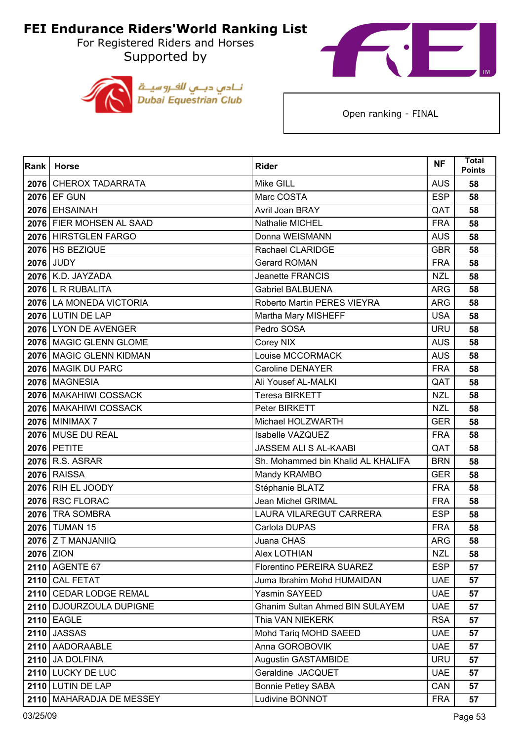# FEI Endurance Riders'World Ranking List

For Registered Riders and Horses

Supported by

Open ranking - FINAL

| Rank | Horse | Rider | NF | Total Points |
|---|---|---|---|---|
| 2076 | CHEROX TADARRATA | Mike GILL | AUS | 58 |
| 2076 | EF GUN | Marc COSTA | ESP | 58 |
| 2076 | EHSAINAH | Avril Joan BRAY | QAT | 58 |
| 2076 | FIER MOHSEN AL SAAD | Nathalie MICHEL | FRA | 58 |
| 2076 | HIRSTGLEN FARGO | Donna WEISMANN | AUS | 58 |
| 2076 | HS BEZIQUE | Rachael CLARIDGE | GBR | 58 |
| 2076 | JUDY | Gerard ROMAN | FRA | 58 |
| 2076 | K.D. JAYZADA | Jeanette FRANCIS | NZL | 58 |
| 2076 | L R RUBALITA | Gabriel BALBUENA | ARG | 58 |
| 2076 | LA MONEDA VICTORIA | Roberto Martin PERES VIEYRA | ARG | 58 |
| 2076 | LUTIN DE LAP | Martha Mary MISHEFF | USA | 58 |
| 2076 | LYON DE AVENGER | Pedro SOSA | URU | 58 |
| 2076 | MAGIC GLENN GLOME | Corey NIX | AUS | 58 |
| 2076 | MAGIC GLENN KIDMAN | Louise MCCORMACK | AUS | 58 |
| 2076 | MAGIK DU PARC | Caroline DENAYER | FRA | 58 |
| 2076 | MAGNESIA | Ali Yousef AL-MALKI | QAT | 58 |
| 2076 | MAKAHIWI COSSACK | Teresa BIRKETT | NZL | 58 |
| 2076 | MAKAHIWI COSSACK | Peter BIRKETT | NZL | 58 |
| 2076 | MINIMAX 7 | Michael HOLZWARTH | GER | 58 |
| 2076 | MUSE DU REAL | Isabelle VAZQUEZ | FRA | 58 |
| 2076 | PETITE | JASSEM ALI S AL-KAABI | QAT | 58 |
| 2076 | R.S. ASRAR | Sh. Mohammed bin Khalid AL KHALIFA | BRN | 58 |
| 2076 | RAISSA | Mandy KRAMBO | GER | 58 |
| 2076 | RIH EL JOODY | Stéphanie BLATZ | FRA | 58 |
| 2076 | RSC FLORAC | Jean Michel GRIMAL | FRA | 58 |
| 2076 | TRA SOMBRA | LAURA VILAREGUT CARRERA | ESP | 58 |
| 2076 | TUMAN 15 | Carlota DUPAS | FRA | 58 |
| 2076 | Z T MANJANIIQ | Juana CHAS | ARG | 58 |
| 2076 | ZION | Alex LOTHIAN | NZL | 58 |
| 2110 | AGENTE 67 | Florentino PEREIRA SUAREZ | ESP | 57 |
| 2110 | CAL FETAT | Juma Ibrahim Mohd HUMAIDAN | UAE | 57 |
| 2110 | CEDAR LODGE REMAL | Yasmin SAYEED | UAE | 57 |
| 2110 | DJOURZOULA DUPIGNE | Ghanim Sultan Ahmed BIN SULAYEM | UAE | 57 |
| 2110 | EAGLE | Thia VAN NIEKERK | RSA | 57 |
| 2110 | JASSAS | Mohd Tariq MOHD SAEED | UAE | 57 |
| 2110 | AADORAABLE | Anna GOROBOVIK | UAE | 57 |
| 2110 | JA DOLFINA | Augustin GASTAMBIDE | URU | 57 |
| 2110 | LUCKY DE LUC | Geraldine JACQUET | UAE | 57 |
| 2110 | LUTIN DE LAP | Bonnie Petley SABA | CAN | 57 |
| 2110 | MAHARADJA DE MESSEY | Ludivine BONNOT | FRA | 57 |

03/25/09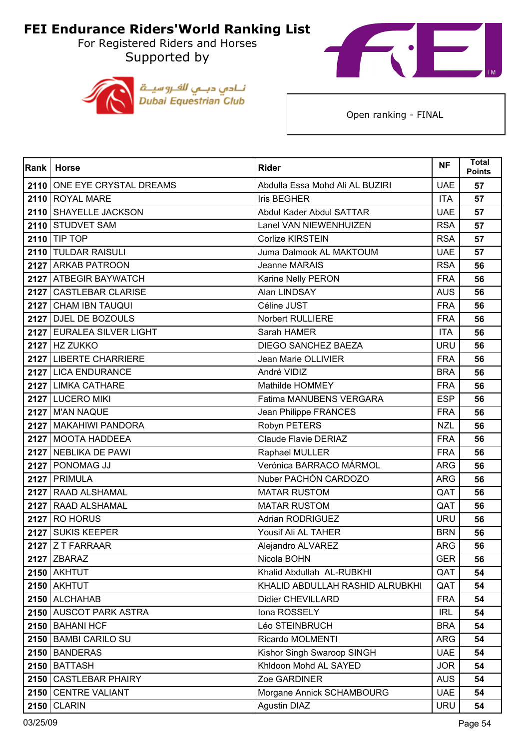# FEI Endurance Riders'World Ranking List

For Registered Riders and Horses

Supported by

نادي دبي للفروسية
Dubai Equestrian Club

Open ranking - FINAL

| Rank | Horse | Rider | NF | Total Points |
|---|---|---|---|---|
| 2110 | ONE EYE CRYSTAL DREAMS | Abdulla Essa Mohd Ali AL BUZIRI | UAE | 57 |
| 2110 | ROYAL MARE | Iris BEGHER | ITA | 57 |
| 2110 | SHAYELLE JACKSON | Abdul Kader Abdul SATTAR | UAE | 57 |
| 2110 | STUDVET SAM | Lanel VAN NIEWENHUIZEN | RSA | 57 |
| 2110 | TIP TOP | Corlize KIRSTEIN | RSA | 57 |
| 2110 | TULDAR RAISULI | Juma Dalmook AL MAKTOUM | UAE | 57 |
| 2127 | ARKAB PATROON | Jeanne MARAIS | RSA | 56 |
| 2127 | ATBEGIR BAYWATCH | Karine Nelly PERON | FRA | 56 |
| 2127 | CASTLEBAR CLARISE | Alan LINDSAY | AUS | 56 |
| 2127 | CHAM IBN TAUQUI | Céline JUST | FRA | 56 |
| 2127 | DJEL DE BOZOULS | Norbert RULLIERE | FRA | 56 |
| 2127 | EURALEA SILVER LIGHT | Sarah HAMER | ITA | 56 |
| 2127 | HZ ZUKKO | DIEGO SANCHEZ BAEZA | URU | 56 |
| 2127 | LIBERTE CHARRIERE | Jean Marie OLLIVIER | FRA | 56 |
| 2127 | LICA ENDURANCE | André VIDIZ | BRA | 56 |
| 2127 | LIMKA CATHARE | Mathilde HOMMEY | FRA | 56 |
| 2127 | LUCERO MIKI | Fatima MANUBENS VERGARA | ESP | 56 |
| 2127 | M'AN NAQUE | Jean Philippe FRANCES | FRA | 56 |
| 2127 | MAKAHIWI PANDORA | Robyn PETERS | NZL | 56 |
| 2127 | MOOTA HADDEEA | Claude Flavie DERIAZ | FRA | 56 |
| 2127 | NEBLIKA DE PAWI | Raphael MULLER | FRA | 56 |
| 2127 | PONOMAG JJ | Verónica BARRACO MÁRMOL | ARG | 56 |
| 2127 | PRIMULA | Nuber PACHÓN CARDOZO | ARG | 56 |
| 2127 | RAAD ALSHAMAL | MATAR RUSTOM | QAT | 56 |
| 2127 | RAAD ALSHAMAL | MATAR RUSTOM | QAT | 56 |
| 2127 | RO HORUS | Adrian RODRIGUEZ | URU | 56 |
| 2127 | SUKIS KEEPER | Yousif Ali AL TAHER | BRN | 56 |
| 2127 | Z T FARRAAR | Alejandro ALVAREZ | ARG | 56 |
| 2127 | ZBARAZ | Nicola BOHN | GER | 56 |
| 2150 | AKHTUT | Khalid Abdullah AL-RUBKHI | QAT | 54 |
| 2150 | AKHTUT | KHALID ABDULLAH RASHID ALRUBKHI | QAT | 54 |
| 2150 | ALCHAHAB | Didier CHEVILLARD | FRA | 54 |
| 2150 | AUSCOT PARK ASTRA | Iona ROSSELY | IRL | 54 |
| 2150 | BAHANI HCF | Léo STEINBRUCH | BRA | 54 |
| 2150 | BAMBI CARILO SU | Ricardo MOLMENTI | ARG | 54 |
| 2150 | BANDERAS | Kishor Singh Swaroop SINGH | UAE | 54 |
| 2150 | BATTASH | Khldoon Mohd AL SAYED | JOR | 54 |
| 2150 | CASTLEBAR PHAIRY | Zoe GARDINER | AUS | 54 |
| 2150 | CENTRE VALIANT | Morgane Annick SCHAMBOURG | UAE | 54 |
| 2150 | CLARIN | Agustin DIAZ | URU | 54 |

03/25/09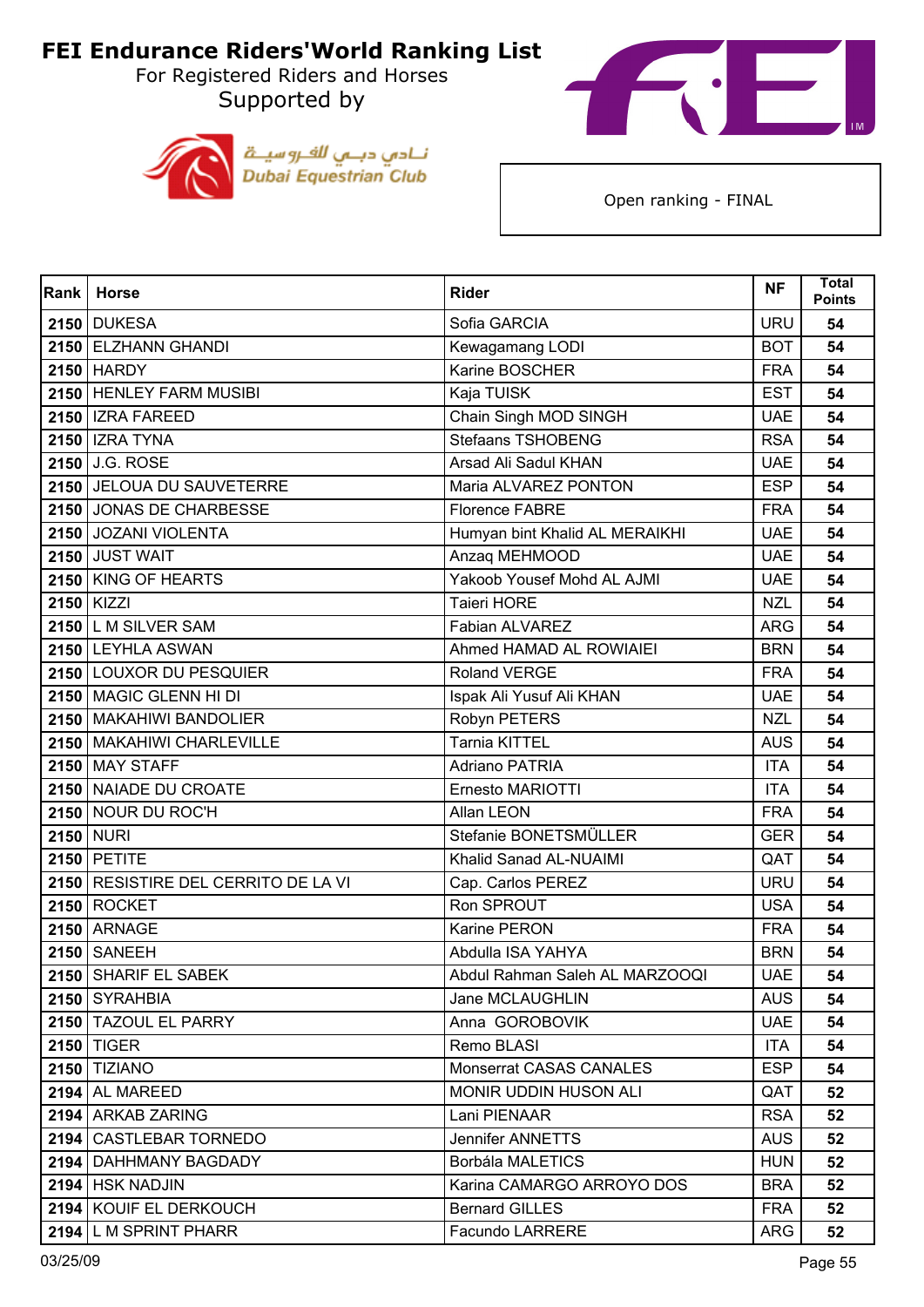# FEI Endurance Riders'World Ranking List

For Registered Riders and Horses

Supported by

Dubai Equestrian Club

نادي دبي للفروسية

Open ranking - FINAL

| Rank | Horse | Rider | NF | Total Points |
|---|---|---|---|---|
| 2150 | DUKESA | Sofia GARCIA | URU | 54 |
| 2150 | ELZHANN GHANDI | Kewagamang LODI | BOT | 54 |
| 2150 | HARDY | Karine BOSCHER | FRA | 54 |
| 2150 | HENLEY FARM MUSIBI | Kaja TUISK | EST | 54 |
| 2150 | IZRA FAREED | Chain Singh MOD SINGH | UAE | 54 |
| 2150 | IZRA TYNA | Stefaans TSHOBENG | RSA | 54 |
| 2150 | J.G. ROSE | Arsad Ali Sadul KHAN | UAE | 54 |
| 2150 | JELOUA DU SAUVETERRE | Maria ALVAREZ PONTON | ESP | 54 |
| 2150 | JONAS DE CHARBESSE | Florence FABRE | FRA | 54 |
| 2150 | JOZANI VIOLENTA | Humyan bint Khalid AL MERAIKHI | UAE | 54 |
| 2150 | JUST WAIT | Anzaq MEHMOOD | UAE | 54 |
| 2150 | KING OF HEARTS | Yakoob Yousef Mohd AL AJMI | UAE | 54 |
| 2150 | KIZZI | Taieri HORE | NZL | 54 |
| 2150 | L M SILVER SAM | Fabian ALVAREZ | ARG | 54 |
| 2150 | LEYHLA ASWAN | Ahmed HAMAD AL ROWIAIEI | BRN | 54 |
| 2150 | LOUXOR DU PESQUIER | Roland VERGE | FRA | 54 |
| 2150 | MAGIC GLENN HI DI | Ispak Ali Yusuf Ali KHAN | UAE | 54 |
| 2150 | MAKAHIWI BANDOLIER | Robyn PETERS | NZL | 54 |
| 2150 | MAKAHIWI CHARLEVILLE | Tarnia KITTEL | AUS | 54 |
| 2150 | MAY STAFF | Adriano PATRIA | ITA | 54 |
| 2150 | NAIADE DU CROATE | Ernesto MARIOTTI | ITA | 54 |
| 2150 | NOUR DU ROC'H | Allan LEON | FRA | 54 |
| 2150 | NURI | Stefanie BONETSMÜLLER | GER | 54 |
| 2150 | PETITE | Khalid Sanad AL-NUAIMI | QAT | 54 |
| 2150 | RESISTIRE DEL CERRITO DE LA VI | Cap. Carlos PEREZ | URU | 54 |
| 2150 | ROCKET | Ron SPROUT | USA | 54 |
| 2150 | ARNAGE | Karine PERON | FRA | 54 |
| 2150 | SANEEH | Abdulla ISA YAHYA | BRN | 54 |
| 2150 | SHARIF EL SABEK | Abdul Rahman Saleh AL MARZOOQI | UAE | 54 |
| 2150 | SYRAHBIA | Jane MCLAUGHLIN | AUS | 54 |
| 2150 | TAZOUL EL PARRY | Anna  GOROBOVIK | UAE | 54 |
| 2150 | TIGER | Remo BLASI | ITA | 54 |
| 2150 | TIZIANO | Monserrat CASAS CANALES | ESP | 54 |
| 2194 | AL MAREED | MONIR UDDIN HUSON ALI | QAT | 52 |
| 2194 | ARKAB ZARING | Lani PIENAAR | RSA | 52 |
| 2194 | CASTLEBAR TORNEDO | Jennifer ANNETTS | AUS | 52 |
| 2194 | DAHHMANY BAGDADY | Borbála MALETICS | HUN | 52 |
| 2194 | HSK NADJIN | Karina CAMARGO ARROYO DOS | BRA | 52 |
| 2194 | KOUIF EL DERKOUCH | Bernard GILLES | FRA | 52 |
| 2194 | L M SPRINT PHARR | Facundo LARRERE | ARG | 52 |

03/25/09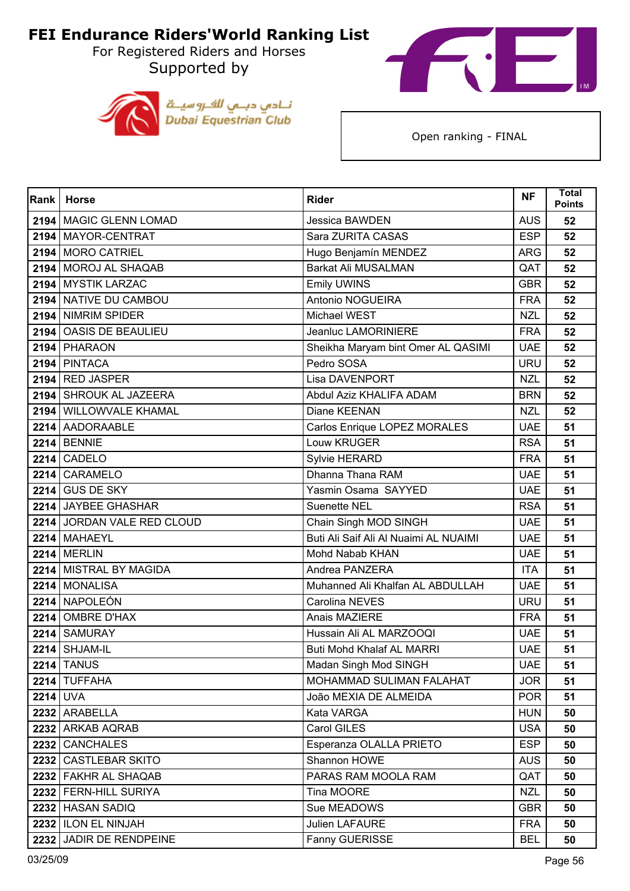# FEI Endurance Riders'World Ranking List

For Registered Riders and Horses

Supported by

Open ranking - FINAL

| Rank | Horse | Rider | NF | Total Points |
|---|---|---|---|---|
| 2194 | MAGIC GLENN LOMAD | Jessica BAWDEN | AUS | 52 |
| 2194 | MAYOR-CENTRAT | Sara ZURITA CASAS | ESP | 52 |
| 2194 | MORO CATRIEL | Hugo Benjamín MENDEZ | ARG | 52 |
| 2194 | MOROJ AL SHAQAB | Barkat Ali MUSALMAN | QAT | 52 |
| 2194 | MYSTIK LARZAC | Emily UWINS | GBR | 52 |
| 2194 | NATIVE DU CAMBOU | Antonio NOGUEIRA | FRA | 52 |
| 2194 | NIMRIM SPIDER | Michael WEST | NZL | 52 |
| 2194 | OASIS DE BEAULIEU | Jeanluc LAMORINIERE | FRA | 52 |
| 2194 | PHARAON | Sheikha Maryam bint Omer AL QASIMI | UAE | 52 |
| 2194 | PINTACA | Pedro SOSA | URU | 52 |
| 2194 | RED JASPER | Lisa DAVENPORT | NZL | 52 |
| 2194 | SHROUK AL JAZEERA | Abdul Aziz KHALIFA ADAM | BRN | 52 |
| 2194 | WILLOWVALE KHAMAL | Diane KEENAN | NZL | 52 |
| 2214 | AADORAABLE | Carlos Enrique LOPEZ MORALES | UAE | 51 |
| 2214 | BENNIE | Louw KRUGER | RSA | 51 |
| 2214 | CADELO | Sylvie HERARD | FRA | 51 |
| 2214 | CARAMELO | Dhanna Thana RAM | UAE | 51 |
| 2214 | GUS DE SKY | Yasmin Osama SAYYED | UAE | 51 |
| 2214 | JAYBEE GHASHAR | Suenette NEL | RSA | 51 |
| 2214 | JORDAN VALE RED CLOUD | Chain Singh MOD SINGH | UAE | 51 |
| 2214 | MAHAEYL | Buti Ali Saif Ali Al Nuaimi AL NUAIMI | UAE | 51 |
| 2214 | MERLIN | Mohd Nabab KHAN | UAE | 51 |
| 2214 | MISTRAL BY MAGIDA | Andrea PANZERA | ITA | 51 |
| 2214 | MONALISA | Muhanned Ali Khalfan AL ABDULLAH | UAE | 51 |
| 2214 | NAPOLEÓN | Carolina NEVES | URU | 51 |
| 2214 | OMBRE D'HAX | Anais MAZIERE | FRA | 51 |
| 2214 | SAMURAY | Hussain Ali AL MARZOOQI | UAE | 51 |
| 2214 | SHJAM-IL | Buti Mohd Khalaf AL MARRI | UAE | 51 |
| 2214 | TANUS | Madan Singh Mod SINGH | UAE | 51 |
| 2214 | TUFFAHA | MOHAMMAD SULIMAN FALAHAT | JOR | 51 |
| 2214 | UVA | João MEXIA DE ALMEIDA | POR | 51 |
| 2232 | ARABELLA | Kata VARGA | HUN | 50 |
| 2232 | ARKAB AQRAB | Carol GILES | USA | 50 |
| 2232 | CANCHALES | Esperanza OLALLA PRIETO | ESP | 50 |
| 2232 | CASTLEBAR SKITO | Shannon HOWE | AUS | 50 |
| 2232 | FAKHR AL SHAQAB | PARAS RAM MOOLA RAM | QAT | 50 |
| 2232 | FERN-HILL SURIYA | Tina MOORE | NZL | 50 |
| 2232 | HASAN SADIQ | Sue MEADOWS | GBR | 50 |
| 2232 | ILON EL NINJAH | Julien LAFAURE | FRA | 50 |
| 2232 | JADIR DE RENDPEINE | Fanny GUERISSE | BEL | 50 |

03/25/09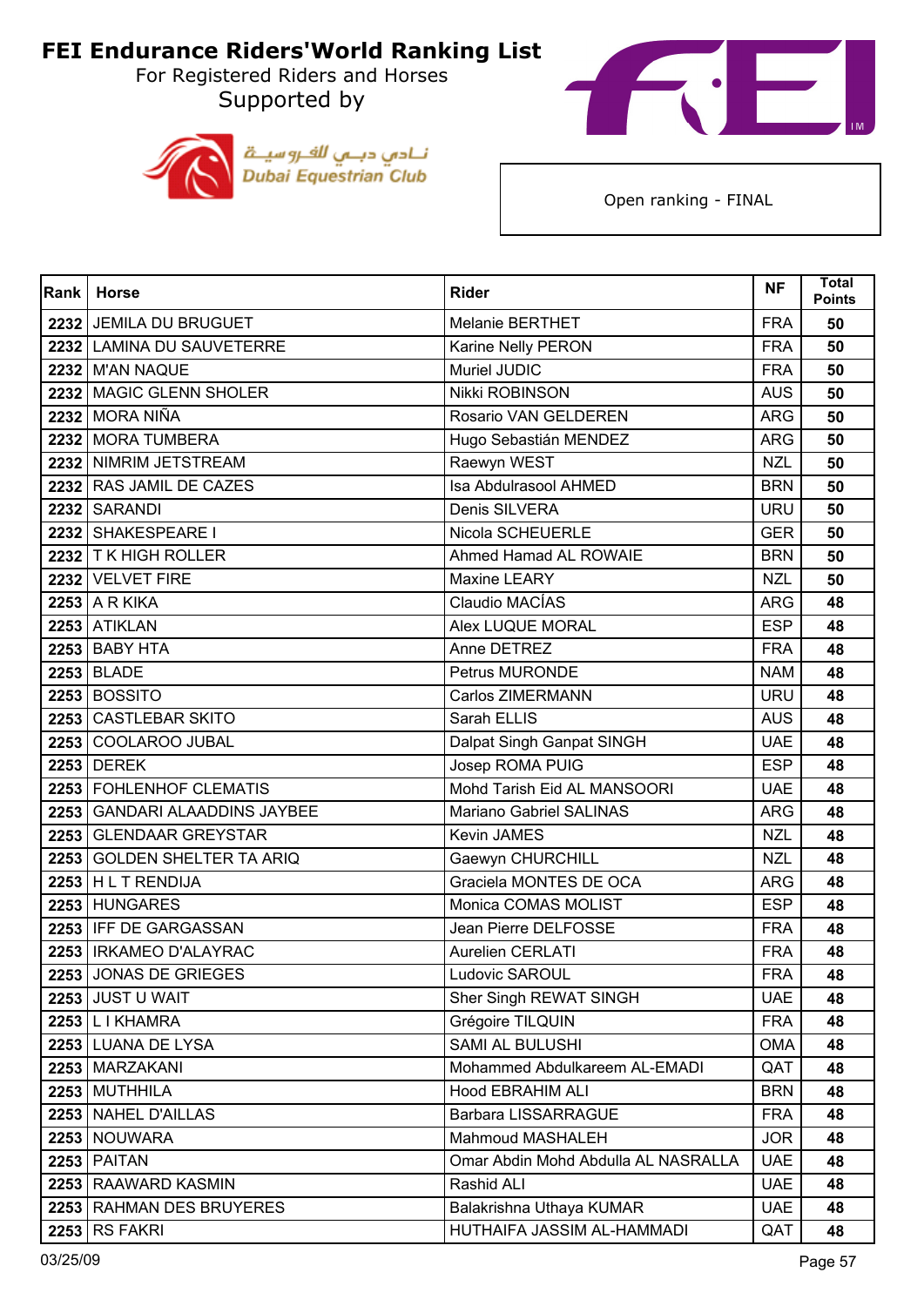# FEI Endurance Riders'World Ranking List

For Registered Riders and Horses

Supported by

نادي دبي للفروسية
Dubai Equestrian Club

Open ranking - FINAL

| Rank | Horse | Rider | NF | Total Points |
|---|---|---|---|---|
| 2232 | JEMILA DU BRUGUET | Melanie BERTHET | FRA | 50 |
| 2232 | LAMINA DU SAUVETERRE | Karine Nelly PERON | FRA | 50 |
| 2232 | M'AN NAQUE | Muriel JUDIC | FRA | 50 |
| 2232 | MAGIC GLENN SHOLER | Nikki ROBINSON | AUS | 50 |
| 2232 | MORA NIÑA | Rosario VAN GELDEREN | ARG | 50 |
| 2232 | MORA TUMBERA | Hugo Sebastián MENDEZ | ARG | 50 |
| 2232 | NIMRIM JETSTREAM | Raewyn WEST | NZL | 50 |
| 2232 | RAS JAMIL DE CAZES | Isa Abdulrasool AHMED | BRN | 50 |
| 2232 | SARANDI | Denis SILVERA | URU | 50 |
| 2232 | SHAKESPEARE I | Nicola SCHEUERLE | GER | 50 |
| 2232 | T K HIGH ROLLER | Ahmed Hamad AL ROWAIE | BRN | 50 |
| 2232 | VELVET FIRE | Maxine LEARY | NZL | 50 |
| 2253 | A R KIKA | Claudio MACÍAS | ARG | 48 |
| 2253 | ATIKLAN | Alex LUQUE MORAL | ESP | 48 |
| 2253 | BABY HTA | Anne DETREZ | FRA | 48 |
| 2253 | BLADE | Petrus MURONDE | NAM | 48 |
| 2253 | BOSSITO | Carlos ZIMERMANN | URU | 48 |
| 2253 | CASTLEBAR SKITO | Sarah ELLIS | AUS | 48 |
| 2253 | COOLAROO JUBAL | Dalpat Singh Ganpat SINGH | UAE | 48 |
| 2253 | DEREK | Josep ROMA PUIG | ESP | 48 |
| 2253 | FOHLENHOF CLEMATIS | Mohd Tarish Eid AL MANSOORI | UAE | 48 |
| 2253 | GANDARI ALAADDINS JAYBEE | Mariano Gabriel SALINAS | ARG | 48 |
| 2253 | GLENDAAR GREYSTAR | Kevin JAMES | NZL | 48 |
| 2253 | GOLDEN SHELTER TA ARIQ | Gaewyn CHURCHILL | NZL | 48 |
| 2253 | H L T RENDIJA | Graciela MONTES DE OCA | ARG | 48 |
| 2253 | HUNGARES | Monica COMAS MOLIST | ESP | 48 |
| 2253 | IFF DE GARGASSAN | Jean Pierre DELFOSSE | FRA | 48 |
| 2253 | IRKAMEO D'ALAYRAC | Aurelien CERLATI | FRA | 48 |
| 2253 | JONAS DE GRIEGES | Ludovic SAROUL | FRA | 48 |
| 2253 | JUST U WAIT | Sher Singh REWAT SINGH | UAE | 48 |
| 2253 | L I KHAMRA | Grégoire TILQUIN | FRA | 48 |
| 2253 | LUANA DE LYSA | SAMI AL BULUSHI | OMA | 48 |
| 2253 | MARZAKANI | Mohammed Abdulkareem AL-EMADI | QAT | 48 |
| 2253 | MUTHHILA | Hood EBRAHIM ALI | BRN | 48 |
| 2253 | NAHEL D'AILLAS | Barbara LISSARRAGUE | FRA | 48 |
| 2253 | NOUWARA | Mahmoud MASHALEH | JOR | 48 |
| 2253 | PAITAN | Omar Abdin Mohd Abdulla AL NASRALLA | UAE | 48 |
| 2253 | RAAWARD KASMIN | Rashid ALI | UAE | 48 |
| 2253 | RAHMAN DES BRUYERES | Balakrishna Uthaya KUMAR | UAE | 48 |
| 2253 | RS FAKRI | HUTHAIFA JASSIM AL-HAMMADI | QAT | 48 |

03/25/09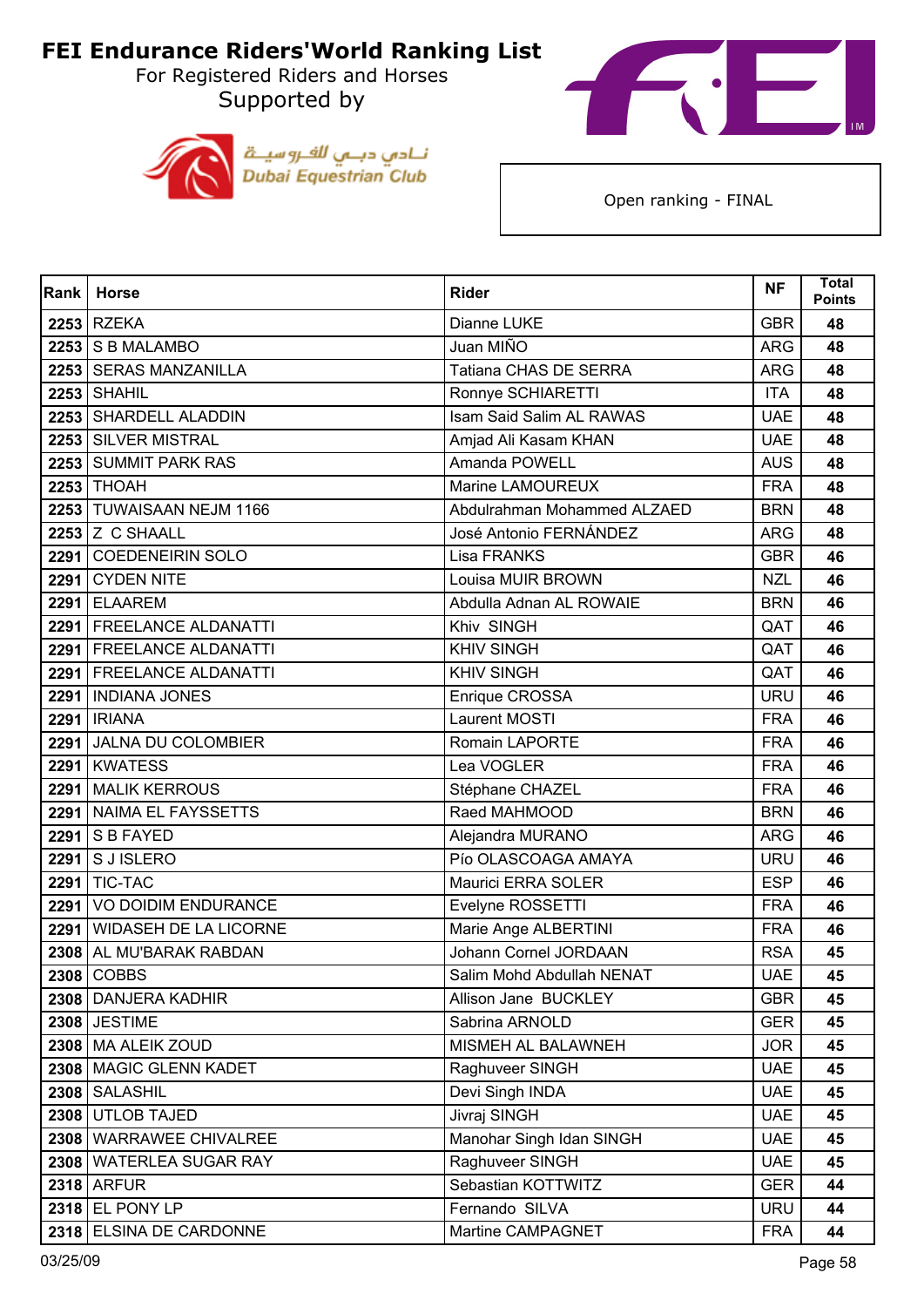# FEI Endurance Riders'World Ranking List

For Registered Riders and Horses

Supported by

Dubai Equestrian Club

Open ranking - FINAL

| Rank | Horse | Rider | NF | Total Points |
|---|---|---|---|---|
| 2253 | RZEKA | Dianne LUKE | GBR | 48 |
| 2253 | S B MALAMBO | Juan MIÑO | ARG | 48 |
| 2253 | SERAS MANZANILLA | Tatiana CHAS DE SERRA | ARG | 48 |
| 2253 | SHAHIL | Ronnye SCHIARETTI | ITA | 48 |
| 2253 | SHARDELL ALADDIN | Isam Said Salim AL RAWAS | UAE | 48 |
| 2253 | SILVER MISTRAL | Amjad Ali Kasam KHAN | UAE | 48 |
| 2253 | SUMMIT PARK RAS | Amanda POWELL | AUS | 48 |
| 2253 | THOAH | Marine LAMOUREUX | FRA | 48 |
| 2253 | TUWAISAAN NEJM 1166 | Abdulrahman Mohammed ALZAED | BRN | 48 |
| 2253 | Z C SHAALL | José Antonio FERNÁNDEZ | ARG | 48 |
| 2291 | COEDENEIRIN SOLO | Lisa FRANKS | GBR | 46 |
| 2291 | CYDEN NITE | Louisa MUIR BROWN | NZL | 46 |
| 2291 | ELAAREM | Abdulla Adnan AL ROWAIE | BRN | 46 |
| 2291 | FREELANCE ALDANATTI | Khiv SINGH | QAT | 46 |
| 2291 | FREELANCE ALDANATTI | KHIV SINGH | QAT | 46 |
| 2291 | FREELANCE ALDANATTI | KHIV SINGH | QAT | 46 |
| 2291 | INDIANA JONES | Enrique CROSSA | URU | 46 |
| 2291 | IRIANA | Laurent MOSTI | FRA | 46 |
| 2291 | JALNA DU COLOMBIER | Romain LAPORTE | FRA | 46 |
| 2291 | KWATESS | Lea VOGLER | FRA | 46 |
| 2291 | MALIK KERROUS | Stéphane CHAZEL | FRA | 46 |
| 2291 | NAIMA EL FAYSSETTS | Raed MAHMOOD | BRN | 46 |
| 2291 | S B FAYED | Alejandra MURANO | ARG | 46 |
| 2291 | S J ISLERO | Pío OLASCOAGA AMAYA | URU | 46 |
| 2291 | TIC-TAC | Maurici ERRA SOLER | ESP | 46 |
| 2291 | VO DOIDIM ENDURANCE | Evelyne ROSSETTI | FRA | 46 |
| 2291 | WIDASEH DE LA LICORNE | Marie Ange ALBERTINI | FRA | 46 |
| 2308 | AL MU'BARAK RABDAN | Johann Cornel JORDAAN | RSA | 45 |
| 2308 | COBBS | Salim Mohd Abdullah NENAT | UAE | 45 |
| 2308 | DANJERA KADHIR | Allison Jane BUCKLEY | GBR | 45 |
| 2308 | JESTIME | Sabrina ARNOLD | GER | 45 |
| 2308 | MA ALEIK ZOUD | MISMEH AL BALAWNEH | JOR | 45 |
| 2308 | MAGIC GLENN KADET | Raghuveer SINGH | UAE | 45 |
| 2308 | SALASHIL | Devi Singh INDA | UAE | 45 |
| 2308 | UTLOB TAJED | Jivraj SINGH | UAE | 45 |
| 2308 | WARRAWEE CHIVALREE | Manohar Singh Idan SINGH | UAE | 45 |
| 2308 | WATERLEA SUGAR RAY | Raghuveer SINGH | UAE | 45 |
| 2318 | ARFUR | Sebastian KOTTWITZ | GER | 44 |
| 2318 | EL PONY LP | Fernando SILVA | URU | 44 |
| 2318 | ELSINA DE CARDONNE | Martine CAMPAGNET | FRA | 44 |

03/25/09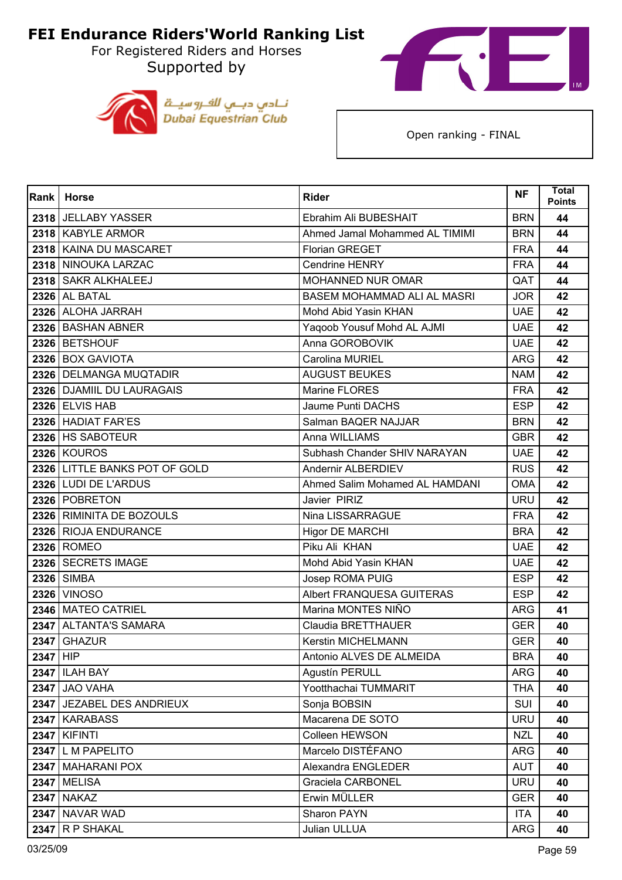# FEI Endurance Riders'World Ranking List

For Registered Riders and Horses

Supported by

نادي دبي للفروسية
Dubai Equestrian Club

Open ranking - FINAL

| Rank | Horse | Rider | NF | Total Points |
|---|---|---|---|---|
| 2318 | JELLABY YASSER | Ebrahim Ali BUBESHAIT | BRN | 44 |
| 2318 | KABYLE ARMOR | Ahmed Jamal Mohammed AL TIMIMI | BRN | 44 |
| 2318 | KAINA DU MASCARET | Florian GREGET | FRA | 44 |
| 2318 | NINOUKA LARZAC | Cendrine HENRY | FRA | 44 |
| 2318 | SAKR ALKHALEEJ | MOHANNED NUR OMAR | QAT | 44 |
| 2326 | AL BATAL | BASEM MOHAMMAD ALI AL MASRI | JOR | 42 |
| 2326 | ALOHA JARRAH | Mohd Abid Yasin KHAN | UAE | 42 |
| 2326 | BASHAN ABNER | Yaqoob Yousuf Mohd AL AJMI | UAE | 42 |
| 2326 | BETSHOUF | Anna GOROBOVIK | UAE | 42 |
| 2326 | BOX GAVIOTA | Carolina MURIEL | ARG | 42 |
| 2326 | DELMANGA MUQTADIR | AUGUST BEUKES | NAM | 42 |
| 2326 | DJAMIIL DU LAURAGAIS | Marine FLORES | FRA | 42 |
| 2326 | ELVIS HAB | Jaume Punti DACHS | ESP | 42 |
| 2326 | HADIAT FAR'ES | Salman BAQER NAJJAR | BRN | 42 |
| 2326 | HS SABOTEUR | Anna WILLIAMS | GBR | 42 |
| 2326 | KOUROS | Subhash Chander SHIV NARAYAN | UAE | 42 |
| 2326 | LITTLE BANKS POT OF GOLD | Andernir ALBERDIEV | RUS | 42 |
| 2326 | LUDI DE L'ARDUS | Ahmed Salim Mohamed AL HAMDANI | OMA | 42 |
| 2326 | POBRETON | Javier PIRIZ | URU | 42 |
| 2326 | RIMINITA DE BOZOULS | Nina LISSARRAGUE | FRA | 42 |
| 2326 | RIOJA ENDURANCE | Higor DE MARCHI | BRA | 42 |
| 2326 | ROMEO | Piku Ali KHAN | UAE | 42 |
| 2326 | SECRETS IMAGE | Mohd Abid Yasin KHAN | UAE | 42 |
| 2326 | SIMBA | Josep ROMA PUIG | ESP | 42 |
| 2326 | VINOSO | Albert FRANQUESA GUITERAS | ESP | 42 |
| 2346 | MATEO CATRIEL | Marina MONTES NIÑO | ARG | 41 |
| 2347 | ALTANTA'S SAMARA | Claudia BRETTHAUER | GER | 40 |
| 2347 | GHAZUR | Kerstin MICHELMANN | GER | 40 |
| 2347 | HIP | Antonio ALVES DE ALMEIDA | BRA | 40 |
| 2347 | ILAH BAY | Agustín PERULL | ARG | 40 |
| 2347 | JAO VAHA | Yootthachai TUMMARIT | THA | 40 |
| 2347 | JEZABEL DES ANDRIEUX | Sonja BOBSIN | SUI | 40 |
| 2347 | KARABASS | Macarena DE SOTO | URU | 40 |
| 2347 | KIFINTI | Colleen HEWSON | NZL | 40 |
| 2347 | L M PAPELITO | Marcelo DISTÉFANO | ARG | 40 |
| 2347 | MAHARANI POX | Alexandra ENGLEDER | AUT | 40 |
| 2347 | MELISA | Graciela CARBONEL | URU | 40 |
| 2347 | NAKAZ | Erwin MÜLLER | GER | 40 |
| 2347 | NAVAR WAD | Sharon PAYN | ITA | 40 |
| 2347 | R P SHAKAL | Julian ULLUA | ARG | 40 |

03/25/09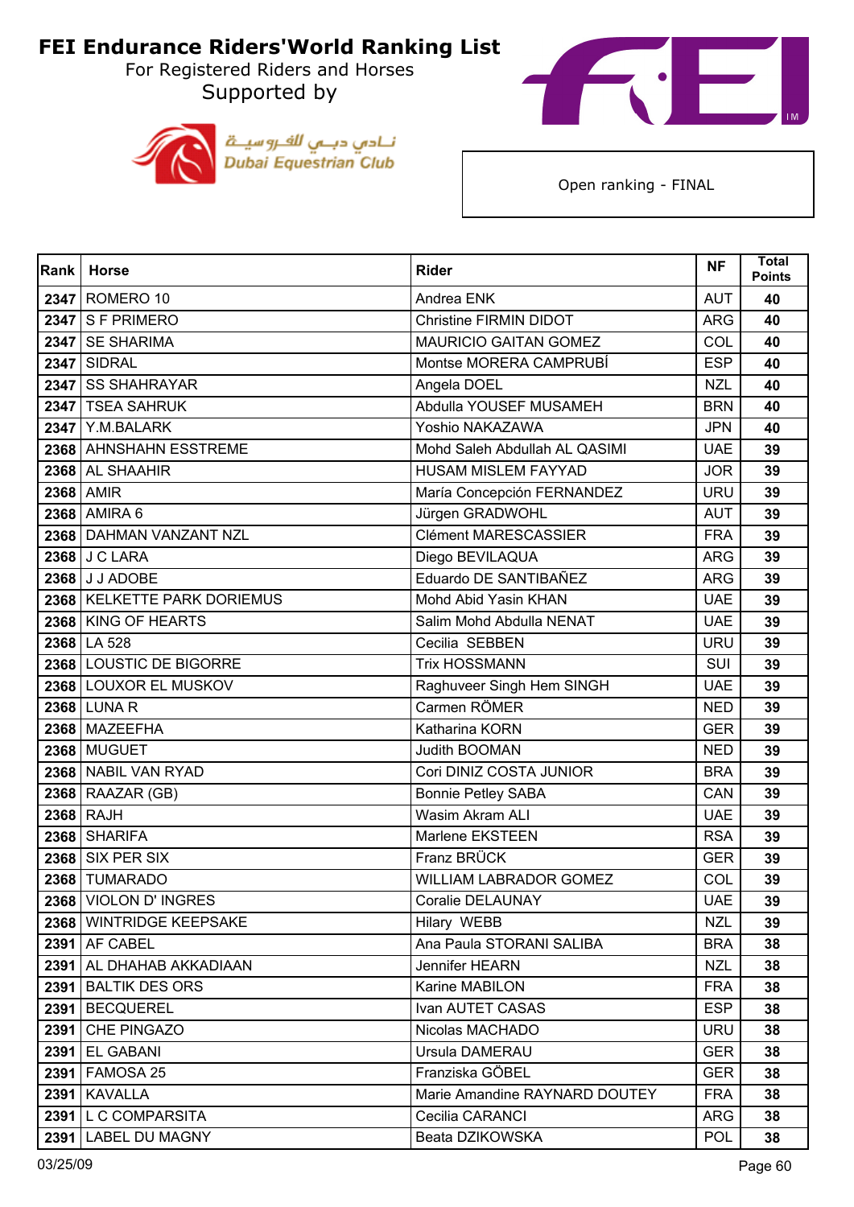# FEI Endurance Riders'World Ranking List

For Registered Riders and Horses

Supported by

نادي دبي للفروسية
Dubai Equestrian Club

Open ranking - FINAL

| Rank | Horse | Rider | NF | Total Points |
|---|---|---|---|---|
| 2347 | ROMERO 10 | Andrea ENK | AUT | 40 |
| 2347 | S F PRIMERO | Christine FIRMIN DIDOT | ARG | 40 |
| 2347 | SE SHARIMA | MAURICIO GAITAN GOMEZ | COL | 40 |
| 2347 | SIDRAL | Montse MORERA CAMPRUBÍ | ESP | 40 |
| 2347 | SS SHAHRAYAR | Angela DOEL | NZL | 40 |
| 2347 | TSEA SAHRUK | Abdulla YOUSEF MUSAMEH | BRN | 40 |
| 2347 | Y.M.BALARK | Yoshio NAKAZAWA | JPN | 40 |
| 2368 | AHNSHAHN ESSTREME | Mohd Saleh Abdullah AL QASIMI | UAE | 39 |
| 2368 | AL SHAAHIR | HUSAM MISLEM FAYYAD | JOR | 39 |
| 2368 | AMIR | María Concepción FERNANDEZ | URU | 39 |
| 2368 | AMIRA 6 | Jürgen GRADWOHL | AUT | 39 |
| 2368 | DAHMAN VANZANT NZL | Clément MARESCASSIER | FRA | 39 |
| 2368 | J C LARA | Diego BEVILAQUA | ARG | 39 |
| 2368 | J J ADOBE | Eduardo DE SANTIBAÑEZ | ARG | 39 |
| 2368 | KELKETTE PARK DORIEMUS | Mohd Abid Yasin KHAN | UAE | 39 |
| 2368 | KING OF HEARTS | Salim Mohd Abdulla NENAT | UAE | 39 |
| 2368 | LA 528 | Cecilia SEBBEN | URU | 39 |
| 2368 | LOUSTIC DE BIGORRE | Trix HOSSMANN | SUI | 39 |
| 2368 | LOUXOR EL MUSKOV | Raghuveer Singh Hem SINGH | UAE | 39 |
| 2368 | LUNA R | Carmen RÖMER | NED | 39 |
| 2368 | MAZEEFHA | Katharina KORN | GER | 39 |
| 2368 | MUGUET | Judith BOOMAN | NED | 39 |
| 2368 | NABIL VAN RYAD | Cori DINIZ COSTA JUNIOR | BRA | 39 |
| 2368 | RAAZAR (GB) | Bonnie Petley SABA | CAN | 39 |
| 2368 | RAJH | Wasim Akram ALI | UAE | 39 |
| 2368 | SHARIFA | Marlene EKSTEEN | RSA | 39 |
| 2368 | SIX PER SIX | Franz BRÜCK | GER | 39 |
| 2368 | TUMARADO | WILLIAM LABRADOR GOMEZ | COL | 39 |
| 2368 | VIOLON D' INGRES | Coralie DELAUNAY | UAE | 39 |
| 2368 | WINTRIDGE KEEPSAKE | Hilary WEBB | NZL | 39 |
| 2391 | AF CABEL | Ana Paula STORANI SALIBA | BRA | 38 |
| 2391 | AL DHAHAB AKKADIAAN | Jennifer HEARN | NZL | 38 |
| 2391 | BALTIK DES ORS | Karine MABILON | FRA | 38 |
| 2391 | BECQUEREL | Ivan AUTET CASAS | ESP | 38 |
| 2391 | CHE PINGAZO | Nicolas MACHADO | URU | 38 |
| 2391 | EL GABANI | Ursula DAMERAU | GER | 38 |
| 2391 | FAMOSA 25 | Franziska GÖBEL | GER | 38 |
| 2391 | KAVALLA | Marie Amandine RAYNARD DOUTEY | FRA | 38 |
| 2391 | L C COMPARSITA | Cecilia CARANCI | ARG | 38 |
| 2391 | LABEL DU MAGNY | Beata DZIKOWSKA | POL | 38 |

03/25/09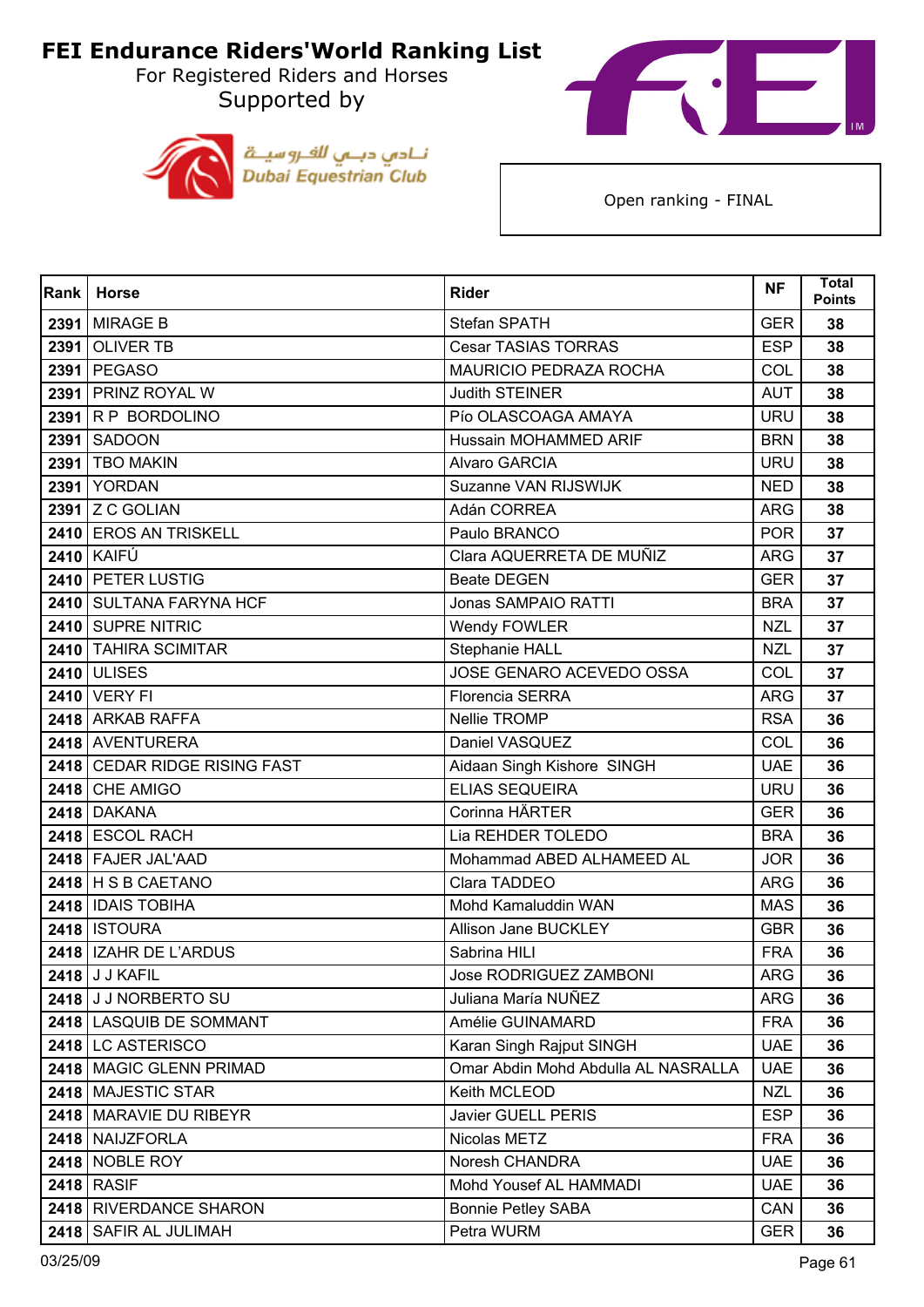# FEI Endurance Riders'World Ranking List

For Registered Riders and Horses

Supported by

نـادي دبـي للفـروسيــة
Dubai Equestrian Club

Open ranking - FINAL

| Rank | Horse | Rider | NF | Total Points |
|---|---|---|---|---|
| 2391 | MIRAGE B | Stefan SPATH | GER | 38 |
| 2391 | OLIVER TB | Cesar TASIAS TORRAS | ESP | 38 |
| 2391 | PEGASO | MAURICIO PEDRAZA ROCHA | COL | 38 |
| 2391 | PRINZ ROYAL W | Judith STEINER | AUT | 38 |
| 2391 | R P BORDOLINO | Pío OLASCOAGA AMAYA | URU | 38 |
| 2391 | SADOON | Hussain MOHAMMED ARIF | BRN | 38 |
| 2391 | TBO MAKIN | Alvaro GARCIA | URU | 38 |
| 2391 | YORDAN | Suzanne VAN RIJSWIJK | NED | 38 |
| 2391 | Z C GOLIAN | Adán CORREA | ARG | 38 |
| 2410 | EROS AN TRISKELL | Paulo BRANCO | POR | 37 |
| 2410 | KAIFÚ | Clara AQUERRETA DE MUÑIZ | ARG | 37 |
| 2410 | PETER LUSTIG | Beate DEGEN | GER | 37 |
| 2410 | SULTANA FARYNA HCF | Jonas SAMPAIO RATTI | BRA | 37 |
| 2410 | SUPRE NITRIC | Wendy FOWLER | NZL | 37 |
| 2410 | TAHIRA SCIMITAR | Stephanie HALL | NZL | 37 |
| 2410 | ULISES | JOSE GENARO ACEVEDO OSSA | COL | 37 |
| 2410 | VERY FI | Florencia SERRA | ARG | 37 |
| 2418 | ARKAB RAFFA | Nellie TROMP | RSA | 36 |
| 2418 | AVENTURERA | Daniel VASQUEZ | COL | 36 |
| 2418 | CEDAR RIDGE RISING FAST | Aidaan Singh Kishore SINGH | UAE | 36 |
| 2418 | CHE AMIGO | ELIAS SEQUEIRA | URU | 36 |
| 2418 | DAKANA | Corinna HÄRTER | GER | 36 |
| 2418 | ESCOL RACH | Lia REHDER TOLEDO | BRA | 36 |
| 2418 | FAJER JAL'AAD | Mohammad ABED ALHAMEED AL | JOR | 36 |
| 2418 | H S B CAETANO | Clara TADDEO | ARG | 36 |
| 2418 | IDAIS TOBIHA | Mohd Kamaluddin WAN | MAS | 36 |
| 2418 | ISTOURA | Allison Jane BUCKLEY | GBR | 36 |
| 2418 | IZAHR DE L'ARDUS | Sabrina HILI | FRA | 36 |
| 2418 | J J KAFIL | Jose RODRIGUEZ ZAMBONI | ARG | 36 |
| 2418 | J J NORBERTO SU | Juliana María NUÑEZ | ARG | 36 |
| 2418 | LASQUIB DE SOMMANT | Amélie GUINAMARD | FRA | 36 |
| 2418 | LC ASTERISCO | Karan Singh Rajput SINGH | UAE | 36 |
| 2418 | MAGIC GLENN PRIMAD | Omar Abdin Mohd Abdulla AL NASRALLA | UAE | 36 |
| 2418 | MAJESTIC STAR | Keith MCLEOD | NZL | 36 |
| 2418 | MARAVIE DU RIBEYR | Javier GUELL PERIS | ESP | 36 |
| 2418 | NAIJZFORLA | Nicolas METZ | FRA | 36 |
| 2418 | NOBLE ROY | Noresh CHANDRA | UAE | 36 |
| 2418 | RASIF | Mohd Yousef AL HAMMADI | UAE | 36 |
| 2418 | RIVERDANCE SHARON | Bonnie Petley SABA | CAN | 36 |
| 2418 | SAFIR AL JULIMAH | Petra WURM | GER | 36 |

03/25/09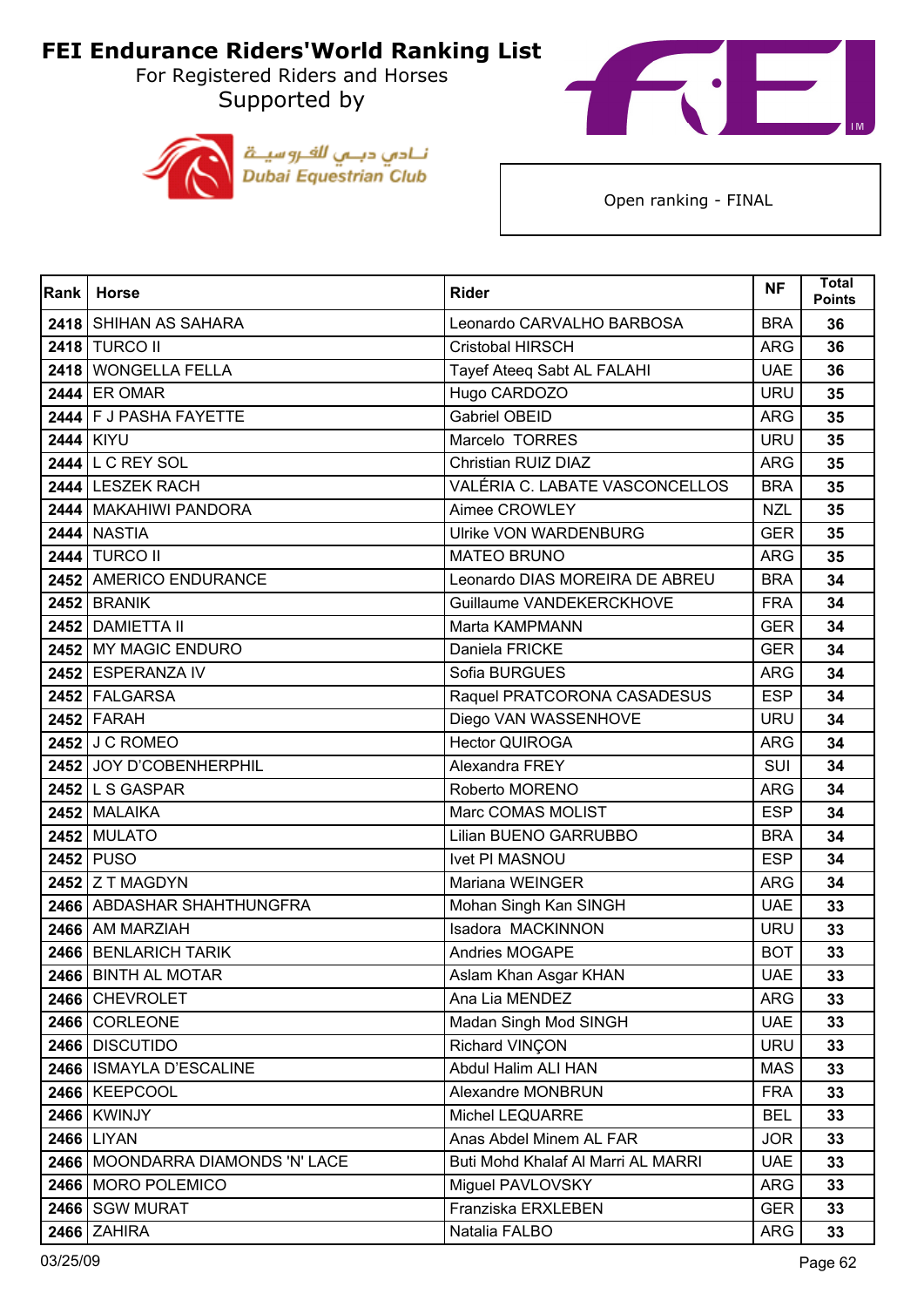# FEI Endurance Riders'World Ranking List

For Registered Riders and Horses
Supported by

نادي دبي للفروسية
Dubai Equestrian Club

Open ranking - FINAL

| Rank | Horse | Rider | NF | Total Points |
|---|---|---|---|---|
| 2418 | SHIHAN AS SAHARA | Leonardo CARVALHO BARBOSA | BRA | 36 |
| 2418 | TURCO II | Cristobal HIRSCH | ARG | 36 |
| 2418 | WONGELLA FELLA | Tayef Ateeq Sabt AL FALAHI | UAE | 36 |
| 2444 | ER OMAR | Hugo CARDOZO | URU | 35 |
| 2444 | F J PASHA FAYETTE | Gabriel OBEID | ARG | 35 |
| 2444 | KIYU | Marcelo TORRES | URU | 35 |
| 2444 | L C REY SOL | Christian RUIZ DIAZ | ARG | 35 |
| 2444 | LESZEK RACH | VALÉRIA C. LABATE VASCONCELLOS | BRA | 35 |
| 2444 | MAKAHIWI PANDORA | Aimee CROWLEY | NZL | 35 |
| 2444 | NASTIA | Ulrike VON WARDENBURG | GER | 35 |
| 2444 | TURCO II | MATEO BRUNO | ARG | 35 |
| 2452 | AMERICO ENDURANCE | Leonardo DIAS MOREIRA DE ABREU | BRA | 34 |
| 2452 | BRANIK | Guillaume VANDEKERCKHOVE | FRA | 34 |
| 2452 | DAMIETTA II | Marta KAMPMANN | GER | 34 |
| 2452 | MY MAGIC ENDURO | Daniela FRICKE | GER | 34 |
| 2452 | ESPERANZA IV | Sofia BURGUES | ARG | 34 |
| 2452 | FALGARSA | Raquel PRATCORONA CASADESUS | ESP | 34 |
| 2452 | FARAH | Diego VAN WASSENHOVE | URU | 34 |
| 2452 | J C ROMEO | Hector QUIROGA | ARG | 34 |
| 2452 | JOY D'COBENHERPHIL | Alexandra FREY | SUI | 34 |
| 2452 | L S GASPAR | Roberto MORENO | ARG | 34 |
| 2452 | MALAIKA | Marc COMAS MOLIST | ESP | 34 |
| 2452 | MULATO | Lilian BUENO GARRUBBO | BRA | 34 |
| 2452 | PUSO | Ivet PI MASNOU | ESP | 34 |
| 2452 | Z T MAGDYN | Mariana WEINGER | ARG | 34 |
| 2466 | ABDASHAR SHAHTHUNGFRA | Mohan Singh Kan SINGH | UAE | 33 |
| 2466 | AM MARZIAH | Isadora MACKINNON | URU | 33 |
| 2466 | BENLARICH TARIK | Andries MOGAPE | BOT | 33 |
| 2466 | BINTH AL MOTAR | Aslam Khan Asgar KHAN | UAE | 33 |
| 2466 | CHEVROLET | Ana Lia MENDEZ | ARG | 33 |
| 2466 | CORLEONE | Madan Singh Mod SINGH | UAE | 33 |
| 2466 | DISCUTIDO | Richard VINÇON | URU | 33 |
| 2466 | ISMAYLA D'ESCALINE | Abdul Halim ALI HAN | MAS | 33 |
| 2466 | KEEPCOOL | Alexandre MONBRUN | FRA | 33 |
| 2466 | KWINJY | Michel LEQUARRE | BEL | 33 |
| 2466 | LIYAN | Anas Abdel Minem AL FAR | JOR | 33 |
| 2466 | MOONDARRA DIAMONDS 'N' LACE | Buti Mohd Khalaf Al Marri AL MARRI | UAE | 33 |
| 2466 | MORO POLEMICO | Miguel PAVLOVSKY | ARG | 33 |
| 2466 | SGW MURAT | Franziska ERXLEBEN | GER | 33 |
| 2466 | ZAHIRA | Natalia FALBO | ARG | 33 |

03/25/09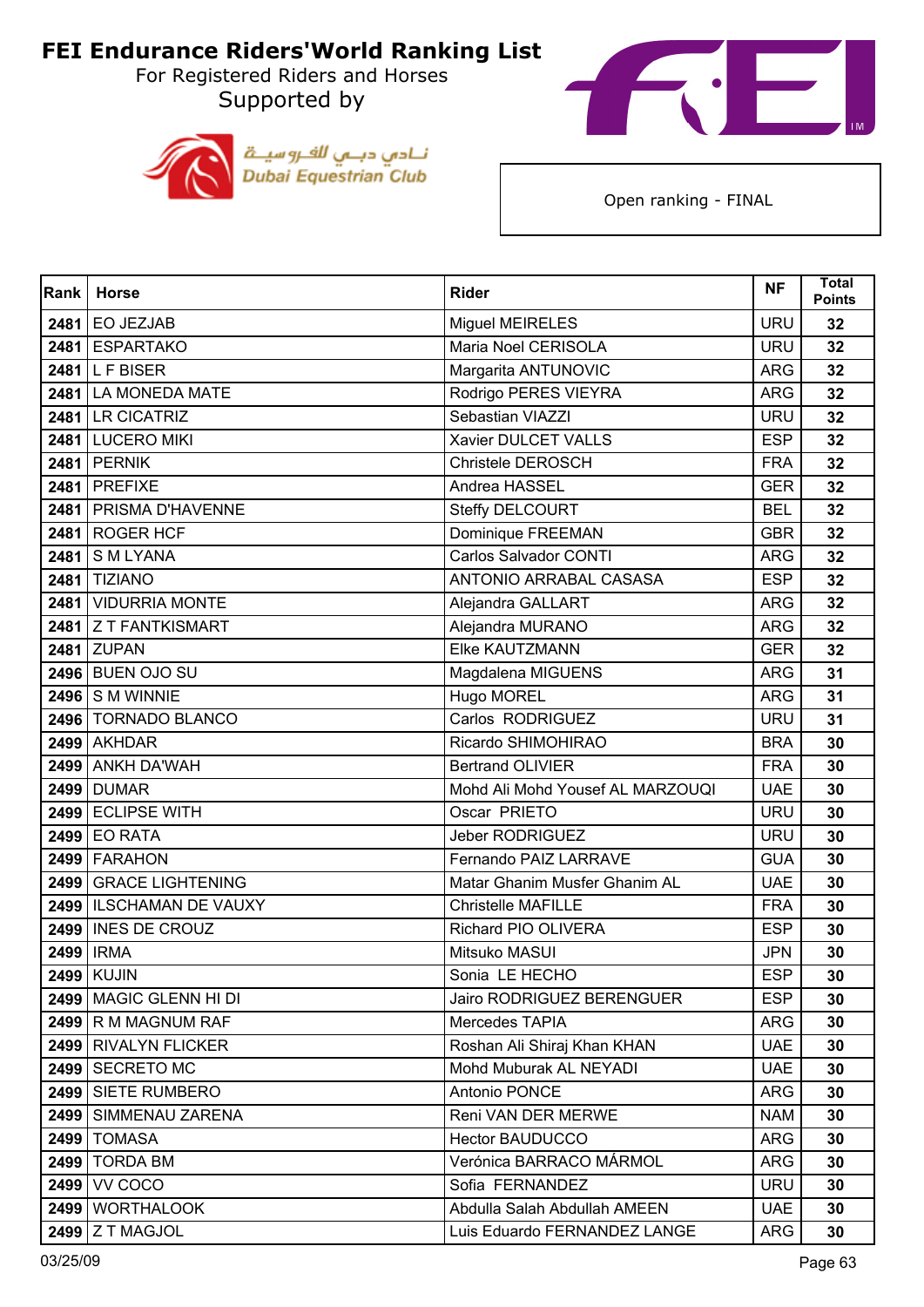# FEI Endurance Riders'World Ranking List

For Registered Riders and Horses

Supported by

نـادي دبـي للفـروسيـة
Dubai Equestrian Club

Open ranking - FINAL

| Rank | Horse | Rider | NF | Total Points |
|---|---|---|---|---|
| 2481 | EO JEZJAB | Miguel MEIRELES | URU | 32 |
| 2481 | ESPARTAKO | Maria Noel CERISOLA | URU | 32 |
| 2481 | L F BISER | Margarita ANTUNOVIC | ARG | 32 |
| 2481 | LA MONEDA MATE | Rodrigo PERES VIEYRA | ARG | 32 |
| 2481 | LR CICATRIZ | Sebastian VIAZZI | URU | 32 |
| 2481 | LUCERO MIKI | Xavier DULCET VALLS | ESP | 32 |
| 2481 | PERNIK | Christele DEROSCH | FRA | 32 |
| 2481 | PREFIXE | Andrea HASSEL | GER | 32 |
| 2481 | PRISMA D'HAVENNE | Steffy DELCOURT | BEL | 32 |
| 2481 | ROGER HCF | Dominique FREEMAN | GBR | 32 |
| 2481 | S M LYANA | Carlos Salvador CONTI | ARG | 32 |
| 2481 | TIZIANO | ANTONIO ARRABAL CASASA | ESP | 32 |
| 2481 | VIDURRIA MONTE | Alejandra GALLART | ARG | 32 |
| 2481 | Z T FANTKISMART | Alejandra MURANO | ARG | 32 |
| 2481 | ZUPAN | Elke KAUTZMANN | GER | 32 |
| 2496 | BUEN OJO SU | Magdalena MIGUENS | ARG | 31 |
| 2496 | S M WINNIE | Hugo MOREL | ARG | 31 |
| 2496 | TORNADO BLANCO | Carlos RODRIGUEZ | URU | 31 |
| 2499 | AKHDAR | Ricardo SHIMOHIRAO | BRA | 30 |
| 2499 | ANKH DA'WAH | Bertrand OLIVIER | FRA | 30 |
| 2499 | DUMAR | Mohd Ali Mohd Yousef AL MARZOUQI | UAE | 30 |
| 2499 | ECLIPSE WITH | Oscar PRIETO | URU | 30 |
| 2499 | EO RATA | Jeber RODRIGUEZ | URU | 30 |
| 2499 | FARAHON | Fernando PAIZ LARRAVE | GUA | 30 |
| 2499 | GRACE LIGHTENING | Matar Ghanim Musfer Ghanim AL | UAE | 30 |
| 2499 | ILSCHAMAN DE VAUXY | Christelle MAFILLE | FRA | 30 |
| 2499 | INES DE CROUZ | Richard PIO OLIVERA | ESP | 30 |
| 2499 | IRMA | Mitsuko MASUI | JPN | 30 |
| 2499 | KUJIN | Sonia LE HECHO | ESP | 30 |
| 2499 | MAGIC GLENN HI DI | Jairo RODRIGUEZ BERENGUER | ESP | 30 |
| 2499 | R M MAGNUM RAF | Mercedes TAPIA | ARG | 30 |
| 2499 | RIVALYN FLICKER | Roshan Ali Shiraj Khan KHAN | UAE | 30 |
| 2499 | SECRETO MC | Mohd Muburak AL NEYADI | UAE | 30 |
| 2499 | SIETE RUMBERO | Antonio PONCE | ARG | 30 |
| 2499 | SIMMENAU ZARENA | Reni VAN DER MERWE | NAM | 30 |
| 2499 | TOMASA | Hector BAUDUCCO | ARG | 30 |
| 2499 | TORDA BM | Verónica BARRACO MÁRMOL | ARG | 30 |
| 2499 | VV COCO | Sofia FERNANDEZ | URU | 30 |
| 2499 | WORTHALOOK | Abdulla Salah Abdullah AMEEN | UAE | 30 |
| 2499 | Z T MAGJOL | Luis Eduardo FERNANDEZ LANGE | ARG | 30 |

03/25/09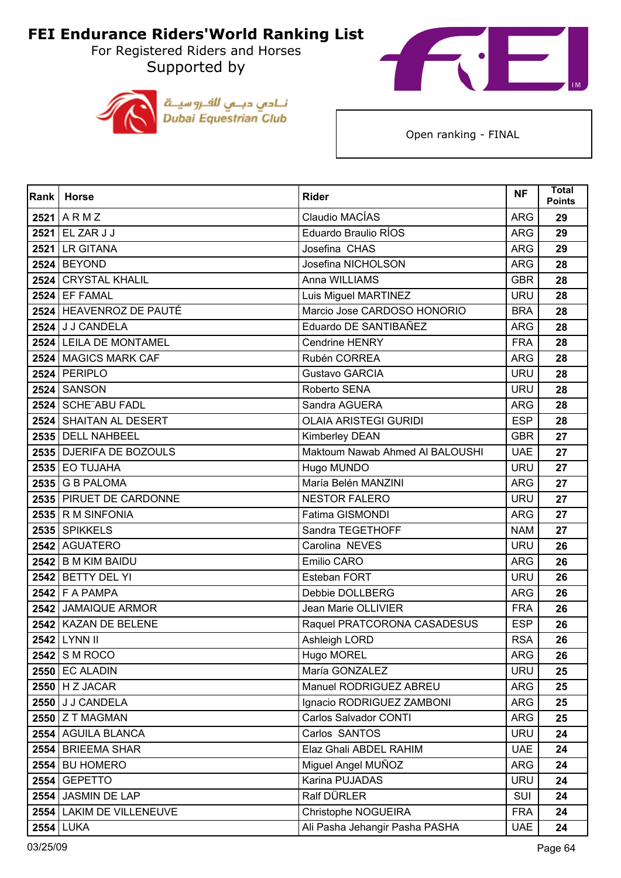# FEI Endurance Riders'World Ranking List

For Registered Riders and Horses

Supported by

نـادي دبـي للفـروسيـة
Dubai Equestrian Club

Open ranking - FINAL

| Rank | Horse | Rider | NF | Total Points |
|---|---|---|---|---|
| 2521 | A R M Z | Claudio MACÍAS | ARG | 29 |
| 2521 | EL ZAR J J | Eduardo Braulio RÍOS | ARG | 29 |
| 2521 | LR GITANA | Josefina  CHAS | ARG | 29 |
| 2524 | BEYOND | Josefina NICHOLSON | ARG | 28 |
| 2524 | CRYSTAL KHALIL | Anna WILLIAMS | GBR | 28 |
| 2524 | EF FAMAL | Luis Miguel MARTINEZ | URU | 28 |
| 2524 | HEAVENROZ DE PAUTÉ | Marcio Jose CARDOSO HONORIO | BRA | 28 |
| 2524 | J J CANDELA | Eduardo DE SANTIBAÑEZ | ARG | 28 |
| 2524 | LEILA DE MONTAMEL | Cendrine HENRY | FRA | 28 |
| 2524 | MAGICS MARK CAF | Rubén CORREA | ARG | 28 |
| 2524 | PERIPLO | Gustavo GARCIA | URU | 28 |
| 2524 | SANSON | Roberto SENA | URU | 28 |
| 2524 | SCHE¨ABU FADL | Sandra AGUERA | ARG | 28 |
| 2524 | SHAITAN AL DESERT | OLAIA ARISTEGI GURIDI | ESP | 28 |
| 2535 | DELL NAHBEEL | Kimberley DEAN | GBR | 27 |
| 2535 | DJERIFA DE BOZOULS | Maktoum Nawab Ahmed Al BALOUSHI | UAE | 27 |
| 2535 | EO TUJAHA | Hugo MUNDO | URU | 27 |
| 2535 | G B PALOMA | María Belén MANZINI | ARG | 27 |
| 2535 | PIRUET DE CARDONNE | NESTOR FALERO | URU | 27 |
| 2535 | R M SINFONIA | Fatima GISMONDI | ARG | 27 |
| 2535 | SPIKKELS | Sandra TEGETHOFF | NAM | 27 |
| 2542 | AGUATERO | Carolina  NEVES | URU | 26 |
| 2542 | B M KIM BAIDU | Emilio CARO | ARG | 26 |
| 2542 | BETTY DEL YI | Esteban FORT | URU | 26 |
| 2542 | F A PAMPA | Debbie DOLLBERG | ARG | 26 |
| 2542 | JAMAIQUE ARMOR | Jean Marie OLLIVIER | FRA | 26 |
| 2542 | KAZAN DE BELENE | Raquel PRATCORONA CASADESUS | ESP | 26 |
| 2542 | LYNN II | Ashleigh LORD | RSA | 26 |
| 2542 | S M ROCO | Hugo MOREL | ARG | 26 |
| 2550 | EC ALADIN | María GONZALEZ | URU | 25 |
| 2550 | H Z JACAR | Manuel RODRIGUEZ ABREU | ARG | 25 |
| 2550 | J J CANDELA | Ignacio RODRIGUEZ ZAMBONI | ARG | 25 |
| 2550 | Z T MAGMAN | Carlos Salvador CONTI | ARG | 25 |
| 2554 | AGUILA BLANCA | Carlos  SANTOS | URU | 24 |
| 2554 | BRIEEMA SHAR | Elaz Ghali ABDEL RAHIM | UAE | 24 |
| 2554 | BU HOMERO | Miguel Angel MUÑOZ | ARG | 24 |
| 2554 | GEPETTO | Karina PUJADAS | URU | 24 |
| 2554 | JASMIN DE LAP | Ralf DÜRLER | SUI | 24 |
| 2554 | LAKIM DE VILLENEUVE | Christophe NOGUEIRA | FRA | 24 |
| 2554 | LUKA | Ali Pasha Jehangir Pasha PASHA | UAE | 24 |

03/25/09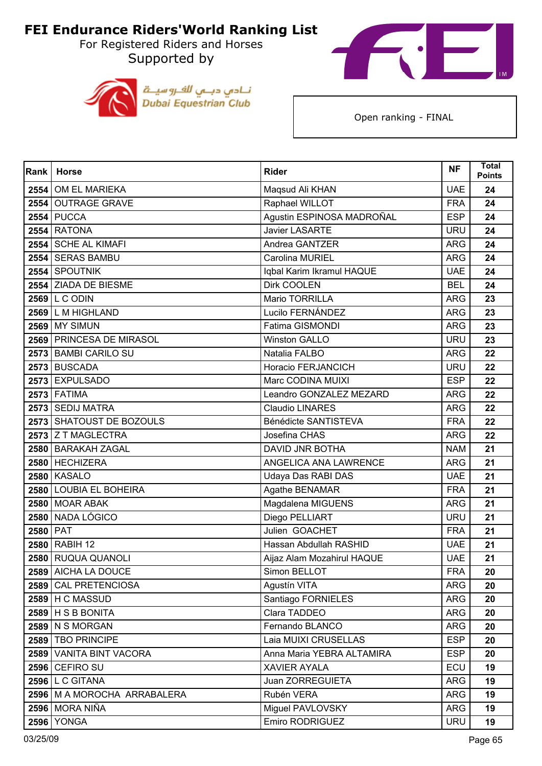# FEI Endurance Riders'World Ranking List

For Registered Riders and Horses

Supported by

Open ranking - FINAL

| Rank | Horse | Rider | NF | Total Points |
|---|---|---|---|---|
| 2554 | OM EL MARIEKA | Maqsud Ali KHAN | UAE | 24 |
| 2554 | OUTRAGE GRAVE | Raphael WILLOT | FRA | 24 |
| 2554 | PUCCA | Agustin ESPINOSA MADROÑAL | ESP | 24 |
| 2554 | RATONA | Javier LASARTE | URU | 24 |
| 2554 | SCHE AL KIMAFI | Andrea GANTZER | ARG | 24 |
| 2554 | SERAS BAMBU | Carolina MURIEL | ARG | 24 |
| 2554 | SPOUTNIK | Iqbal Karim Ikramul HAQUE | UAE | 24 |
| 2554 | ZIADA DE BIESME | Dirk COOLEN | BEL | 24 |
| 2569 | L C ODIN | Mario TORRILLA | ARG | 23 |
| 2569 | L M HIGHLAND | Lucilo FERNÁNDEZ | ARG | 23 |
| 2569 | MY SIMUN | Fatima GISMONDI | ARG | 23 |
| 2569 | PRINCESA DE MIRASOL | Winston GALLO | URU | 23 |
| 2573 | BAMBI CARILO SU | Natalia FALBO | ARG | 22 |
| 2573 | BUSCADA | Horacio FERJANCICH | URU | 22 |
| 2573 | EXPULSADO | Marc CODINA MUIXI | ESP | 22 |
| 2573 | FATIMA | Leandro GONZALEZ MEZARD | ARG | 22 |
| 2573 | SEDIJ MATRA | Claudio LINARES | ARG | 22 |
| 2573 | SHATOUST DE BOZOULS | Bénédicte SANTISTEVA | FRA | 22 |
| 2573 | Z T MAGLECTRA | Josefina CHAS | ARG | 22 |
| 2580 | BARAKAH ZAGAL | DAVID JNR BOTHA | NAM | 21 |
| 2580 | HECHIZERA | ANGELICA ANA LAWRENCE | ARG | 21 |
| 2580 | KASALO | Udaya Das RABI DAS | UAE | 21 |
| 2580 | LOUBIA EL BOHEIRA | Agathe BENAMAR | FRA | 21 |
| 2580 | MOAR ABAK | Magdalena MIGUENS | ARG | 21 |
| 2580 | NADA LÓGICO | Diego PELLIART | URU | 21 |
| 2580 | PAT | Julien GOACHET | FRA | 21 |
| 2580 | RABIH 12 | Hassan Abdullah RASHID | UAE | 21 |
| 2580 | RUQUA QUANOLI | Aijaz Alam Mozahirul HAQUE | UAE | 21 |
| 2589 | AICHA LA DOUCE | Simon BELLOT | FRA | 20 |
| 2589 | CAL PRETENCIOSA | Agustín VITA | ARG | 20 |
| 2589 | H C MASSUD | Santiago FORNIELES | ARG | 20 |
| 2589 | H S B BONITA | Clara TADDEO | ARG | 20 |
| 2589 | N S MORGAN | Fernando BLANCO | ARG | 20 |
| 2589 | TBO PRINCIPE | Laia MUIXI CRUSELLAS | ESP | 20 |
| 2589 | VANITA BINT VACORA | Anna Maria YEBRA ALTAMIRA | ESP | 20 |
| 2596 | CEFIRO SU | XAVIER AYALA | ECU | 19 |
| 2596 | L C GITANA | Juan ZORREGUIETA | ARG | 19 |
| 2596 | M A MOROCHA ARRABALERA | Rubén VERA | ARG | 19 |
| 2596 | MORA NIÑA | Miguel PAVLOVSKY | ARG | 19 |
| 2596 | YONGA | Emiro RODRIGUEZ | URU | 19 |

03/25/09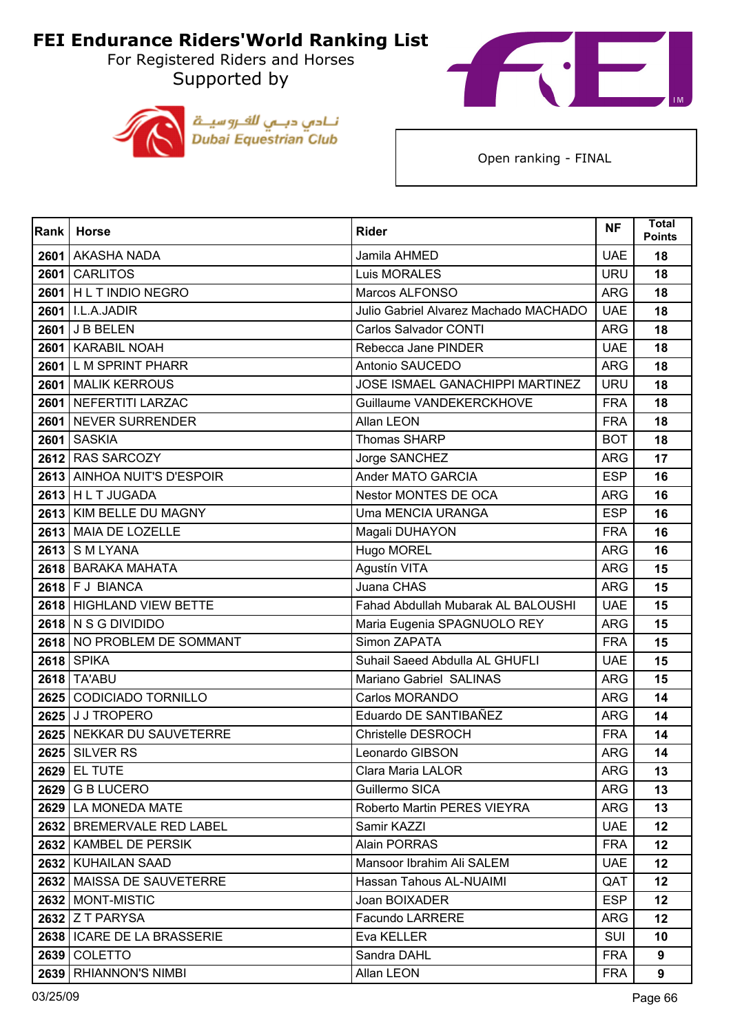# FEI Endurance Riders'World Ranking List

For Registered Riders and Horses

Supported by

نـادي دبـي للفروسيـة
Dubai Equestrian Club

Open ranking - FINAL

| Rank | Horse | Rider | NF | Total Points |
|---|---|---|---|---|
| 2601 | AKASHA NADA | Jamila AHMED | UAE | 18 |
| 2601 | CARLITOS | Luis MORALES | URU | 18 |
| 2601 | H L T INDIO NEGRO | Marcos ALFONSO | ARG | 18 |
| 2601 | I.L.A.JADIR | Julio Gabriel Alvarez Machado MACHADO | UAE | 18 |
| 2601 | J B BELEN | Carlos Salvador CONTI | ARG | 18 |
| 2601 | KARABIL NOAH | Rebecca Jane PINDER | UAE | 18 |
| 2601 | L M SPRINT PHARR | Antonio SAUCEDO | ARG | 18 |
| 2601 | MALIK KERROUS | JOSE ISMAEL GANACHIPPI MARTINEZ | URU | 18 |
| 2601 | NEFERTITI LARZAC | Guillaume VANDEKERCKHOVE | FRA | 18 |
| 2601 | NEVER SURRENDER | Allan LEON | FRA | 18 |
| 2601 | SASKIA | Thomas SHARP | BOT | 18 |
| 2612 | RAS SARCOZY | Jorge SANCHEZ | ARG | 17 |
| 2613 | AINHOA NUIT'S D'ESPOIR | Ander MATO GARCIA | ESP | 16 |
| 2613 | H L T JUGADA | Nestor MONTES DE OCA | ARG | 16 |
| 2613 | KIM BELLE DU MAGNY | Uma MENCIA URANGA | ESP | 16 |
| 2613 | MAIA DE LOZELLE | Magali DUHAYON | FRA | 16 |
| 2613 | S M LYANA | Hugo MOREL | ARG | 16 |
| 2618 | BARAKA MAHATA | Agustín VITA | ARG | 15 |
| 2618 | F J BIANCA | Juana CHAS | ARG | 15 |
| 2618 | HIGHLAND VIEW BETTE | Fahad Abdullah Mubarak AL BALOUSHI | UAE | 15 |
| 2618 | N S G DIVIDIDO | Maria Eugenia SPAGNUOLO REY | ARG | 15 |
| 2618 | NO PROBLEM DE SOMMANT | Simon ZAPATA | FRA | 15 |
| 2618 | SPIKA | Suhail Saeed Abdulla AL GHUFLI | UAE | 15 |
| 2618 | TA'ABU | Mariano Gabriel SALINAS | ARG | 15 |
| 2625 | CODICIADO TORNILLO | Carlos MORANDO | ARG | 14 |
| 2625 | J J TROPERO | Eduardo DE SANTIBAÑEZ | ARG | 14 |
| 2625 | NEKKAR DU SAUVETERRE | Christelle DESROCH | FRA | 14 |
| 2625 | SILVER RS | Leonardo GIBSON | ARG | 14 |
| 2629 | EL TUTE | Clara Maria LALOR | ARG | 13 |
| 2629 | G B LUCERO | Guillermo SICA | ARG | 13 |
| 2629 | LA MONEDA MATE | Roberto Martin PERES VIEYRA | ARG | 13 |
| 2632 | BREMERVALE RED LABEL | Samir KAZZI | UAE | 12 |
| 2632 | KAMBEL DE PERSIK | Alain PORRAS | FRA | 12 |
| 2632 | KUHAILAN SAAD | Mansoor Ibrahim Ali SALEM | UAE | 12 |
| 2632 | MAISSA DE SAUVETERRE | Hassan Tahous AL-NUAIMI | QAT | 12 |
| 2632 | MONT-MISTIC | Joan BOIXADER | ESP | 12 |
| 2632 | Z T PARYSA | Facundo LARRERE | ARG | 12 |
| 2638 | ICARE DE LA BRASSERIE | Eva KELLER | SUI | 10 |
| 2639 | COLETTO | Sandra DAHL | FRA | 9 |
| 2639 | RHIANNON'S NIMBI | Allan LEON | FRA | 9 |

03/25/09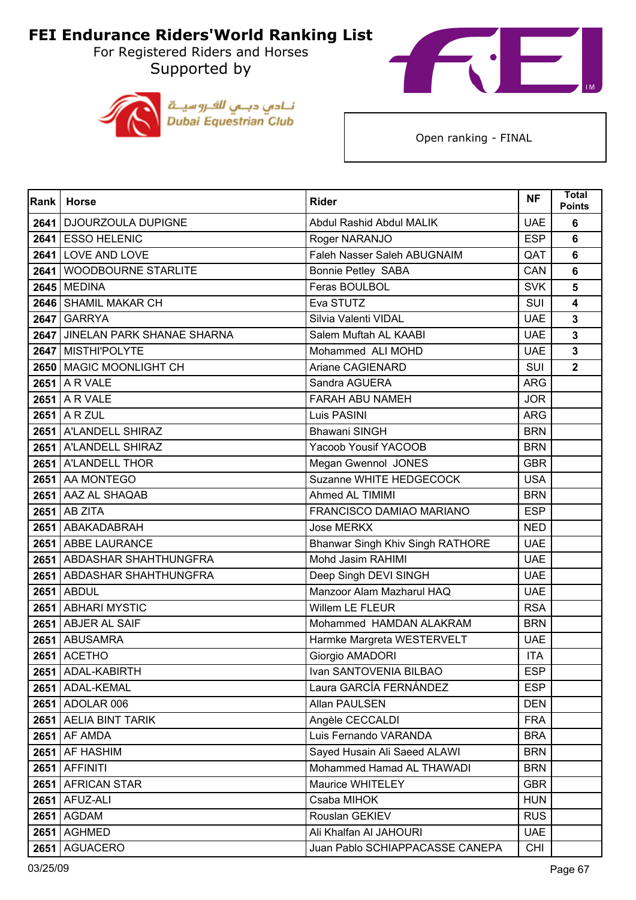# FEI Endurance Riders'World Ranking List

For Registered Riders and Horses

Supported by

نـادي دبـي للفـروسيـة
Dubai Equestrian Club

Open ranking - FINAL

| Rank | Horse | Rider | NF | Total Points |
|---|---|---|---|---|
| 2641 | DJOURZOULA DUPIGNE | Abdul Rashid Abdul MALIK | UAE | 6 |
| 2641 | ESSO HELENIC | Roger NARANJO | ESP | 6 |
| 2641 | LOVE AND LOVE | Faleh Nasser Saleh ABUGNAIM | QAT | 6 |
| 2641 | WOODBOURNE STARLITE | Bonnie Petley SABA | CAN | 6 |
| 2645 | MEDINA | Feras BOULBOL | SVK | 5 |
| 2646 | SHAMIL MAKAR CH | Eva STUTZ | SUI | 4 |
| 2647 | GARRYA | Silvia Valenti VIDAL | UAE | 3 |
| 2647 | JINELAN PARK SHANAE SHARNA | Salem Muftah AL KAABI | UAE | 3 |
| 2647 | MISTHI'POLYTE | Mohammed ALI MOHD | UAE | 3 |
| 2650 | MAGIC MOONLIGHT CH | Ariane CAGIENARD | SUI | 2 |
| 2651 | A R VALE | Sandra AGUERA | ARG | |
| 2651 | A R VALE | FARAH ABU NAMEH | JOR | |
| 2651 | A R ZUL | Luis PASINI | ARG | |
| 2651 | A'LANDELL SHIRAZ | Bhawani SINGH | BRN | |
| 2651 | A'LANDELL SHIRAZ | Yacoob Yousif YACOOB | BRN | |
| 2651 | A'LANDELL THOR | Megan Gwennol JONES | GBR | |
| 2651 | AA MONTEGO | Suzanne WHITE HEDGECOCK | USA | |
| 2651 | AAZ AL SHAQAB | Ahmed AL TIMIMI | BRN | |
| 2651 | AB ZITA | FRANCISCO DAMIAO MARIANO | ESP | |
| 2651 | ABAKADABRAH | Jose MERKX | NED | |
| 2651 | ABBE LAURANCE | Bhanwar Singh Khiv Singh RATHORE | UAE | |
| 2651 | ABDASHAR SHAHTHUNGFRA | Mohd Jasim RAHIMI | UAE | |
| 2651 | ABDASHAR SHAHTHUNGFRA | Deep Singh DEVI SINGH | UAE | |
| 2651 | ABDUL | Manzoor Alam Mazharul HAQ | UAE | |
| 2651 | ABHARI MYSTIC | Willem LE FLEUR | RSA | |
| 2651 | ABJER AL SAIF | Mohammed HAMDAN ALAKRAM | BRN | |
| 2651 | ABUSAMRA | Harmke Margreta WESTERVELT | UAE | |
| 2651 | ACETHO | Giorgio AMADORI | ITA | |
| 2651 | ADAL-KABIRTH | Ivan SANTOVENIA BILBAO | ESP | |
| 2651 | ADAL-KEMAL | Laura GARCÍA FERNÁNDEZ | ESP | |
| 2651 | ADOLAR 006 | Allan PAULSEN | DEN | |
| 2651 | AELIA BINT TARIK | Angèle CECCALDI | FRA | |
| 2651 | AF AMDA | Luis Fernando VARANDA | BRA | |
| 2651 | AF HASHIM | Sayed Husain Ali Saeed ALAWI | BRN | |
| 2651 | AFFINITI | Mohammed Hamad AL THAWADI | BRN | |
| 2651 | AFRICAN STAR | Maurice WHITELEY | GBR | |
| 2651 | AFUZ-ALI | Csaba MIHOK | HUN | |
| 2651 | AGDAM | Rouslan GEKIEV | RUS | |
| 2651 | AGHMED | Ali Khalfan Al JAHOURI | UAE | |
| 2651 | AGUACERO | Juan Pablo SCHIAPPACASSE CANEPA | CHI | |

03/25/09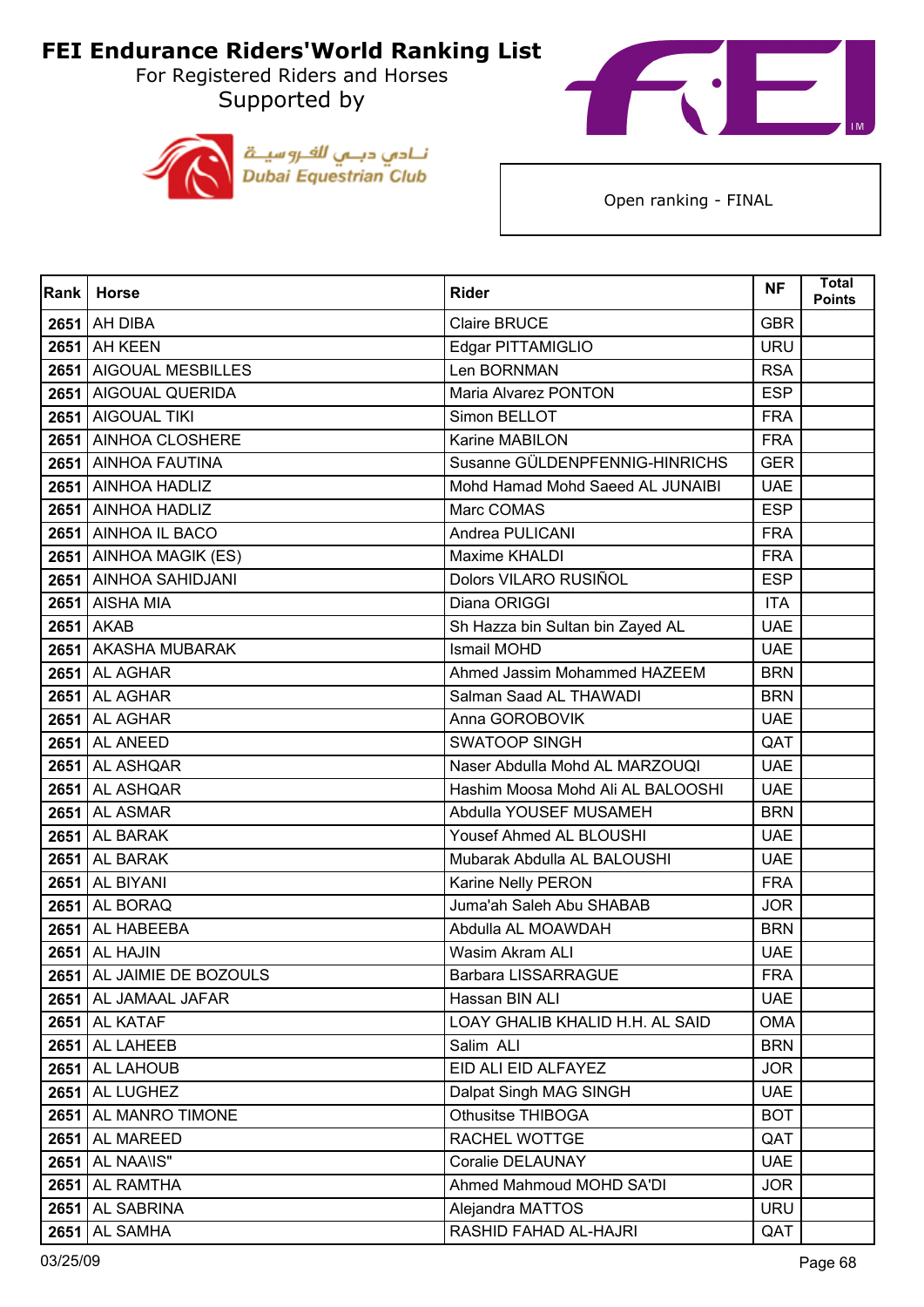# FEI Endurance Riders'World Ranking List

For Registered Riders and Horses

Supported by

نـادي دبـي للفـروسيـة
Dubai Equestrian Club

Open ranking - FINAL

| Rank | Horse | Rider | NF | Total Points |
|---|---|---|---|---|
| 2651 | AH DIBA | Claire BRUCE | GBR | |
| 2651 | AH KEEN | Edgar PITTAMIGLIO | URU | |
| 2651 | AIGOUAL MESBILLES | Len BORNMAN | RSA | |
| 2651 | AIGOUAL QUERIDA | Maria Alvarez PONTON | ESP | |
| 2651 | AIGOUAL TIKI | Simon BELLOT | FRA | |
| 2651 | AINHOA CLOSHERE | Karine MABILON | FRA | |
| 2651 | AINHOA FAUTINA | Susanne GÜLDENPFENNIG-HINRICHS | GER | |
| 2651 | AINHOA HADLIZ | Mohd Hamad Mohd Saeed AL JUNAIBI | UAE | |
| 2651 | AINHOA HADLIZ | Marc COMAS | ESP | |
| 2651 | AINHOA IL BACO | Andrea PULICANI | FRA | |
| 2651 | AINHOA MAGIK (ES) | Maxime KHALDI | FRA | |
| 2651 | AINHOA SAHIDJANI | Dolors VILARO RUSIÑOL | ESP | |
| 2651 | AISHA MIA | Diana ORIGGI | ITA | |
| 2651 | AKAB | Sh Hazza bin Sultan bin Zayed AL | UAE | |
| 2651 | AKASHA MUBARAK | Ismail MOHD | UAE | |
| 2651 | AL AGHAR | Ahmed Jassim Mohammed HAZEEM | BRN | |
| 2651 | AL AGHAR | Salman Saad AL THAWADI | BRN | |
| 2651 | AL AGHAR | Anna GOROBOVIK | UAE | |
| 2651 | AL ANEED | SWATOOP SINGH | QAT | |
| 2651 | AL ASHQAR | Naser Abdulla Mohd AL MARZOUQI | UAE | |
| 2651 | AL ASHQAR | Hashim Moosa Mohd Ali AL BALOOSHI | UAE | |
| 2651 | AL ASMAR | Abdulla YOUSEF MUSAMEH | BRN | |
| 2651 | AL BARAK | Yousef Ahmed AL BLOUSHI | UAE | |
| 2651 | AL BARAK | Mubarak Abdulla AL BALOUSHI | UAE | |
| 2651 | AL BIYANI | Karine Nelly PERON | FRA | |
| 2651 | AL BORAQ | Juma'ah Saleh Abu SHABAB | JOR | |
| 2651 | AL HABEEBA | Abdulla AL MOAWDAH | BRN | |
| 2651 | AL HAJIN | Wasim Akram ALI | UAE | |
| 2651 | AL JAIMIE DE BOZOULS | Barbara LISSARRAGUE | FRA | |
| 2651 | AL JAMAAL JAFAR | Hassan BIN ALI | UAE | |
| 2651 | AL KATAF | LOAY GHALIB KHALID H.H. AL SAID | OMA | |
| 2651 | AL LAHEEB | Salim ALI | BRN | |
| 2651 | AL LAHOUB | EID ALI EID ALFAYEZ | JOR | |
| 2651 | AL LUGHEZ | Dalpat Singh MAG SINGH | UAE | |
| 2651 | AL MANRO TIMONE | Othusitse THIBOGA | BOT | |
| 2651 | AL MAREED | RACHEL WOTTGE | QAT | |
| 2651 | AL NAA\IS" | Coralie DELAUNAY | UAE | |
| 2651 | AL RAMTHA | Ahmed Mahmoud MOHD SA'DI | JOR | |
| 2651 | AL SABRINA | Alejandra MATTOS | URU | |
| 2651 | AL SAMHA | RASHID FAHAD AL-HAJRI | QAT | |

03/25/09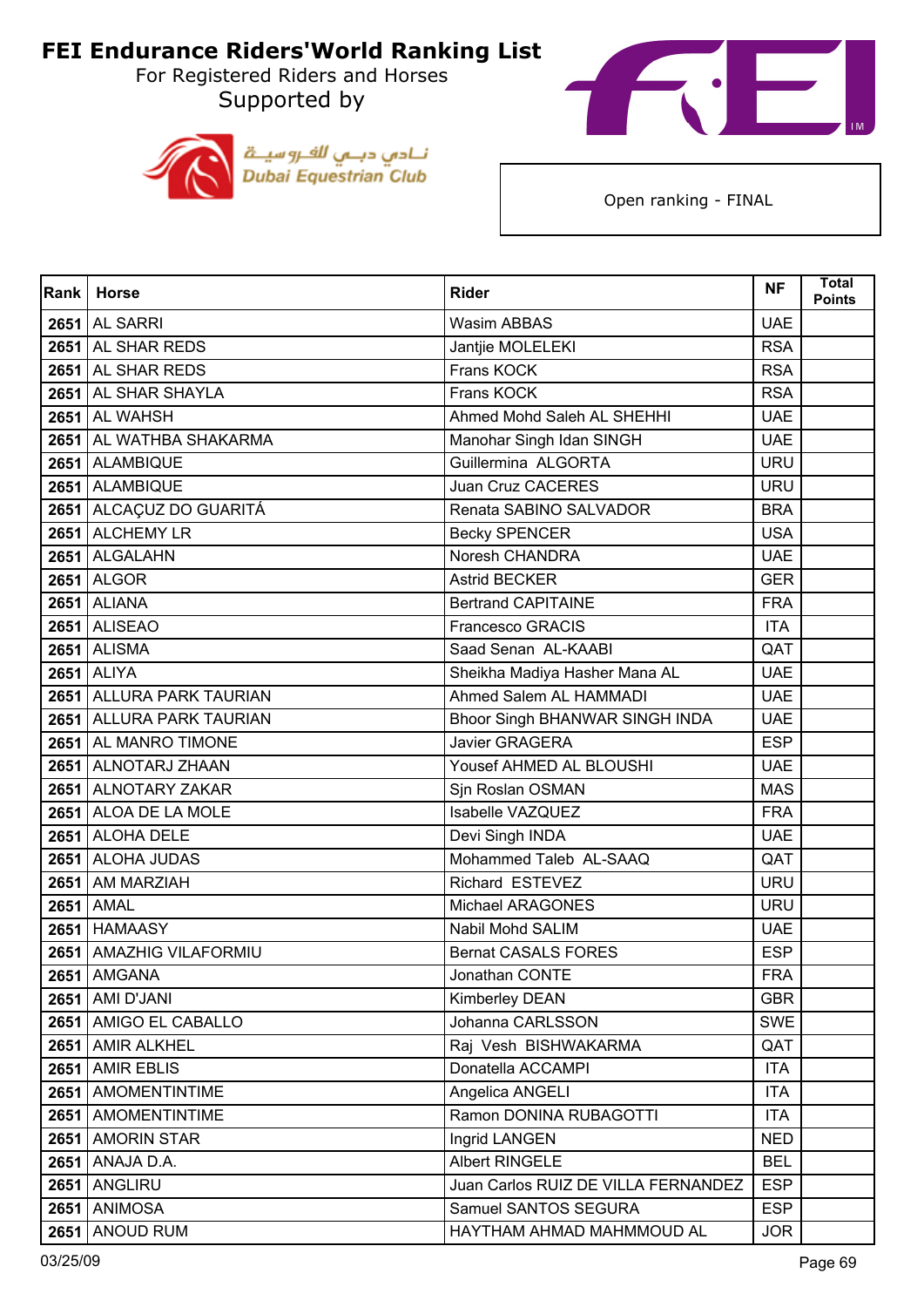# FEI Endurance Riders'World Ranking List

For Registered Riders and Horses

Supported by

Open ranking - FINAL

| Rank | Horse | Rider | NF | Total Points |
|---|---|---|---|---|
| 2651 | AL SARRI | Wasim ABBAS | UAE | |
| 2651 | AL SHAR REDS | Jantjie MOLELEKI | RSA | |
| 2651 | AL SHAR REDS | Frans KOCK | RSA | |
| 2651 | AL SHAR SHAYLA | Frans KOCK | RSA | |
| 2651 | AL WAHSH | Ahmed Mohd Saleh AL SHEHHI | UAE | |
| 2651 | AL WATHBA SHAKARMA | Manohar Singh Idan SINGH | UAE | |
| 2651 | ALAMBIQUE | Guillermina ALGORTA | URU | |
| 2651 | ALAMBIQUE | Juan Cruz CACERES | URU | |
| 2651 | ALCAÇUZ DO GUARITÁ | Renata SABINO SALVADOR | BRA | |
| 2651 | ALCHEMY LR | Becky SPENCER | USA | |
| 2651 | ALGALAHN | Noresh CHANDRA | UAE | |
| 2651 | ALGOR | Astrid BECKER | GER | |
| 2651 | ALIANA | Bertrand CAPITAINE | FRA | |
| 2651 | ALISEAO | Francesco GRACIS | ITA | |
| 2651 | ALISMA | Saad Senan AL-KAABI | QAT | |
| 2651 | ALIYA | Sheikha Madiya Hasher Mana AL | UAE | |
| 2651 | ALLURA PARK TAURIAN | Ahmed Salem AL HAMMADI | UAE | |
| 2651 | ALLURA PARK TAURIAN | Bhoor Singh BHANWAR SINGH INDA | UAE | |
| 2651 | AL MANRO TIMONE | Javier GRAGERA | ESP | |
| 2651 | ALNOTARJ ZHAAN | Yousef AHMED AL BLOUSHI | UAE | |
| 2651 | ALNOTARY ZAKAR | Sjn Roslan OSMAN | MAS | |
| 2651 | ALOA DE LA MOLE | Isabelle VAZQUEZ | FRA | |
| 2651 | ALOHA DELE | Devi Singh INDA | UAE | |
| 2651 | ALOHA JUDAS | Mohammed Taleb AL-SAAQ | QAT | |
| 2651 | AM MARZIAH | Richard ESTEVEZ | URU | |
| 2651 | AMAL | Michael ARAGONES | URU | |
| 2651 | HAMAASY | Nabil Mohd SALIM | UAE | |
| 2651 | AMAZHIG VILAFORMIU | Bernat CASALS FORES | ESP | |
| 2651 | AMGANA | Jonathan CONTE | FRA | |
| 2651 | AMI D'JANI | Kimberley DEAN | GBR | |
| 2651 | AMIGO EL CABALLO | Johanna CARLSSON | SWE | |
| 2651 | AMIR ALKHEL | Raj Vesh BISHWAKARMA | QAT | |
| 2651 | AMIR EBLIS | Donatella ACCAMPI | ITA | |
| 2651 | AMOMENTINTIME | Angelica ANGELI | ITA | |
| 2651 | AMOMENTINTIME | Ramon DONINA RUBAGOTTI | ITA | |
| 2651 | AMORIN STAR | Ingrid LANGEN | NED | |
| 2651 | ANAJA D.A. | Albert RINGELE | BEL | |
| 2651 | ANGLIRU | Juan Carlos RUIZ DE VILLA FERNANDEZ | ESP | |
| 2651 | ANIMOSA | Samuel SANTOS SEGURA | ESP | |
| 2651 | ANOUD RUM | HAYTHAM AHMAD MAHMMOUD AL | JOR | |

03/25/09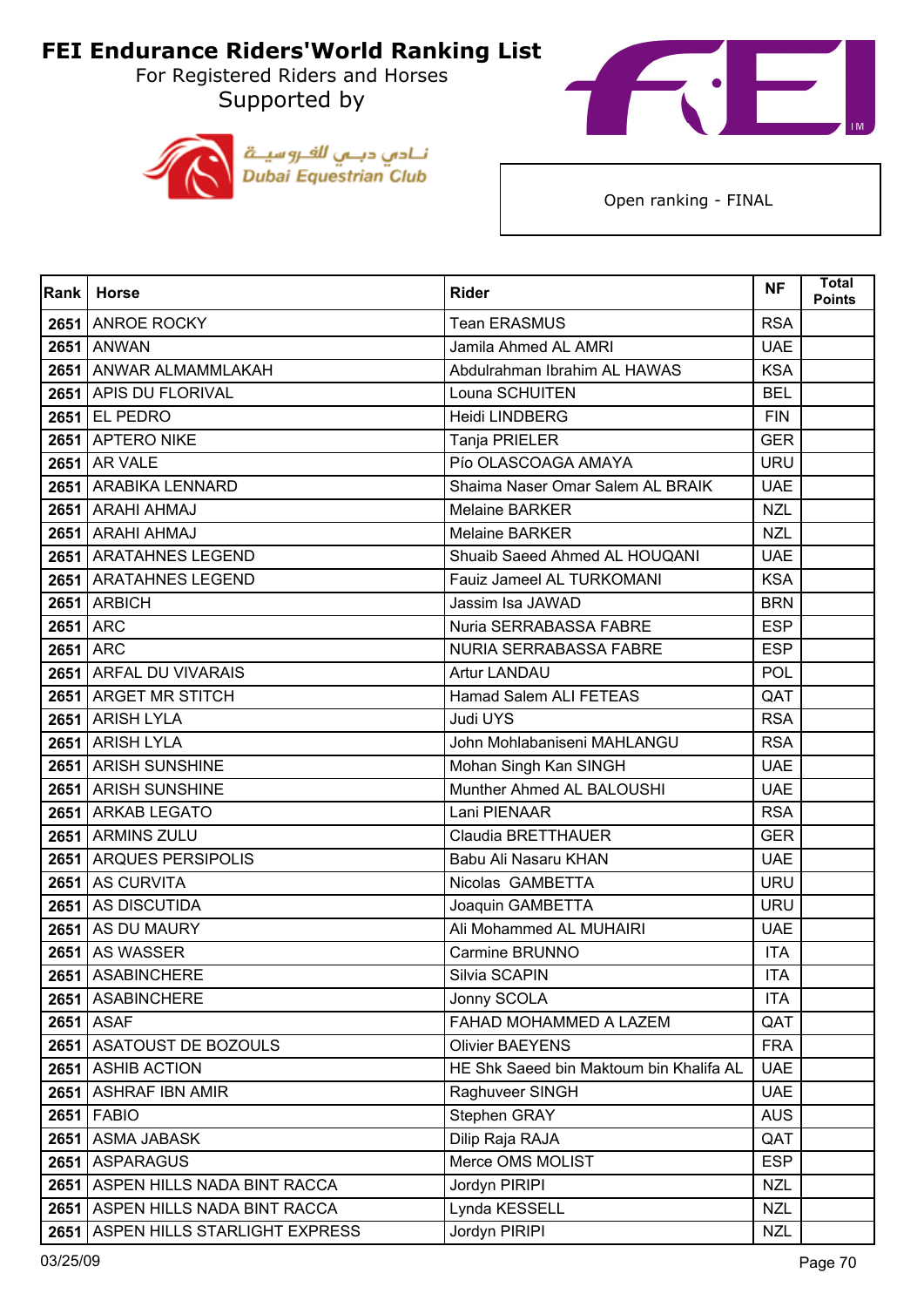# FEI Endurance Riders'World Ranking List

For Registered Riders and Horses

Supported by

Dubai Equestrian Club

Open ranking - FINAL

| Rank | Horse | Rider | NF | Total Points |
|---|---|---|---|---|
| 2651 | ANROE ROCKY | Tean ERASMUS | RSA | |
| 2651 | ANWAN | Jamila Ahmed AL AMRI | UAE | |
| 2651 | ANWAR ALMAMMLAKAH | Abdulrahman Ibrahim AL HAWAS | KSA | |
| 2651 | APIS DU FLORIVAL | Louna SCHUITEN | BEL | |
| 2651 | EL PEDRO | Heidi LINDBERG | FIN | |
| 2651 | APTERO NIKE | Tanja PRIELER | GER | |
| 2651 | AR VALE | Pío OLASCOAGA AMAYA | URU | |
| 2651 | ARABIKA LENNARD | Shaima Naser Omar Salem AL BRAIK | UAE | |
| 2651 | ARAHI AHMAJ | Melaine BARKER | NZL | |
| 2651 | ARAHI AHMAJ | Melaine BARKER | NZL | |
| 2651 | ARATAHNES LEGEND | Shuaib Saeed Ahmed AL HOUQANI | UAE | |
| 2651 | ARATAHNES LEGEND | Fauiz Jameel AL TURKOMANI | KSA | |
| 2651 | ARBICH | Jassim Isa JAWAD | BRN | |
| 2651 | ARC | Nuria SERRABASSA FABRE | ESP | |
| 2651 | ARC | NURIA SERRABASSA FABRE | ESP | |
| 2651 | ARFAL DU VIVARAIS | Artur LANDAU | POL | |
| 2651 | ARGET MR STITCH | Hamad Salem ALI FETEAS | QAT | |
| 2651 | ARISH LYLA | Judi UYS | RSA | |
| 2651 | ARISH LYLA | John Mohlabaniseni MAHLANGU | RSA | |
| 2651 | ARISH SUNSHINE | Mohan Singh Kan SINGH | UAE | |
| 2651 | ARISH SUNSHINE | Munther Ahmed AL BALOUSHI | UAE | |
| 2651 | ARKAB LEGATO | Lani PIENAAR | RSA | |
| 2651 | ARMINS ZULU | Claudia BRETTHAUER | GER | |
| 2651 | ARQUES PERSIPOLIS | Babu Ali Nasaru KHAN | UAE | |
| 2651 | AS CURVITA | Nicolas GAMBETTA | URU | |
| 2651 | AS DISCUTIDA | Joaquin GAMBETTA | URU | |
| 2651 | AS DU MAURY | Ali Mohammed AL MUHAIRI | UAE | |
| 2651 | AS WASSER | Carmine BRUNNO | ITA | |
| 2651 | ASABINCHERE | Silvia SCAPIN | ITA | |
| 2651 | ASABINCHERE | Jonny SCOLA | ITA | |
| 2651 | ASAF | FAHAD MOHAMMED A LAZEM | QAT | |
| 2651 | ASATOUST DE BOZOULS | Olivier BAEYENS | FRA | |
| 2651 | ASHIB ACTION | HE Shk Saeed bin Maktoum bin Khalifa AL | UAE | |
| 2651 | ASHRAF IBN AMIR | Raghuveer SINGH | UAE | |
| 2651 | FABIO | Stephen GRAY | AUS | |
| 2651 | ASMA JABASK | Dilip Raja RAJA | QAT | |
| 2651 | ASPARAGUS | Merce OMS MOLIST | ESP | |
| 2651 | ASPEN HILLS NADA BINT RACCA | Jordyn PIRIPI | NZL | |
| 2651 | ASPEN HILLS NADA BINT RACCA | Lynda KESSELL | NZL | |
| 2651 | ASPEN HILLS STARLIGHT EXPRESS | Jordyn PIRIPI | NZL | |

03/25/09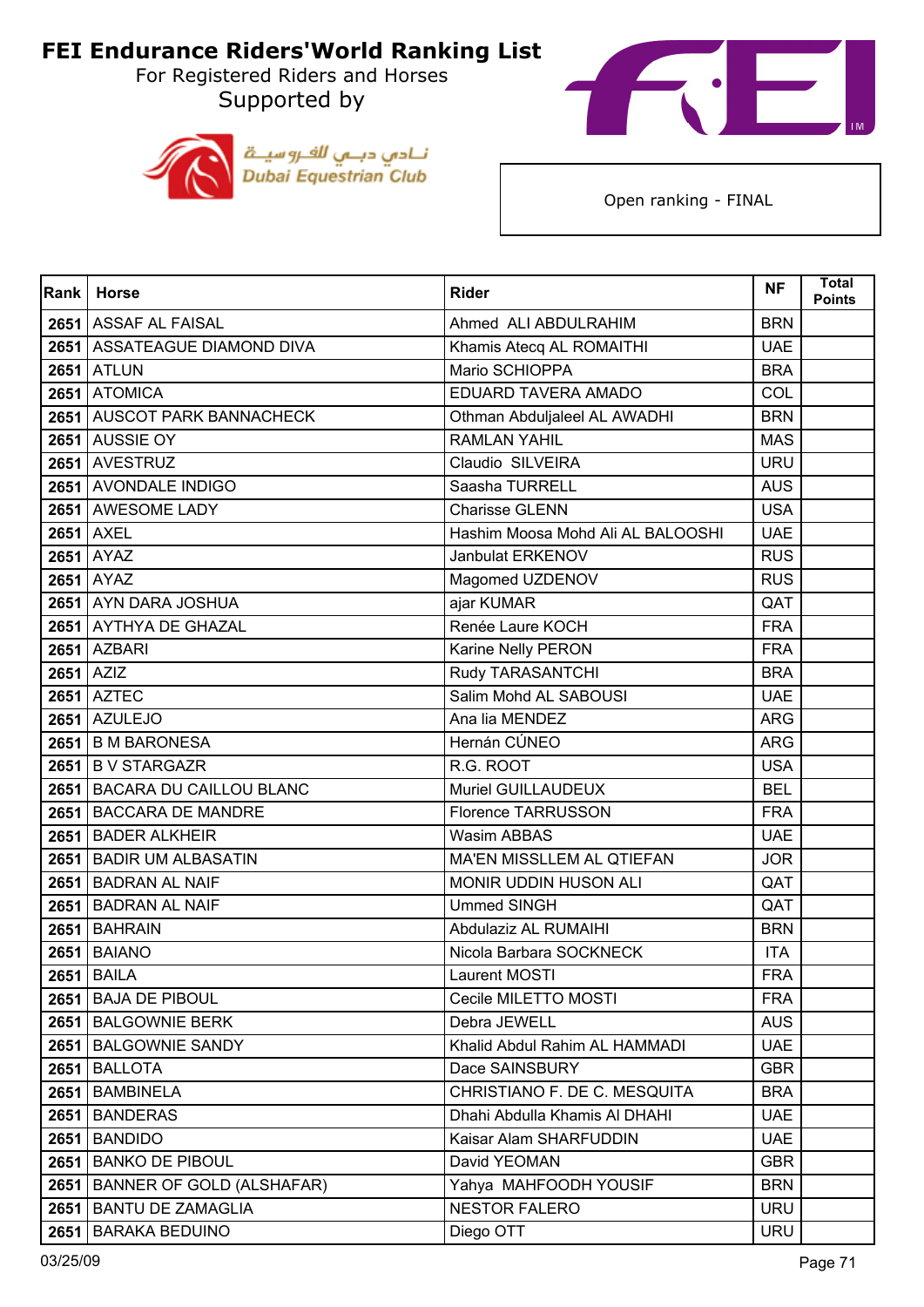# FEI Endurance Riders'World Ranking List

For Registered Riders and Horses

Supported by

نـادي دبـي للفـروسيـة
Dubai Equestrian Club

Open ranking - FINAL

| Rank | Horse | Rider | NF | Total Points |
|---|---|---|---|---|
| 2651 | ASSAF AL FAISAL | Ahmed ALI ABDULRAHIM | BRN | |
| 2651 | ASSATEAGUE DIAMOND DIVA | Khamis Atecq AL ROMAITHI | UAE | |
| 2651 | ATLUN | Mario SCHIOPPA | BRA | |
| 2651 | ATOMICA | EDUARD TAVERA AMADO | COL | |
| 2651 | AUSCOT PARK BANNACHECK | Othman Abduljaleel AL AWADHI | BRN | |
| 2651 | AUSSIE OY | RAMLAN YAHIL | MAS | |
| 2651 | AVESTRUZ | Claudio SILVEIRA | URU | |
| 2651 | AVONDALE INDIGO | Saasha TURRELL | AUS | |
| 2651 | AWESOME LADY | Charisse GLENN | USA | |
| 2651 | AXEL | Hashim Moosa Mohd Ali AL BALOOSHI | UAE | |
| 2651 | AYAZ | Janbulat ERKENOV | RUS | |
| 2651 | AYAZ | Magomed UZDENOV | RUS | |
| 2651 | AYN DARA JOSHUA | ajar KUMAR | QAT | |
| 2651 | AYTHYA DE GHAZAL | Renée Laure KOCH | FRA | |
| 2651 | AZBARI | Karine Nelly PERON | FRA | |
| 2651 | AZIZ | Rudy TARASANTCHI | BRA | |
| 2651 | AZTEC | Salim Mohd AL SABOUSI | UAE | |
| 2651 | AZULEJO | Ana lia MENDEZ | ARG | |
| 2651 | B M BARONESA | Hernán CÚNEO | ARG | |
| 2651 | B V STARGAZR | R.G. ROOT | USA | |
| 2651 | BACARA DU CAILLOU BLANC | Muriel GUILLAUDEUX | BEL | |
| 2651 | BACCARA DE MANDRE | Florence TARRUSSON | FRA | |
| 2651 | BADER ALKHEIR | Wasim ABBAS | UAE | |
| 2651 | BADIR UM ALBASATIN | MA'EN MISSLLEM AL QTIEFAN | JOR | |
| 2651 | BADRAN AL NAIF | MONIR UDDIN HUSON ALI | QAT | |
| 2651 | BADRAN AL NAIF | Ummed SINGH | QAT | |
| 2651 | BAHRAIN | Abdulaziz AL RUMAIHI | BRN | |
| 2651 | BAIANO | Nicola Barbara SOCKNECK | ITA | |
| 2651 | BAILA | Laurent MOSTI | FRA | |
| 2651 | BAJA DE PIBOUL | Cecile MILETTO MOSTI | FRA | |
| 2651 | BALGOWNIE BERK | Debra JEWELL | AUS | |
| 2651 | BALGOWNIE SANDY | Khalid Abdul Rahim AL HAMMADI | UAE | |
| 2651 | BALLOTA | Dace SAINSBURY | GBR | |
| 2651 | BAMBINELA | CHRISTIANO F. DE C. MESQUITA | BRA | |
| 2651 | BANDERAS | Dhahi Abdulla Khamis Al DHAHI | UAE | |
| 2651 | BANDIDO | Kaisar Alam SHARFUDDIN | UAE | |
| 2651 | BANKO DE PIBOUL | David YEOMAN | GBR | |
| 2651 | BANNER OF GOLD (ALSHAFAR) | Yahya MAHFOODH YOUSIF | BRN | |
| 2651 | BANTU DE ZAMAGLIA | NESTOR FALERO | URU | |
| 2651 | BARAKA BEDUINO | Diego OTT | URU | |

03/25/09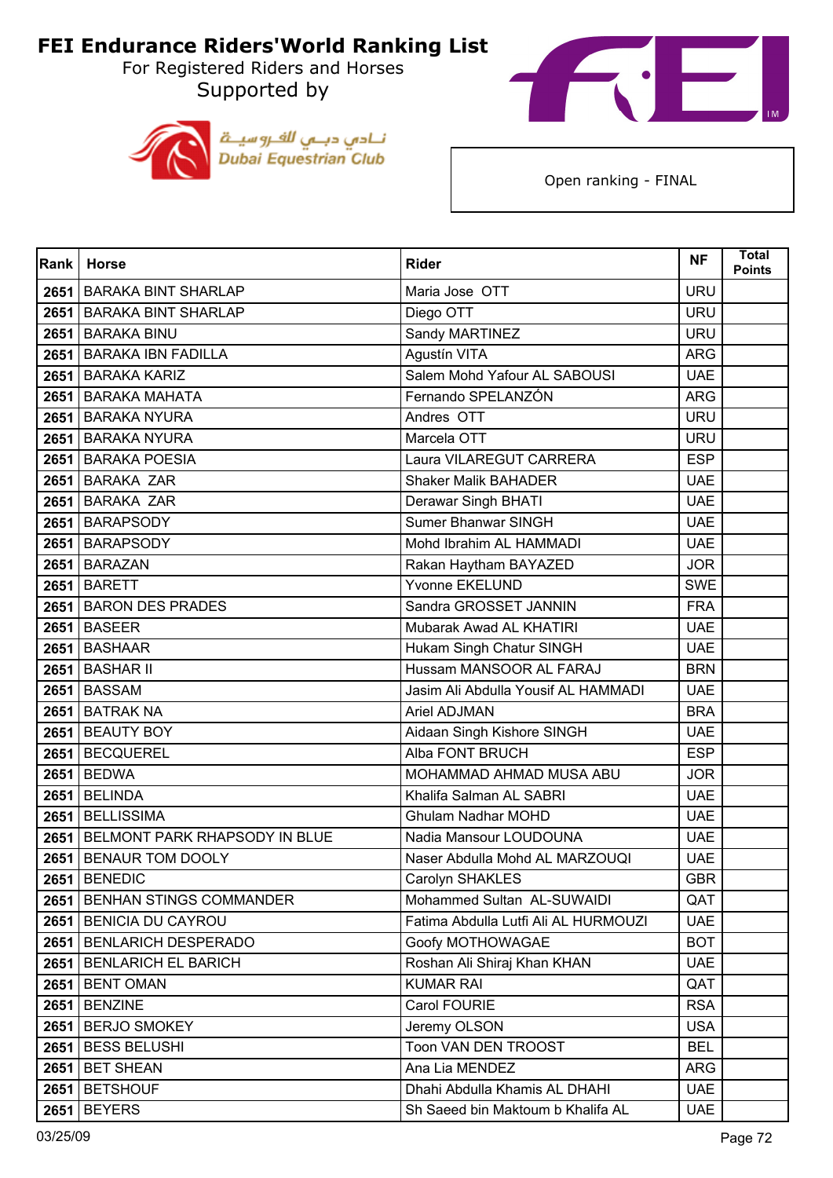# FEI Endurance Riders'World Ranking List

For Registered Riders and Horses

Supported by

نـادي دبـي للفـروسيـة
Dubai Equestrian Club

Open ranking - FINAL

| Rank | Horse | Rider | NF | Total Points |
|---|---|---|---|---|
| 2651 | BARAKA BINT SHARLAP | Maria Jose OTT | URU | |
| 2651 | BARAKA BINT SHARLAP | Diego OTT | URU | |
| 2651 | BARAKA BINU | Sandy MARTINEZ | URU | |
| 2651 | BARAKA IBN FADILLA | Agustín VITA | ARG | |
| 2651 | BARAKA KARIZ | Salem Mohd Yafour AL SABOUSI | UAE | |
| 2651 | BARAKA MAHATA | Fernando SPELANZÓN | ARG | |
| 2651 | BARAKA NYURA | Andres OTT | URU | |
| 2651 | BARAKA NYURA | Marcela OTT | URU | |
| 2651 | BARAKA POESIA | Laura VILAREGUT CARRERA | ESP | |
| 2651 | BARAKA ZAR | Shaker Malik BAHADER | UAE | |
| 2651 | BARAKA ZAR | Derawar Singh BHATI | UAE | |
| 2651 | BARAPSODY | Sumer Bhanwar SINGH | UAE | |
| 2651 | BARAPSODY | Mohd Ibrahim AL HAMMADI | UAE | |
| 2651 | BARAZAN | Rakan Haytham BAYAZED | JOR | |
| 2651 | BARETT | Yvonne EKELUND | SWE | |
| 2651 | BARON DES PRADES | Sandra GROSSET JANNIN | FRA | |
| 2651 | BASEER | Mubarak Awad AL KHATIRI | UAE | |
| 2651 | BASHAAR | Hukam Singh Chatur SINGH | UAE | |
| 2651 | BASHAR II | Hussam MANSOOR AL FARAJ | BRN | |
| 2651 | BASSAM | Jasim Ali Abdulla Yousif AL HAMMADI | UAE | |
| 2651 | BATRAK NA | Ariel ADJMAN | BRA | |
| 2651 | BEAUTY BOY | Aidaan Singh Kishore SINGH | UAE | |
| 2651 | BECQUEREL | Alba FONT BRUCH | ESP | |
| 2651 | BEDWA | MOHAMMAD AHMAD MUSA ABU | JOR | |
| 2651 | BELINDA | Khalifa Salman AL SABRI | UAE | |
| 2651 | BELLISSIMA | Ghulam Nadhar MOHD | UAE | |
| 2651 | BELMONT PARK RHAPSODY IN BLUE | Nadia Mansour LOUDOUNA | UAE | |
| 2651 | BENAUR TOM DOOLY | Naser Abdulla Mohd AL MARZOUQI | UAE | |
| 2651 | BENEDIC | Carolyn SHAKLES | GBR | |
| 2651 | BENHAN STINGS COMMANDER | Mohammed Sultan AL-SUWAIDI | QAT | |
| 2651 | BENICIA DU CAYROU | Fatima Abdulla Lutfi Ali AL HURMOUZI | UAE | |
| 2651 | BENLARICH DESPERADO | Goofy MOTHOWAGAE | BOT | |
| 2651 | BENLARICH EL BARICH | Roshan Ali Shiraj Khan KHAN | UAE | |
| 2651 | BENT OMAN | KUMAR RAI | QAT | |
| 2651 | BENZINE | Carol FOURIE | RSA | |
| 2651 | BERJO SMOKEY | Jeremy OLSON | USA | |
| 2651 | BESS BELUSHI | Toon VAN DEN TROOST | BEL | |
| 2651 | BET SHEAN | Ana Lia MENDEZ | ARG | |
| 2651 | BETSHOUF | Dhahi Abdulla Khamis AL DHAHI | UAE | |
| 2651 | BEYERS | Sh Saeed bin Maktoum b Khalifa AL | UAE | |

03/25/09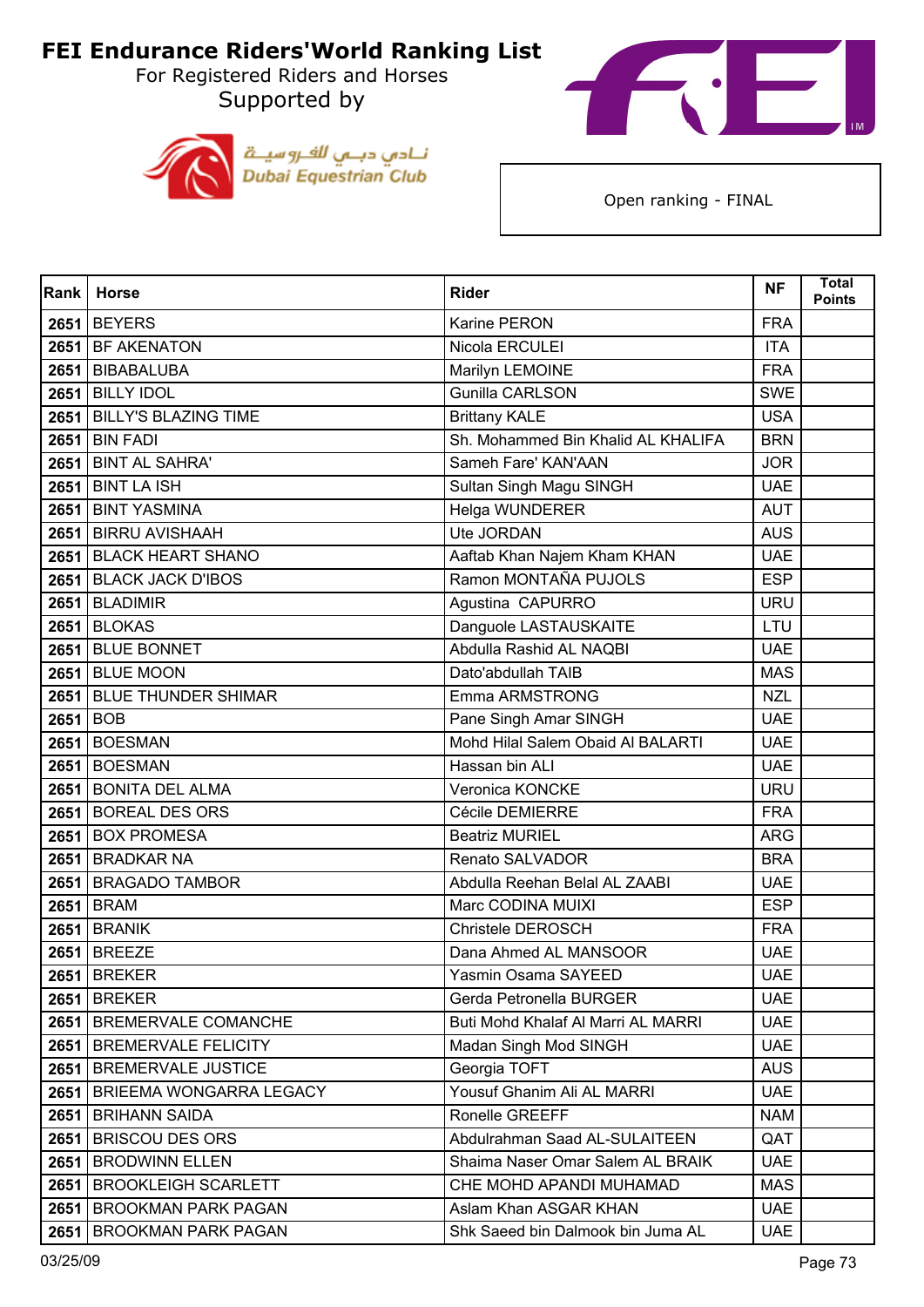# FEI Endurance Riders'World Ranking List

For Registered Riders and Horses

Supported by

نـادي دبــي للفـروسيــة
Dubai Equestrian Club

Open ranking - FINAL

| Rank | Horse | Rider | NF | Total Points |
|---|---|---|---|---|
| 2651 | BEYERS | Karine PERON | FRA | |
| 2651 | BF AKENATON | Nicola ERCULEI | ITA | |
| 2651 | BIBABALUBA | Marilyn LEMOINE | FRA | |
| 2651 | BILLY IDOL | Gunilla CARLSON | SWE | |
| 2651 | BILLY'S BLAZING TIME | Brittany KALE | USA | |
| 2651 | BIN FADI | Sh. Mohammed Bin Khalid AL KHALIFA | BRN | |
| 2651 | BINT AL SAHRA' | Sameh Fare' KAN'AAN | JOR | |
| 2651 | BINT LA ISH | Sultan Singh Magu SINGH | UAE | |
| 2651 | BINT YASMINA | Helga WUNDERER | AUT | |
| 2651 | BIRRU AVISHAAH | Ute JORDAN | AUS | |
| 2651 | BLACK HEART SHANO | Aaftab Khan Najem Kham KHAN | UAE | |
| 2651 | BLACK JACK D'IBOS | Ramon MONTAÑA PUJOLS | ESP | |
| 2651 | BLADIMIR | Agustina CAPURRO | URU | |
| 2651 | BLOKAS | Danguole LASTAUSKAITE | LTU | |
| 2651 | BLUE BONNET | Abdulla Rashid AL NAQBI | UAE | |
| 2651 | BLUE MOON | Dato'abdullah TAIB | MAS | |
| 2651 | BLUE THUNDER SHIMAR | Emma ARMSTRONG | NZL | |
| 2651 | BOB | Pane Singh Amar SINGH | UAE | |
| 2651 | BOESMAN | Mohd Hilal Salem Obaid Al BALARTI | UAE | |
| 2651 | BOESMAN | Hassan bin ALI | UAE | |
| 2651 | BONITA DEL ALMA | Veronica KONCKE | URU | |
| 2651 | BOREAL DES ORS | Cécile DEMIERRE | FRA | |
| 2651 | BOX PROMESA | Beatriz MURIEL | ARG | |
| 2651 | BRADKAR NA | Renato SALVADOR | BRA | |
| 2651 | BRAGADO TAMBOR | Abdulla Reehan Belal AL ZAABI | UAE | |
| 2651 | BRAM | Marc CODINA MUIXI | ESP | |
| 2651 | BRANIK | Christele DEROSCH | FRA | |
| 2651 | BREEZE | Dana Ahmed AL MANSOOR | UAE | |
| 2651 | BREKER | Yasmin Osama SAYEED | UAE | |
| 2651 | BREKER | Gerda Petronella BURGER | UAE | |
| 2651 | BREMERVALE COMANCHE | Buti Mohd Khalaf Al Marri AL MARRI | UAE | |
| 2651 | BREMERVALE FELICITY | Madan Singh Mod SINGH | UAE | |
| 2651 | BREMERVALE JUSTICE | Georgia TOFT | AUS | |
| 2651 | BRIEEMA WONGARRA LEGACY | Yousuf Ghanim Ali AL MARRI | UAE | |
| 2651 | BRIHANN SAIDA | Ronelle GREEFF | NAM | |
| 2651 | BRISCOU DES ORS | Abdulrahman Saad AL-SULAITEEN | QAT | |
| 2651 | BRODWINN ELLEN | Shaima Naser Omar Salem AL BRAIK | UAE | |
| 2651 | BROOKLEIGH SCARLETT | CHE MOHD APANDI MUHAMAD | MAS | |
| 2651 | BROOKMAN PARK PAGAN | Aslam Khan ASGAR KHAN | UAE | |
| 2651 | BROOKMAN PARK PAGAN | Shk Saeed bin Dalmook bin Juma AL | UAE | |

03/25/09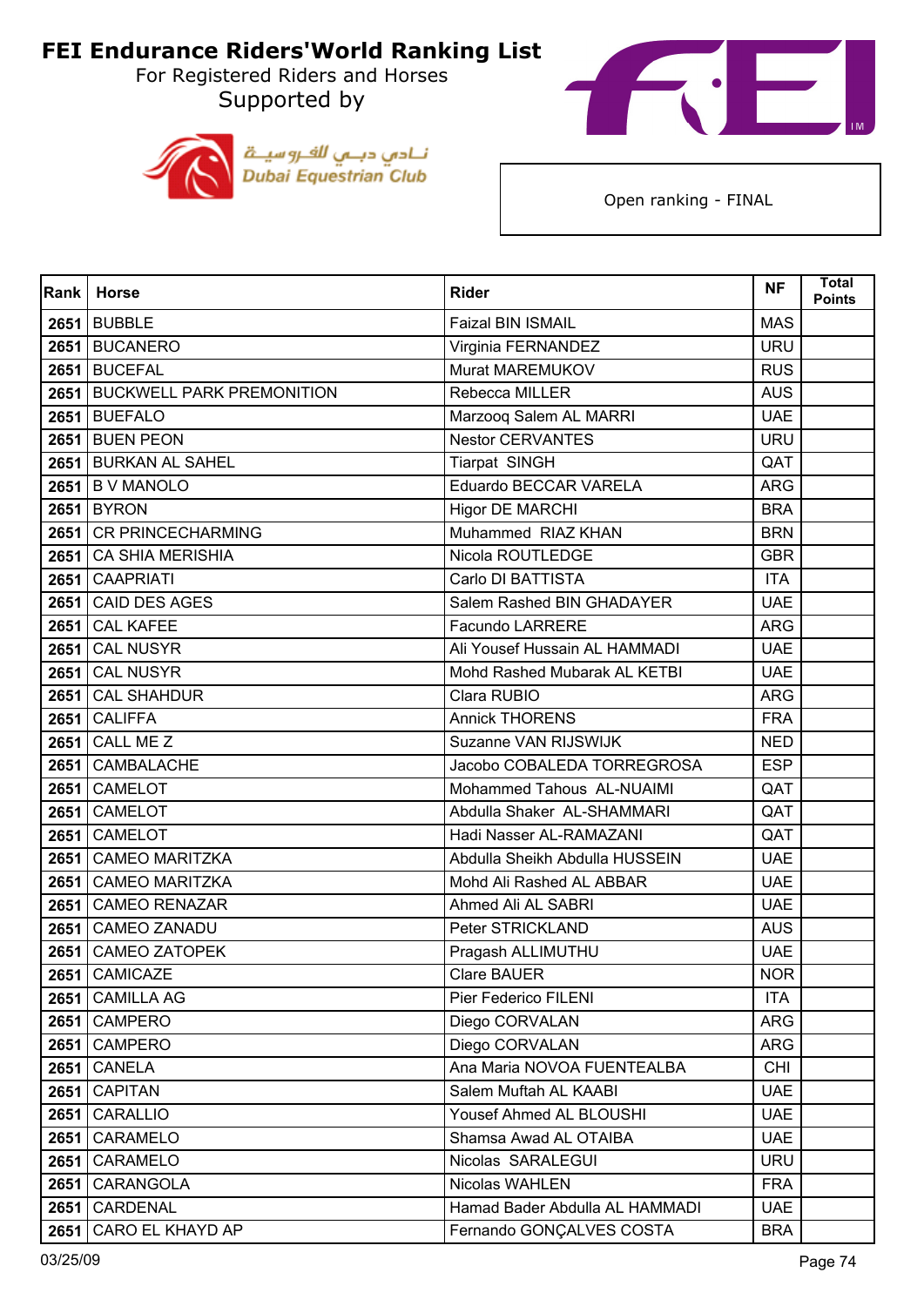# FEI Endurance Riders'World Ranking List

For Registered Riders and Horses

Supported by

نـادي دبـي للفـروسيـة
Dubai Equestrian Club

Open ranking - FINAL

| Rank | Horse | Rider | NF | Total Points |
|---|---|---|---|---|
| 2651 | BUBBLE | Faizal BIN ISMAIL | MAS | |
| 2651 | BUCANERO | Virginia FERNANDEZ | URU | |
| 2651 | BUCEFAL | Murat MAREMUKOV | RUS | |
| 2651 | BUCKWELL PARK PREMONITION | Rebecca MILLER | AUS | |
| 2651 | BUEFALO | Marzooq Salem AL MARRI | UAE | |
| 2651 | BUEN PEON | Nestor CERVANTES | URU | |
| 2651 | BURKAN AL SAHEL | Tiarpat SINGH | QAT | |
| 2651 | B V MANOLO | Eduardo BECCAR VARELA | ARG | |
| 2651 | BYRON | Higor DE MARCHI | BRA | |
| 2651 | CR PRINCECHARMING | Muhammed RIAZ KHAN | BRN | |
| 2651 | CA SHIA MERISHIA | Nicola ROUTLEDGE | GBR | |
| 2651 | CAAPRIATI | Carlo DI BATTISTA | ITA | |
| 2651 | CAID DES AGES | Salem Rashed BIN GHADAYER | UAE | |
| 2651 | CAL KAFEE | Facundo LARRERE | ARG | |
| 2651 | CAL NUSYR | Ali Yousef Hussain AL HAMMADI | UAE | |
| 2651 | CAL NUSYR | Mohd Rashed Mubarak AL KETBI | UAE | |
| 2651 | CAL SHAHDUR | Clara RUBIO | ARG | |
| 2651 | CALIFFA | Annick THORENS | FRA | |
| 2651 | CALL ME Z | Suzanne VAN RIJSWIJK | NED | |
| 2651 | CAMBALACHE | Jacobo COBALEDA TORREGROSA | ESP | |
| 2651 | CAMELOT | Mohammed Tahous AL-NUAIMI | QAT | |
| 2651 | CAMELOT | Abdulla Shaker AL-SHAMMARI | QAT | |
| 2651 | CAMELOT | Hadi Nasser AL-RAMAZANI | QAT | |
| 2651 | CAMEO MARITZKA | Abdulla Sheikh Abdulla HUSSEIN | UAE | |
| 2651 | CAMEO MARITZKA | Mohd Ali Rashed AL ABBAR | UAE | |
| 2651 | CAMEO RENAZAR | Ahmed Ali AL SABRI | UAE | |
| 2651 | CAMEO ZANADU | Peter STRICKLAND | AUS | |
| 2651 | CAMEO ZATOPEK | Pragash ALLIMUTHU | UAE | |
| 2651 | CAMICAZE | Clare BAUER | NOR | |
| 2651 | CAMILLA AG | Pier Federico FILENI | ITA | |
| 2651 | CAMPERO | Diego CORVALAN | ARG | |
| 2651 | CAMPERO | Diego CORVALAN | ARG | |
| 2651 | CANELA | Ana Maria NOVOA FUENTEALBA | CHI | |
| 2651 | CAPITAN | Salem Muftah AL KAABI | UAE | |
| 2651 | CARALLIO | Yousef Ahmed AL BLOUSHI | UAE | |
| 2651 | CARAMELO | Shamsa Awad AL OTAIBA | UAE | |
| 2651 | CARAMELO | Nicolas SARALEGUI | URU | |
| 2651 | CARANGOLA | Nicolas WAHLEN | FRA | |
| 2651 | CARDENAL | Hamad Bader Abdulla AL HAMMADI | UAE | |
| 2651 | CARO EL KHAYD AP | Fernando GONÇALVES COSTA | BRA | |

03/25/09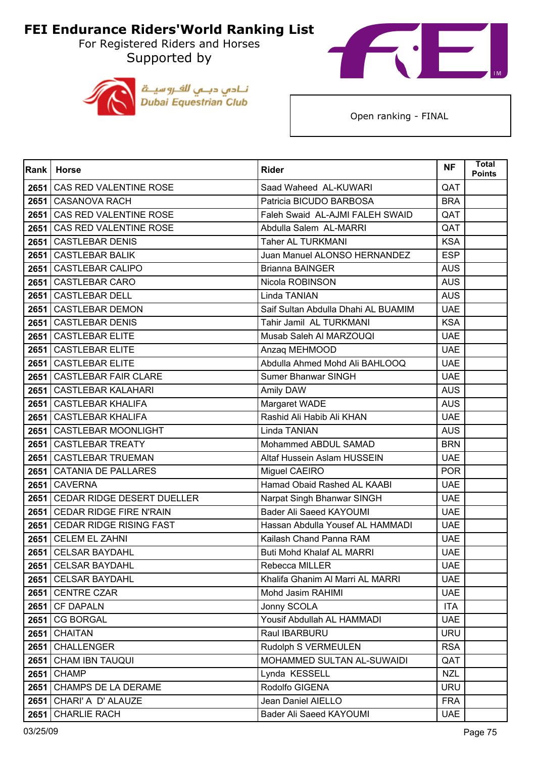# FEI Endurance Riders'World Ranking List

For Registered Riders and Horses

Supported by

Dubai Equestrian Club

Open ranking - FINAL

| Rank | Horse | Rider | NF | Total Points |
|---|---|---|---|---|
| 2651 | CAS RED VALENTINE ROSE | Saad Waheed AL-KUWARI | QAT | |
| 2651 | CASANOVA RACH | Patricia BICUDO BARBOSA | BRA | |
| 2651 | CAS RED VALENTINE ROSE | Faleh Swaid AL-AJMI FALEH SWAID | QAT | |
| 2651 | CAS RED VALENTINE ROSE | Abdulla Salem AL-MARRI | QAT | |
| 2651 | CASTLEBAR DENIS | Taher AL TURKMANI | KSA | |
| 2651 | CASTLEBAR BALIK | Juan Manuel ALONSO HERNANDEZ | ESP | |
| 2651 | CASTLEBAR CALIPO | Brianna BAINGER | AUS | |
| 2651 | CASTLEBAR CARO | Nicola ROBINSON | AUS | |
| 2651 | CASTLEBAR DELL | Linda TANIAN | AUS | |
| 2651 | CASTLEBAR DEMON | Saif Sultan Abdulla Dhahi AL BUAMIM | UAE | |
| 2651 | CASTLEBAR DENIS | Tahir Jamil AL TURKMANI | KSA | |
| 2651 | CASTLEBAR ELITE | Musab Saleh Al MARZOUQI | UAE | |
| 2651 | CASTLEBAR ELITE | Anzaq MEHMOOD | UAE | |
| 2651 | CASTLEBAR ELITE | Abdulla Ahmed Mohd Ali BAHLOOQ | UAE | |
| 2651 | CASTLEBAR FAIR CLARE | Sumer Bhanwar SINGH | UAE | |
| 2651 | CASTLEBAR KALAHARI | Amily DAW | AUS | |
| 2651 | CASTLEBAR KHALIFA | Margaret WADE | AUS | |
| 2651 | CASTLEBAR KHALIFA | Rashid Ali Habib Ali KHAN | UAE | |
| 2651 | CASTLEBAR MOONLIGHT | Linda TANIAN | AUS | |
| 2651 | CASTLEBAR TREATY | Mohammed ABDUL SAMAD | BRN | |
| 2651 | CASTLEBAR TRUEMAN | Altaf Hussein Aslam HUSSEIN | UAE | |
| 2651 | CATANIA DE PALLARES | Miguel CAEIRO | POR | |
| 2651 | CAVERNA | Hamad Obaid Rashed AL KAABI | UAE | |
| 2651 | CEDAR RIDGE DESERT DUELLER | Narpat Singh Bhanwar SINGH | UAE | |
| 2651 | CEDAR RIDGE FIRE N'RAIN | Bader Ali Saeed KAYOUMI | UAE | |
| 2651 | CEDAR RIDGE RISING FAST | Hassan Abdulla Yousef AL HAMMADI | UAE | |
| 2651 | CELEM EL ZAHNI | Kailash Chand Panna RAM | UAE | |
| 2651 | CELSAR BAYDAHL | Buti Mohd Khalaf AL MARRI | UAE | |
| 2651 | CELSAR BAYDAHL | Rebecca MILLER | UAE | |
| 2651 | CELSAR BAYDAHL | Khalifa Ghanim Al Marri AL MARRI | UAE | |
| 2651 | CENTRE CZAR | Mohd Jasim RAHIMI | UAE | |
| 2651 | CF DAPALN | Jonny SCOLA | ITA | |
| 2651 | CG BORGAL | Yousif Abdullah AL HAMMADI | UAE | |
| 2651 | CHAITAN | Raul IBARBURU | URU | |
| 2651 | CHALLENGER | Rudolph S VERMEULEN | RSA | |
| 2651 | CHAM IBN TAUQUI | MOHAMMED SULTAN AL-SUWAIDI | QAT | |
| 2651 | CHAMP | Lynda KESSELL | NZL | |
| 2651 | CHAMPS DE LA DERAME | Rodolfo GIGENA | URU | |
| 2651 | CHARI' A D' ALAUZE | Jean Daniel AIELLO | FRA | |
| 2651 | CHARLIE RACH | Bader Ali Saeed KAYOUMI | UAE | |

03/25/09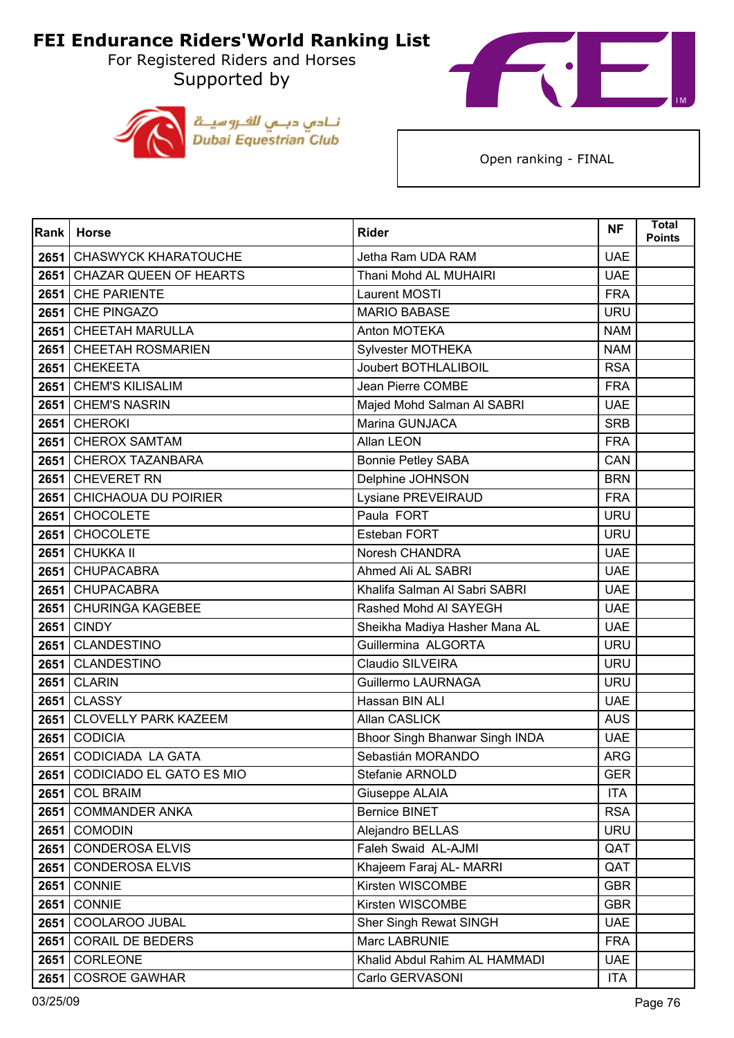# FEI Endurance Riders'World Ranking List

For Registered Riders and Horses

Supported by

نـادي دبـي للفـروسيـة
Dubai Equestrian Club

Open ranking - FINAL

| Rank | Horse | Rider | NF | Total Points |
|---|---|---|---|---|
| 2651 | CHASWYCK KHARATOUCHE | Jetha Ram UDA RAM | UAE | |
| 2651 | CHAZAR QUEEN OF HEARTS | Thani Mohd AL MUHAIRI | UAE | |
| 2651 | CHE PARIENTE | Laurent MOSTI | FRA | |
| 2651 | CHE PINGAZO | MARIO BABASE | URU | |
| 2651 | CHEETAH MARULLA | Anton MOTEKA | NAM | |
| 2651 | CHEETAH ROSMARIEN | Sylvester MOTHEKA | NAM | |
| 2651 | CHEKEETA | Joubert BOTHLALIBOIL | RSA | |
| 2651 | CHEM'S KILISALIM | Jean Pierre COMBE | FRA | |
| 2651 | CHEM'S NASRIN | Majed Mohd Salman Al SABRI | UAE | |
| 2651 | CHEROKI | Marina GUNJACA | SRB | |
| 2651 | CHEROX SAMTAM | Allan LEON | FRA | |
| 2651 | CHEROX TAZANBARA | Bonnie Petley SABA | CAN | |
| 2651 | CHEVERET RN | Delphine JOHNSON | BRN | |
| 2651 | CHICHAOUA DU POIRIER | Lysiane PREVEIRAUD | FRA | |
| 2651 | CHOCOLETE | Paula FORT | URU | |
| 2651 | CHOCOLETE | Esteban FORT | URU | |
| 2651 | CHUKKA II | Noresh CHANDRA | UAE | |
| 2651 | CHUPACABRA | Ahmed Ali AL SABRI | UAE | |
| 2651 | CHUPACABRA | Khalifa Salman Al Sabri SABRI | UAE | |
| 2651 | CHURINGA KAGEBEE | Rashed Mohd Al SAYEGH | UAE | |
| 2651 | CINDY | Sheikha Madiya Hasher Mana AL | UAE | |
| 2651 | CLANDESTINO | Guillermina ALGORTA | URU | |
| 2651 | CLANDESTINO | Claudio SILVEIRA | URU | |
| 2651 | CLARIN | Guillermo LAURNAGA | URU | |
| 2651 | CLASSY | Hassan BIN ALI | UAE | |
| 2651 | CLOVELLY PARK KAZEEM | Allan CASLICK | AUS | |
| 2651 | CODICIA | Bhoor Singh Bhanwar Singh INDA | UAE | |
| 2651 | CODICIADA LA GATA | Sebastián MORANDO | ARG | |
| 2651 | CODICIADO EL GATO ES MIO | Stefanie ARNOLD | GER | |
| 2651 | COL BRAIM | Giuseppe ALAIA | ITA | |
| 2651 | COMMANDER ANKA | Bernice BINET | RSA | |
| 2651 | COMODIN | Alejandro BELLAS | URU | |
| 2651 | CONDEROSA ELVIS | Faleh Swaid AL-AJMI | QAT | |
| 2651 | CONDEROSA ELVIS | Khajeem Faraj AL- MARRI | QAT | |
| 2651 | CONNIE | Kirsten WISCOMBE | GBR | |
| 2651 | CONNIE | Kirsten WISCOMBE | GBR | |
| 2651 | COOLAROO JUBAL | Sher Singh Rewat SINGH | UAE | |
| 2651 | CORAIL DE BEDERS | Marc LABRUNIE | FRA | |
| 2651 | CORLEONE | Khalid Abdul Rahim AL HAMMADI | UAE | |
| 2651 | COSROE GAWHAR | Carlo GERVASONI | ITA | |

03/25/09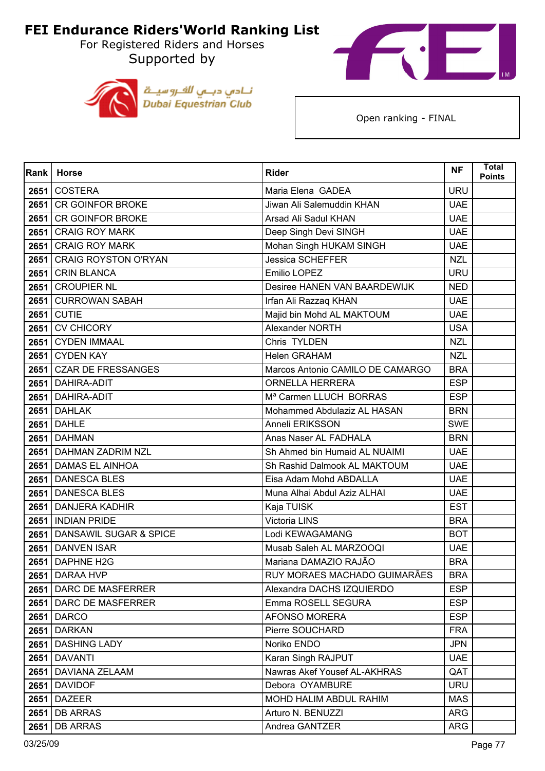# FEI Endurance Riders'World Ranking List

For Registered Riders and Horses

Supported by

Dubai Equestrian Club

Open ranking - FINAL

| Rank | Horse | Rider | NF | Total Points |
|---|---|---|---|---|
| 2651 | COSTERA | Maria Elena GADEA | URU | |
| 2651 | CR GOINFOR BROKE | Jiwan Ali Salemuddin KHAN | UAE | |
| 2651 | CR GOINFOR BROKE | Arsad Ali Sadul KHAN | UAE | |
| 2651 | CRAIG ROY MARK | Deep Singh Devi SINGH | UAE | |
| 2651 | CRAIG ROY MARK | Mohan Singh HUKAM SINGH | UAE | |
| 2651 | CRAIG ROYSTON O'RYAN | Jessica SCHEFFER | NZL | |
| 2651 | CRIN BLANCA | Emilio LOPEZ | URU | |
| 2651 | CROUPIER NL | Desiree HANEN VAN BAARDEWIJK | NED | |
| 2651 | CURROWAN SABAH | Irfan Ali Razzaq KHAN | UAE | |
| 2651 | CUTIE | Majid bin Mohd AL MAKTOUM | UAE | |
| 2651 | CV CHICORY | Alexander NORTH | USA | |
| 2651 | CYDEN IMMAAL | Chris TYLDEN | NZL | |
| 2651 | CYDEN KAY | Helen GRAHAM | NZL | |
| 2651 | CZAR DE FRESSANGES | Marcos Antonio CAMILO DE CAMARGO | BRA | |
| 2651 | DAHIRA-ADIT | ORNELLA HERRERA | ESP | |
| 2651 | DAHIRA-ADIT | Mª Carmen LLUCH BORRAS | ESP | |
| 2651 | DAHLAK | Mohammed Abdulaziz AL HASAN | BRN | |
| 2651 | DAHLE | Anneli ERIKSSON | SWE | |
| 2651 | DAHMAN | Anas Naser AL FADHALA | BRN | |
| 2651 | DAHMAN ZADRIM NZL | Sh Ahmed bin Humaid AL NUAIMI | UAE | |
| 2651 | DAMAS EL AINHOA | Sh Rashid Dalmook AL MAKTOUM | UAE | |
| 2651 | DANESCA BLES | Eisa Adam Mohd ABDALLA | UAE | |
| 2651 | DANESCA BLES | Muna Alhai Abdul Aziz ALHAI | UAE | |
| 2651 | DANJERA KADHIR | Kaja TUISK | EST | |
| 2651 | INDIAN PRIDE | Victoria LINS | BRA | |
| 2651 | DANSAWIL SUGAR & SPICE | Lodi KEWAGAMANG | BOT | |
| 2651 | DANVEN ISAR | Musab Saleh AL MARZOOQI | UAE | |
| 2651 | DAPHNE H2G | Mariana DAMAZIO RAJÃO | BRA | |
| 2651 | DARAA HVP | RUY MORAES MACHADO GUIMARÃES | BRA | |
| 2651 | DARC DE MASFERRER | Alexandra DACHS IZQUIERDO | ESP | |
| 2651 | DARC DE MASFERRER | Emma ROSELL SEGURA | ESP | |
| 2651 | DARCO | AFONSO MORERA | ESP | |
| 2651 | DARKAN | Pierre SOUCHARD | FRA | |
| 2651 | DASHING LADY | Noriko ENDO | JPN | |
| 2651 | DAVANTI | Karan Singh RAJPUT | UAE | |
| 2651 | DAVIANA ZELAAM | Nawras Akef Yousef AL-AKHRAS | QAT | |
| 2651 | DAVIDOF | Debora OYAMBURE | URU | |
| 2651 | DAZEER | MOHD HALIM ABDUL RAHIM | MAS | |
| 2651 | DB ARRAS | Arturo N. BENUZZI | ARG | |
| 2651 | DB ARRAS | Andrea GANTZER | ARG | |

03/25/09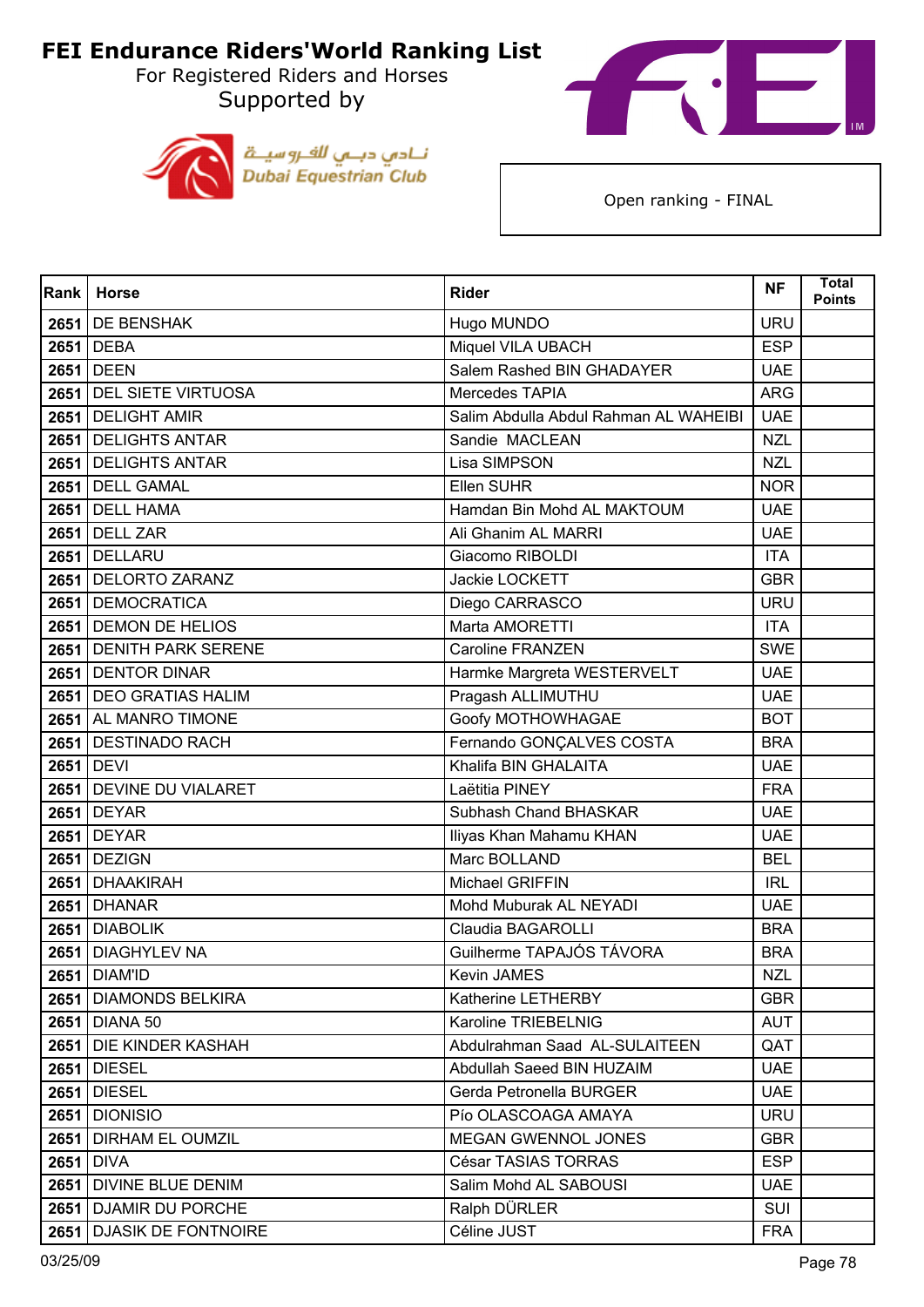# FEI Endurance Riders'World Ranking List

For Registered Riders and Horses

Supported by

نادي دبي للفروسية
Dubai Equestrian Club

Open ranking - FINAL

| Rank | Horse | Rider | NF | Total Points |
|---|---|---|---|---|
| 2651 | DE BENSHAK | Hugo MUNDO | URU | |
| 2651 | DEBA | Miquel VILA UBACH | ESP | |
| 2651 | DEEN | Salem Rashed BIN GHADAYER | UAE | |
| 2651 | DEL SIETE VIRTUOSA | Mercedes TAPIA | ARG | |
| 2651 | DELIGHT AMIR | Salim Abdulla Abdul Rahman AL WAHEIBI | UAE | |
| 2651 | DELIGHTS ANTAR | Sandie MACLEAN | NZL | |
| 2651 | DELIGHTS ANTAR | Lisa SIMPSON | NZL | |
| 2651 | DELL GAMAL | Ellen SUHR | NOR | |
| 2651 | DELL HAMA | Hamdan Bin Mohd AL MAKTOUM | UAE | |
| 2651 | DELL ZAR | Ali Ghanim AL MARRI | UAE | |
| 2651 | DELLARU | Giacomo RIBOLDI | ITA | |
| 2651 | DELORTO ZARANZ | Jackie LOCKETT | GBR | |
| 2651 | DEMOCRATICA | Diego CARRASCO | URU | |
| 2651 | DEMON DE HELIOS | Marta AMORETTI | ITA | |
| 2651 | DENITH PARK SERENE | Caroline FRANZEN | SWE | |
| 2651 | DENTOR DINAR | Harmke Margreta WESTERVELT | UAE | |
| 2651 | DEO GRATIAS HALIM | Pragash ALLIMUTHU | UAE | |
| 2651 | AL MANRO TIMONE | Goofy MOTHOWHAGAE | BOT | |
| 2651 | DESTINADO RACH | Fernando GONÇALVES COSTA | BRA | |
| 2651 | DEVI | Khalifa BIN GHALAITA | UAE | |
| 2651 | DEVINE DU VIALARET | Laëtitia PINEY | FRA | |
| 2651 | DEYAR | Subhash Chand BHASKAR | UAE | |
| 2651 | DEYAR | Iliyas Khan Mahamu KHAN | UAE | |
| 2651 | DEZIGN | Marc BOLLAND | BEL | |
| 2651 | DHAAKIRAH | Michael GRIFFIN | IRL | |
| 2651 | DHANAR | Mohd Muburak AL NEYADI | UAE | |
| 2651 | DIABOLIK | Claudia BAGAROLLI | BRA | |
| 2651 | DIAGHYLEV NA | Guilherme TAPAJÓS TÁVORA | BRA | |
| 2651 | DIAM'ID | Kevin JAMES | NZL | |
| 2651 | DIAMONDS BELKIRA | Katherine LETHERBY | GBR | |
| 2651 | DIANA 50 | Karoline TRIEBELNIG | AUT | |
| 2651 | DIE KINDER KASHAH | Abdulrahman Saad AL-SULAITEEN | QAT | |
| 2651 | DIESEL | Abdullah Saeed BIN HUZAIM | UAE | |
| 2651 | DIESEL | Gerda Petronella BURGER | UAE | |
| 2651 | DIONISIO | Pío OLASCOAGA AMAYA | URU | |
| 2651 | DIRHAM EL OUMZIL | MEGAN GWENNOL JONES | GBR | |
| 2651 | DIVA | César TASIAS TORRAS | ESP | |
| 2651 | DIVINE BLUE DENIM | Salim Mohd AL SABOUSI | UAE | |
| 2651 | DJAMIR DU PORCHE | Ralph DÜRLER | SUI | |
| 2651 | DJASIK DE FONTNOIRE | Céline JUST | FRA | |

03/25/09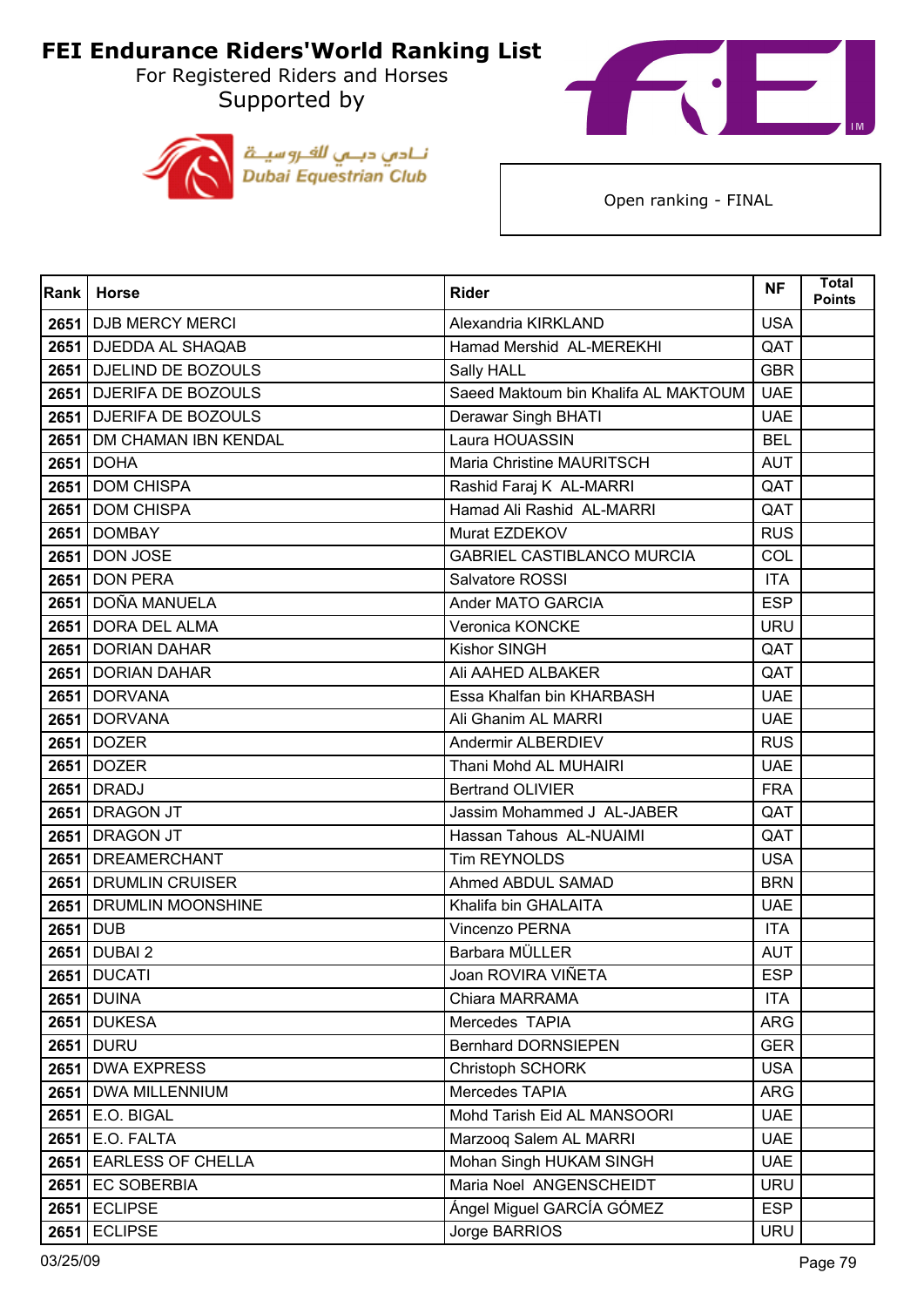# FEI Endurance Riders'World Ranking List

For Registered Riders and Horses

Supported by

نادي دبي للفروسية
Dubai Equestrian Club

Open ranking - FINAL

| Rank | Horse | Rider | NF | Total Points |
|---|---|---|---|---|
| 2651 | DJB MERCY MERCI | Alexandria KIRKLAND | USA | |
| 2651 | DJEDDA AL SHAQAB | Hamad Mershid  AL-MEREKHI | QAT | |
| 2651 | DJELIND DE BOZOULS | Sally HALL | GBR | |
| 2651 | DJERIFA DE BOZOULS | Saeed Maktoum bin Khalifa AL MAKTOUM | UAE | |
| 2651 | DJERIFA DE BOZOULS | Derawar Singh BHATI | UAE | |
| 2651 | DM CHAMAN IBN KENDAL | Laura HOUASSIN | BEL | |
| 2651 | DOHA | Maria Christine MAURITSCH | AUT | |
| 2651 | DOM CHISPA | Rashid Faraj K  AL-MARRI | QAT | |
| 2651 | DOM CHISPA | Hamad Ali Rashid  AL-MARRI | QAT | |
| 2651 | DOMBAY | Murat EZDEKOV | RUS | |
| 2651 | DON JOSE | GABRIEL CASTIBLANCO MURCIA | COL | |
| 2651 | DON PERA | Salvatore ROSSI | ITA | |
| 2651 | DOÑA MANUELA | Ander MATO GARCIA | ESP | |
| 2651 | DORA DEL ALMA | Veronica KONCKE | URU | |
| 2651 | DORIAN DAHAR | Kishor SINGH | QAT | |
| 2651 | DORIAN DAHAR | Ali AAHED ALBAKER | QAT | |
| 2651 | DORVANA | Essa Khalfan bin KHARBASH | UAE | |
| 2651 | DORVANA | Ali Ghanim AL MARRI | UAE | |
| 2651 | DOZER | Andermir ALBERDIEV | RUS | |
| 2651 | DOZER | Thani Mohd AL MUHAIRI | UAE | |
| 2651 | DRADJ | Bertrand OLIVIER | FRA | |
| 2651 | DRAGON JT | Jassim Mohammed J  AL-JABER | QAT | |
| 2651 | DRAGON JT | Hassan Tahous  AL-NUAIMI | QAT | |
| 2651 | DREAMERCHANT | Tim REYNOLDS | USA | |
| 2651 | DRUMLIN CRUISER | Ahmed ABDUL SAMAD | BRN | |
| 2651 | DRUMLIN MOONSHINE | Khalifa bin GHALAITA | UAE | |
| 2651 | DUB | Vincenzo PERNA | ITA | |
| 2651 | DUBAI 2 | Barbara MÜLLER | AUT | |
| 2651 | DUCATI | Joan ROVIRA VIÑETA | ESP | |
| 2651 | DUINA | Chiara MARRAMA | ITA | |
| 2651 | DUKESA | Mercedes  TAPIA | ARG | |
| 2651 | DURU | Bernhard DORNSIEPEN | GER | |
| 2651 | DWA EXPRESS | Christoph SCHORK | USA | |
| 2651 | DWA MILLENNIUM | Mercedes TAPIA | ARG | |
| 2651 | E.O. BIGAL | Mohd Tarish Eid AL MANSOORI | UAE | |
| 2651 | E.O. FALTA | Marzooq Salem AL MARRI | UAE | |
| 2651 | EARLESS OF CHELLA | Mohan Singh HUKAM SINGH | UAE | |
| 2651 | EC SOBERBIA | Maria Noel  ANGENSCHEIDT | URU | |
| 2651 | ECLIPSE | Ángel Miguel GARCÍA GÓMEZ | ESP | |
| 2651 | ECLIPSE | Jorge BARRIOS | URU | |

03/25/09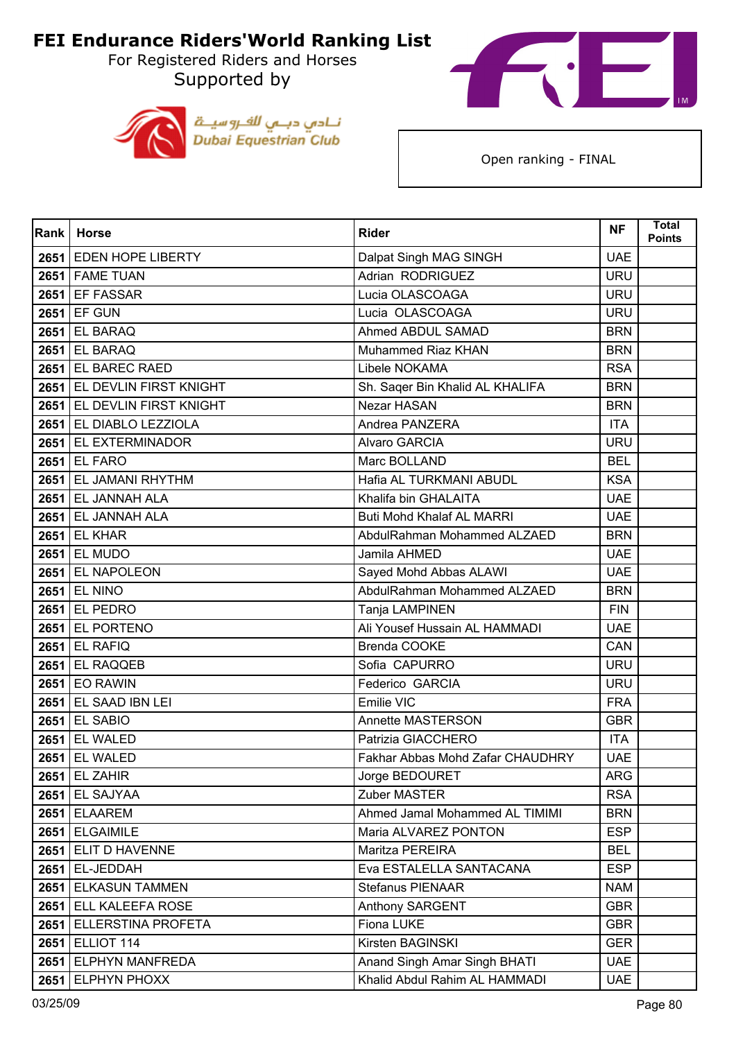# FEI Endurance Riders'World Ranking List

For Registered Riders and Horses

Supported by

Dubai Equestrian Club

نـادي دبـي للفـروسيـة

Open ranking - FINAL

| Rank | Horse | Rider | NF | Total Points |
|---|---|---|---|---|
| 2651 | EDEN HOPE LIBERTY | Dalpat Singh MAG SINGH | UAE | |
| 2651 | FAME TUAN | Adrian RODRIGUEZ | URU | |
| 2651 | EF FASSAR | Lucia OLASCOAGA | URU | |
| 2651 | EF GUN | Lucia OLASCOAGA | URU | |
| 2651 | EL BARAQ | Ahmed ABDUL SAMAD | BRN | |
| 2651 | EL BARAQ | Muhammed Riaz KHAN | BRN | |
| 2651 | EL BAREC RAED | Libele NOKAMA | RSA | |
| 2651 | EL DEVLIN FIRST KNIGHT | Sh. Saqer Bin Khalid AL KHALIFA | BRN | |
| 2651 | EL DEVLIN FIRST KNIGHT | Nezar HASAN | BRN | |
| 2651 | EL DIABLO LEZZIOLA | Andrea PANZERA | ITA | |
| 2651 | EL EXTERMINADOR | Alvaro GARCIA | URU | |
| 2651 | EL FARO | Marc BOLLAND | BEL | |
| 2651 | EL JAMANI RHYTHM | Hafia AL TURKMANI ABUDL | KSA | |
| 2651 | EL JANNAH ALA | Khalifa bin GHALAITA | UAE | |
| 2651 | EL JANNAH ALA | Buti Mohd Khalaf AL MARRI | UAE | |
| 2651 | EL KHAR | AbdulRahman Mohammed ALZAED | BRN | |
| 2651 | EL MUDO | Jamila AHMED | UAE | |
| 2651 | EL NAPOLEON | Sayed Mohd Abbas ALAWI | UAE | |
| 2651 | EL NINO | AbdulRahman Mohammed ALZAED | BRN | |
| 2651 | EL PEDRO | Tanja LAMPINEN | FIN | |
| 2651 | EL PORTENO | Ali Yousef Hussain AL HAMMADI | UAE | |
| 2651 | EL RAFIQ | Brenda COOKE | CAN | |
| 2651 | EL RAQQEB | Sofia CAPURRO | URU | |
| 2651 | EO RAWIN | Federico GARCIA | URU | |
| 2651 | EL SAAD IBN LEI | Emilie VIC | FRA | |
| 2651 | EL SABIO | Annette MASTERSON | GBR | |
| 2651 | EL WALED | Patrizia GIACCHERO | ITA | |
| 2651 | EL WALED | Fakhar Abbas Mohd Zafar CHAUDHRY | UAE | |
| 2651 | EL ZAHIR | Jorge BEDOURET | ARG | |
| 2651 | EL SAJYAA | Zuber MASTER | RSA | |
| 2651 | ELAAREM | Ahmed Jamal Mohammed AL TIMIMI | BRN | |
| 2651 | ELGAIMILE | Maria ALVAREZ PONTON | ESP | |
| 2651 | ELIT D HAVENNE | Maritza PEREIRA | BEL | |
| 2651 | EL-JEDDAH | Eva ESTALELLA SANTACANA | ESP | |
| 2651 | ELKASUN TAMMEN | Stefanus PIENAAR | NAM | |
| 2651 | ELL KALEEFA ROSE | Anthony SARGENT | GBR | |
| 2651 | ELLERSTINA PROFETA | Fiona LUKE | GBR | |
| 2651 | ELLIOT 114 | Kirsten BAGINSKI | GER | |
| 2651 | ELPHYN MANFREDA | Anand Singh Amar Singh BHATI | UAE | |
| 2651 | ELPHYN PHOXX | Khalid Abdul Rahim AL HAMMADI | UAE | |

03/25/09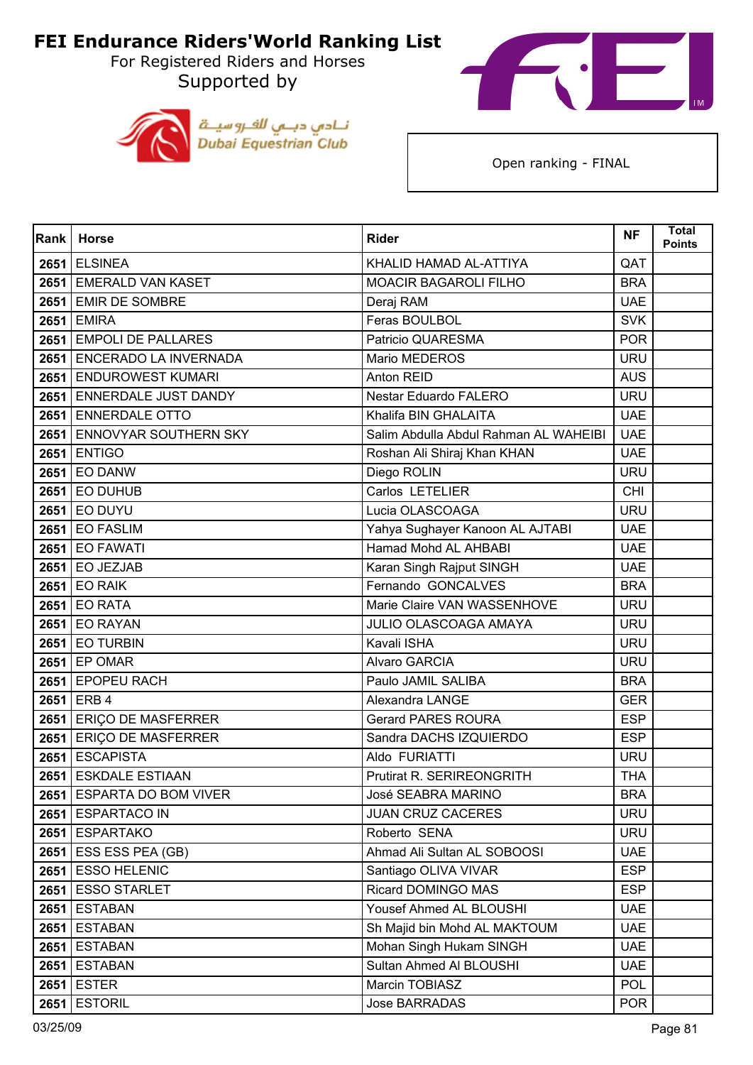# FEI Endurance Riders'World Ranking List

For Registered Riders and Horses

Supported by

نادي دبي للفروسية
Dubai Equestrian Club

Open ranking - FINAL

| Rank | Horse | Rider | NF | Total Points |
|---|---|---|---|---|
| 2651 | ELSINEA | KHALID HAMAD AL-ATTIYA | QAT | |
| 2651 | EMERALD VAN KASET | MOACIR BAGAROLI FILHO | BRA | |
| 2651 | EMIR DE SOMBRE | Deraj RAM | UAE | |
| 2651 | EMIRA | Feras BOULBOL | SVK | |
| 2651 | EMPOLI DE PALLARES | Patricio QUARESMA | POR | |
| 2651 | ENCERADO LA INVERNADA | Mario MEDEROS | URU | |
| 2651 | ENDUROWEST KUMARI | Anton REID | AUS | |
| 2651 | ENNERDALE JUST DANDY | Nestar Eduardo FALERO | URU | |
| 2651 | ENNERDALE OTTO | Khalifa BIN GHALAITA | UAE | |
| 2651 | ENNOVYAR SOUTHERN SKY | Salim Abdulla Abdul Rahman AL WAHEIBI | UAE | |
| 2651 | ENTIGO | Roshan Ali Shiraj Khan KHAN | UAE | |
| 2651 | EO DANW | Diego ROLIN | URU | |
| 2651 | EO DUHUB | Carlos LETELIER | CHI | |
| 2651 | EO DUYU | Lucia OLASCOAGA | URU | |
| 2651 | EO FASLIM | Yahya Sughayer Kanoon AL AJTABI | UAE | |
| 2651 | EO FAWATI | Hamad Mohd AL AHBABI | UAE | |
| 2651 | EO JEZJAB | Karan Singh Rajput SINGH | UAE | |
| 2651 | EO RAIK | Fernando GONCALVES | BRA | |
| 2651 | EO RATA | Marie Claire VAN WASSENHOVE | URU | |
| 2651 | EO RAYAN | JULIO OLASCOAGA AMAYA | URU | |
| 2651 | EO TURBIN | Kavali ISHA | URU | |
| 2651 | EP OMAR | Alvaro GARCIA | URU | |
| 2651 | EPOPEU RACH | Paulo JAMIL SALIBA | BRA | |
| 2651 | ERB 4 | Alexandra LANGE | GER | |
| 2651 | ERIÇO DE MASFERRER | Gerard PARES ROURA | ESP | |
| 2651 | ERIÇO DE MASFERRER | Sandra DACHS IZQUIERDO | ESP | |
| 2651 | ESCAPISTA | Aldo FURIATTI | URU | |
| 2651 | ESKDALE ESTIAAN | Prutirat R. SERIREONGRITH | THA | |
| 2651 | ESPARTA DO BOM VIVER | José SEABRA MARINO | BRA | |
| 2651 | ESPARTACO IN | JUAN CRUZ CACERES | URU | |
| 2651 | ESPARTAKO | Roberto SENA | URU | |
| 2651 | ESS ESS PEA (GB) | Ahmad Ali Sultan AL SOBOOSI | UAE | |
| 2651 | ESSO HELENIC | Santiago OLIVA VIVAR | ESP | |
| 2651 | ESSO STARLET | Ricard DOMINGO MAS | ESP | |
| 2651 | ESTABAN | Yousef Ahmed AL BLOUSHI | UAE | |
| 2651 | ESTABAN | Sh Majid bin Mohd AL MAKTOUM | UAE | |
| 2651 | ESTABAN | Mohan Singh Hukam SINGH | UAE | |
| 2651 | ESTABAN | Sultan Ahmed Al BLOUSHI | UAE | |
| 2651 | ESTER | Marcin TOBIASZ | POL | |
| 2651 | ESTORIL | Jose BARRADAS | POR | |

03/25/09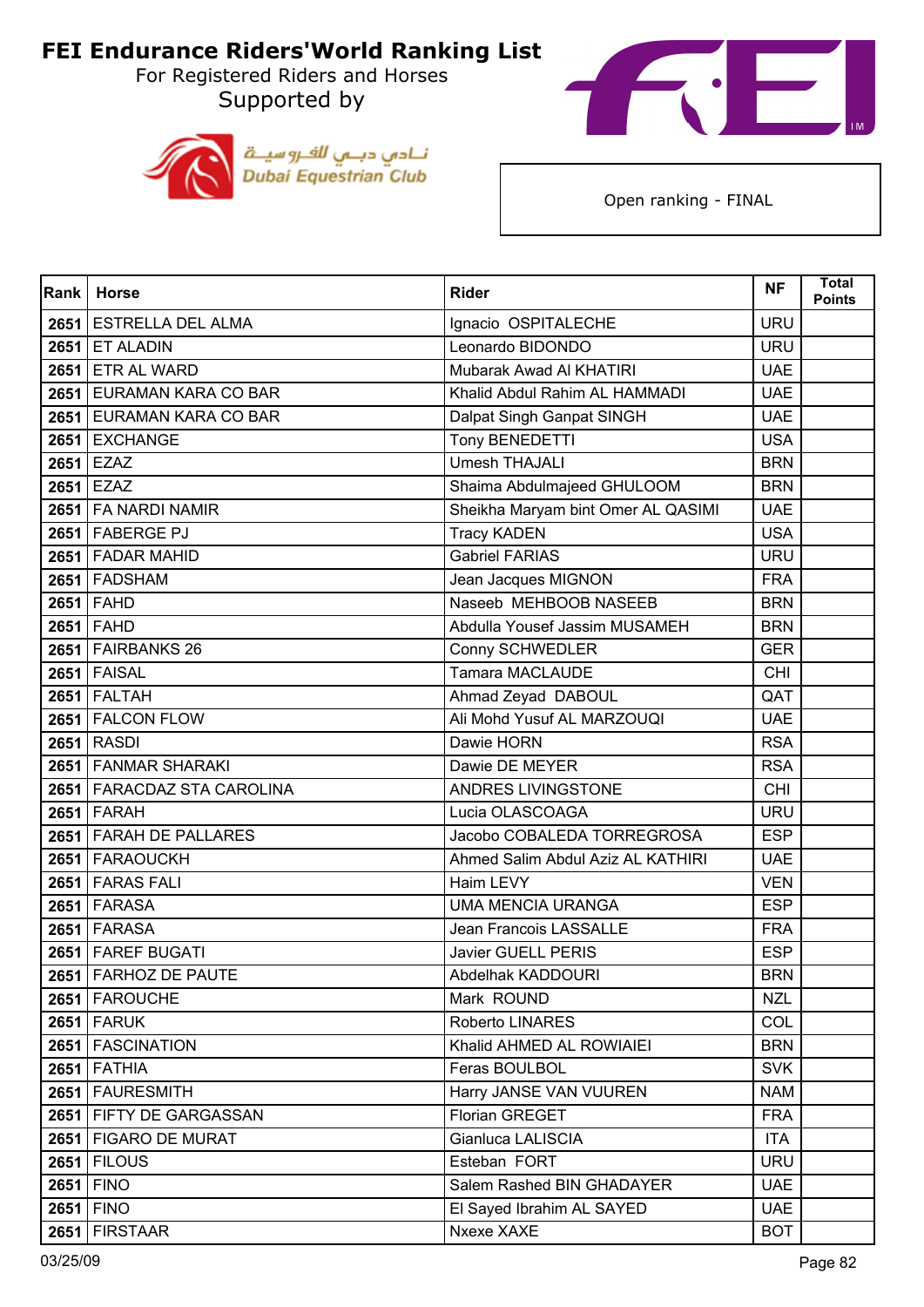# FEI Endurance Riders'World Ranking List

For Registered Riders and Horses

Supported by

Dubai Equestrian Club

Open ranking - FINAL

| Rank | Horse | Rider | NF | Total Points |
|---|---|---|---|---|
| 2651 | ESTRELLA DEL ALMA | Ignacio OSPITALECHE | URU | |
| 2651 | ET ALADIN | Leonardo BIDONDO | URU | |
| 2651 | ETR AL WARD | Mubarak Awad Al KHATIRI | UAE | |
| 2651 | EURAMAN KARA CO BAR | Khalid Abdul Rahim AL HAMMADI | UAE | |
| 2651 | EURAMAN KARA CO BAR | Dalpat Singh Ganpat SINGH | UAE | |
| 2651 | EXCHANGE | Tony BENEDETTI | USA | |
| 2651 | EZAZ | Umesh THAJALI | BRN | |
| 2651 | EZAZ | Shaima Abdulmajeed GHULOOM | BRN | |
| 2651 | FA NARDI NAMIR | Sheikha Maryam bint Omer AL QASIMI | UAE | |
| 2651 | FABERGE PJ | Tracy KADEN | USA | |
| 2651 | FADAR MAHID | Gabriel FARIAS | URU | |
| 2651 | FADSHAM | Jean Jacques MIGNON | FRA | |
| 2651 | FAHD | Naseeb MEHBOOB NASEEB | BRN | |
| 2651 | FAHD | Abdulla Yousef Jassim MUSAMEH | BRN | |
| 2651 | FAIRBANKS 26 | Conny SCHWEDLER | GER | |
| 2651 | FAISAL | Tamara MACLAUDE | CHI | |
| 2651 | FALTAH | Ahmad Zeyad DABOUL | QAT | |
| 2651 | FALCON FLOW | Ali Mohd Yusuf AL MARZOUQI | UAE | |
| 2651 | RASDI | Dawie HORN | RSA | |
| 2651 | FANMAR SHARAKI | Dawie DE MEYER | RSA | |
| 2651 | FARACDAZ STA CAROLINA | ANDRES LIVINGSTONE | CHI | |
| 2651 | FARAH | Lucia OLASCOAGA | URU | |
| 2651 | FARAH DE PALLARES | Jacobo COBALEDA TORREGROSA | ESP | |
| 2651 | FARAOUCKH | Ahmed Salim Abdul Aziz AL KATHIRI | UAE | |
| 2651 | FARAS FALI | Haim LEVY | VEN | |
| 2651 | FARASA | UMA MENCIA URANGA | ESP | |
| 2651 | FARASA | Jean Francois LASSALLE | FRA | |
| 2651 | FAREF BUGATI | Javier GUELL PERIS | ESP | |
| 2651 | FARHOZ DE PAUTE | Abdelhak KADDOURI | BRN | |
| 2651 | FAROUCHE | Mark ROUND | NZL | |
| 2651 | FARUK | Roberto LINARES | COL | |
| 2651 | FASCINATION | Khalid AHMED AL ROWIAIEI | BRN | |
| 2651 | FATHIA | Feras BOULBOL | SVK | |
| 2651 | FAURESMITH | Harry JANSE VAN VUUREN | NAM | |
| 2651 | FIFTY DE GARGASSAN | Florian GREGET | FRA | |
| 2651 | FIGARO DE MURAT | Gianluca LALISCIA | ITA | |
| 2651 | FILOUS | Esteban FORT | URU | |
| 2651 | FINO | Salem Rashed BIN GHADAYER | UAE | |
| 2651 | FINO | El Sayed Ibrahim AL SAYED | UAE | |
| 2651 | FIRSTAAR | Nxexe XAXE | BOT | |

03/25/09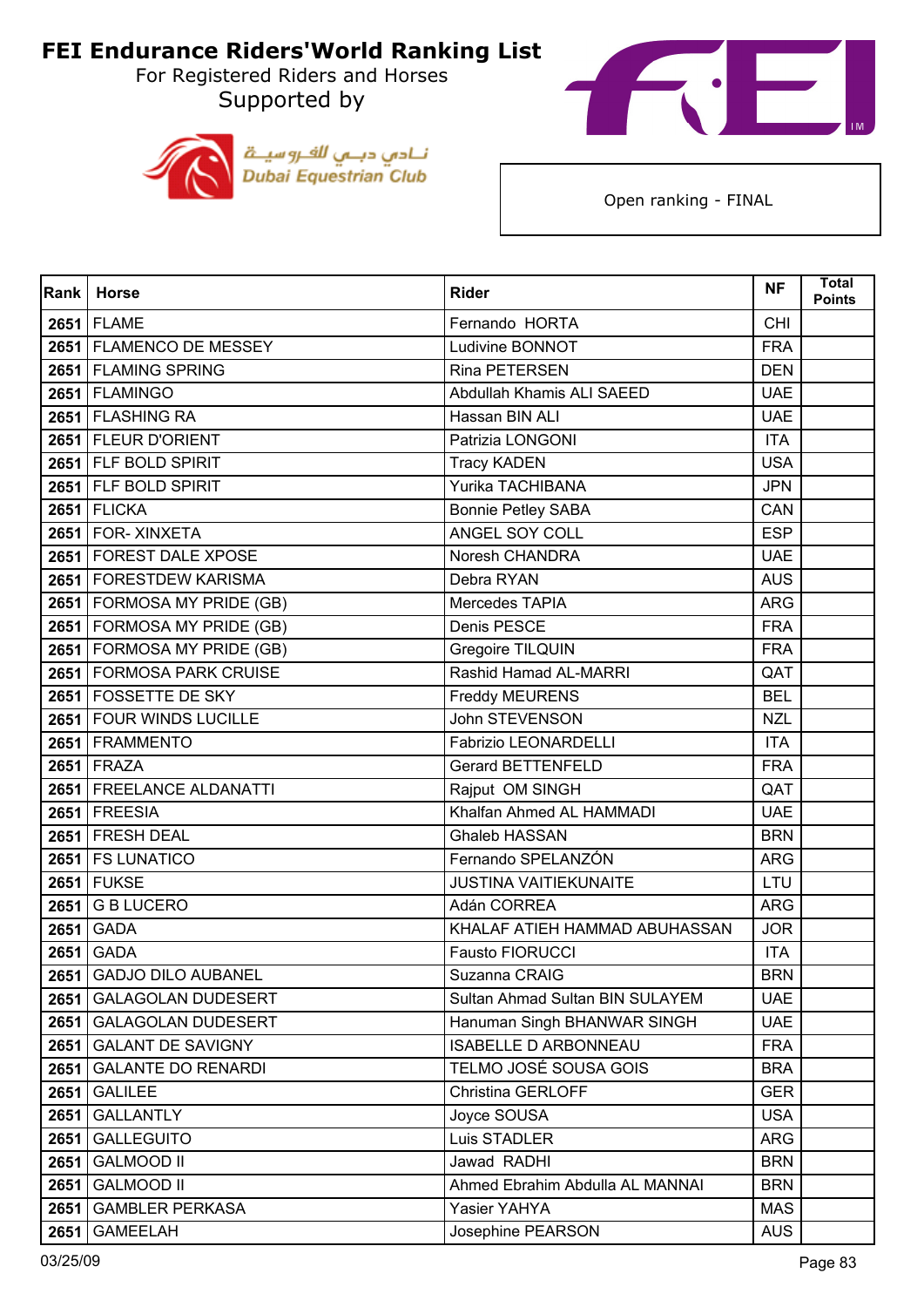# FEI Endurance Riders'World Ranking List

For Registered Riders and Horses

Supported by

Dubai Equestrian Club

Open ranking - FINAL

| Rank | Horse | Rider | NF | Total Points |
|---|---|---|---|---|
| 2651 | FLAME | Fernando HORTA | CHI | |
| 2651 | FLAMENCO DE MESSEY | Ludivine BONNOT | FRA | |
| 2651 | FLAMING SPRING | Rina PETERSEN | DEN | |
| 2651 | FLAMINGO | Abdullah Khamis ALI SAEED | UAE | |
| 2651 | FLASHING RA | Hassan BIN ALI | UAE | |
| 2651 | FLEUR D'ORIENT | Patrizia LONGONI | ITA | |
| 2651 | FLF BOLD SPIRIT | Tracy KADEN | USA | |
| 2651 | FLF BOLD SPIRIT | Yurika TACHIBANA | JPN | |
| 2651 | FLICKA | Bonnie Petley SABA | CAN | |
| 2651 | FOR- XINXETA | ANGEL SOY COLL | ESP | |
| 2651 | FOREST DALE XPOSE | Noresh CHANDRA | UAE | |
| 2651 | FORESTDEW KARISMA | Debra RYAN | AUS | |
| 2651 | FORMOSA MY PRIDE (GB) | Mercedes TAPIA | ARG | |
| 2651 | FORMOSA MY PRIDE (GB) | Denis PESCE | FRA | |
| 2651 | FORMOSA MY PRIDE (GB) | Gregoire TILQUIN | FRA | |
| 2651 | FORMOSA PARK CRUISE | Rashid Hamad AL-MARRI | QAT | |
| 2651 | FOSSETTE DE SKY | Freddy MEURENS | BEL | |
| 2651 | FOUR WINDS LUCILLE | John STEVENSON | NZL | |
| 2651 | FRAMMENTO | Fabrizio LEONARDELLI | ITA | |
| 2651 | FRAZA | Gerard BETTENFELD | FRA | |
| 2651 | FREELANCE ALDANATTI | Rajput OM SINGH | QAT | |
| 2651 | FREESIA | Khalfan Ahmed AL HAMMADI | UAE | |
| 2651 | FRESH DEAL | Ghaleb HASSAN | BRN | |
| 2651 | FS LUNATICO | Fernando SPELANZÓN | ARG | |
| 2651 | FUKSE | JUSTINA VAITIEKUNAITE | LTU | |
| 2651 | G B LUCERO | Adán CORREA | ARG | |
| 2651 | GADA | KHALAF ATIEH HAMMAD ABUHASSAN | JOR | |
| 2651 | GADA | Fausto FIORUCCI | ITA | |
| 2651 | GADJO DILO AUBANEL | Suzanna CRAIG | BRN | |
| 2651 | GALAGOLAN DUDESERT | Sultan Ahmad Sultan BIN SULAYEM | UAE | |
| 2651 | GALAGOLAN DUDESERT | Hanuman Singh BHANWAR SINGH | UAE | |
| 2651 | GALANT DE SAVIGNY | ISABELLE D ARBONNEAU | FRA | |
| 2651 | GALANTE DO RENARDI | TELMO JOSÉ SOUSA GOIS | BRA | |
| 2651 | GALILEE | Christina GERLOFF | GER | |
| 2651 | GALLANTLY | Joyce SOUSA | USA | |
| 2651 | GALLEGUITO | Luis STADLER | ARG | |
| 2651 | GALMOOD II | Jawad RADHI | BRN | |
| 2651 | GALMOOD II | Ahmed Ebrahim Abdulla AL MANNAI | BRN | |
| 2651 | GAMBLER PERKASA | Yasier YAHYA | MAS | |
| 2651 | GAMEELAH | Josephine PEARSON | AUS | |

03/25/09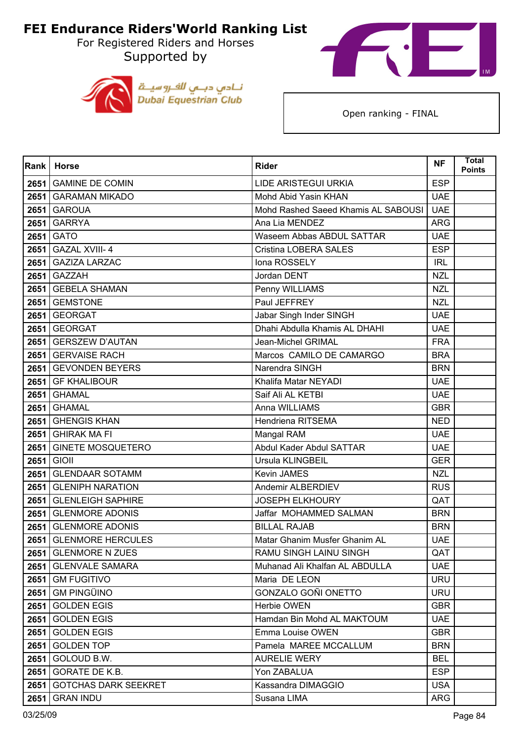# FEI Endurance Riders'World Ranking List

For Registered Riders and Horses

Supported by

Dubai Equestrian Club

نادي دبي للفروسية

Open ranking - FINAL

| Rank | Horse | Rider | NF | Total Points |
|---|---|---|---|---|
| 2651 | GAMINE DE COMIN | LIDE ARISTEGUI URKIA | ESP | |
| 2651 | GARAMAN MIKADO | Mohd Abid Yasin KHAN | UAE | |
| 2651 | GAROUA | Mohd Rashed Saeed Khamis AL SABOUSI | UAE | |
| 2651 | GARRYA | Ana Lia MENDEZ | ARG | |
| 2651 | GATO | Waseem Abbas ABDUL SATTAR | UAE | |
| 2651 | GAZAL XVIII- 4 | Cristina LOBERA SALES | ESP | |
| 2651 | GAZIZA LARZAC | Iona ROSSELY | IRL | |
| 2651 | GAZZAH | Jordan DENT | NZL | |
| 2651 | GEBELA SHAMAN | Penny WILLIAMS | NZL | |
| 2651 | GEMSTONE | Paul JEFFREY | NZL | |
| 2651 | GEORGAT | Jabar Singh Inder SINGH | UAE | |
| 2651 | GEORGAT | Dhahi Abdulla Khamis AL DHAHI | UAE | |
| 2651 | GERSZEW D'AUTAN | Jean-Michel GRIMAL | FRA | |
| 2651 | GERVAISE RACH | Marcos CAMILO DE CAMARGO | BRA | |
| 2651 | GEVONDEN BEYERS | Narendra SINGH | BRN | |
| 2651 | GF KHALIBOUR | Khalifa Matar NEYADI | UAE | |
| 2651 | GHAMAL | Saif Ali AL KETBI | UAE | |
| 2651 | GHAMAL | Anna WILLIAMS | GBR | |
| 2651 | GHENGIS KHAN | Hendriena RITSEMA | NED | |
| 2651 | GHIRAK MA FI | Mangal RAM | UAE | |
| 2651 | GINETE MOSQUETERO | Abdul Kader Abdul SATTAR | UAE | |
| 2651 | GIOII | Ursula KLINGBEIL | GER | |
| 2651 | GLENDAAR SOTAMM | Kevin JAMES | NZL | |
| 2651 | GLENIPH NARATION | Andemir ALBERDIEV | RUS | |
| 2651 | GLENLEIGH SAPHIRE | JOSEPH ELKHOURY | QAT | |
| 2651 | GLENMORE ADONIS | Jaffar MOHAMMED SALMAN | BRN | |
| 2651 | GLENMORE ADONIS | BILLAL RAJAB | BRN | |
| 2651 | GLENMORE HERCULES | Matar Ghanim Musfer Ghanim AL | UAE | |
| 2651 | GLENMORE N ZUES | RAMU SINGH LAINU SINGH | QAT | |
| 2651 | GLENVALE SAMARA | Muhanad Ali Khalfan AL ABDULLA | UAE | |
| 2651 | GM FUGITIVO | Maria DE LEON | URU | |
| 2651 | GM PINGÜINO | GONZALO GOÑI ONETTO | URU | |
| 2651 | GOLDEN EGIS | Herbie OWEN | GBR | |
| 2651 | GOLDEN EGIS | Hamdan Bin Mohd AL MAKTOUM | UAE | |
| 2651 | GOLDEN EGIS | Emma Louise OWEN | GBR | |
| 2651 | GOLDEN TOP | Pamela MAREE MCCALLUM | BRN | |
| 2651 | GOLOUD B.W. | AURELIE WERY | BEL | |
| 2651 | GORATE DE K.B. | Yon ZABALUA | ESP | |
| 2651 | GOTCHAS DARK SEEKRET | Kassandra DIMAGGIO | USA | |
| 2651 | GRAN INDU | Susana LIMA | ARG | |

03/25/09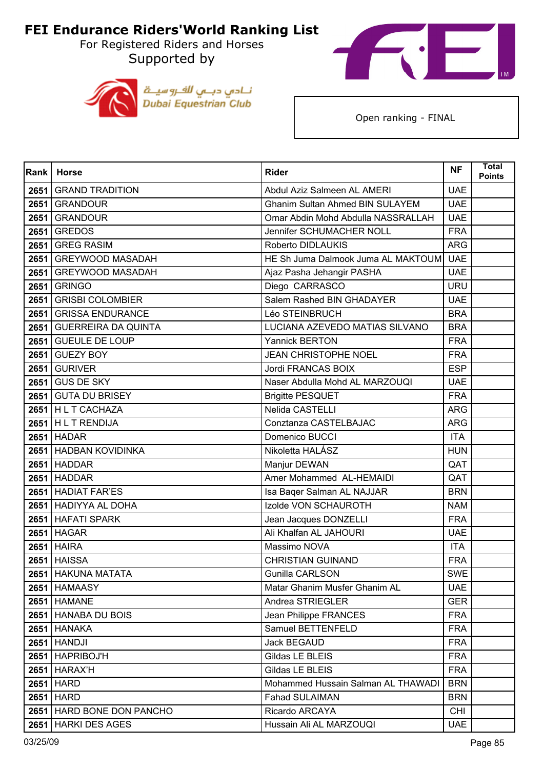# FEI Endurance Riders'World Ranking List

For Registered Riders and Horses

Supported by

Dubai Equestrian Club

Open ranking - FINAL

| Rank | Horse | Rider | NF | Total Points |
|---|---|---|---|---|
| 2651 | GRAND TRADITION | Abdul Aziz Salmeen AL AMERI | UAE | |
| 2651 | GRANDOUR | Ghanim Sultan Ahmed BIN SULAYEM | UAE | |
| 2651 | GRANDOUR | Omar Abdin Mohd Abdulla NASSRALLAH | UAE | |
| 2651 | GREDOS | Jennifer SCHUMACHER NOLL | FRA | |
| 2651 | GREG RASIM | Roberto DIDLAUKIS | ARG | |
| 2651 | GREYWOOD MASADAH | HE Sh Juma Dalmook Juma AL MAKTOUM | UAE | |
| 2651 | GREYWOOD MASADAH | Ajaz Pasha Jehangir PASHA | UAE | |
| 2651 | GRINGO | Diego CARRASCO | URU | |
| 2651 | GRISBI COLOMBIER | Salem Rashed BIN GHADAYER | UAE | |
| 2651 | GRISSA ENDURANCE | Léo STEINBRUCH | BRA | |
| 2651 | GUERREIRA DA QUINTA | LUCIANA AZEVEDO MATIAS SILVANO | BRA | |
| 2651 | GUEULE DE LOUP | Yannick BERTON | FRA | |
| 2651 | GUEZY BOY | JEAN CHRISTOPHE NOEL | FRA | |
| 2651 | GURIVER | Jordi FRANCAS BOIX | ESP | |
| 2651 | GUS DE SKY | Naser Abdulla Mohd AL MARZOUQI | UAE | |
| 2651 | GUTA DU BRISEY | Brigitte PESQUET | FRA | |
| 2651 | H L T CACHAZA | Nelida CASTELLI | ARG | |
| 2651 | H L T RENDIJA | Conztanza CASTELBAJAC | ARG | |
| 2651 | HADAR | Domenico BUCCI | ITA | |
| 2651 | HADBAN KOVIDINKA | Nikoletta HALÁSZ | HUN | |
| 2651 | HADDAR | Manjur DEWAN | QAT | |
| 2651 | HADDAR | Amer Mohammed AL-HEMAIDI | QAT | |
| 2651 | HADIAT FAR'ES | Isa Baqer Salman AL NAJJAR | BRN | |
| 2651 | HADIYYA AL DOHA | Izolde VON SCHAUROTH | NAM | |
| 2651 | HAFATI SPARK | Jean Jacques DONZELLI | FRA | |
| 2651 | HAGAR | Ali Khalfan AL JAHOURI | UAE | |
| 2651 | HAIRA | Massimo NOVA | ITA | |
| 2651 | HAISSA | CHRISTIAN GUINAND | FRA | |
| 2651 | HAKUNA MATATA | Gunilla CARLSON | SWE | |
| 2651 | HAMAASY | Matar Ghanim Musfer Ghanim AL | UAE | |
| 2651 | HAMANE | Andrea STRIEGLER | GER | |
| 2651 | HANABA DU BOIS | Jean Philippe FRANCES | FRA | |
| 2651 | HANAKA | Samuel BETTENFELD | FRA | |
| 2651 | HANDJI | Jack BEGAUD | FRA | |
| 2651 | HAPRIBOJ'H | Gildas LE BLEIS | FRA | |
| 2651 | HARAX'H | Gildas LE BLEIS | FRA | |
| 2651 | HARD | Mohammed Hussain Salman AL THAWADI | BRN | |
| 2651 | HARD | Fahad SULAIMAN | BRN | |
| 2651 | HARD BONE DON PANCHO | Ricardo ARCAYA | CHI | |
| 2651 | HARKI DES AGES | Hussain Ali AL MARZOUQI | UAE | |

03/25/09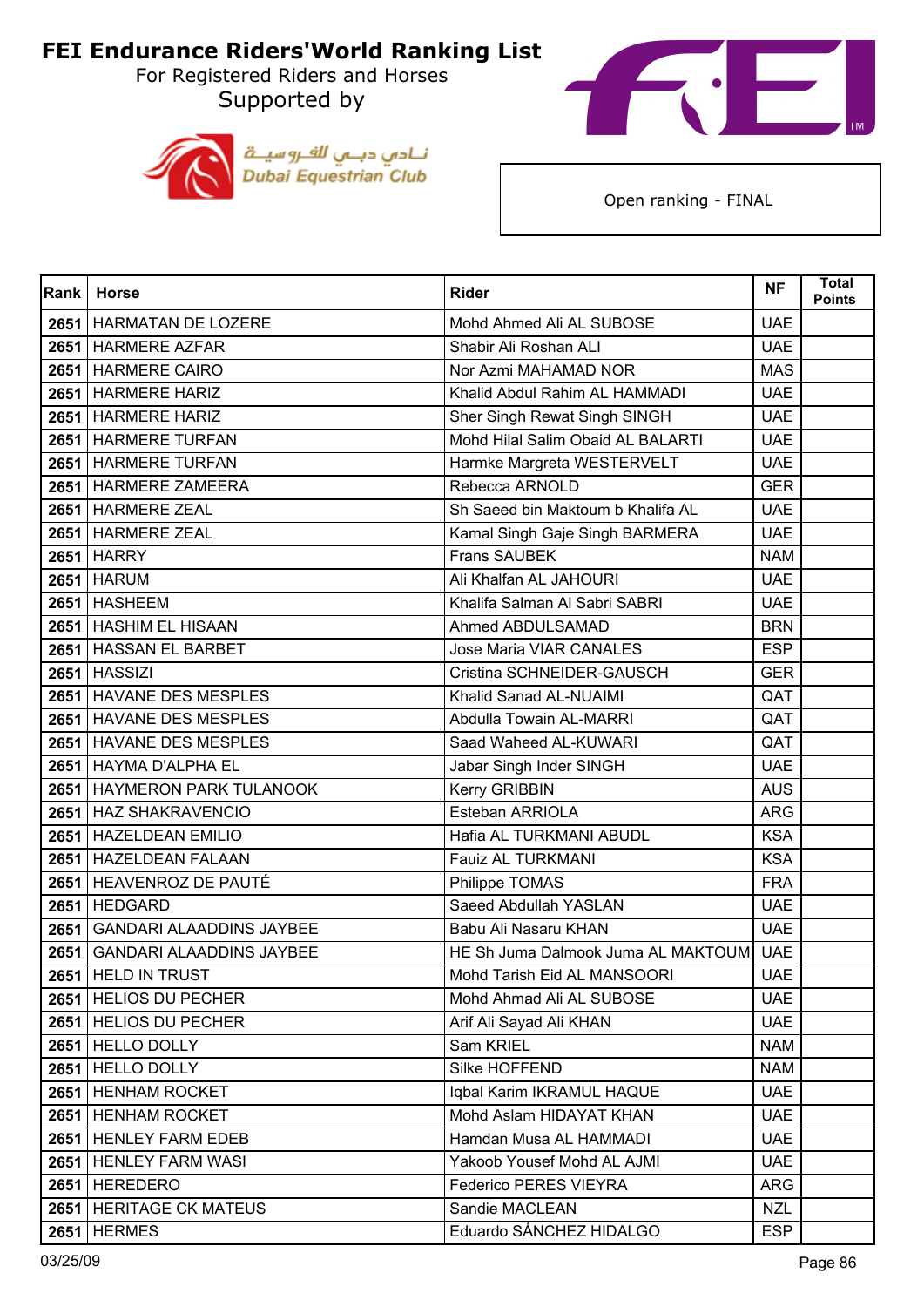# FEI Endurance Riders'World Ranking List

For Registered Riders and Horses

Supported by

نادي دبي للفروسية
Dubai Equestrian Club

Open ranking - FINAL

| Rank | Horse | Rider | NF | Total Points |
|---|---|---|---|---|
| 2651 | HARMATAN DE LOZERE | Mohd Ahmed Ali AL SUBOSE | UAE | |
| 2651 | HARMERE AZFAR | Shabir Ali Roshan ALI | UAE | |
| 2651 | HARMERE CAIRO | Nor Azmi MAHAMAD NOR | MAS | |
| 2651 | HARMERE HARIZ | Khalid Abdul Rahim AL HAMMADI | UAE | |
| 2651 | HARMERE HARIZ | Sher Singh Rewat Singh SINGH | UAE | |
| 2651 | HARMERE TURFAN | Mohd Hilal Salim Obaid AL BALARTI | UAE | |
| 2651 | HARMERE TURFAN | Harmke Margreta WESTERVELT | UAE | |
| 2651 | HARMERE ZAMEERA | Rebecca ARNOLD | GER | |
| 2651 | HARMERE ZEAL | Sh Saeed bin Maktoum b Khalifa AL | UAE | |
| 2651 | HARMERE ZEAL | Kamal Singh Gaje Singh BARMERA | UAE | |
| 2651 | HARRY | Frans SAUBEK | NAM | |
| 2651 | HARUM | Ali Khalfan AL JAHOURI | UAE | |
| 2651 | HASHEEM | Khalifa Salman Al Sabri SABRI | UAE | |
| 2651 | HASHIM EL HISAAN | Ahmed ABDULSAMAD | BRN | |
| 2651 | HASSAN EL BARBET | Jose Maria VIAR CANALES | ESP | |
| 2651 | HASSIZI | Cristina SCHNEIDER-GAUSCH | GER | |
| 2651 | HAVANE DES MESPLES | Khalid Sanad AL-NUAIMI | QAT | |
| 2651 | HAVANE DES MESPLES | Abdulla Towain AL-MARRI | QAT | |
| 2651 | HAVANE DES MESPLES | Saad Waheed AL-KUWARI | QAT | |
| 2651 | HAYMA D'ALPHA EL | Jabar Singh Inder SINGH | UAE | |
| 2651 | HAYMERON PARK TULANOOK | Kerry GRIBBIN | AUS | |
| 2651 | HAZ SHAKRAVENCIO | Esteban ARRIOLA | ARG | |
| 2651 | HAZELDEAN EMILIO | Hafia AL TURKMANI ABUDL | KSA | |
| 2651 | HAZELDEAN FALAAN | Fauiz AL TURKMANI | KSA | |
| 2651 | HEAVENROZ DE PAUTÉ | Philippe TOMAS | FRA | |
| 2651 | HEDGARD | Saeed Abdullah YASLAN | UAE | |
| 2651 | GANDARI ALAADDINS JAYBEE | Babu Ali Nasaru KHAN | UAE | |
| 2651 | GANDARI ALAADDINS JAYBEE | HE Sh Juma Dalmook Juma AL MAKTOUM | UAE | |
| 2651 | HELD IN TRUST | Mohd Tarish Eid AL MANSOORI | UAE | |
| 2651 | HELIOS DU PECHER | Mohd Ahmad Ali AL SUBOSE | UAE | |
| 2651 | HELIOS DU PECHER | Arif Ali Sayad Ali KHAN | UAE | |
| 2651 | HELLO DOLLY | Sam KRIEL | NAM | |
| 2651 | HELLO DOLLY | Silke HOFFEND | NAM | |
| 2651 | HENHAM ROCKET | Iqbal Karim IKRAMUL HAQUE | UAE | |
| 2651 | HENHAM ROCKET | Mohd Aslam HIDAYAT KHAN | UAE | |
| 2651 | HENLEY FARM EDEB | Hamdan Musa AL HAMMADI | UAE | |
| 2651 | HENLEY FARM WASI | Yakoob Yousef Mohd AL AJMI | UAE | |
| 2651 | HEREDERO | Federico PERES VIEYRA | ARG | |
| 2651 | HERITAGE CK MATEUS | Sandie MACLEAN | NZL | |
| 2651 | HERMES | Eduardo SÁNCHEZ HIDALGO | ESP | |

03/25/09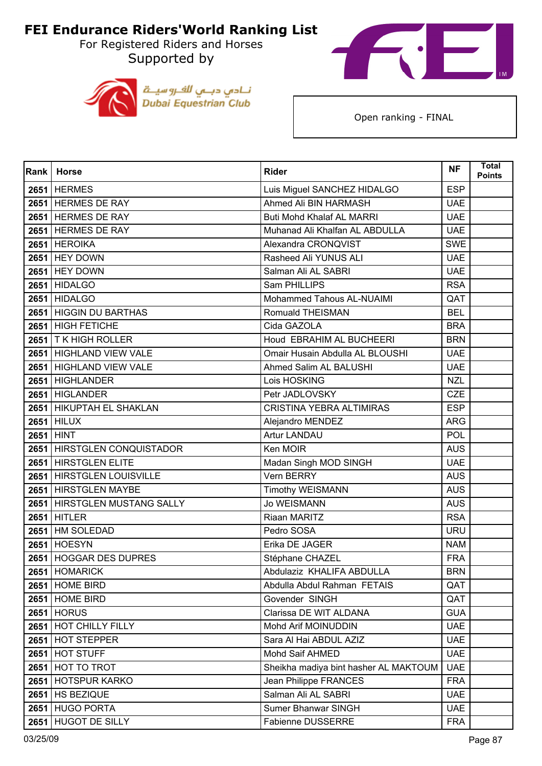# FEI Endurance Riders'World Ranking List

For Registered Riders and Horses

Supported by

نـادي دبـي للفـروسيـة
Dubai Equestrian Club

Open ranking - FINAL

| Rank | Horse | Rider | NF | Total Points |
|---|---|---|---|---|
| 2651 | HERMES | Luis Miguel SANCHEZ HIDALGO | ESP | |
| 2651 | HERMES DE RAY | Ahmed Ali BIN HARMASH | UAE | |
| 2651 | HERMES DE RAY | Buti Mohd Khalaf AL MARRI | UAE | |
| 2651 | HERMES DE RAY | Muhanad Ali Khalfan AL ABDULLA | UAE | |
| 2651 | HEROIKA | Alexandra CRONQVIST | SWE | |
| 2651 | HEY DOWN | Rasheed Ali YUNUS ALI | UAE | |
| 2651 | HEY DOWN | Salman Ali AL SABRI | UAE | |
| 2651 | HIDALGO | Sam PHILLIPS | RSA | |
| 2651 | HIDALGO | Mohammed Tahous AL-NUAIMI | QAT | |
| 2651 | HIGGIN DU BARTHAS | Romuald THEISMAN | BEL | |
| 2651 | HIGH FETICHE | Cida GAZOLA | BRA | |
| 2651 | T K HIGH ROLLER | Houd EBRAHIM AL BUCHEERI | BRN | |
| 2651 | HIGHLAND VIEW VALE | Omair Husain Abdulla AL BLOUSHI | UAE | |
| 2651 | HIGHLAND VIEW VALE | Ahmed Salim AL BALUSHI | UAE | |
| 2651 | HIGHLANDER | Lois HOSKING | NZL | |
| 2651 | HIGLANDER | Petr JADLOVSKY | CZE | |
| 2651 | HIKUPTAH EL SHAKLAN | CRISTINA YEBRA ALTIMIRAS | ESP | |
| 2651 | HILUX | Alejandro MENDEZ | ARG | |
| 2651 | HINT | Artur LANDAU | POL | |
| 2651 | HIRSTGLEN CONQUISTADOR | Ken MOIR | AUS | |
| 2651 | HIRSTGLEN ELITE | Madan Singh MOD SINGH | UAE | |
| 2651 | HIRSTGLEN LOUISVILLE | Vern BERRY | AUS | |
| 2651 | HIRSTGLEN MAYBE | Timothy WEISMANN | AUS | |
| 2651 | HIRSTGLEN MUSTANG SALLY | Jo WEISMANN | AUS | |
| 2651 | HITLER | Riaan MARITZ | RSA | |
| 2651 | HM SOLEDAD | Pedro SOSA | URU | |
| 2651 | HOESYN | Erika DE JAGER | NAM | |
| 2651 | HOGGAR DES DUPRES | Stéphane CHAZEL | FRA | |
| 2651 | HOMARICK | Abdulaziz KHALIFA ABDULLA | BRN | |
| 2651 | HOME BIRD | Abdulla Abdul Rahman FETAIS | QAT | |
| 2651 | HOME BIRD | Govender SINGH | QAT | |
| 2651 | HORUS | Clarissa DE WIT ALDANA | GUA | |
| 2651 | HOT CHILLY FILLY | Mohd Arif MOINUDDIN | UAE | |
| 2651 | HOT STEPPER | Sara Al Hai ABDUL AZIZ | UAE | |
| 2651 | HOT STUFF | Mohd Saif AHMED | UAE | |
| 2651 | HOT TO TROT | Sheikha madiya bint hasher AL MAKTOUM | UAE | |
| 2651 | HOTSPUR KARKO | Jean Philippe FRANCES | FRA | |
| 2651 | HS BEZIQUE | Salman Ali AL SABRI | UAE | |
| 2651 | HUGO PORTA | Sumer Bhanwar SINGH | UAE | |
| 2651 | HUGOT DE SILLY | Fabienne DUSSERRE | FRA | |

03/25/09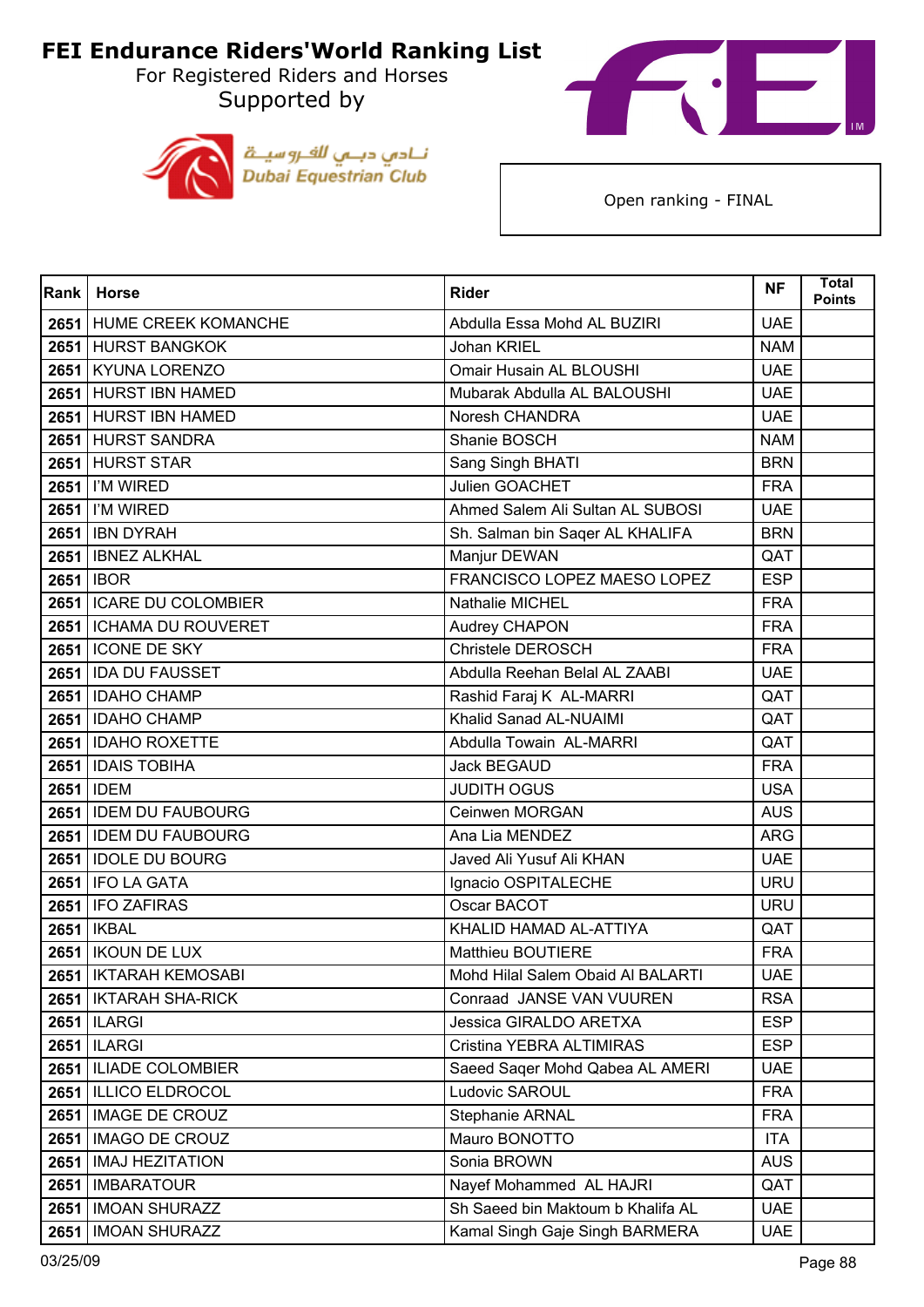# FEI Endurance Riders'World Ranking List

For Registered Riders and Horses

Supported by

نـادي دبـي للفـروسيـة
Dubai Equestrian Club

Open ranking - FINAL

| Rank | Horse | Rider | NF | Total Points |
|---|---|---|---|---|
| 2651 | HUME CREEK KOMANCHE | Abdulla Essa Mohd AL BUZIRI | UAE | |
| 2651 | HURST BANGKOK | Johan KRIEL | NAM | |
| 2651 | KYUNA LORENZO | Omair Husain AL BLOUSHI | UAE | |
| 2651 | HURST IBN HAMED | Mubarak Abdulla AL BALOUSHI | UAE | |
| 2651 | HURST IBN HAMED | Noresh CHANDRA | UAE | |
| 2651 | HURST SANDRA | Shanie BOSCH | NAM | |
| 2651 | HURST STAR | Sang Singh BHATI | BRN | |
| 2651 | I'M WIRED | Julien GOACHET | FRA | |
| 2651 | I'M WIRED | Ahmed Salem Ali Sultan AL SUBOSI | UAE | |
| 2651 | IBN DYRAH | Sh. Salman bin Saqer AL KHALIFA | BRN | |
| 2651 | IBNEZ ALKHAL | Manjur DEWAN | QAT | |
| 2651 | IBOR | FRANCISCO LOPEZ MAESO LOPEZ | ESP | |
| 2651 | ICARE DU COLOMBIER | Nathalie MICHEL | FRA | |
| 2651 | ICHAMA DU ROUVERET | Audrey CHAPON | FRA | |
| 2651 | ICONE DE SKY | Christele DEROSCH | FRA | |
| 2651 | IDA DU FAUSSET | Abdulla Reehan Belal AL ZAABI | UAE | |
| 2651 | IDAHO CHAMP | Rashid Faraj K AL-MARRI | QAT | |
| 2651 | IDAHO CHAMP | Khalid Sanad AL-NUAIMI | QAT | |
| 2651 | IDAHO ROXETTE | Abdulla Towain AL-MARRI | QAT | |
| 2651 | IDAIS TOBIHA | Jack BEGAUD | FRA | |
| 2651 | IDEM | JUDITH OGUS | USA | |
| 2651 | IDEM DU FAUBOURG | Ceinwen MORGAN | AUS | |
| 2651 | IDEM DU FAUBOURG | Ana Lia MENDEZ | ARG | |
| 2651 | IDOLE DU BOURG | Javed Ali Yusuf Ali KHAN | UAE | |
| 2651 | IFO LA GATA | Ignacio OSPITALECHE | URU | |
| 2651 | IFO ZAFIRAS | Oscar BACOT | URU | |
| 2651 | IKBAL | KHALID HAMAD AL-ATTIYA | QAT | |
| 2651 | IKOUN DE LUX | Matthieu BOUTIERE | FRA | |
| 2651 | IKTARAH KEMOSABI | Mohd Hilal Salem Obaid Al BALARTI | UAE | |
| 2651 | IKTARAH SHA-RICK | Conraad JANSE VAN VUUREN | RSA | |
| 2651 | ILARGI | Jessica GIRALDO ARETXA | ESP | |
| 2651 | ILARGI | Cristina YEBRA ALTIMIRAS | ESP | |
| 2651 | ILIADE COLOMBIER | Saeed Saqer Mohd Qabea AL AMERI | UAE | |
| 2651 | ILLICO ELDROCOL | Ludovic SAROUL | FRA | |
| 2651 | IMAGE DE CROUZ | Stephanie ARNAL | FRA | |
| 2651 | IMAGO DE CROUZ | Mauro BONOTTO | ITA | |
| 2651 | IMAJ HEZITATION | Sonia BROWN | AUS | |
| 2651 | IMBARATOUR | Nayef Mohammed AL HAJRI | QAT | |
| 2651 | IMOAN SHURAZZ | Sh Saeed bin Maktoum b Khalifa AL | UAE | |
| 2651 | IMOAN SHURAZZ | Kamal Singh Gaje Singh BARMERA | UAE | |

03/25/09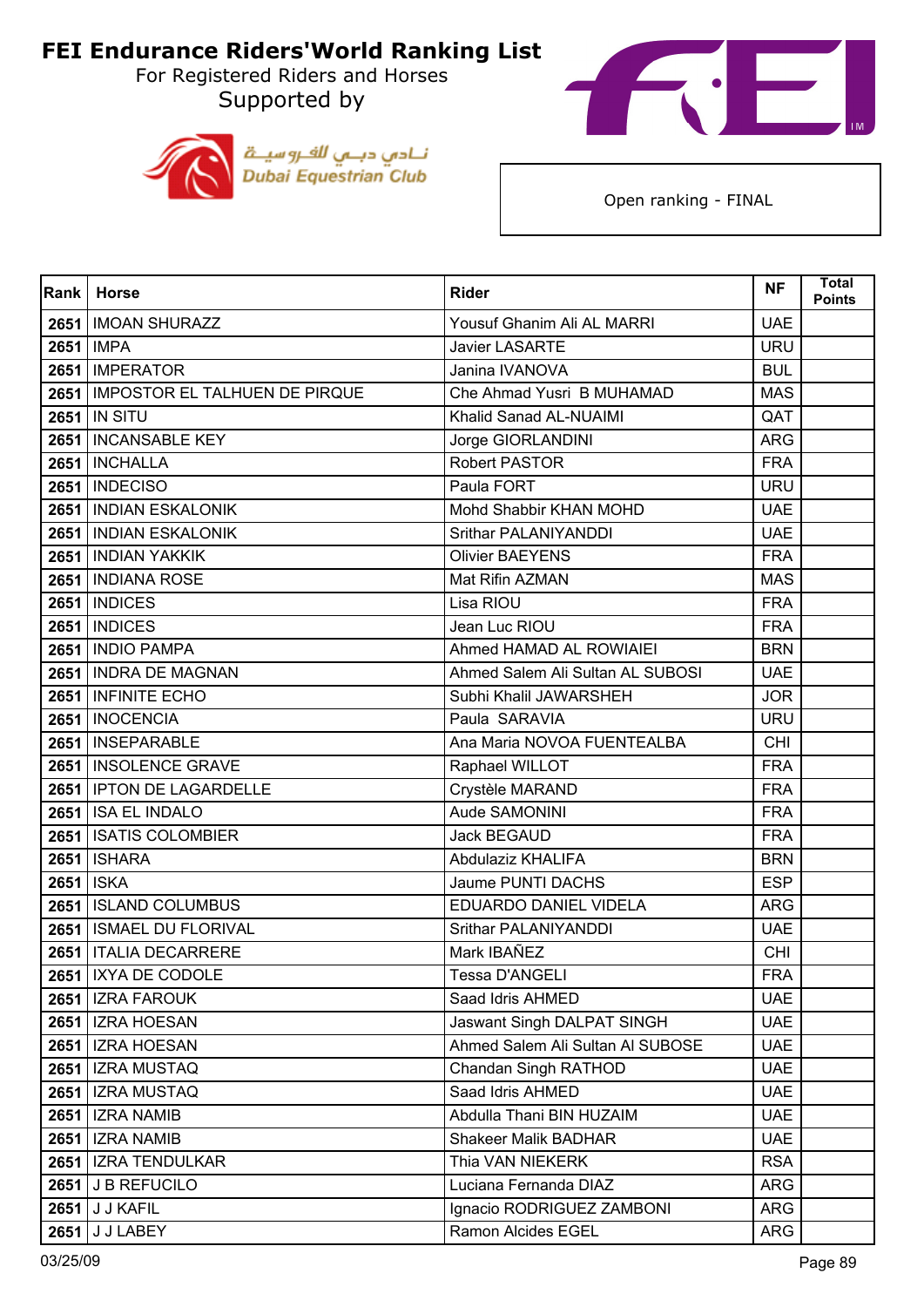# FEI Endurance Riders'World Ranking List

For Registered Riders and Horses

Supported by

Open ranking - FINAL

| Rank | Horse | Rider | NF | Total Points |
|---|---|---|---|---|
| 2651 | IMOAN SHURAZZ | Yousuf Ghanim Ali AL MARRI | UAE | |
| 2651 | IMPA | Javier LASARTE | URU | |
| 2651 | IMPERATOR | Janina IVANOVA | BUL | |
| 2651 | IMPOSTOR EL TALHUEN DE PIRQUE | Che Ahmad Yusri B MUHAMAD | MAS | |
| 2651 | IN SITU | Khalid Sanad AL-NUAIMI | QAT | |
| 2651 | INCANSABLE KEY | Jorge GIORLANDINI | ARG | |
| 2651 | INCHALLA | Robert PASTOR | FRA | |
| 2651 | INDECISO | Paula FORT | URU | |
| 2651 | INDIAN ESKALONIK | Mohd Shabbir KHAN MOHD | UAE | |
| 2651 | INDIAN ESKALONIK | Srithar PALANIYANDDI | UAE | |
| 2651 | INDIAN YAKKIK | Olivier BAEYENS | FRA | |
| 2651 | INDIANA ROSE | Mat Rifin AZMAN | MAS | |
| 2651 | INDICES | Lisa RIOU | FRA | |
| 2651 | INDICES | Jean Luc RIOU | FRA | |
| 2651 | INDIO PAMPA | Ahmed HAMAD AL ROWIAIEI | BRN | |
| 2651 | INDRA DE MAGNAN | Ahmed Salem Ali Sultan AL SUBOSI | UAE | |
| 2651 | INFINITE ECHO | Subhi Khalil JAWARSHEH | JOR | |
| 2651 | INOCENCIA | Paula SARAVIA | URU | |
| 2651 | INSEPARABLE | Ana Maria NOVOA FUENTEALBA | CHI | |
| 2651 | INSOLENCE GRAVE | Raphael WILLOT | FRA | |
| 2651 | IPTON DE LAGARDELLE | Crystèle MARAND | FRA | |
| 2651 | ISA EL INDALO | Aude SAMONINI | FRA | |
| 2651 | ISATIS COLOMBIER | Jack BEGAUD | FRA | |
| 2651 | ISHARA | Abdulaziz KHALIFA | BRN | |
| 2651 | ISKA | Jaume PUNTI DACHS | ESP | |
| 2651 | ISLAND COLUMBUS | EDUARDO DANIEL VIDELA | ARG | |
| 2651 | ISMAEL DU FLORIVAL | Srithar PALANIYANDDI | UAE | |
| 2651 | ITALIA DECARRERE | Mark IBAÑEZ | CHI | |
| 2651 | IXYA DE CODOLE | Tessa D'ANGELI | FRA | |
| 2651 | IZRA FAROUK | Saad Idris AHMED | UAE | |
| 2651 | IZRA HOESAN | Jaswant Singh DALPAT SINGH | UAE | |
| 2651 | IZRA HOESAN | Ahmed Salem Ali Sultan Al SUBOSE | UAE | |
| 2651 | IZRA MUSTAQ | Chandan Singh RATHOD | UAE | |
| 2651 | IZRA MUSTAQ | Saad Idris AHMED | UAE | |
| 2651 | IZRA NAMIB | Abdulla Thani BIN HUZAIM | UAE | |
| 2651 | IZRA NAMIB | Shakeer Malik BADHAR | UAE | |
| 2651 | IZRA TENDULKAR | Thia VAN NIEKERK | RSA | |
| 2651 | J B REFUCILO | Luciana Fernanda DIAZ | ARG | |
| 2651 | J J KAFIL | Ignacio RODRIGUEZ ZAMBONI | ARG | |
| 2651 | J J LABEY | Ramon Alcides EGEL | ARG | |

03/25/09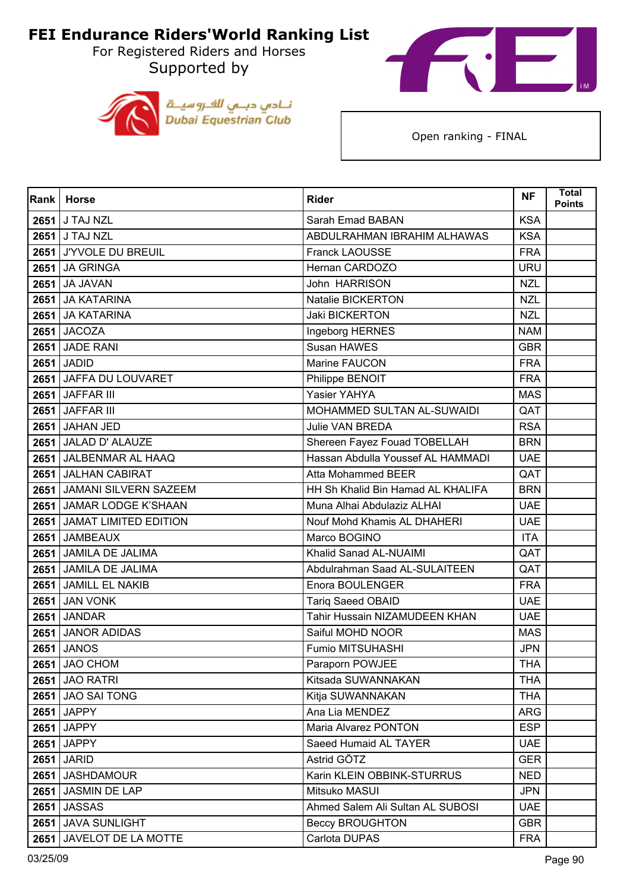# FEI Endurance Riders'World Ranking List

For Registered Riders and Horses

Supported by

Dubai Equestrian Club

Open ranking - FINAL

| Rank | Horse | Rider | NF | Total Points |
|---|---|---|---|---|
| 2651 | J TAJ NZL | Sarah Emad BABAN | KSA | |
| 2651 | J TAJ NZL | ABDULRAHMAN IBRAHIM ALHAWAS | KSA | |
| 2651 | J'YVOLE DU BREUIL | Franck LAOUSSE | FRA | |
| 2651 | JA GRINGA | Hernan CARDOZO | URU | |
| 2651 | JA JAVAN | John HARRISON | NZL | |
| 2651 | JA KATARINA | Natalie BICKERTON | NZL | |
| 2651 | JA KATARINA | Jaki BICKERTON | NZL | |
| 2651 | JACOZA | Ingeborg HERNES | NAM | |
| 2651 | JADE RANI | Susan HAWES | GBR | |
| 2651 | JADID | Marine FAUCON | FRA | |
| 2651 | JAFFA DU LOUVARET | Philippe BENOIT | FRA | |
| 2651 | JAFFAR III | Yasier YAHYA | MAS | |
| 2651 | JAFFAR III | MOHAMMED SULTAN AL-SUWAIDI | QAT | |
| 2651 | JAHAN JED | Julie VAN BREDA | RSA | |
| 2651 | JALAD D' ALAUZE | Shereen Fayez Fouad TOBELLAH | BRN | |
| 2651 | JALBENMAR AL HAAQ | Hassan Abdulla Youssef AL HAMMADI | UAE | |
| 2651 | JALHAN CABIRAT | Atta Mohammed BEER | QAT | |
| 2651 | JAMANI SILVERN SAZEEM | HH Sh Khalid Bin Hamad AL KHALIFA | BRN | |
| 2651 | JAMAR LODGE K'SHAAN | Muna Alhai Abdulaziz ALHAI | UAE | |
| 2651 | JAMAT LIMITED EDITION | Nouf Mohd Khamis AL DHAHERI | UAE | |
| 2651 | JAMBEAUX | Marco BOGINO | ITA | |
| 2651 | JAMILA DE JALIMA | Khalid Sanad AL-NUAIMI | QAT | |
| 2651 | JAMILA DE JALIMA | Abdulrahman Saad AL-SULAITEEN | QAT | |
| 2651 | JAMILL EL NAKIB | Enora BOULENGER | FRA | |
| 2651 | JAN VONK | Tariq Saeed OBAID | UAE | |
| 2651 | JANDAR | Tahir Hussain NIZAMUDEEN KHAN | UAE | |
| 2651 | JANOR ADIDAS | Saiful MOHD NOOR | MAS | |
| 2651 | JANOS | Fumio MITSUHASHI | JPN | |
| 2651 | JAO CHOM | Paraporn POWJEE | THA | |
| 2651 | JAO RATRI | Kitsada SUWANNAKAN | THA | |
| 2651 | JAO SAI TONG | Kitja SUWANNAKAN | THA | |
| 2651 | JAPPY | Ana Lia MENDEZ | ARG | |
| 2651 | JAPPY | Maria Alvarez PONTON | ESP | |
| 2651 | JAPPY | Saeed Humaid AL TAYER | UAE | |
| 2651 | JARID | Astrid GÖTZ | GER | |
| 2651 | JASHDAMOUR | Karin KLEIN OBBINK-STURRUS | NED | |
| 2651 | JASMIN DE LAP | Mitsuko MASUI | JPN | |
| 2651 | JASSAS | Ahmed Salem Ali Sultan AL SUBOSI | UAE | |
| 2651 | JAVA SUNLIGHT | Beccy BROUGHTON | GBR | |
| 2651 | JAVELOT DE LA MOTTE | Carlota DUPAS | FRA | |

03/25/09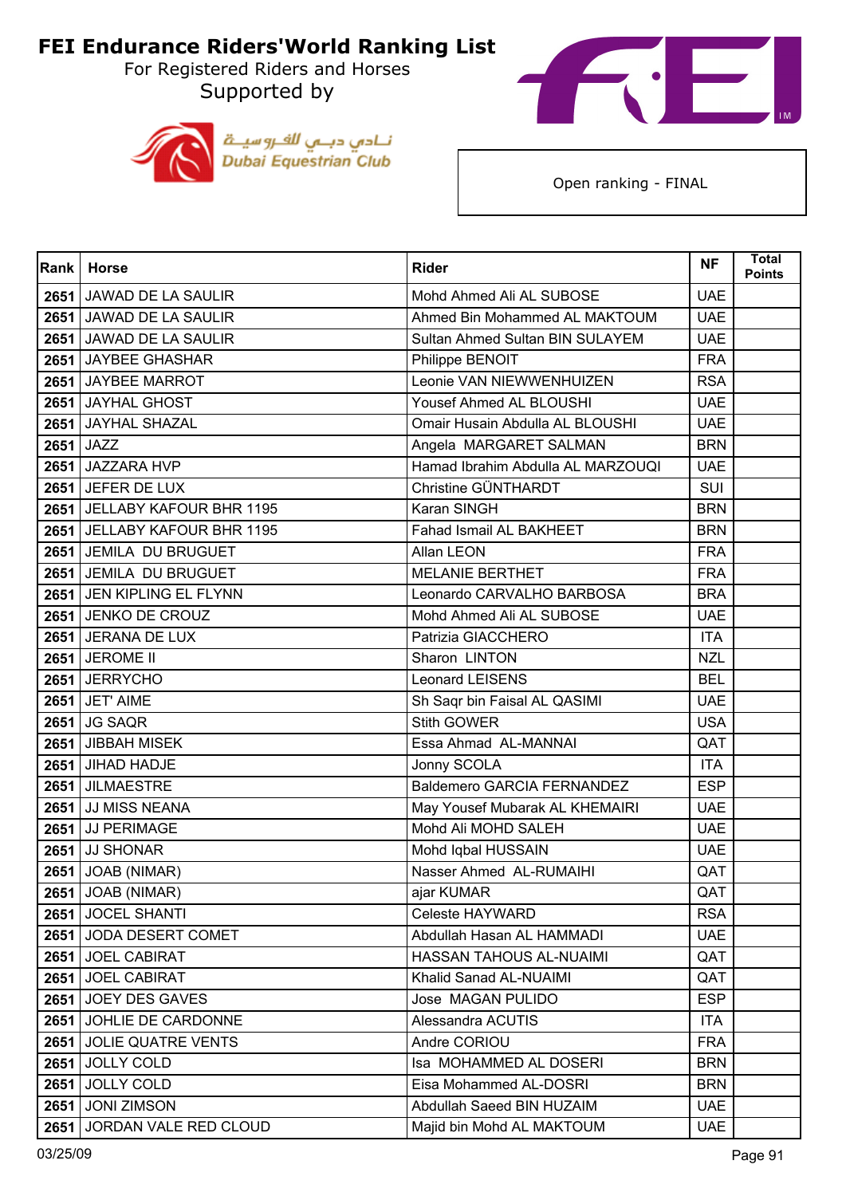# FEI Endurance Riders'World Ranking List

For Registered Riders and Horses

Supported by

نادي دبي للفروسية
Dubai Equestrian Club

Open ranking - FINAL

| Rank | Horse | Rider | NF | Total Points |
|---|---|---|---|---|
| 2651 | JAWAD DE LA SAULIR | Mohd Ahmed Ali AL SUBOSE | UAE | |
| 2651 | JAWAD DE LA SAULIR | Ahmed Bin Mohammed AL MAKTOUM | UAE | |
| 2651 | JAWAD DE LA SAULIR | Sultan Ahmed Sultan BIN SULAYEM | UAE | |
| 2651 | JAYBEE GHASHAR | Philippe BENOIT | FRA | |
| 2651 | JAYBEE MARROT | Leonie VAN NIEWWENHUIZEN | RSA | |
| 2651 | JAYHAL GHOST | Yousef Ahmed AL BLOUSHI | UAE | |
| 2651 | JAYHAL SHAZAL | Omair Husain Abdulla AL BLOUSHI | UAE | |
| 2651 | JAZZ | Angela MARGARET SALMAN | BRN | |
| 2651 | JAZZARA HVP | Hamad Ibrahim Abdulla AL MARZOUQI | UAE | |
| 2651 | JEFER DE LUX | Christine GÜNTHARDT | SUI | |
| 2651 | JELLABY KAFOUR BHR 1195 | Karan SINGH | BRN | |
| 2651 | JELLABY KAFOUR BHR 1195 | Fahad Ismail AL BAKHEET | BRN | |
| 2651 | JEMILA DU BRUGUET | Allan LEON | FRA | |
| 2651 | JEMILA DU BRUGUET | MELANIE BERTHET | FRA | |
| 2651 | JEN KIPLING EL FLYNN | Leonardo CARVALHO BARBOSA | BRA | |
| 2651 | JENKO DE CROUZ | Mohd Ahmed Ali AL SUBOSE | UAE | |
| 2651 | JERANA DE LUX | Patrizia GIACCHERO | ITA | |
| 2651 | JEROME II | Sharon LINTON | NZL | |
| 2651 | JERRYCHO | Leonard LEISENS | BEL | |
| 2651 | JET' AIME | Sh Saqr bin Faisal AL QASIMI | UAE | |
| 2651 | JG SAQR | Stith GOWER | USA | |
| 2651 | JIBBAH MISEK | Essa Ahmad AL-MANNAI | QAT | |
| 2651 | JIHAD HADJE | Jonny SCOLA | ITA | |
| 2651 | JILMAESTRE | Baldemero GARCIA FERNANDEZ | ESP | |
| 2651 | JJ MISS NEANA | May Yousef Mubarak AL KHEMAIRI | UAE | |
| 2651 | JJ PERIMAGE | Mohd Ali MOHD SALEH | UAE | |
| 2651 | JJ SHONAR | Mohd Iqbal HUSSAIN | UAE | |
| 2651 | JOAB (NIMAR) | Nasser Ahmed AL-RUMAIHI | QAT | |
| 2651 | JOAB (NIMAR) | ajar KUMAR | QAT | |
| 2651 | JOCEL SHANTI | Celeste HAYWARD | RSA | |
| 2651 | JODA DESERT COMET | Abdullah Hasan AL HAMMADI | UAE | |
| 2651 | JOEL CABIRAT | HASSAN TAHOUS AL-NUAIMI | QAT | |
| 2651 | JOEL CABIRAT | Khalid Sanad AL-NUAIMI | QAT | |
| 2651 | JOEY DES GAVES | Jose MAGAN PULIDO | ESP | |
| 2651 | JOHLIE DE CARDONNE | Alessandra ACUTIS | ITA | |
| 2651 | JOLIE QUATRE VENTS | Andre CORIOU | FRA | |
| 2651 | JOLLY COLD | Isa MOHAMMED AL DOSERI | BRN | |
| 2651 | JOLLY COLD | Eisa Mohammed AL-DOSRI | BRN | |
| 2651 | JONI ZIMSON | Abdullah Saeed BIN HUZAIM | UAE | |
| 2651 | JORDAN VALE RED CLOUD | Majid bin Mohd AL MAKTOUM | UAE | |

03/25/09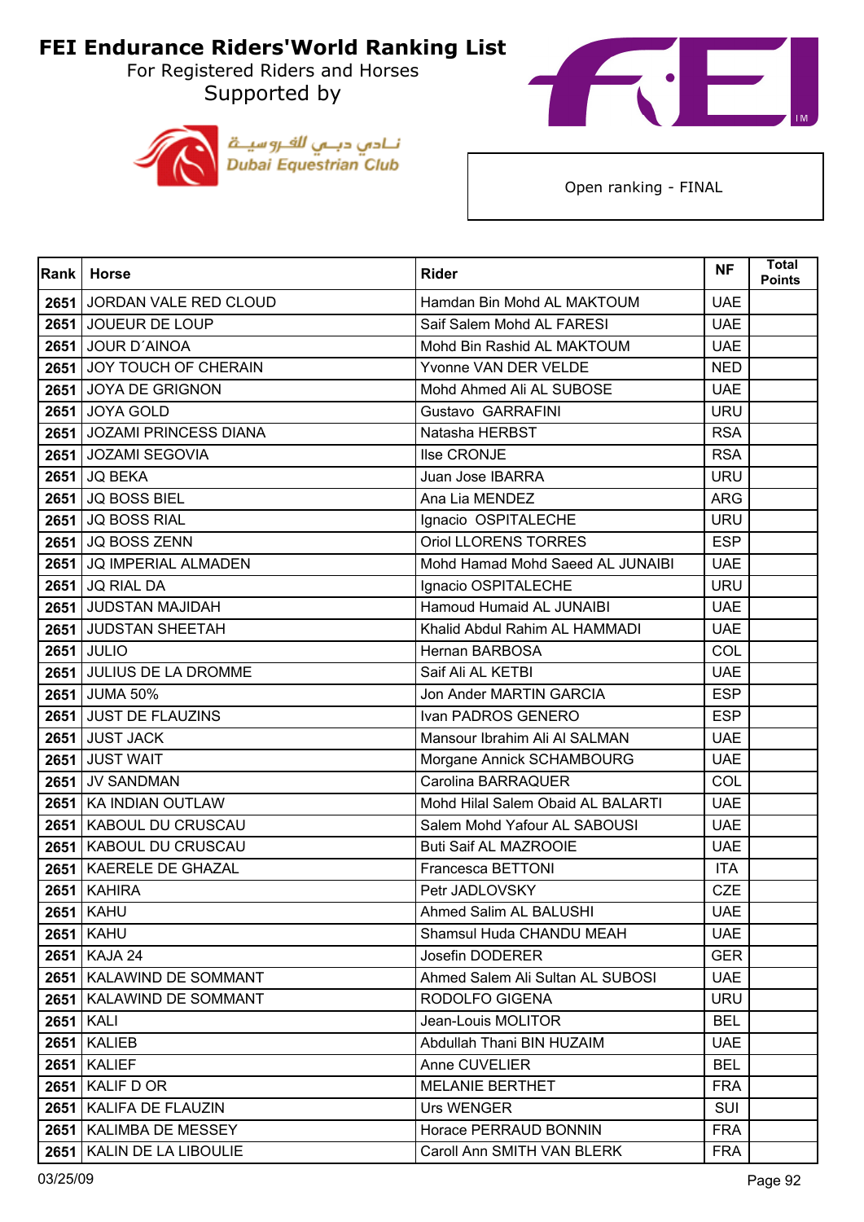# FEI Endurance Riders'World Ranking List

For Registered Riders and Horses

Supported by

Dubai Equestrian Club

Open ranking - FINAL

| Rank | Horse | Rider | NF | Total Points |
|---|---|---|---|---|
| 2651 | JORDAN VALE RED CLOUD | Hamdan Bin Mohd AL MAKTOUM | UAE | |
| 2651 | JOUEUR DE LOUP | Saif Salem Mohd AL FARESI | UAE | |
| 2651 | JOUR D´AINOA | Mohd Bin Rashid AL MAKTOUM | UAE | |
| 2651 | JOY TOUCH OF CHERAIN | Yvonne VAN DER VELDE | NED | |
| 2651 | JOYA DE GRIGNON | Mohd Ahmed Ali AL SUBOSE | UAE | |
| 2651 | JOYA GOLD | Gustavo GARRAFINI | URU | |
| 2651 | JOZAMI PRINCESS DIANA | Natasha HERBST | RSA | |
| 2651 | JOZAMI SEGOVIA | Ilse CRONJE | RSA | |
| 2651 | JQ BEKA | Juan Jose IBARRA | URU | |
| 2651 | JQ BOSS BIEL | Ana Lia MENDEZ | ARG | |
| 2651 | JQ BOSS RIAL | Ignacio OSPITALECHE | URU | |
| 2651 | JQ BOSS ZENN | Oriol LLORENS TORRES | ESP | |
| 2651 | JQ IMPERIAL ALMADEN | Mohd Hamad Mohd Saeed AL JUNAIBI | UAE | |
| 2651 | JQ RIAL DA | Ignacio OSPITALECHE | URU | |
| 2651 | JUDSTAN MAJIDAH | Hamoud Humaid AL JUNAIBI | UAE | |
| 2651 | JUDSTAN SHEETAH | Khalid Abdul Rahim AL HAMMADI | UAE | |
| 2651 | JULIO | Hernan BARBOSA | COL | |
| 2651 | JULIUS DE LA DROMME | Saif Ali AL KETBI | UAE | |
| 2651 | JUMA 50% | Jon Ander MARTIN GARCIA | ESP | |
| 2651 | JUST DE FLAUZINS | Ivan PADROS GENERO | ESP | |
| 2651 | JUST JACK | Mansour Ibrahim Ali Al SALMAN | UAE | |
| 2651 | JUST WAIT | Morgane Annick SCHAMBOURG | UAE | |
| 2651 | JV SANDMAN | Carolina BARRAQUER | COL | |
| 2651 | KA INDIAN OUTLAW | Mohd Hilal Salem Obaid AL BALARTI | UAE | |
| 2651 | KABOUL DU CRUSCAU | Salem Mohd Yafour AL SABOUSI | UAE | |
| 2651 | KABOUL DU CRUSCAU | Buti Saif AL MAZROOIE | UAE | |
| 2651 | KAERELE DE GHAZAL | Francesca BETTONI | ITA | |
| 2651 | KAHIRA | Petr JADLOVSKY | CZE | |
| 2651 | KAHU | Ahmed Salim AL BALUSHI | UAE | |
| 2651 | KAHU | Shamsul Huda CHANDU MEAH | UAE | |
| 2651 | KAJA 24 | Josefin DODERER | GER | |
| 2651 | KALAWIND DE SOMMANT | Ahmed Salem Ali Sultan AL SUBOSI | UAE | |
| 2651 | KALAWIND DE SOMMANT | RODOLFO GIGENA | URU | |
| 2651 | KALI | Jean-Louis MOLITOR | BEL | |
| 2651 | KALIEB | Abdullah Thani BIN HUZAIM | UAE | |
| 2651 | KALIEF | Anne CUVELIER | BEL | |
| 2651 | KALIF D OR | MELANIE BERTHET | FRA | |
| 2651 | KALIFA DE FLAUZIN | Urs WENGER | SUI | |
| 2651 | KALIMBA DE MESSEY | Horace PERRAUD BONNIN | FRA | |
| 2651 | KALIN DE LA LIBOULIE | Caroll Ann SMITH VAN BLERK | FRA | |

03/25/09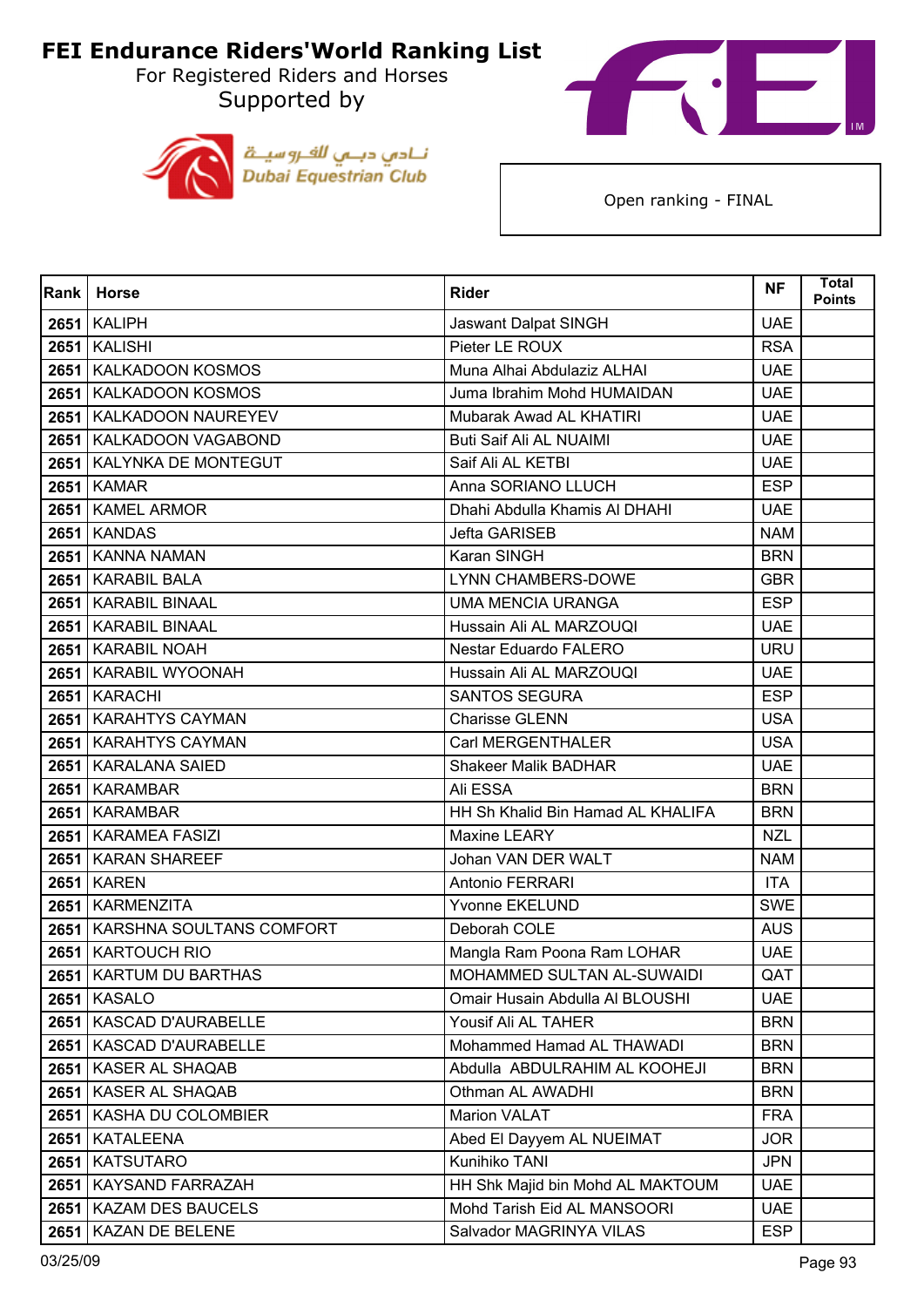# FEI Endurance Riders'World Ranking List

For Registered Riders and Horses

Supported by

نـادي دبـي للفـروسيـة
Dubai Equestrian Club

Open ranking - FINAL

| Rank | Horse | Rider | NF | Total Points |
|---|---|---|---|---|
| 2651 | KALIPH | Jaswant Dalpat SINGH | UAE | |
| 2651 | KALISHI | Pieter LE ROUX | RSA | |
| 2651 | KALKADOON KOSMOS | Muna Alhai Abdulaziz ALHAI | UAE | |
| 2651 | KALKADOON KOSMOS | Juma Ibrahim Mohd HUMAIDAN | UAE | |
| 2651 | KALKADOON NAUREYEV | Mubarak Awad AL KHATIRI | UAE | |
| 2651 | KALKADOON VAGABOND | Buti Saif Ali AL NUAIMI | UAE | |
| 2651 | KALYNKA DE MONTEGUT | Saif Ali AL KETBI | UAE | |
| 2651 | KAMAR | Anna SORIANO LLUCH | ESP | |
| 2651 | KAMEL ARMOR | Dhahi Abdulla Khamis Al DHAHI | UAE | |
| 2651 | KANDAS | Jefta GARISEB | NAM | |
| 2651 | KANNA NAMAN | Karan SINGH | BRN | |
| 2651 | KARABIL BALA | LYNN CHAMBERS-DOWE | GBR | |
| 2651 | KARABIL BINAAL | UMA MENCIA URANGA | ESP | |
| 2651 | KARABIL BINAAL | Hussain Ali AL MARZOUQI | UAE | |
| 2651 | KARABIL NOAH | Nestar Eduardo FALERO | URU | |
| 2651 | KARABIL WYOONAH | Hussain Ali AL MARZOUQI | UAE | |
| 2651 | KARACHI | SANTOS SEGURA | ESP | |
| 2651 | KARAHTYS CAYMAN | Charisse GLENN | USA | |
| 2651 | KARAHTYS CAYMAN | Carl MERGENTHALER | USA | |
| 2651 | KARALANA SAIED | Shakeer Malik BADHAR | UAE | |
| 2651 | KARAMBAR | Ali ESSA | BRN | |
| 2651 | KARAMBAR | HH Sh Khalid Bin Hamad AL KHALIFA | BRN | |
| 2651 | KARAMEA FASIZI | Maxine LEARY | NZL | |
| 2651 | KARAN SHAREEF | Johan VAN DER WALT | NAM | |
| 2651 | KAREN | Antonio FERRARI | ITA | |
| 2651 | KARMENZITA | Yvonne EKELUND | SWE | |
| 2651 | KARSHNA SOULTANS COMFORT | Deborah COLE | AUS | |
| 2651 | KARTOUCH RIO | Mangla Ram Poona Ram LOHAR | UAE | |
| 2651 | KARTUM DU BARTHAS | MOHAMMED SULTAN AL-SUWAIDI | QAT | |
| 2651 | KASALO | Omair Husain Abdulla Al BLOUSHI | UAE | |
| 2651 | KASCAD D'AURABELLE | Yousif Ali AL TAHER | BRN | |
| 2651 | KASCAD D'AURABELLE | Mohammed Hamad AL THAWADI | BRN | |
| 2651 | KASER AL SHAQAB | Abdulla ABDULRAHIM AL KOOHEJI | BRN | |
| 2651 | KASER AL SHAQAB | Othman AL AWADHI | BRN | |
| 2651 | KASHA DU COLOMBIER | Marion VALAT | FRA | |
| 2651 | KATALEENA | Abed El Dayyem AL NUEIMAT | JOR | |
| 2651 | KATSUTARO | Kunihiko TANI | JPN | |
| 2651 | KAYSAND FARRAZAH | HH Shk Majid bin Mohd AL MAKTOUM | UAE | |
| 2651 | KAZAM DES BAUCELS | Mohd Tarish Eid AL MANSOORI | UAE | |
| 2651 | KAZAN DE BELENE | Salvador MAGRINYA VILAS | ESP | |

03/25/09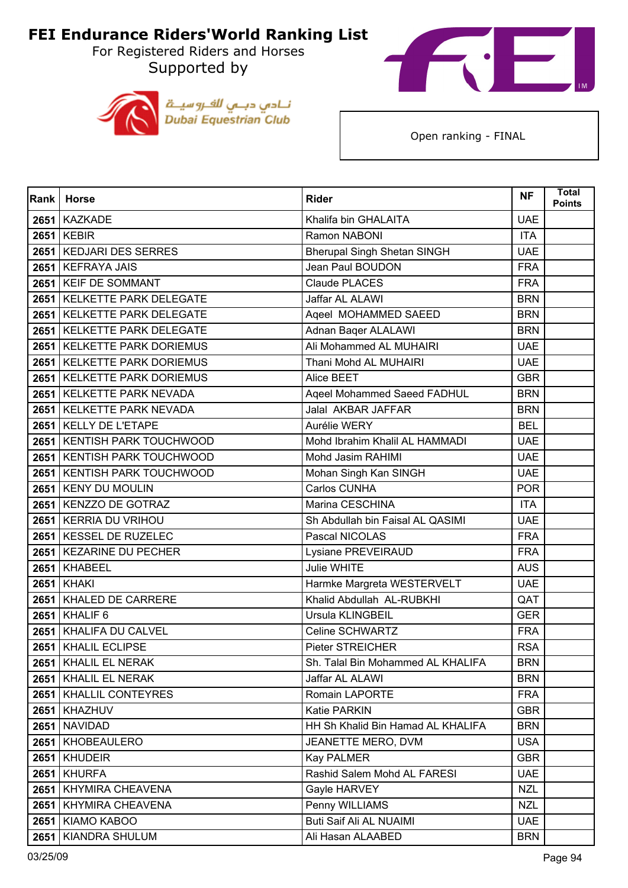# FEI Endurance Riders'World Ranking List

For Registered Riders and Horses

Supported by

نادي دبي للفروسية
Dubai Equestrian Club

Open ranking - FINAL

| Rank | Horse | Rider | NF | Total Points |
|---|---|---|---|---|
| 2651 | KAZKADE | Khalifa bin GHALAITA | UAE | |
| 2651 | KEBIR | Ramon NABONI | ITA | |
| 2651 | KEDJARI DES SERRES | Bherupal Singh Shetan SINGH | UAE | |
| 2651 | KEFRAYA JAIS | Jean Paul BOUDON | FRA | |
| 2651 | KEIF DE SOMMANT | Claude PLACES | FRA | |
| 2651 | KELKETTE PARK DELEGATE | Jaffar AL ALAWI | BRN | |
| 2651 | KELKETTE PARK DELEGATE | Aqeel MOHAMMED SAEED | BRN | |
| 2651 | KELKETTE PARK DELEGATE | Adnan Baqer ALALAWI | BRN | |
| 2651 | KELKETTE PARK DORIEMUS | Ali Mohammed AL MUHAIRI | UAE | |
| 2651 | KELKETTE PARK DORIEMUS | Thani Mohd AL MUHAIRI | UAE | |
| 2651 | KELKETTE PARK DORIEMUS | Alice BEET | GBR | |
| 2651 | KELKETTE PARK NEVADA | Aqeel Mohammed Saeed FADHUL | BRN | |
| 2651 | KELKETTE PARK NEVADA | Jalal AKBAR JAFFAR | BRN | |
| 2651 | KELLY DE L'ETAPE | Aurélie WERY | BEL | |
| 2651 | KENTISH PARK TOUCHWOOD | Mohd Ibrahim Khalil AL HAMMADI | UAE | |
| 2651 | KENTISH PARK TOUCHWOOD | Mohd Jasim RAHIMI | UAE | |
| 2651 | KENTISH PARK TOUCHWOOD | Mohan Singh Kan SINGH | UAE | |
| 2651 | KENY DU MOULIN | Carlos CUNHA | POR | |
| 2651 | KENZZO DE GOTRAZ | Marina CESCHINA | ITA | |
| 2651 | KERRIA DU VRIHOU | Sh Abdullah bin Faisal AL QASIMI | UAE | |
| 2651 | KESSEL DE RUZELEC | Pascal NICOLAS | FRA | |
| 2651 | KEZARINE DU PECHER | Lysiane PREVEIRAUD | FRA | |
| 2651 | KHABEEL | Julie WHITE | AUS | |
| 2651 | KHAKI | Harmke Margreta WESTERVELT | UAE | |
| 2651 | KHALED DE CARRERE | Khalid Abdullah AL-RUBKHI | QAT | |
| 2651 | KHALIF 6 | Ursula KLINGBEIL | GER | |
| 2651 | KHALIFA DU CALVEL | Celine SCHWARTZ | FRA | |
| 2651 | KHALIL ECLIPSE | Pieter STREICHER | RSA | |
| 2651 | KHALIL EL NERAK | Sh. Talal Bin Mohammed AL KHALIFA | BRN | |
| 2651 | KHALIL EL NERAK | Jaffar AL ALAWI | BRN | |
| 2651 | KHALLIL CONTEYRES | Romain LAPORTE | FRA | |
| 2651 | KHAZHUV | Katie PARKIN | GBR | |
| 2651 | NAVIDAD | HH Sh Khalid Bin Hamad AL KHALIFA | BRN | |
| 2651 | KHOBEAULERO | JEANETTE MERO, DVM | USA | |
| 2651 | KHUDEIR | Kay PALMER | GBR | |
| 2651 | KHURFA | Rashid Salem Mohd AL FARESI | UAE | |
| 2651 | KHYMIRA CHEAVENA | Gayle HARVEY | NZL | |
| 2651 | KHYMIRA CHEAVENA | Penny WILLIAMS | NZL | |
| 2651 | KIAMO KABOO | Buti Saif Ali AL NUAIMI | UAE | |
| 2651 | KIANDRA SHULUM | Ali Hasan ALAABED | BRN | |

03/25/09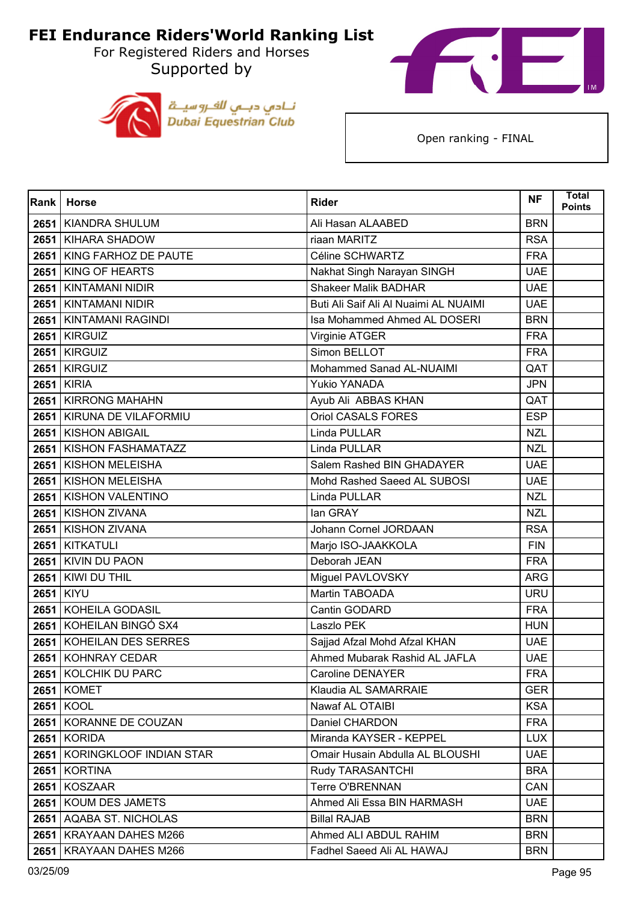# FEI Endurance Riders'World Ranking List

For Registered Riders and Horses

Supported by

نـادي دبـي للفـروسيــة
Dubai Equestrian Club

Open ranking - FINAL

| Rank | Horse | Rider | NF | Total Points |
|---|---|---|---|---|
| 2651 | KIANDRA SHULUM | Ali Hasan ALAABED | BRN | |
| 2651 | KIHARA SHADOW | riaan MARITZ | RSA | |
| 2651 | KING FARHOZ DE PAUTE | Céline SCHWARTZ | FRA | |
| 2651 | KING OF HEARTS | Nakhat Singh Narayan SINGH | UAE | |
| 2651 | KINTAMANI NIDIR | Shakeer Malik BADHAR | UAE | |
| 2651 | KINTAMANI NIDIR | Buti Ali Saif Ali Al Nuaimi AL NUAIMI | UAE | |
| 2651 | KINTAMANI RAGINDI | Isa Mohammed Ahmed AL DOSERI | BRN | |
| 2651 | KIRGUIZ | Virginie ATGER | FRA | |
| 2651 | KIRGUIZ | Simon BELLOT | FRA | |
| 2651 | KIRGUIZ | Mohammed Sanad AL-NUAIMI | QAT | |
| 2651 | KIRIA | Yukio YANADA | JPN | |
| 2651 | KIRRONG MAHAHN | Ayub Ali  ABBAS KHAN | QAT | |
| 2651 | KIRUNA DE VILAFORMIU | Oriol CASALS FORES | ESP | |
| 2651 | KISHON ABIGAIL | Linda PULLAR | NZL | |
| 2651 | KISHON FASHAMATAZZ | Linda PULLAR | NZL | |
| 2651 | KISHON MELEISHA | Salem Rashed BIN GHADAYER | UAE | |
| 2651 | KISHON MELEISHA | Mohd Rashed Saeed AL SUBOSI | UAE | |
| 2651 | KISHON VALENTINO | Linda PULLAR | NZL | |
| 2651 | KISHON ZIVANA | Ian GRAY | NZL | |
| 2651 | KISHON ZIVANA | Johann Cornel JORDAAN | RSA | |
| 2651 | KITKATULI | Marjo ISO-JAAKKOLA | FIN | |
| 2651 | KIVIN DU PAON | Deborah JEAN | FRA | |
| 2651 | KIWI DU THIL | Miguel PAVLOVSKY | ARG | |
| 2651 | KIYU | Martin TABOADA | URU | |
| 2651 | KOHEILA GODASIL | Cantin GODARD | FRA | |
| 2651 | KOHEILAN BINGÓ SX4 | Laszlo PEK | HUN | |
| 2651 | KOHEILAN DES SERRES | Sajjad Afzal Mohd Afzal KHAN | UAE | |
| 2651 | KOHNRAY CEDAR | Ahmed Mubarak Rashid AL JAFLA | UAE | |
| 2651 | KOLCHIK DU PARC | Caroline DENAYER | FRA | |
| 2651 | KOMET | Klaudia AL SAMARRAIE | GER | |
| 2651 | KOOL | Nawaf AL OTAIBI | KSA | |
| 2651 | KORANNE DE COUZAN | Daniel CHARDON | FRA | |
| 2651 | KORIDA | Miranda KAYSER - KEPPEL | LUX | |
| 2651 | KORINGKLOOF INDIAN STAR | Omair Husain Abdulla AL BLOUSHI | UAE | |
| 2651 | KORTINA | Rudy TARASANTCHI | BRA | |
| 2651 | KOSZAAR | Terre O'BRENNAN | CAN | |
| 2651 | KOUM DES JAMETS | Ahmed Ali Essa BIN HARMASH | UAE | |
| 2651 | AQABA ST. NICHOLAS | Billal RAJAB | BRN | |
| 2651 | KRAYAAN DAHES M266 | Ahmed ALI ABDUL RAHIM | BRN | |
| 2651 | KRAYAAN DAHES M266 | Fadhel Saeed Ali AL HAWAJ | BRN | |

03/25/09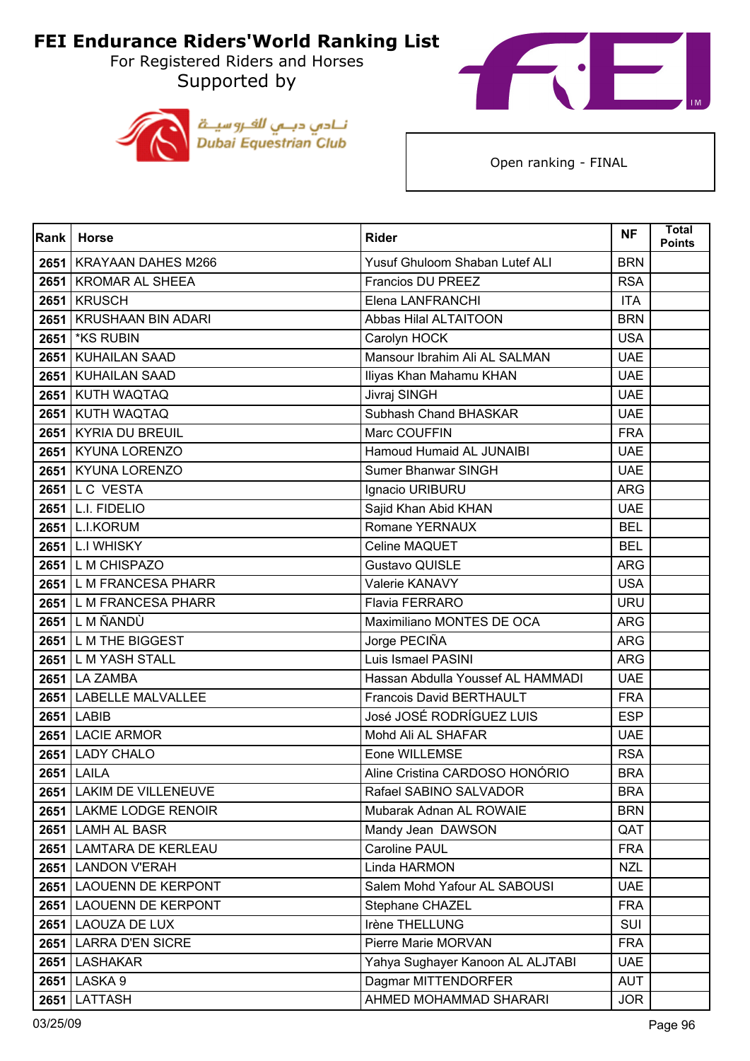# FEI Endurance Riders'World Ranking List

For Registered Riders and Horses

Supported by

Dubai Equestrian Club

Open ranking - FINAL

| Rank | Horse | Rider | NF | Total Points |
|---|---|---|---|---|
| 2651 | KRAYAAN DAHES M266 | Yusuf Ghuloom Shaban Lutef ALI | BRN | |
| 2651 | KROMAR AL SHEEA | Francios DU PREEZ | RSA | |
| 2651 | KRUSCH | Elena LANFRANCHI | ITA | |
| 2651 | KRUSHAAN BIN ADARI | Abbas Hilal ALTAITOON | BRN | |
| 2651 | *KS RUBIN | Carolyn HOCK | USA | |
| 2651 | KUHAILAN SAAD | Mansour Ibrahim Ali AL SALMAN | UAE | |
| 2651 | KUHAILAN SAAD | Iliyas Khan Mahamu KHAN | UAE | |
| 2651 | KUTH WAQTAQ | Jivraj SINGH | UAE | |
| 2651 | KUTH WAQTAQ | Subhash Chand BHASKAR | UAE | |
| 2651 | KYRIA DU BREUIL | Marc COUFFIN | FRA | |
| 2651 | KYUNA LORENZO | Hamoud Humaid AL JUNAIBI | UAE | |
| 2651 | KYUNA LORENZO | Sumer Bhanwar SINGH | UAE | |
| 2651 | L C VESTA | Ignacio URIBURU | ARG | |
| 2651 | L.I. FIDELIO | Sajid Khan Abid KHAN | UAE | |
| 2651 | L.I.KORUM | Romane YERNAUX | BEL | |
| 2651 | L.I WHISKY | Celine MAQUET | BEL | |
| 2651 | L M CHISPAZO | Gustavo QUISLE | ARG | |
| 2651 | L M FRANCESA PHARR | Valerie KANAVY | USA | |
| 2651 | L M FRANCESA PHARR | Flavia FERRARO | URU | |
| 2651 | L M ÑANDÙ | Maximiliano MONTES DE OCA | ARG | |
| 2651 | L M THE BIGGEST | Jorge PECIÑA | ARG | |
| 2651 | L M YASH STALL | Luis Ismael PASINI | ARG | |
| 2651 | LA ZAMBA | Hassan Abdulla Youssef AL HAMMADI | UAE | |
| 2651 | LABELLE MALVALLEE | Francois David BERTHAULT | FRA | |
| 2651 | LABIB | José JOSÉ RODRÍGUEZ LUIS | ESP | |
| 2651 | LACIE ARMOR | Mohd Ali AL SHAFAR | UAE | |
| 2651 | LADY CHALO | Eone WILLEMSE | RSA | |
| 2651 | LAILA | Aline Cristina CARDOSO HONÓRIO | BRA | |
| 2651 | LAKIM DE VILLENEUVE | Rafael SABINO SALVADOR | BRA | |
| 2651 | LAKME LODGE RENOIR | Mubarak Adnan AL ROWAIE | BRN | |
| 2651 | LAMH AL BASR | Mandy Jean DAWSON | QAT | |
| 2651 | LAMTARA DE KERLEAU | Caroline PAUL | FRA | |
| 2651 | LANDON V'ERAH | Linda HARMON | NZL | |
| 2651 | LAOUENN DE KERPONT | Salem Mohd Yafour AL SABOUSI | UAE | |
| 2651 | LAOUENN DE KERPONT | Stephane CHAZEL | FRA | |
| 2651 | LAOUZA DE LUX | Irène THELLUNG | SUI | |
| 2651 | LARRA D'EN SICRE | Pierre Marie MORVAN | FRA | |
| 2651 | LASHAKAR | Yahya Sughayer Kanoon AL ALJTABI | UAE | |
| 2651 | LASKA 9 | Dagmar MITTENDORFER | AUT | |
| 2651 | LATTASH | AHMED MOHAMMAD SHARARI | JOR | |

03/25/09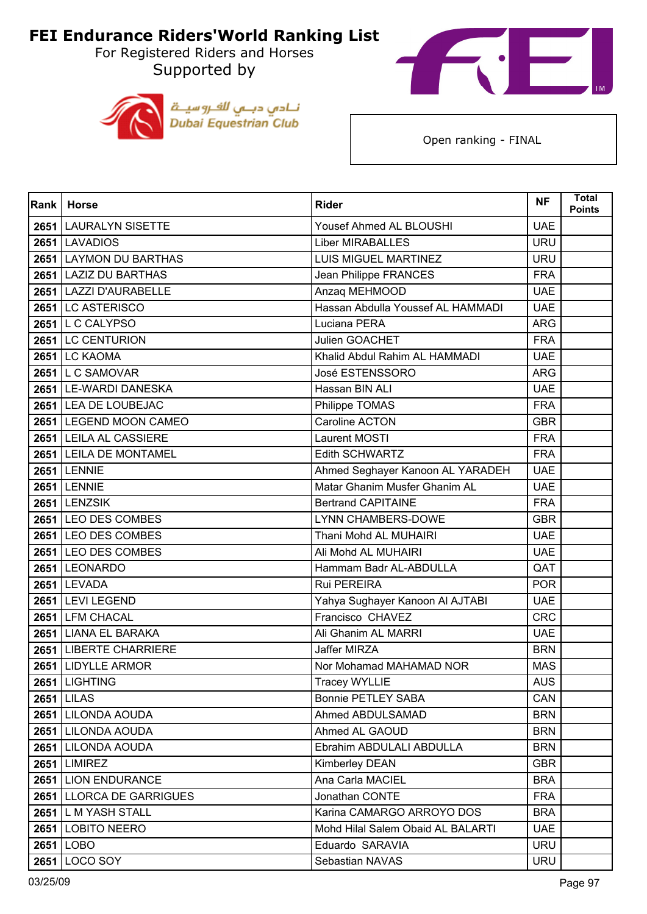# FEI Endurance Riders'World Ranking List

For Registered Riders and Horses

Supported by

نـادي دبـي للفـروسـيـة
Dubai Equestrian Club

Open ranking - FINAL

| Rank | Horse | Rider | NF | Total Points |
|---|---|---|---|---|
| 2651 | LAURALYN SISETTE | Yousef Ahmed AL BLOUSHI | UAE | |
| 2651 | LAVADIOS | Liber MIRABALLES | URU | |
| 2651 | LAYMON DU BARTHAS | LUIS MIGUEL MARTINEZ | URU | |
| 2651 | LAZIZ DU BARTHAS | Jean Philippe FRANCES | FRA | |
| 2651 | LAZZI D'AURABELLE | Anzaq MEHMOOD | UAE | |
| 2651 | LC ASTERISCO | Hassan Abdulla Youssef AL HAMMADI | UAE | |
| 2651 | L C CALYPSO | Luciana PERA | ARG | |
| 2651 | LC CENTURION | Julien GOACHET | FRA | |
| 2651 | LC KAOMA | Khalid Abdul Rahim AL HAMMADI | UAE | |
| 2651 | L C SAMOVAR | José ESTENSSORO | ARG | |
| 2651 | LE-WARDI DANESKA | Hassan BIN ALI | UAE | |
| 2651 | LEA DE LOUBEJAC | Philippe TOMAS | FRA | |
| 2651 | LEGEND MOON CAMEO | Caroline ACTON | GBR | |
| 2651 | LEILA AL CASSIERE | Laurent MOSTI | FRA | |
| 2651 | LEILA DE MONTAMEL | Edith SCHWARTZ | FRA | |
| 2651 | LENNIE | Ahmed Seghayer Kanoon AL YARADEH | UAE | |
| 2651 | LENNIE | Matar Ghanim Musfer Ghanim AL | UAE | |
| 2651 | LENZSIK | Bertrand CAPITAINE | FRA | |
| 2651 | LEO DES COMBES | LYNN CHAMBERS-DOWE | GBR | |
| 2651 | LEO DES COMBES | Thani Mohd AL MUHAIRI | UAE | |
| 2651 | LEO DES COMBES | Ali Mohd AL MUHAIRI | UAE | |
| 2651 | LEONARDO | Hammam Badr AL-ABDULLA | QAT | |
| 2651 | LEVADA | Rui PEREIRA | POR | |
| 2651 | LEVI LEGEND | Yahya Sughayer Kanoon Al AJTABI | UAE | |
| 2651 | LFM CHACAL | Francisco CHAVEZ | CRC | |
| 2651 | LIANA EL BARAKA | Ali Ghanim AL MARRI | UAE | |
| 2651 | LIBERTE CHARRIERE | Jaffer MIRZA | BRN | |
| 2651 | LIDYLLE ARMOR | Nor Mohamad MAHAMAD NOR | MAS | |
| 2651 | LIGHTING | Tracey WYLLIE | AUS | |
| 2651 | LILAS | Bonnie PETLEY SABA | CAN | |
| 2651 | LILONDA AOUDA | Ahmed ABDULSAMAD | BRN | |
| 2651 | LILONDA AOUDA | Ahmed AL GAOUD | BRN | |
| 2651 | LILONDA AOUDA | Ebrahim ABDULALI ABDULLA | BRN | |
| 2651 | LIMIREZ | Kimberley DEAN | GBR | |
| 2651 | LION ENDURANCE | Ana Carla MACIEL | BRA | |
| 2651 | LLORCA DE GARRIGUES | Jonathan CONTE | FRA | |
| 2651 | L M YASH STALL | Karina CAMARGO ARROYO DOS | BRA | |
| 2651 | LOBITO NEERO | Mohd Hilal Salem Obaid AL BALARTI | UAE | |
| 2651 | LOBO | Eduardo SARAVIA | URU | |
| 2651 | LOCO SOY | Sebastian NAVAS | URU | |

03/25/09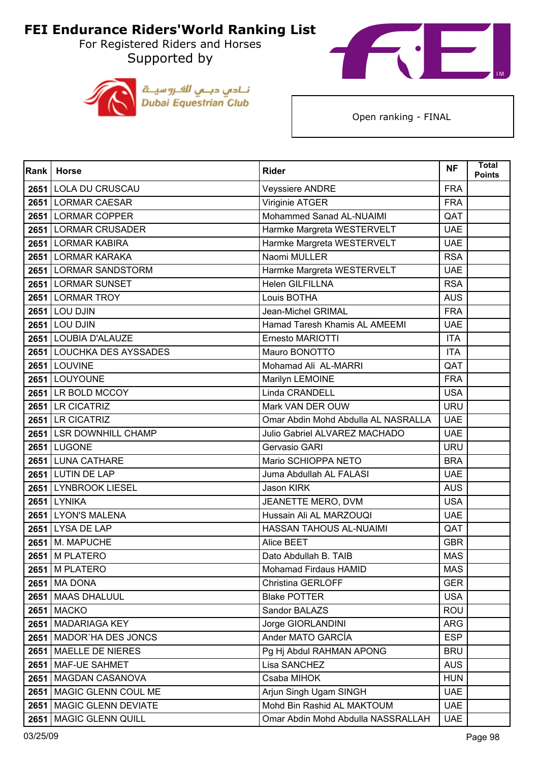# FEI Endurance Riders'World Ranking List

For Registered Riders and Horses

Supported by

نـادي دبـي للفـروسيـة
Dubai Equestrian Club

Open ranking - FINAL

| Rank | Horse | Rider | NF | Total Points |
|---|---|---|---|---|
| 2651 | LOLA DU CRUSCAU | Veyssiere ANDRE | FRA | |
| 2651 | LORMAR CAESAR | Viriginie ATGER | FRA | |
| 2651 | LORMAR COPPER | Mohammed Sanad AL-NUAIMI | QAT | |
| 2651 | LORMAR CRUSADER | Harmke Margreta WESTERVELT | UAE | |
| 2651 | LORMAR KABIRA | Harmke Margreta WESTERVELT | UAE | |
| 2651 | LORMAR KARAKA | Naomi MULLER | RSA | |
| 2651 | LORMAR SANDSTORM | Harmke Margreta WESTERVELT | UAE | |
| 2651 | LORMAR SUNSET | Helen GILFILLNA | RSA | |
| 2651 | LORMAR TROY | Louis BOTHA | AUS | |
| 2651 | LOU DJIN | Jean-Michel GRIMAL | FRA | |
| 2651 | LOU DJIN | Hamad Taresh Khamis AL AMEEMI | UAE | |
| 2651 | LOUBIA D'ALAUZE | Ernesto MARIOTTI | ITA | |
| 2651 | LOUCHKA DES AYSSADES | Mauro BONOTTO | ITA | |
| 2651 | LOUVINE | Mohamad Ali AL-MARRI | QAT | |
| 2651 | LOUYOUNE | Marilyn LEMOINE | FRA | |
| 2651 | LR BOLD MCCOY | Linda CRANDELL | USA | |
| 2651 | LR CICATRIZ | Mark VAN DER OUW | URU | |
| 2651 | LR CICATRIZ | Omar Abdin Mohd Abdulla AL NASRALLA | UAE | |
| 2651 | LSR DOWNHILL CHAMP | Julio Gabriel ALVAREZ MACHADO | UAE | |
| 2651 | LUGONE | Gervasio GARI | URU | |
| 2651 | LUNA CATHARE | Mario SCHIOPPA NETO | BRA | |
| 2651 | LUTIN DE LAP | Juma Abdullah AL FALASI | UAE | |
| 2651 | LYNBROOK LIESEL | Jason KIRK | AUS | |
| 2651 | LYNIKA | JEANETTE MERO, DVM | USA | |
| 2651 | LYON'S MALENA | Hussain Ali AL MARZOUQI | UAE | |
| 2651 | LYSA DE LAP | HASSAN TAHOUS AL-NUAIMI | QAT | |
| 2651 | M. MAPUCHE | Alice BEET | GBR | |
| 2651 | M PLATERO | Dato Abdullah B. TAIB | MAS | |
| 2651 | M PLATERO | Mohamad Firdaus HAMID | MAS | |
| 2651 | MA DONA | Christina GERLOFF | GER | |
| 2651 | MAAS DHALUUL | Blake POTTER | USA | |
| 2651 | MACKO | Sandor BALAZS | ROU | |
| 2651 | MADARIAGA KEY | Jorge GIORLANDINI | ARG | |
| 2651 | MADOR´HA DES JONCS | Ander MATO GARCÍA | ESP | |
| 2651 | MAELLE DE NIERES | Pg Hj Abdul RAHMAN APONG | BRU | |
| 2651 | MAF-UE SAHMET | Lisa SANCHEZ | AUS | |
| 2651 | MAGDAN CASANOVA | Csaba MIHOK | HUN | |
| 2651 | MAGIC GLENN COUL ME | Arjun Singh Ugam SINGH | UAE | |
| 2651 | MAGIC GLENN DEVIATE | Mohd Bin Rashid AL MAKTOUM | UAE | |
| 2651 | MAGIC GLENN QUILL | Omar Abdin Mohd Abdulla NASSRALLAH | UAE | |

03/25/09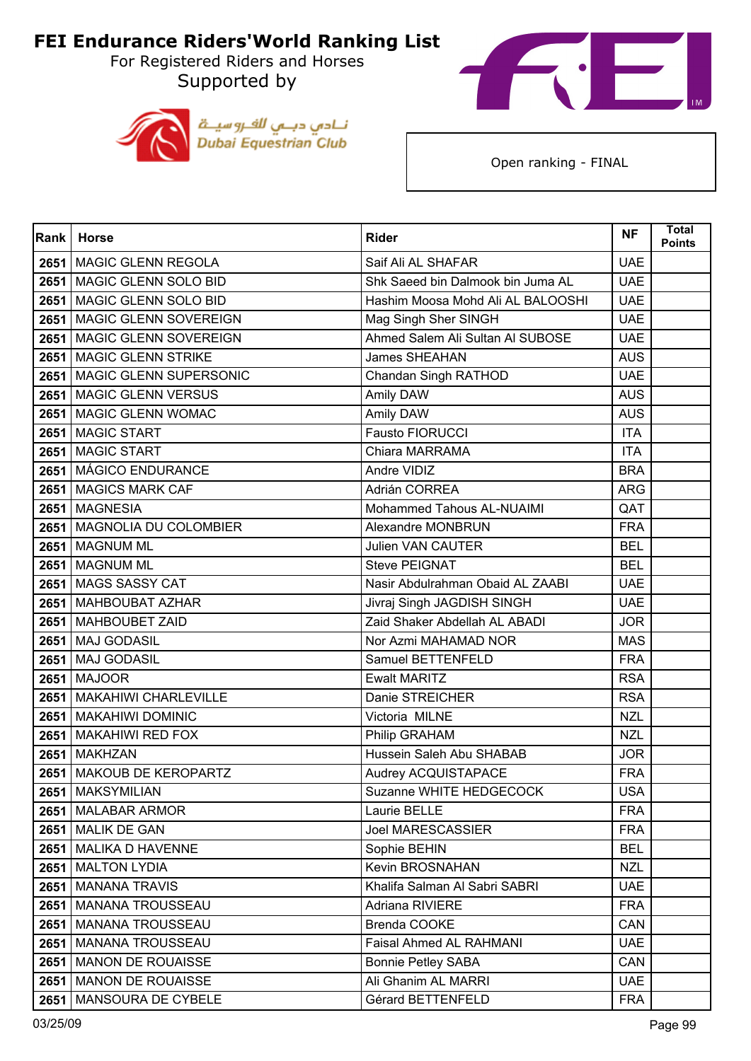# FEI Endurance Riders'World Ranking List

For Registered Riders and Horses

Supported by

نـادي دبـي للفـروسيـة
Dubai Equestrian Club

Open ranking - FINAL

| Rank | Horse | Rider | NF | Total Points |
|---|---|---|---|---|
| 2651 | MAGIC GLENN REGOLA | Saif Ali AL SHAFAR | UAE | |
| 2651 | MAGIC GLENN SOLO BID | Shk Saeed bin Dalmook bin Juma AL | UAE | |
| 2651 | MAGIC GLENN SOLO BID | Hashim Moosa Mohd Ali AL BALOOSHI | UAE | |
| 2651 | MAGIC GLENN SOVEREIGN | Mag Singh Sher SINGH | UAE | |
| 2651 | MAGIC GLENN SOVEREIGN | Ahmed Salem Ali Sultan Al SUBOSE | UAE | |
| 2651 | MAGIC GLENN STRIKE | James SHEAHAN | AUS | |
| 2651 | MAGIC GLENN SUPERSONIC | Chandan Singh RATHOD | UAE | |
| 2651 | MAGIC GLENN VERSUS | Amily DAW | AUS | |
| 2651 | MAGIC GLENN WOMAC | Amily DAW | AUS | |
| 2651 | MAGIC START | Fausto FIORUCCI | ITA | |
| 2651 | MAGIC START | Chiara MARRAMA | ITA | |
| 2651 | MÁGICO ENDURANCE | Andre VIDIZ | BRA | |
| 2651 | MAGICS MARK CAF | Adrián CORREA | ARG | |
| 2651 | MAGNESIA | Mohammed Tahous AL-NUAIMI | QAT | |
| 2651 | MAGNOLIA DU COLOMBIER | Alexandre MONBRUN | FRA | |
| 2651 | MAGNUM ML | Julien VAN CAUTER | BEL | |
| 2651 | MAGNUM ML | Steve PEIGNAT | BEL | |
| 2651 | MAGS SASSY CAT | Nasir Abdulrahman Obaid AL ZAABI | UAE | |
| 2651 | MAHBOUBAT AZHAR | Jivraj Singh JAGDISH SINGH | UAE | |
| 2651 | MAHBOUBET ZAID | Zaid Shaker Abdellah AL ABADI | JOR | |
| 2651 | MAJ GODASIL | Nor Azmi MAHAMAD NOR | MAS | |
| 2651 | MAJ GODASIL | Samuel BETTENFELD | FRA | |
| 2651 | MAJOOR | Ewalt MARITZ | RSA | |
| 2651 | MAKAHIWI CHARLEVILLE | Danie STREICHER | RSA | |
| 2651 | MAKAHIWI DOMINIC | Victoria MILNE | NZL | |
| 2651 | MAKAHIWI RED FOX | Philip GRAHAM | NZL | |
| 2651 | MAKHZAN | Hussein Saleh Abu SHABAB | JOR | |
| 2651 | MAKOUB DE KEROPARTZ | Audrey ACQUISTAPACE | FRA | |
| 2651 | MAKSYMILIAN | Suzanne WHITE HEDGECOCK | USA | |
| 2651 | MALABAR ARMOR | Laurie BELLE | FRA | |
| 2651 | MALIK DE GAN | Joel MARESCASSIER | FRA | |
| 2651 | MALIKA D HAVENNE | Sophie BEHIN | BEL | |
| 2651 | MALTON LYDIA | Kevin BROSNAHAN | NZL | |
| 2651 | MANANA TRAVIS | Khalifa Salman Al Sabri SABRI | UAE | |
| 2651 | MANANA TROUSSEAU | Adriana RIVIERE | FRA | |
| 2651 | MANANA TROUSSEAU | Brenda COOKE | CAN | |
| 2651 | MANANA TROUSSEAU | Faisal Ahmed AL RAHMANI | UAE | |
| 2651 | MANON DE ROUAISSE | Bonnie Petley SABA | CAN | |
| 2651 | MANON DE ROUAISSE | Ali Ghanim AL MARRI | UAE | |
| 2651 | MANSOURA DE CYBELE | Gérard BETTENFELD | FRA | |

03/25/09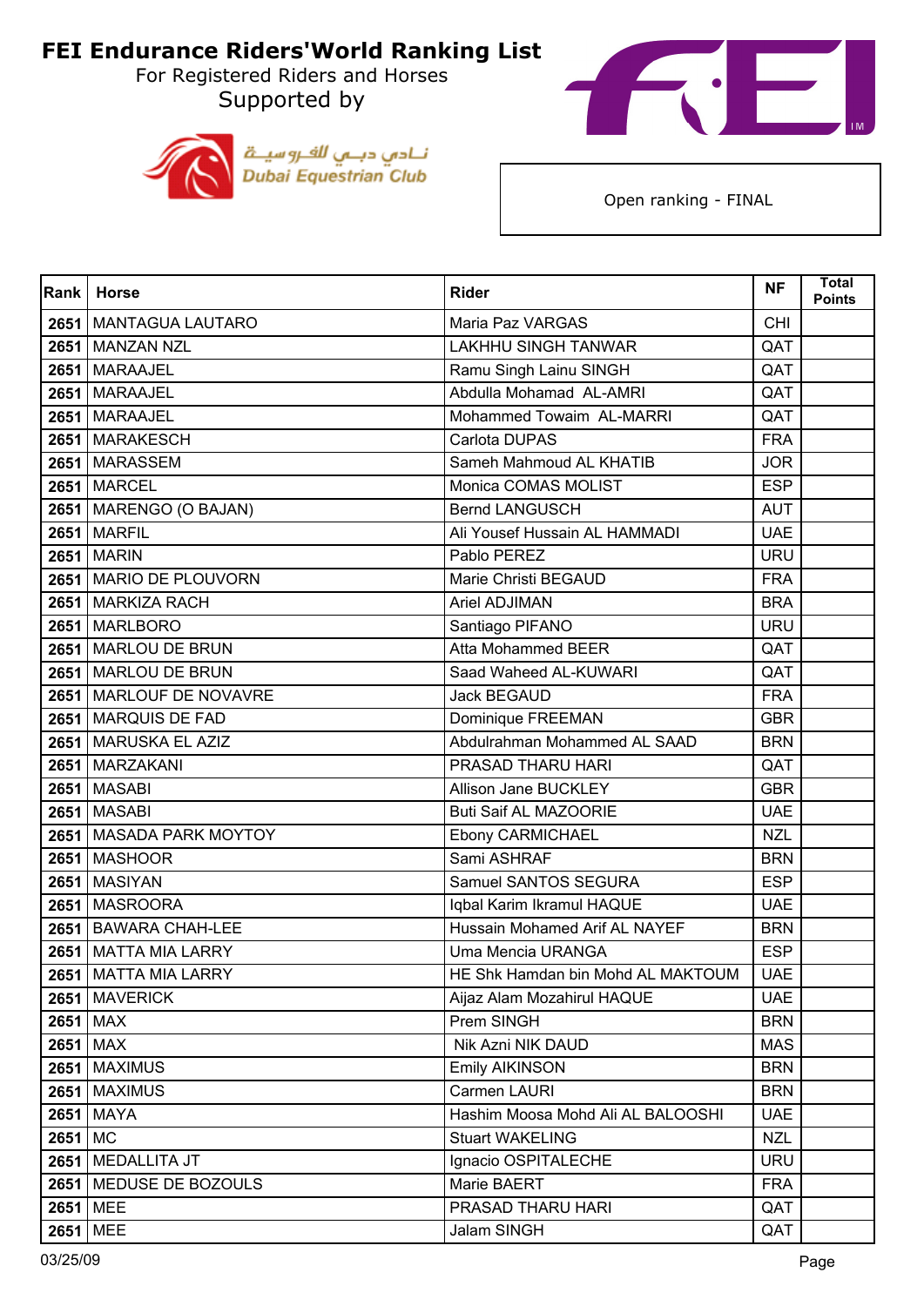# FEI Endurance Riders'World Ranking List

For Registered Riders and Horses

Supported by

Dubai Equestrian Club

Open ranking - FINAL

| Rank | Horse | Rider | NF | Total Points |
|---|---|---|---|---|
| 2651 | MANTAGUA LAUTARO | Maria Paz VARGAS | CHI | |
| 2651 | MANZAN NZL | LAKHHU SINGH TANWAR | QAT | |
| 2651 | MARAAJEL | Ramu Singh Lainu SINGH | QAT | |
| 2651 | MARAAJEL | Abdulla Mohamad AL-AMRI | QAT | |
| 2651 | MARAAJEL | Mohammed Towaim AL-MARRI | QAT | |
| 2651 | MARAKESCH | Carlota DUPAS | FRA | |
| 2651 | MARASSEM | Sameh Mahmoud AL KHATIB | JOR | |
| 2651 | MARCEL | Monica COMAS MOLIST | ESP | |
| 2651 | MARENGO (O BAJAN) | Bernd LANGUSCH | AUT | |
| 2651 | MARFIL | Ali Yousef Hussain AL HAMMADI | UAE | |
| 2651 | MARIN | Pablo PEREZ | URU | |
| 2651 | MARIO DE PLOUVORN | Marie Christi BEGAUD | FRA | |
| 2651 | MARKIZA RACH | Ariel ADJIMAN | BRA | |
| 2651 | MARLBORO | Santiago PIFANO | URU | |
| 2651 | MARLOU DE BRUN | Atta Mohammed BEER | QAT | |
| 2651 | MARLOU DE BRUN | Saad Waheed AL-KUWARI | QAT | |
| 2651 | MARLOUF DE NOVAVRE | Jack BEGAUD | FRA | |
| 2651 | MARQUIS DE FAD | Dominique FREEMAN | GBR | |
| 2651 | MARUSKA EL AZIZ | Abdulrahman Mohammed AL SAAD | BRN | |
| 2651 | MARZAKANI | PRASAD THARU HARI | QAT | |
| 2651 | MASABI | Allison Jane BUCKLEY | GBR | |
| 2651 | MASABI | Buti Saif AL MAZOORIE | UAE | |
| 2651 | MASADA PARK MOYTOY | Ebony CARMICHAEL | NZL | |
| 2651 | MASHOOR | Sami ASHRAF | BRN | |
| 2651 | MASIYAN | Samuel SANTOS SEGURA | ESP | |
| 2651 | MASROORA | Iqbal Karim Ikramul HAQUE | UAE | |
| 2651 | BAWARA CHAH-LEE | Hussain Mohamed Arif AL NAYEF | BRN | |
| 2651 | MATTA MIA LARRY | Uma Mencia URANGA | ESP | |
| 2651 | MATTA MIA LARRY | HE Shk Hamdan bin Mohd AL MAKTOUM | UAE | |
| 2651 | MAVERICK | Aijaz Alam Mozahirul HAQUE | UAE | |
| 2651 | MAX | Prem SINGH | BRN | |
| 2651 | MAX | Nik Azni NIK DAUD | MAS | |
| 2651 | MAXIMUS | Emily AIKINSON | BRN | |
| 2651 | MAXIMUS | Carmen LAURI | BRN | |
| 2651 | MAYA | Hashim Moosa Mohd Ali AL BALOOSHI | UAE | |
| 2651 | MC | Stuart WAKELING | NZL | |
| 2651 | MEDALLITA JT | Ignacio OSPITALECHE | URU | |
| 2651 | MEDUSE DE BOZOULS | Marie BAERT | FRA | |
| 2651 | MEE | PRASAD THARU HARI | QAT | |
| 2651 | MEE | Jalam SINGH | QAT | |

03/25/09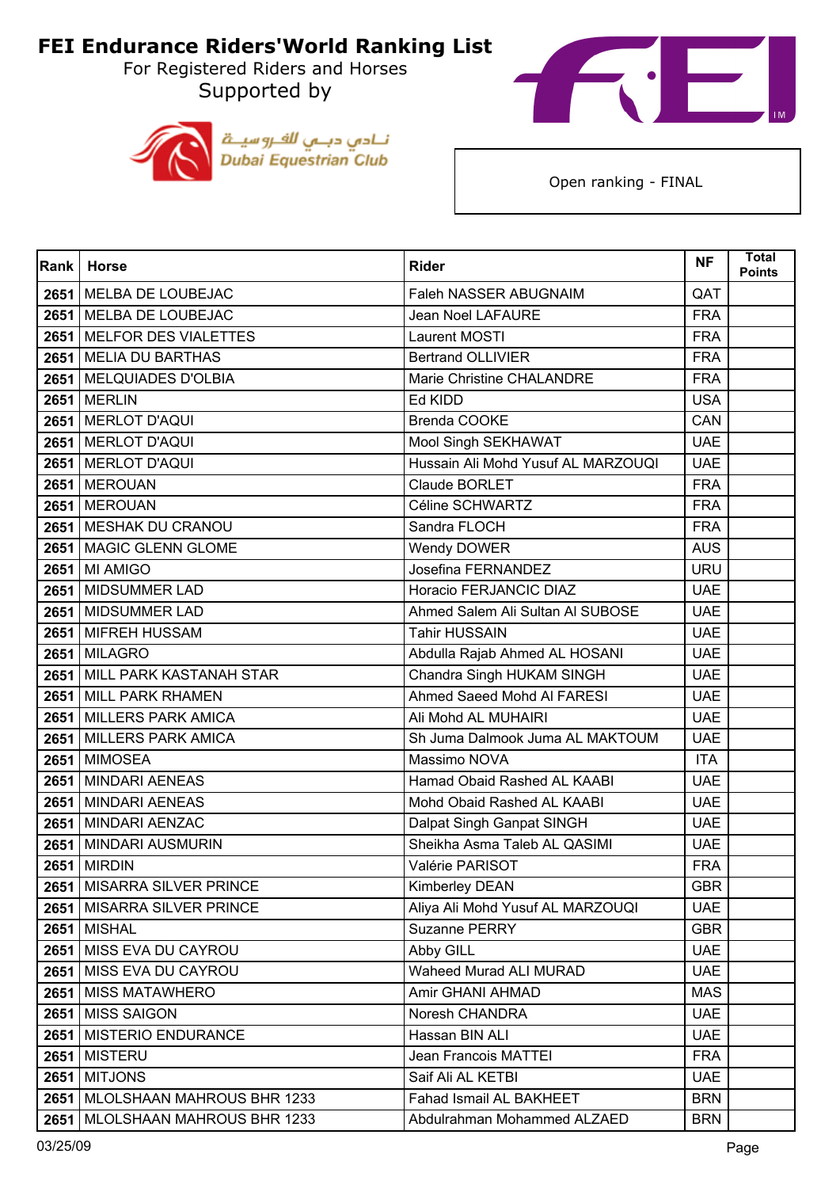# FEI Endurance Riders'World Ranking List

For Registered Riders and Horses

Supported by

نادي دبي للفروسية
Dubai Equestrian Club

Open ranking - FINAL

| Rank | Horse | Rider | NF | Total Points |
|---|---|---|---|---|
| 2651 | MELBA DE LOUBEJAC | Faleh NASSER ABUGNAIM | QAT | |
| 2651 | MELBA DE LOUBEJAC | Jean Noel LAFAURE | FRA | |
| 2651 | MELFOR DES VIALETTES | Laurent MOSTI | FRA | |
| 2651 | MELIA DU BARTHAS | Bertrand OLLIVIER | FRA | |
| 2651 | MELQUIADES D'OLBIA | Marie Christine CHALANDRE | FRA | |
| 2651 | MERLIN | Ed KIDD | USA | |
| 2651 | MERLOT D'AQUI | Brenda COOKE | CAN | |
| 2651 | MERLOT D'AQUI | Mool Singh SEKHAWAT | UAE | |
| 2651 | MERLOT D'AQUI | Hussain Ali Mohd Yusuf AL MARZOUQI | UAE | |
| 2651 | MEROUAN | Claude BORLET | FRA | |
| 2651 | MEROUAN | Céline SCHWARTZ | FRA | |
| 2651 | MESHAK DU CRANOU | Sandra FLOCH | FRA | |
| 2651 | MAGIC GLENN GLOME | Wendy DOWER | AUS | |
| 2651 | MI AMIGO | Josefina FERNANDEZ | URU | |
| 2651 | MIDSUMMER LAD | Horacio FERJANCIC DIAZ | UAE | |
| 2651 | MIDSUMMER LAD | Ahmed Salem Ali Sultan Al SUBOSE | UAE | |
| 2651 | MIFREH HUSSAM | Tahir HUSSAIN | UAE | |
| 2651 | MILAGRO | Abdulla Rajab Ahmed AL HOSANI | UAE | |
| 2651 | MILL PARK KASTANAH STAR | Chandra Singh HUKAM SINGH | UAE | |
| 2651 | MILL PARK RHAMEN | Ahmed Saeed Mohd Al FARESI | UAE | |
| 2651 | MILLERS PARK AMICA | Ali Mohd AL MUHAIRI | UAE | |
| 2651 | MILLERS PARK AMICA | Sh Juma Dalmook Juma AL MAKTOUM | UAE | |
| 2651 | MIMOSEA | Massimo NOVA | ITA | |
| 2651 | MINDARI AENEAS | Hamad Obaid Rashed AL KAABI | UAE | |
| 2651 | MINDARI AENEAS | Mohd Obaid Rashed AL KAABI | UAE | |
| 2651 | MINDARI AENZAC | Dalpat Singh Ganpat SINGH | UAE | |
| 2651 | MINDARI AUSMURIN | Sheikha Asma Taleb AL QASIMI | UAE | |
| 2651 | MIRDIN | Valérie PARISOT | FRA | |
| 2651 | MISARRA SILVER PRINCE | Kimberley DEAN | GBR | |
| 2651 | MISARRA SILVER PRINCE | Aliya Ali Mohd Yusuf AL MARZOUQI | UAE | |
| 2651 | MISHAL | Suzanne PERRY | GBR | |
| 2651 | MISS EVA DU CAYROU | Abby GILL | UAE | |
| 2651 | MISS EVA DU CAYROU | Waheed Murad ALI MURAD | UAE | |
| 2651 | MISS MATAWHERO | Amir GHANI AHMAD | MAS | |
| 2651 | MISS SAIGON | Noresh CHANDRA | UAE | |
| 2651 | MISTERIO ENDURANCE | Hassan BIN ALI | UAE | |
| 2651 | MISTERU | Jean Francois MATTEI | FRA | |
| 2651 | MITJONS | Saif Ali AL KETBI | UAE | |
| 2651 | MLOLSHAAN MAHROUS BHR 1233 | Fahad Ismail AL BAKHEET | BRN | |
| 2651 | MLOLSHAAN MAHROUS BHR 1233 | Abdulrahman Mohammed ALZAED | BRN | |

03/25/09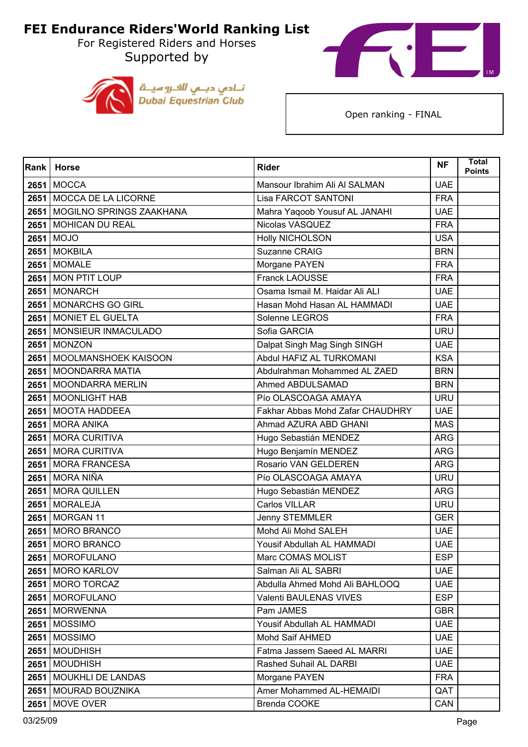# FEI Endurance Riders'World Ranking List

For Registered Riders and Horses

Supported by

نادي دبي للفروسية
Dubai Equestrian Club

Open ranking - FINAL

| Rank | Horse | Rider | NF | Total Points |
|---|---|---|---|---|
| 2651 | MOCCA | Mansour Ibrahim Ali Al SALMAN | UAE | |
| 2651 | MOCCA DE LA LICORNE | Lisa FARCOT SANTONI | FRA | |
| 2651 | MOGILNO SPRINGS ZAAKHANA | Mahra Yaqoob Yousuf AL JANAHI | UAE | |
| 2651 | MOHICAN DU REAL | Nicolas VASQUEZ | FRA | |
| 2651 | MOJO | Holly NICHOLSON | USA | |
| 2651 | MOKBILA | Suzanne CRAIG | BRN | |
| 2651 | MOMALE | Morgane PAYEN | FRA | |
| 2651 | MON PTIT LOUP | Franck LAOUSSE | FRA | |
| 2651 | MONARCH | Osama Ismail M. Haidar Ali ALI | UAE | |
| 2651 | MONARCHS GO GIRL | Hasan Mohd Hasan AL HAMMADI | UAE | |
| 2651 | MONIET EL GUELTA | Solenne LEGROS | FRA | |
| 2651 | MONSIEUR INMACULADO | Sofia GARCIA | URU | |
| 2651 | MONZON | Dalpat Singh Mag Singh SINGH | UAE | |
| 2651 | MOOLMANSHOEK KAISOON | Abdul HAFIZ AL TURKOMANI | KSA | |
| 2651 | MOONDARRA MATIA | Abdulrahman Mohammed AL ZAED | BRN | |
| 2651 | MOONDARRA MERLIN | Ahmed ABDULSAMAD | BRN | |
| 2651 | MOONLIGHT HAB | Pío OLASCOAGA AMAYA | URU | |
| 2651 | MOOTA HADDEEA | Fakhar Abbas Mohd Zafar CHAUDHRY | UAE | |
| 2651 | MORA ANIKA | Ahmad AZURA ABD GHANI | MAS | |
| 2651 | MORA CURITIVA | Hugo Sebastián MENDEZ | ARG | |
| 2651 | MORA CURITIVA | Hugo Benjamín MENDEZ | ARG | |
| 2651 | MORA FRANCESA | Rosario VAN GELDEREN | ARG | |
| 2651 | MORA NIÑA | Pío OLASCOAGA AMAYA | URU | |
| 2651 | MORA QUILLEN | Hugo Sebastián MENDEZ | ARG | |
| 2651 | MORALEJA | Carlos VILLAR | URU | |
| 2651 | MORGAN 11 | Jenny STEMMLER | GER | |
| 2651 | MORO BRANCO | Mohd Ali Mohd SALEH | UAE | |
| 2651 | MORO BRANCO | Yousif Abdullah AL HAMMADI | UAE | |
| 2651 | MOROFULANO | Marc COMAS MOLIST | ESP | |
| 2651 | MORO KARLOV | Salman Ali AL SABRI | UAE | |
| 2651 | MORO TORCAZ | Abdulla Ahmed Mohd Ali BAHLOOQ | UAE | |
| 2651 | MOROFULANO | Valenti BAULENAS VIVES | ESP | |
| 2651 | MORWENNA | Pam JAMES | GBR | |
| 2651 | MOSSIMO | Yousif Abdullah AL HAMMADI | UAE | |
| 2651 | MOSSIMO | Mohd Saif AHMED | UAE | |
| 2651 | MOUDHISH | Fatma Jassem Saeed AL MARRI | UAE | |
| 2651 | MOUDHISH | Rashed Suhail AL DARBI | UAE | |
| 2651 | MOUKHLI DE LANDAS | Morgane PAYEN | FRA | |
| 2651 | MOURAD BOUZNIKA | Amer Mohammed AL-HEMAIDI | QAT | |
| 2651 | MOVE OVER | Brenda COOKE | CAN | |

03/25/09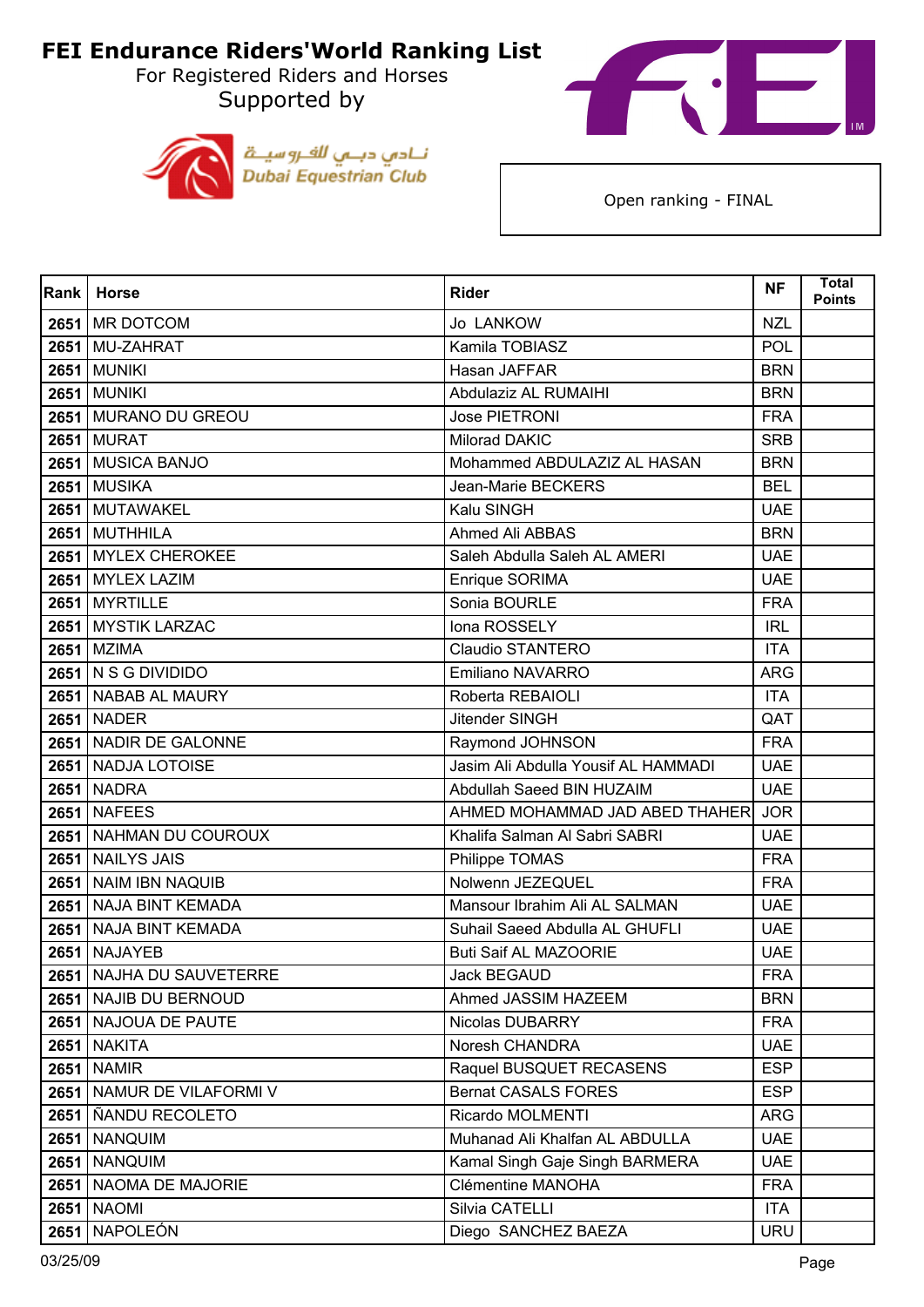# FEI Endurance Riders'World Ranking List

For Registered Riders and Horses

Supported by

نادي دبي للفروسية
Dubai Equestrian Club

Open ranking - FINAL

| Rank | Horse | Rider | NF | Total Points |
|---|---|---|---|---|
| 2651 | MR DOTCOM | Jo LANKOW | NZL | |
| 2651 | MU-ZAHRAT | Kamila TOBIASZ | POL | |
| 2651 | MUNIKI | Hasan JAFFAR | BRN | |
| 2651 | MUNIKI | Abdulaziz AL RUMAIHI | BRN | |
| 2651 | MURANO DU GREOU | Jose PIETRONI | FRA | |
| 2651 | MURAT | Milorad DAKIC | SRB | |
| 2651 | MUSICA BANJO | Mohammed ABDULAZIZ AL HASAN | BRN | |
| 2651 | MUSIKA | Jean-Marie BECKERS | BEL | |
| 2651 | MUTAWAKEL | Kalu SINGH | UAE | |
| 2651 | MUTHHILA | Ahmed Ali ABBAS | BRN | |
| 2651 | MYLEX CHEROKEE | Saleh Abdulla Saleh AL AMERI | UAE | |
| 2651 | MYLEX LAZIM | Enrique SORIMA | UAE | |
| 2651 | MYRTILLE | Sonia BOURLE | FRA | |
| 2651 | MYSTIK LARZAC | Iona ROSSELY | IRL | |
| 2651 | MZIMA | Claudio STANTERO | ITA | |
| 2651 | N S G DIVIDIDO | Emiliano NAVARRO | ARG | |
| 2651 | NABAB AL MAURY | Roberta REBAIOLI | ITA | |
| 2651 | NADER | Jitender SINGH | QAT | |
| 2651 | NADIR DE GALONNE | Raymond JOHNSON | FRA | |
| 2651 | NADJA LOTOISE | Jasim Ali Abdulla Yousif AL HAMMADI | UAE | |
| 2651 | NADRA | Abdullah Saeed BIN HUZAIM | UAE | |
| 2651 | NAFEES | AHMED MOHAMMAD JAD ABED THAHER | JOR | |
| 2651 | NAHMAN DU COUROUX | Khalifa Salman Al Sabri SABRI | UAE | |
| 2651 | NAILYS JAIS | Philippe TOMAS | FRA | |
| 2651 | NAIM IBN NAQUIB | Nolwenn JEZEQUEL | FRA | |
| 2651 | NAJA BINT KEMADA | Mansour Ibrahim Ali AL SALMAN | UAE | |
| 2651 | NAJA BINT KEMADA | Suhail Saeed Abdulla AL GHUFLI | UAE | |
| 2651 | NAJAYEB | Buti Saif AL MAZOORIE | UAE | |
| 2651 | NAJHA DU SAUVETERRE | Jack BEGAUD | FRA | |
| 2651 | NAJIB DU BERNOUD | Ahmed JASSIM HAZEEM | BRN | |
| 2651 | NAJOUA DE PAUTE | Nicolas DUBARRY | FRA | |
| 2651 | NAKITA | Noresh CHANDRA | UAE | |
| 2651 | NAMIR | Raquel BUSQUET RECASENS | ESP | |
| 2651 | NAMUR DE VILAFORMI V | Bernat CASALS FORES | ESP | |
| 2651 | ÑANDU RECOLETO | Ricardo MOLMENTI | ARG | |
| 2651 | NANQUIM | Muhanad Ali Khalfan AL ABDULLA | UAE | |
| 2651 | NANQUIM | Kamal Singh Gaje Singh BARMERA | UAE | |
| 2651 | NAOMA DE MAJORIE | Clémentine MANOHA | FRA | |
| 2651 | NAOMI | Silvia CATELLI | ITA | |
| 2651 | NAPOLEÓN | Diego SANCHEZ BAEZA | URU | |

03/25/09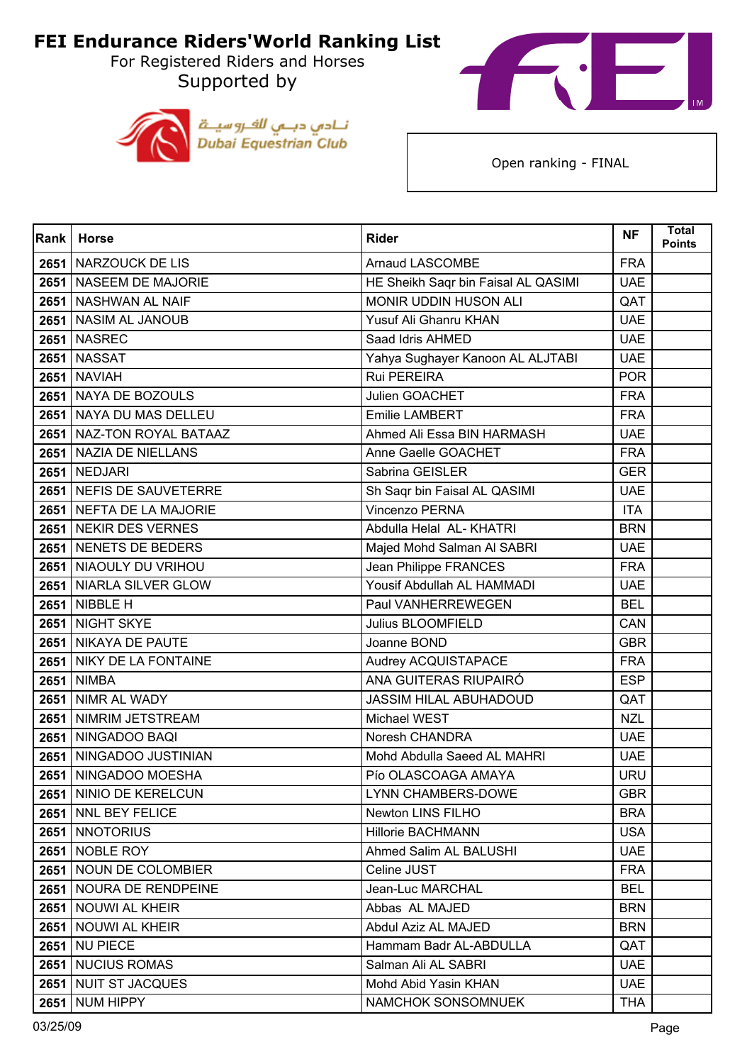# FEI Endurance Riders'World Ranking List

For Registered Riders and Horses

Supported by

نادي دبي للفروسية
Dubai Equestrian Club

Open ranking - FINAL

| Rank | Horse | Rider | NF | Total Points |
|---|---|---|---|---|
| 2651 | NARZOUCK DE LIS | Arnaud LASCOMBE | FRA | |
| 2651 | NASEEM DE MAJORIE | HE Sheikh Saqr bin Faisal AL QASIMI | UAE | |
| 2651 | NASHWAN AL NAIF | MONIR UDDIN HUSON ALI | QAT | |
| 2651 | NASIM AL JANOUB | Yusuf Ali Ghanru KHAN | UAE | |
| 2651 | NASREC | Saad Idris AHMED | UAE | |
| 2651 | NASSAT | Yahya Sughayer Kanoon AL ALJTABI | UAE | |
| 2651 | NAVIAH | Rui PEREIRA | POR | |
| 2651 | NAYA DE BOZOULS | Julien GOACHET | FRA | |
| 2651 | NAYA DU MAS DELLEU | Emilie LAMBERT | FRA | |
| 2651 | NAZ-TON ROYAL BATAAZ | Ahmed Ali Essa BIN HARMASH | UAE | |
| 2651 | NAZIA DE NIELLANS | Anne Gaelle GOACHET | FRA | |
| 2651 | NEDJARI | Sabrina GEISLER | GER | |
| 2651 | NEFIS DE SAUVETERRE | Sh Saqr bin Faisal AL QASIMI | UAE | |
| 2651 | NEFTA DE LA MAJORIE | Vincenzo PERNA | ITA | |
| 2651 | NEKIR DES VERNES | Abdulla Helal AL- KHATRI | BRN | |
| 2651 | NENETS DE BEDERS | Majed Mohd Salman Al SABRI | UAE | |
| 2651 | NIAOULY DU VRIHOU | Jean Philippe FRANCES | FRA | |
| 2651 | NIARLA SILVER GLOW | Yousif Abdullah AL HAMMADI | UAE | |
| 2651 | NIBBLE H | Paul VANHERREWEGEN | BEL | |
| 2651 | NIGHT SKYE | Julius BLOOMFIELD | CAN | |
| 2651 | NIKAYA DE PAUTE | Joanne BOND | GBR | |
| 2651 | NIKY DE LA FONTAINE | Audrey ACQUISTAPACE | FRA | |
| 2651 | NIMBA | ANA GUITERAS RIUPAIRÓ | ESP | |
| 2651 | NIMR AL WADY | JASSIM HILAL ABUHADOUD | QAT | |
| 2651 | NIMRIM JETSTREAM | Michael WEST | NZL | |
| 2651 | NINGADOO BAQI | Noresh CHANDRA | UAE | |
| 2651 | NINGADOO JUSTINIAN | Mohd Abdulla Saeed AL MAHRI | UAE | |
| 2651 | NINGADOO MOESHA | Pío OLASCOAGA AMAYA | URU | |
| 2651 | NINIO DE KERELCUN | LYNN CHAMBERS-DOWE | GBR | |
| 2651 | NNL BEY FELICE | Newton LINS FILHO | BRA | |
| 2651 | NNOTORIUS | Hillorie BACHMANN | USA | |
| 2651 | NOBLE ROY | Ahmed Salim AL BALUSHI | UAE | |
| 2651 | NOUN DE COLOMBIER | Celine JUST | FRA | |
| 2651 | NOURA DE RENDPEINE | Jean-Luc MARCHAL | BEL | |
| 2651 | NOUWI AL KHEIR | Abbas AL MAJED | BRN | |
| 2651 | NOUWI AL KHEIR | Abdul Aziz AL MAJED | BRN | |
| 2651 | NU PIECE | Hammam Badr AL-ABDULLA | QAT | |
| 2651 | NUCIUS ROMAS | Salman Ali AL SABRI | UAE | |
| 2651 | NUIT ST JACQUES | Mohd Abid Yasin KHAN | UAE | |
| 2651 | NUM HIPPY | NAMCHOK SONSOMNUEK | THA | |

03/25/09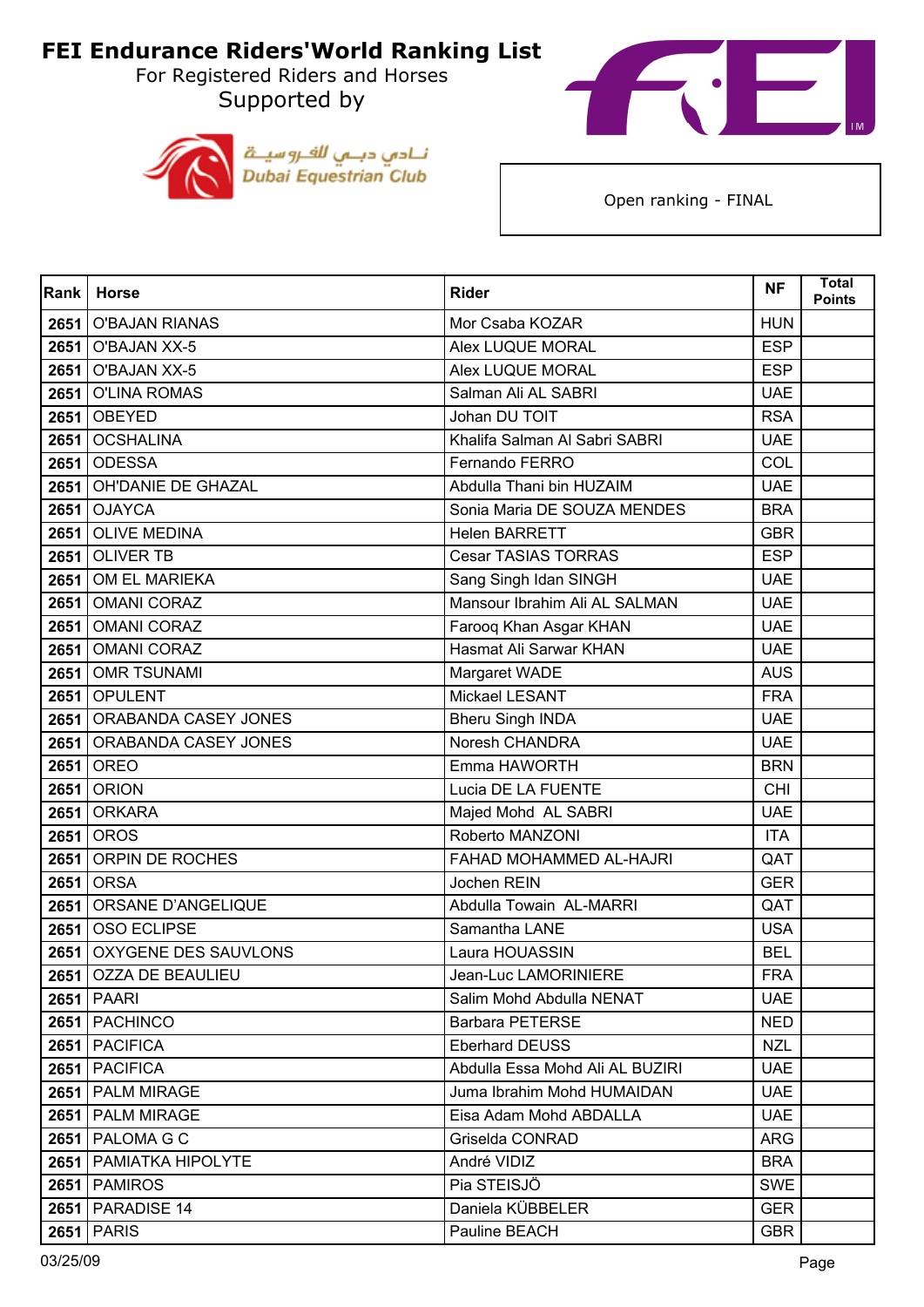# FEI Endurance Riders'World Ranking List

For Registered Riders and Horses

Supported by

Open ranking - FINAL

| Rank | Horse | Rider | NF | Total Points |
|---|---|---|---|---|
| 2651 | O'BAJAN RIANAS | Mor Csaba KOZAR | HUN | |
| 2651 | O'BAJAN XX-5 | Alex LUQUE MORAL | ESP | |
| 2651 | O'BAJAN XX-5 | Alex LUQUE MORAL | ESP | |
| 2651 | O'LINA ROMAS | Salman Ali AL SABRI | UAE | |
| 2651 | OBEYED | Johan DU TOIT | RSA | |
| 2651 | OCSHALINA | Khalifa Salman Al Sabri SABRI | UAE | |
| 2651 | ODESSA | Fernando FERRO | COL | |
| 2651 | OH'DANIE DE GHAZAL | Abdulla Thani bin HUZAIM | UAE | |
| 2651 | OJAYCA | Sonia Maria DE SOUZA MENDES | BRA | |
| 2651 | OLIVE MEDINA | Helen BARRETT | GBR | |
| 2651 | OLIVER TB | Cesar TASIAS TORRAS | ESP | |
| 2651 | OM EL MARIEKA | Sang Singh Idan SINGH | UAE | |
| 2651 | OMANI CORAZ | Mansour Ibrahim Ali AL SALMAN | UAE | |
| 2651 | OMANI CORAZ | Farooq Khan Asgar KHAN | UAE | |
| 2651 | OMANI CORAZ | Hasmat Ali Sarwar KHAN | UAE | |
| 2651 | OMR TSUNAMI | Margaret WADE | AUS | |
| 2651 | OPULENT | Mickael LESANT | FRA | |
| 2651 | ORABANDA CASEY JONES | Bheru Singh INDA | UAE | |
| 2651 | ORABANDA CASEY JONES | Noresh CHANDRA | UAE | |
| 2651 | OREO | Emma HAWORTH | BRN | |
| 2651 | ORION | Lucia DE LA FUENTE | CHI | |
| 2651 | ORKARA | Majed Mohd AL SABRI | UAE | |
| 2651 | OROS | Roberto MANZONI | ITA | |
| 2651 | ORPIN DE ROCHES | FAHAD MOHAMMED AL-HAJRI | QAT | |
| 2651 | ORSA | Jochen REIN | GER | |
| 2651 | ORSANE D'ANGELIQUE | Abdulla Towain AL-MARRI | QAT | |
| 2651 | OSO ECLIPSE | Samantha LANE | USA | |
| 2651 | OXYGENE DES SAUVLONS | Laura HOUASSIN | BEL | |
| 2651 | OZZA DE BEAULIEU | Jean-Luc LAMORINIERE | FRA | |
| 2651 | PAARI | Salim Mohd Abdulla NENAT | UAE | |
| 2651 | PACHINCO | Barbara PETERSE | NED | |
| 2651 | PACIFICA | Eberhard DEUSS | NZL | |
| 2651 | PACIFICA | Abdulla Essa Mohd Ali AL BUZIRI | UAE | |
| 2651 | PALM MIRAGE | Juma Ibrahim Mohd HUMAIDAN | UAE | |
| 2651 | PALM MIRAGE | Eisa Adam Mohd ABDALLA | UAE | |
| 2651 | PALOMA G C | Griselda CONRAD | ARG | |
| 2651 | PAMIATKA HIPOLYTE | André VIDIZ | BRA | |
| 2651 | PAMIROS | Pia STEISJÖ | SWE | |
| 2651 | PARADISE 14 | Daniela KÜBBELER | GER | |
| 2651 | PARIS | Pauline BEACH | GBR | |

03/25/09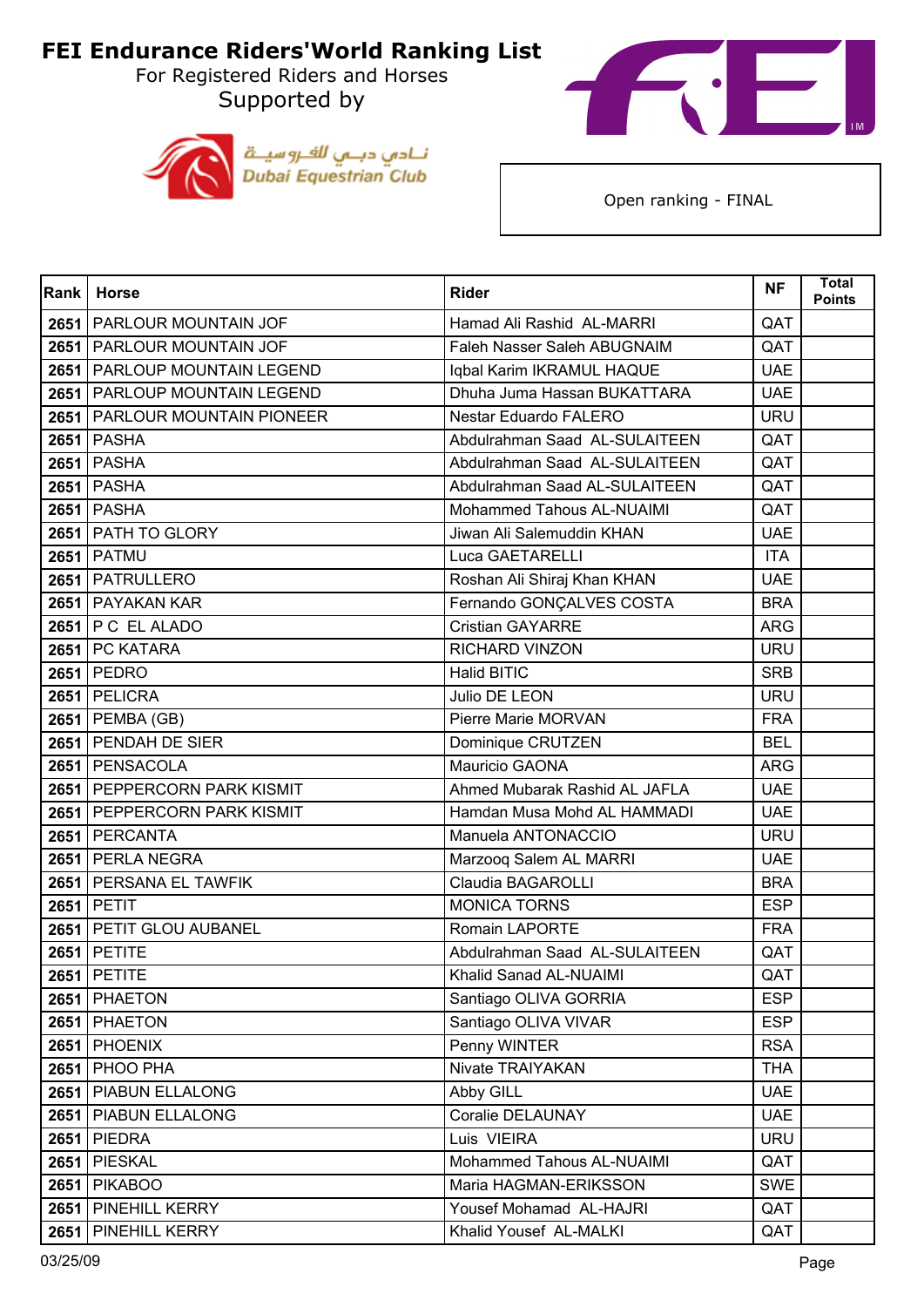# FEI Endurance Riders'World Ranking List

For Registered Riders and Horses

Supported by

Open ranking - FINAL

| Rank | Horse | Rider | NF | Total Points |
|---|---|---|---|---|
| 2651 | PARLOUR MOUNTAIN JOF | Hamad Ali Rashid AL-MARRI | QAT | |
| 2651 | PARLOUR MOUNTAIN JOF | Faleh Nasser Saleh ABUGNAIM | QAT | |
| 2651 | PARLOUP MOUNTAIN LEGEND | Iqbal Karim IKRAMUL HAQUE | UAE | |
| 2651 | PARLOUP MOUNTAIN LEGEND | Dhuha Juma Hassan BUKATTARA | UAE | |
| 2651 | PARLOUR MOUNTAIN PIONEER | Nestar Eduardo FALERO | URU | |
| 2651 | PASHA | Abdulrahman Saad AL-SULAITEEN | QAT | |
| 2651 | PASHA | Abdulrahman Saad AL-SULAITEEN | QAT | |
| 2651 | PASHA | Abdulrahman Saad AL-SULAITEEN | QAT | |
| 2651 | PASHA | Mohammed Tahous AL-NUAIMI | QAT | |
| 2651 | PATH TO GLORY | Jiwan Ali Salemuddin KHAN | UAE | |
| 2651 | PATMU | Luca GAETARELLI | ITA | |
| 2651 | PATRULLERO | Roshan Ali Shiraj Khan KHAN | UAE | |
| 2651 | PAYAKAN KAR | Fernando GONÇALVES COSTA | BRA | |
| 2651 | P C EL ALADO | Cristian GAYARRE | ARG | |
| 2651 | PC KATARA | RICHARD VINZON | URU | |
| 2651 | PEDRO | Halid BITIC | SRB | |
| 2651 | PELICRA | Julio DE LEON | URU | |
| 2651 | PEMBA (GB) | Pierre Marie MORVAN | FRA | |
| 2651 | PENDAH DE SIER | Dominique CRUTZEN | BEL | |
| 2651 | PENSACOLA | Mauricio GAONA | ARG | |
| 2651 | PEPPERCORN PARK KISMIT | Ahmed Mubarak Rashid AL JAFLA | UAE | |
| 2651 | PEPPERCORN PARK KISMIT | Hamdan Musa Mohd AL HAMMADI | UAE | |
| 2651 | PERCANTA | Manuela ANTONACCIO | URU | |
| 2651 | PERLA NEGRA | Marzooq Salem AL MARRI | UAE | |
| 2651 | PERSANA EL TAWFIK | Claudia BAGAROLLI | BRA | |
| 2651 | PETIT | MONICA TORNS | ESP | |
| 2651 | PETIT GLOU AUBANEL | Romain LAPORTE | FRA | |
| 2651 | PETITE | Abdulrahman Saad AL-SULAITEEN | QAT | |
| 2651 | PETITE | Khalid Sanad AL-NUAIMI | QAT | |
| 2651 | PHAETON | Santiago OLIVA GORRIA | ESP | |
| 2651 | PHAETON | Santiago OLIVA VIVAR | ESP | |
| 2651 | PHOENIX | Penny WINTER | RSA | |
| 2651 | PHOO PHA | Nivate TRAIYAKAN | THA | |
| 2651 | PIABUN ELLALONG | Abby GILL | UAE | |
| 2651 | PIABUN ELLALONG | Coralie DELAUNAY | UAE | |
| 2651 | PIEDRA | Luis VIEIRA | URU | |
| 2651 | PIESKAL | Mohammed Tahous AL-NUAIMI | QAT | |
| 2651 | PIKABOO | Maria HAGMAN-ERIKSSON | SWE | |
| 2651 | PINEHILL KERRY | Yousef Mohamad AL-HAJRI | QAT | |
| 2651 | PINEHILL KERRY | Khalid Yousef AL-MALKI | QAT | |

03/25/09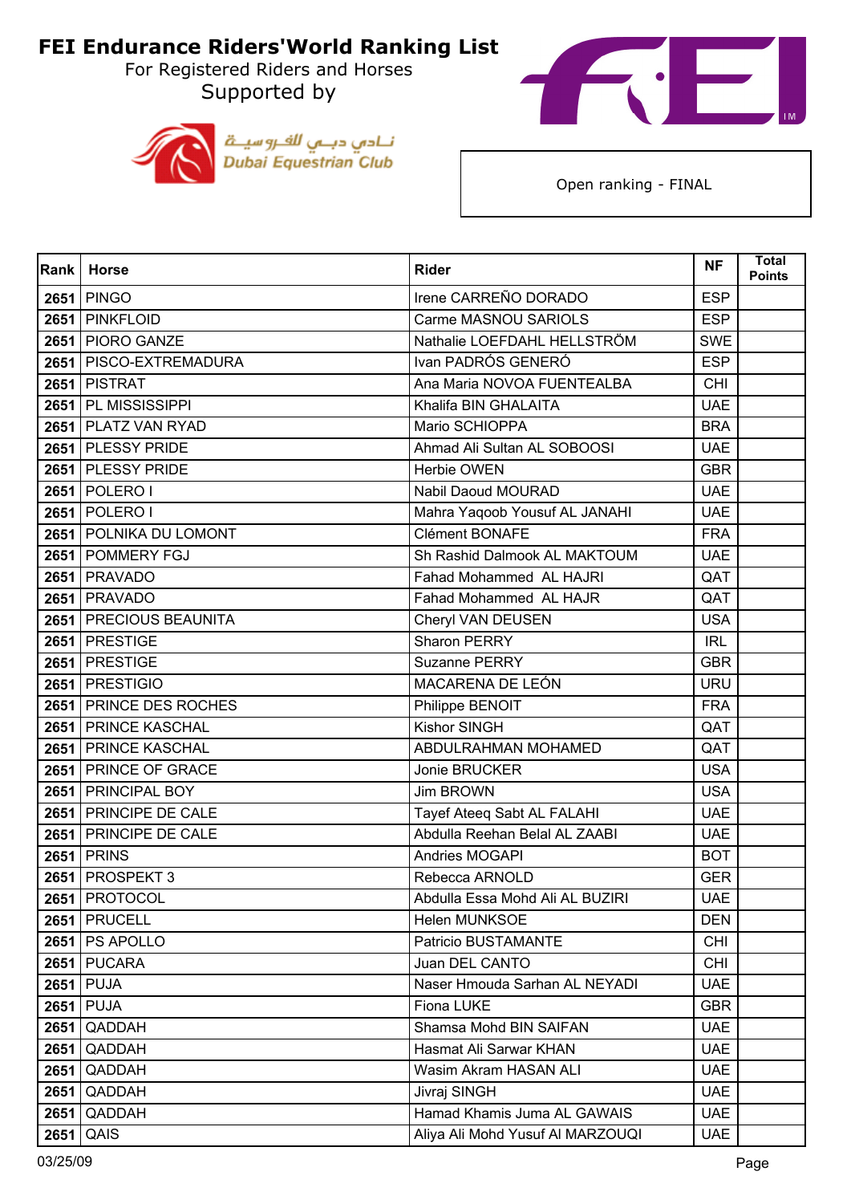# FEI Endurance Riders'World Ranking List

For Registered Riders and Horses

Supported by

Dubai Equestrian Club

Open ranking - FINAL

| Rank | Horse | Rider | NF | Total Points |
|---|---|---|---|---|
| 2651 | PINGO | Irene CARREÑO DORADO | ESP | |
| 2651 | PINKFLOID | Carme MASNOU SARIOLS | ESP | |
| 2651 | PIORO GANZE | Nathalie LOEFDAHL HELLSTRÖM | SWE | |
| 2651 | PISCO-EXTREMADURA | Ivan PADRÓS GENERÓ | ESP | |
| 2651 | PISTRAT | Ana Maria NOVOA FUENTEALBA | CHI | |
| 2651 | PL MISSISSIPPI | Khalifa BIN GHALAITA | UAE | |
| 2651 | PLATZ VAN RYAD | Mario SCHIOPPA | BRA | |
| 2651 | PLESSY PRIDE | Ahmad Ali Sultan AL SOBOOSI | UAE | |
| 2651 | PLESSY PRIDE | Herbie OWEN | GBR | |
| 2651 | POLERO I | Nabil Daoud MOURAD | UAE | |
| 2651 | POLERO I | Mahra Yaqoob Yousuf AL JANAHI | UAE | |
| 2651 | POLNIKA DU LOMONT | Clément BONAFE | FRA | |
| 2651 | POMMERY FGJ | Sh Rashid Dalmook AL MAKTOUM | UAE | |
| 2651 | PRAVADO | Fahad Mohammed AL HAJRI | QAT | |
| 2651 | PRAVADO | Fahad Mohammed AL HAJR | QAT | |
| 2651 | PRECIOUS BEAUNITA | Cheryl VAN DEUSEN | USA | |
| 2651 | PRESTIGE | Sharon PERRY | IRL | |
| 2651 | PRESTIGE | Suzanne PERRY | GBR | |
| 2651 | PRESTIGIO | MACARENA DE LEÓN | URU | |
| 2651 | PRINCE DES ROCHES | Philippe BENOIT | FRA | |
| 2651 | PRINCE KASCHAL | Kishor SINGH | QAT | |
| 2651 | PRINCE KASCHAL | ABDULRAHMAN MOHAMED | QAT | |
| 2651 | PRINCE OF GRACE | Jonie BRUCKER | USA | |
| 2651 | PRINCIPAL BOY | Jim BROWN | USA | |
| 2651 | PRINCIPE DE CALE | Tayef Ateeq Sabt AL FALAHI | UAE | |
| 2651 | PRINCIPE DE CALE | Abdulla Reehan Belal AL ZAABI | UAE | |
| 2651 | PRINS | Andries MOGAPI | BOT | |
| 2651 | PROSPEKT 3 | Rebecca ARNOLD | GER | |
| 2651 | PROTOCOL | Abdulla Essa Mohd Ali AL BUZIRI | UAE | |
| 2651 | PRUCELL | Helen MUNKSOE | DEN | |
| 2651 | PS APOLLO | Patricio BUSTAMANTE | CHI | |
| 2651 | PUCARA | Juan DEL CANTO | CHI | |
| 2651 | PUJA | Naser Hmouda Sarhan AL NEYADI | UAE | |
| 2651 | PUJA | Fiona LUKE | GBR | |
| 2651 | QADDAH | Shamsa Mohd BIN SAIFAN | UAE | |
| 2651 | QADDAH | Hasmat Ali Sarwar KHAN | UAE | |
| 2651 | QADDAH | Wasim Akram HASAN ALI | UAE | |
| 2651 | QADDAH | Jivraj SINGH | UAE | |
| 2651 | QADDAH | Hamad Khamis Juma AL GAWAIS | UAE | |
| 2651 | QAIS | Aliya Ali Mohd Yusuf Al MARZOUQI | UAE | |

03/25/09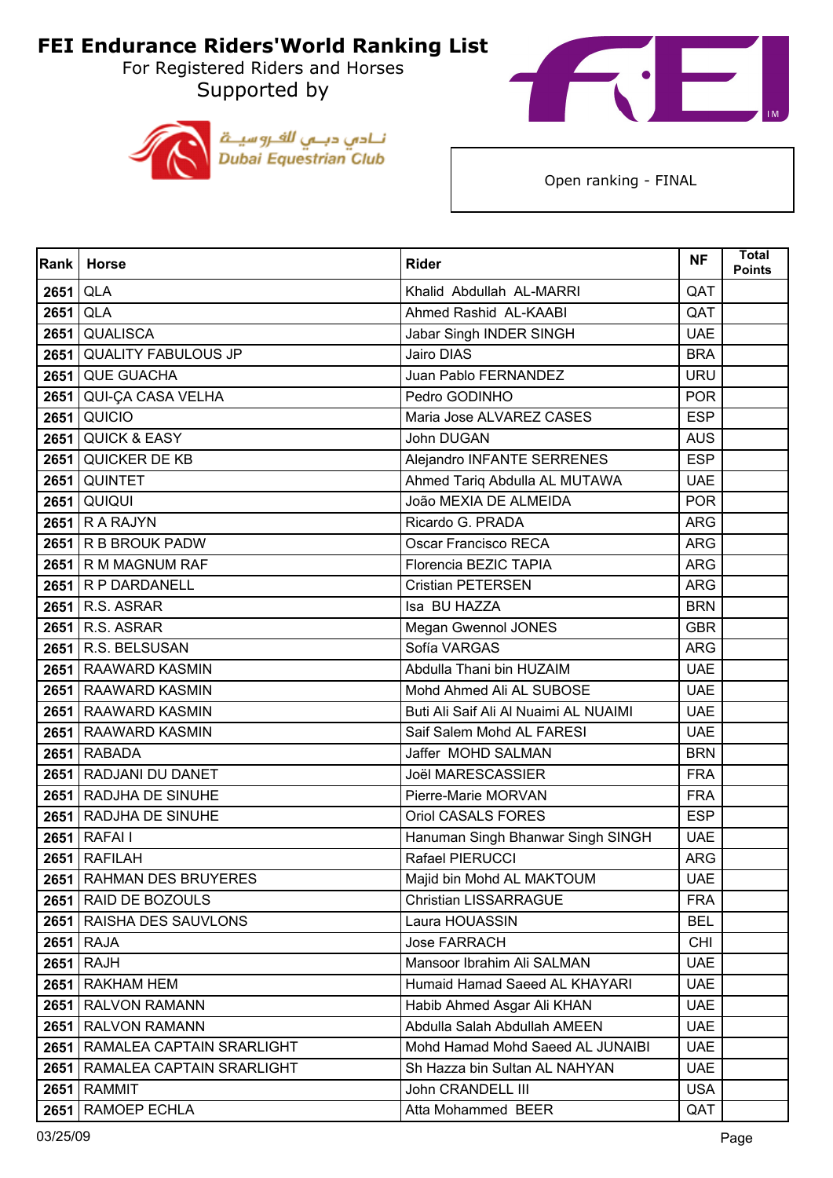# FEI Endurance Riders'World Ranking List

For Registered Riders and Horses

Supported by

نادي دبي للفروسية
Dubai Equestrian Club

Open ranking - FINAL

| Rank | Horse | Rider | NF | Total Points |
|---|---|---|---|---|
| 2651 | QLA | Khalid Abdullah AL-MARRI | QAT | |
| 2651 | QLA | Ahmed Rashid AL-KAABI | QAT | |
| 2651 | QUALISCA | Jabar Singh INDER SINGH | UAE | |
| 2651 | QUALITY FABULOUS JP | Jairo DIAS | BRA | |
| 2651 | QUE GUACHA | Juan Pablo FERNANDEZ | URU | |
| 2651 | QUI-ÇA CASA VELHA | Pedro GODINHO | POR | |
| 2651 | QUICIO | Maria Jose ALVAREZ CASES | ESP | |
| 2651 | QUICK & EASY | John DUGAN | AUS | |
| 2651 | QUICKER DE KB | Alejandro INFANTE SERRENES | ESP | |
| 2651 | QUINTET | Ahmed Tariq Abdulla AL MUTAWA | UAE | |
| 2651 | QUIQUI | João MEXIA DE ALMEIDA | POR | |
| 2651 | R A RAJYN | Ricardo G. PRADA | ARG | |
| 2651 | R B BROUK PADW | Oscar Francisco RECA | ARG | |
| 2651 | R M MAGNUM RAF | Florencia BEZIC TAPIA | ARG | |
| 2651 | R P DARDANELL | Cristian PETERSEN | ARG | |
| 2651 | R.S. ASRAR | Isa BU HAZZA | BRN | |
| 2651 | R.S. ASRAR | Megan Gwennol JONES | GBR | |
| 2651 | R.S. BELSUSAN | Sofía VARGAS | ARG | |
| 2651 | RAAWARD KASMIN | Abdulla Thani bin HUZAIM | UAE | |
| 2651 | RAAWARD KASMIN | Mohd Ahmed Ali AL SUBOSE | UAE | |
| 2651 | RAAWARD KASMIN | Buti Ali Saif Ali Al Nuaimi AL NUAIMI | UAE | |
| 2651 | RAAWARD KASMIN | Saif Salem Mohd AL FARESI | UAE | |
| 2651 | RABADA | Jaffer MOHD SALMAN | BRN | |
| 2651 | RADJANI DU DANET | Joël MARESCASSIER | FRA | |
| 2651 | RADJHA DE SINUHE | Pierre-Marie MORVAN | FRA | |
| 2651 | RADJHA DE SINUHE | Oriol CASALS FORES | ESP | |
| 2651 | RAFAI I | Hanuman Singh Bhanwar Singh SINGH | UAE | |
| 2651 | RAFILAH | Rafael PIERUCCI | ARG | |
| 2651 | RAHMAN DES BRUYERES | Majid bin Mohd AL MAKTOUM | UAE | |
| 2651 | RAID DE BOZOULS | Christian LISSARRAGUE | FRA | |
| 2651 | RAISHA DES SAUVLONS | Laura HOUASSIN | BEL | |
| 2651 | RAJA | Jose FARRACH | CHI | |
| 2651 | RAJH | Mansoor Ibrahim Ali SALMAN | UAE | |
| 2651 | RAKHAM HEM | Humaid Hamad Saeed AL KHAYARI | UAE | |
| 2651 | RALVON RAMANN | Habib Ahmed Asgar Ali KHAN | UAE | |
| 2651 | RALVON RAMANN | Abdulla Salah Abdullah AMEEN | UAE | |
| 2651 | RAMALEA CAPTAIN SRARLIGHT | Mohd Hamad Mohd Saeed AL JUNAIBI | UAE | |
| 2651 | RAMALEA CAPTAIN SRARLIGHT | Sh Hazza bin Sultan AL NAHYAN | UAE | |
| 2651 | RAMMIT | John CRANDELL III | USA | |
| 2651 | RAMOEP ECHLA | Atta Mohammed BEER | QAT | |

03/25/09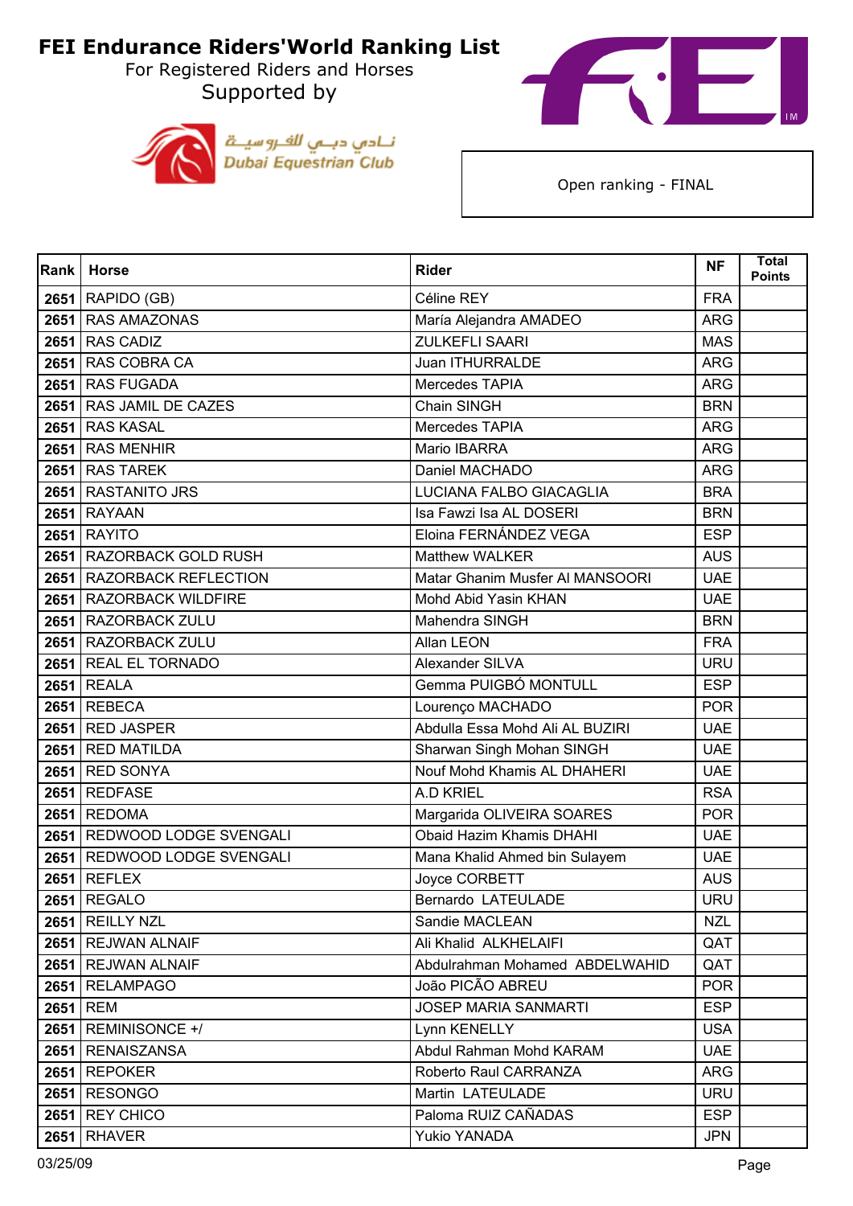# FEI Endurance Riders'World Ranking List

For Registered Riders and Horses

Supported by

نـادي دبـي للفـروسيـة
Dubai Equestrian Club

Open ranking - FINAL

| Rank | Horse | Rider | NF | Total Points |
|---|---|---|---|---|
| 2651 | RAPIDO (GB) | Céline REY | FRA | |
| 2651 | RAS AMAZONAS | María Alejandra AMADEO | ARG | |
| 2651 | RAS CADIZ | ZULKEFLI SAARI | MAS | |
| 2651 | RAS COBRA CA | Juan ITHURRALDE | ARG | |
| 2651 | RAS FUGADA | Mercedes TAPIA | ARG | |
| 2651 | RAS JAMIL DE CAZES | Chain SINGH | BRN | |
| 2651 | RAS KASAL | Mercedes TAPIA | ARG | |
| 2651 | RAS MENHIR | Mario IBARRA | ARG | |
| 2651 | RAS TAREK | Daniel MACHADO | ARG | |
| 2651 | RASTANITO JRS | LUCIANA FALBO GIACAGLIA | BRA | |
| 2651 | RAYAAN | Isa Fawzi Isa AL DOSERI | BRN | |
| 2651 | RAYITO | Eloina FERNÁNDEZ VEGA | ESP | |
| 2651 | RAZORBACK GOLD RUSH | Matthew WALKER | AUS | |
| 2651 | RAZORBACK REFLECTION | Matar Ghanim Musfer Al MANSOORI | UAE | |
| 2651 | RAZORBACK WILDFIRE | Mohd Abid Yasin KHAN | UAE | |
| 2651 | RAZORBACK ZULU | Mahendra SINGH | BRN | |
| 2651 | RAZORBACK ZULU | Allan LEON | FRA | |
| 2651 | REAL EL TORNADO | Alexander SILVA | URU | |
| 2651 | REALA | Gemma PUIGBÓ MONTULL | ESP | |
| 2651 | REBECA | Lourenço MACHADO | POR | |
| 2651 | RED JASPER | Abdulla Essa Mohd Ali AL BUZIRI | UAE | |
| 2651 | RED MATILDA | Sharwan Singh Mohan SINGH | UAE | |
| 2651 | RED SONYA | Nouf Mohd Khamis AL DHAHERI | UAE | |
| 2651 | REDFASE | A.D KRIEL | RSA | |
| 2651 | REDOMA | Margarida OLIVEIRA SOARES | POR | |
| 2651 | REDWOOD LODGE SVENGALI | Obaid Hazim Khamis DHAHI | UAE | |
| 2651 | REDWOOD LODGE SVENGALI | Mana Khalid Ahmed bin Sulayem | UAE | |
| 2651 | REFLEX | Joyce CORBETT | AUS | |
| 2651 | REGALO | Bernardo LATEULADE | URU | |
| 2651 | REILLY NZL | Sandie MACLEAN | NZL | |
| 2651 | REJWAN ALNAIF | Ali Khalid ALKHELAIFI | QAT | |
| 2651 | REJWAN ALNAIF | Abdulrahman Mohamed ABDELWAHID | QAT | |
| 2651 | RELAMPAGO | João PICÃO ABREU | POR | |
| 2651 | REM | JOSEP MARIA SANMARTI | ESP | |
| 2651 | REMINISONCE +/ | Lynn KENELLY | USA | |
| 2651 | RENAISZANSA | Abdul Rahman Mohd KARAM | UAE | |
| 2651 | REPOKER | Roberto Raul CARRANZA | ARG | |
| 2651 | RESONGO | Martin LATEULADE | URU | |
| 2651 | REY CHICO | Paloma RUIZ CAÑADAS | ESP | |
| 2651 | RHAVER | Yukio YANADA | JPN | |

03/25/09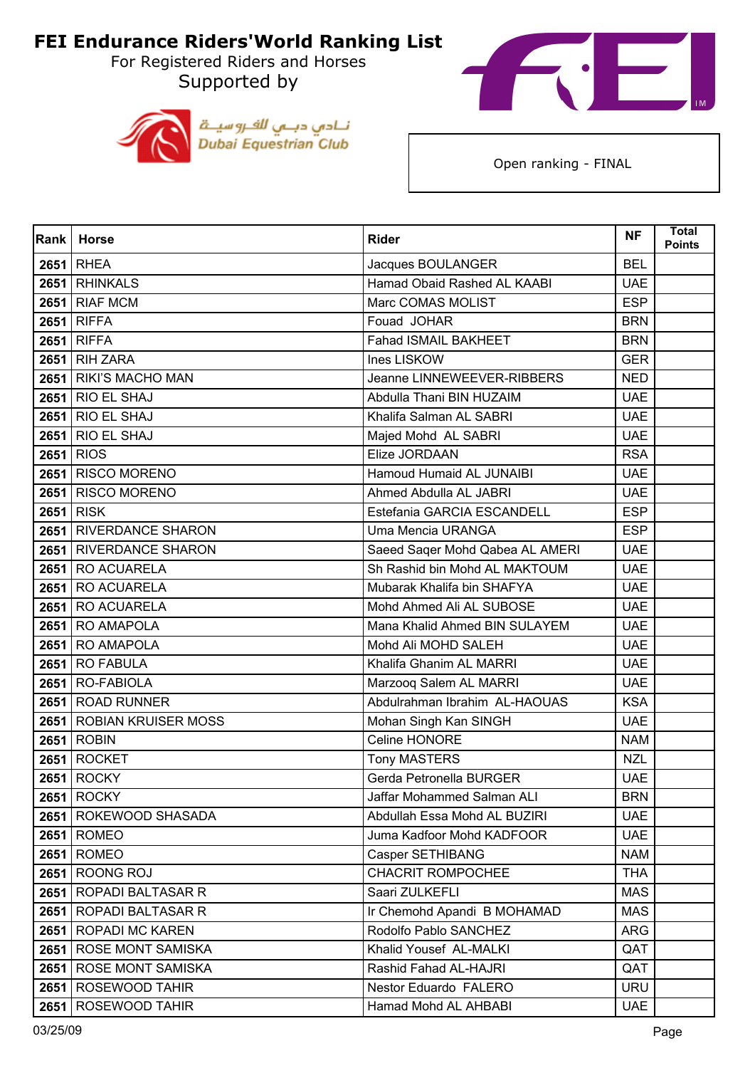# FEI Endurance Riders'World Ranking List

For Registered Riders and Horses

Supported by

Dubai Equestrian Club

Open ranking - FINAL

| Rank | Horse | Rider | NF | Total Points |
|---|---|---|---|---|
| 2651 | RHEA | Jacques BOULANGER | BEL | |
| 2651 | RHINKALS | Hamad Obaid Rashed AL KAABI | UAE | |
| 2651 | RIAF MCM | Marc COMAS MOLIST | ESP | |
| 2651 | RIFFA | Fouad JOHAR | BRN | |
| 2651 | RIFFA | Fahad ISMAIL BAKHEET | BRN | |
| 2651 | RIH ZARA | Ines LISKOW | GER | |
| 2651 | RIKI'S MACHO MAN | Jeanne LINNEWEEVER-RIBBERS | NED | |
| 2651 | RIO EL SHAJ | Abdulla Thani BIN HUZAIM | UAE | |
| 2651 | RIO EL SHAJ | Khalifa Salman AL SABRI | UAE | |
| 2651 | RIO EL SHAJ | Majed Mohd AL SABRI | UAE | |
| 2651 | RIOS | Elize JORDAAN | RSA | |
| 2651 | RISCO MORENO | Hamoud Humaid AL JUNAIBI | UAE | |
| 2651 | RISCO MORENO | Ahmed Abdulla AL JABRI | UAE | |
| 2651 | RISK | Estefania GARCIA ESCANDELL | ESP | |
| 2651 | RIVERDANCE SHARON | Uma Mencia URANGA | ESP | |
| 2651 | RIVERDANCE SHARON | Saeed Saqer Mohd Qabea AL AMERI | UAE | |
| 2651 | RO ACUARELA | Sh Rashid bin Mohd AL MAKTOUM | UAE | |
| 2651 | RO ACUARELA | Mubarak Khalifa bin SHAFYA | UAE | |
| 2651 | RO ACUARELA | Mohd Ahmed Ali AL SUBOSE | UAE | |
| 2651 | RO AMAPOLA | Mana Khalid Ahmed BIN SULAYEM | UAE | |
| 2651 | RO AMAPOLA | Mohd Ali MOHD SALEH | UAE | |
| 2651 | RO FABULA | Khalifa Ghanim AL MARRI | UAE | |
| 2651 | RO-FABIOLA | Marzooq Salem AL MARRI | UAE | |
| 2651 | ROAD RUNNER | Abdulrahman Ibrahim AL-HAOUAS | KSA | |
| 2651 | ROBIAN KRUISER MOSS | Mohan Singh Kan SINGH | UAE | |
| 2651 | ROBIN | Celine HONORE | NAM | |
| 2651 | ROCKET | Tony MASTERS | NZL | |
| 2651 | ROCKY | Gerda Petronella BURGER | UAE | |
| 2651 | ROCKY | Jaffar Mohammed Salman ALI | BRN | |
| 2651 | ROKEWOOD SHASADA | Abdullah Essa Mohd AL BUZIRI | UAE | |
| 2651 | ROMEO | Juma Kadfoor Mohd KADFOOR | UAE | |
| 2651 | ROMEO | Casper SETHIBANG | NAM | |
| 2651 | ROONG ROJ | CHACRIT ROMPOCHEE | THA | |
| 2651 | ROPADI BALTASAR R | Saari ZULKEFLI | MAS | |
| 2651 | ROPADI BALTASAR R | Ir Chemohd Apandi B MOHAMAD | MAS | |
| 2651 | ROPADI MC KAREN | Rodolfo Pablo SANCHEZ | ARG | |
| 2651 | ROSE MONT SAMISKA | Khalid Yousef AL-MALKI | QAT | |
| 2651 | ROSE MONT SAMISKA | Rashid Fahad AL-HAJRI | QAT | |
| 2651 | ROSEWOOD TAHIR | Nestor Eduardo FALERO | URU | |
| 2651 | ROSEWOOD TAHIR | Hamad Mohd AL AHBABI | UAE | |

03/25/09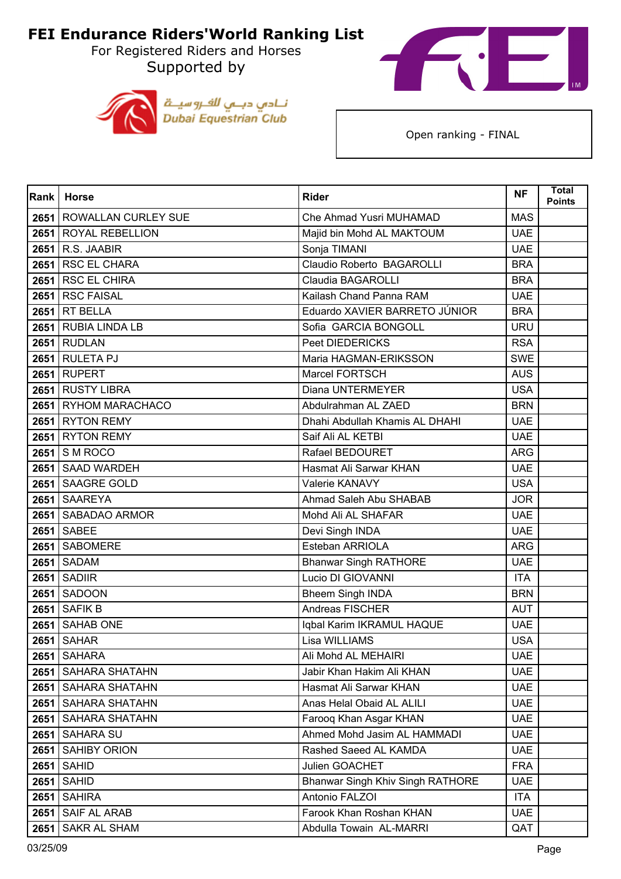# FEI Endurance Riders'World Ranking List

For Registered Riders and Horses

Supported by

نـادي دبـي للفروسيـة
Dubai Equestrian Club

Open ranking - FINAL

| Rank | Horse | Rider | NF | Total Points |
|---|---|---|---|---|
| 2651 | ROWALLAN CURLEY SUE | Che Ahmad Yusri MUHAMAD | MAS | |
| 2651 | ROYAL REBELLION | Majid bin Mohd AL MAKTOUM | UAE | |
| 2651 | R.S. JAABIR | Sonja TIMANI | UAE | |
| 2651 | RSC EL CHARA | Claudio Roberto BAGAROLLI | BRA | |
| 2651 | RSC EL CHIRA | Claudia BAGAROLLI | BRA | |
| 2651 | RSC FAISAL | Kailash Chand Panna RAM | UAE | |
| 2651 | RT BELLA | Eduardo XAVIER BARRETO JÚNIOR | BRA | |
| 2651 | RUBIA LINDA LB | Sofia GARCIA BONGOLL | URU | |
| 2651 | RUDLAN | Peet DIEDERICKS | RSA | |
| 2651 | RULETA PJ | Maria HAGMAN-ERIKSSON | SWE | |
| 2651 | RUPERT | Marcel FORTSCH | AUS | |
| 2651 | RUSTY LIBRA | Diana UNTERMEYER | USA | |
| 2651 | RYHOM MARACHACO | Abdulrahman AL ZAED | BRN | |
| 2651 | RYTON REMY | Dhahi Abdullah Khamis AL DHAHI | UAE | |
| 2651 | RYTON REMY | Saif Ali AL KETBI | UAE | |
| 2651 | S M ROCO | Rafael BEDOURET | ARG | |
| 2651 | SAAD WARDEH | Hasmat Ali Sarwar KHAN | UAE | |
| 2651 | SAAGRE GOLD | Valerie KANAVY | USA | |
| 2651 | SAAREYA | Ahmad Saleh Abu SHABAB | JOR | |
| 2651 | SABADAO ARMOR | Mohd Ali AL SHAFAR | UAE | |
| 2651 | SABEE | Devi Singh INDA | UAE | |
| 2651 | SABOMERE | Esteban ARRIOLA | ARG | |
| 2651 | SADAM | Bhanwar Singh RATHORE | UAE | |
| 2651 | SADIIR | Lucio DI GIOVANNI | ITA | |
| 2651 | SADOON | Bheem Singh INDA | BRN | |
| 2651 | SAFIK B | Andreas FISCHER | AUT | |
| 2651 | SAHAB ONE | Iqbal Karim IKRAMUL HAQUE | UAE | |
| 2651 | SAHAR | Lisa WILLIAMS | USA | |
| 2651 | SAHARA | Ali Mohd AL MEHAIRI | UAE | |
| 2651 | SAHARA SHATAHN | Jabir Khan Hakim Ali KHAN | UAE | |
| 2651 | SAHARA SHATAHN | Hasmat Ali Sarwar KHAN | UAE | |
| 2651 | SAHARA SHATAHN | Anas Helal Obaid AL ALILI | UAE | |
| 2651 | SAHARA SHATAHN | Farooq Khan Asgar KHAN | UAE | |
| 2651 | SAHARA SU | Ahmed Mohd Jasim AL HAMMADI | UAE | |
| 2651 | SAHIBY ORION | Rashed Saeed AL KAMDA | UAE | |
| 2651 | SAHID | Julien GOACHET | FRA | |
| 2651 | SAHID | Bhanwar Singh Khiv Singh RATHORE | UAE | |
| 2651 | SAHIRA | Antonio FALZOI | ITA | |
| 2651 | SAIF AL ARAB | Farook Khan Roshan KHAN | UAE | |
| 2651 | SAKR AL SHAM | Abdulla Towain AL-MARRI | QAT | |

03/25/09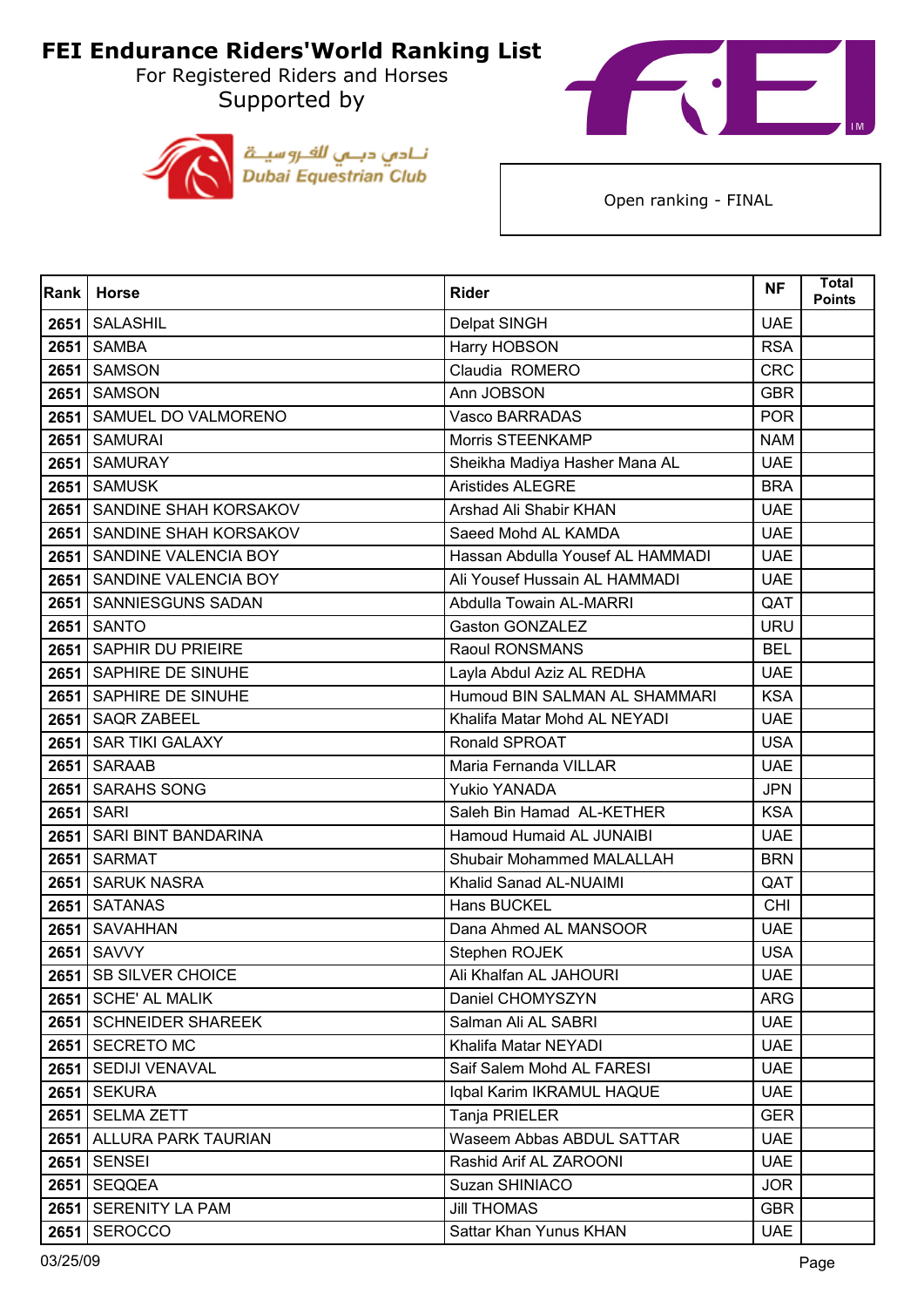# FEI Endurance Riders'World Ranking List

For Registered Riders and Horses

Supported by

نـادي دبـي للفروسيـة
Dubai Equestrian Club

Open ranking - FINAL

| Rank | Horse | Rider | NF | Total Points |
|---|---|---|---|---|
| 2651 | SALASHIL | Delpat SINGH | UAE | |
| 2651 | SAMBA | Harry HOBSON | RSA | |
| 2651 | SAMSON | Claudia ROMERO | CRC | |
| 2651 | SAMSON | Ann JOBSON | GBR | |
| 2651 | SAMUEL DO VALMORENO | Vasco BARRADAS | POR | |
| 2651 | SAMURAI | Morris STEENKAMP | NAM | |
| 2651 | SAMURAY | Sheikha Madiya Hasher Mana AL | UAE | |
| 2651 | SAMUSK | Aristides ALEGRE | BRA | |
| 2651 | SANDINE SHAH KORSAKOV | Arshad Ali Shabir KHAN | UAE | |
| 2651 | SANDINE SHAH KORSAKOV | Saeed Mohd AL KAMDA | UAE | |
| 2651 | SANDINE VALENCIA BOY | Hassan Abdulla Yousef AL HAMMADI | UAE | |
| 2651 | SANDINE VALENCIA BOY | Ali Yousef Hussain AL HAMMADI | UAE | |
| 2651 | SANNIESGUNS SADAN | Abdulla Towain AL-MARRI | QAT | |
| 2651 | SANTO | Gaston GONZALEZ | URU | |
| 2651 | SAPHIR DU PRIEIRE | Raoul RONSMANS | BEL | |
| 2651 | SAPHIRE DE SINUHE | Layla Abdul Aziz AL REDHA | UAE | |
| 2651 | SAPHIRE DE SINUHE | Humoud BIN SALMAN AL SHAMMARI | KSA | |
| 2651 | SAQR ZABEEL | Khalifa Matar Mohd AL NEYADI | UAE | |
| 2651 | SAR TIKI GALAXY | Ronald SPROAT | USA | |
| 2651 | SARAAB | Maria Fernanda VILLAR | UAE | |
| 2651 | SARAHS SONG | Yukio YANADA | JPN | |
| 2651 | SARI | Saleh Bin Hamad AL-KETHER | KSA | |
| 2651 | SARI BINT BANDARINA | Hamoud Humaid AL JUNAIBI | UAE | |
| 2651 | SARMAT | Shubair Mohammed MALALLAH | BRN | |
| 2651 | SARUK NASRA | Khalid Sanad AL-NUAIMI | QAT | |
| 2651 | SATANAS | Hans BUCKEL | CHI | |
| 2651 | SAVAHHAN | Dana Ahmed AL MANSOOR | UAE | |
| 2651 | SAVVY | Stephen ROJEK | USA | |
| 2651 | SB SILVER CHOICE | Ali Khalfan AL JAHOURI | UAE | |
| 2651 | SCHE' AL MALIK | Daniel CHOMYSZYN | ARG | |
| 2651 | SCHNEIDER SHAREEK | Salman Ali AL SABRI | UAE | |
| 2651 | SECRETO MC | Khalifa Matar NEYADI | UAE | |
| 2651 | SEDIJI VENAVAL | Saif Salem Mohd AL FARESI | UAE | |
| 2651 | SEKURA | Iqbal Karim IKRAMUL HAQUE | UAE | |
| 2651 | SELMA ZETT | Tanja PRIELER | GER | |
| 2651 | ALLURA PARK TAURIAN | Waseem Abbas ABDUL SATTAR | UAE | |
| 2651 | SENSEI | Rashid Arif AL ZAROONI | UAE | |
| 2651 | SEQQEA | Suzan SHINIACO | JOR | |
| 2651 | SERENITY LA PAM | Jill THOMAS | GBR | |
| 2651 | SEROCCO | Sattar Khan Yunus KHAN | UAE | |

03/25/09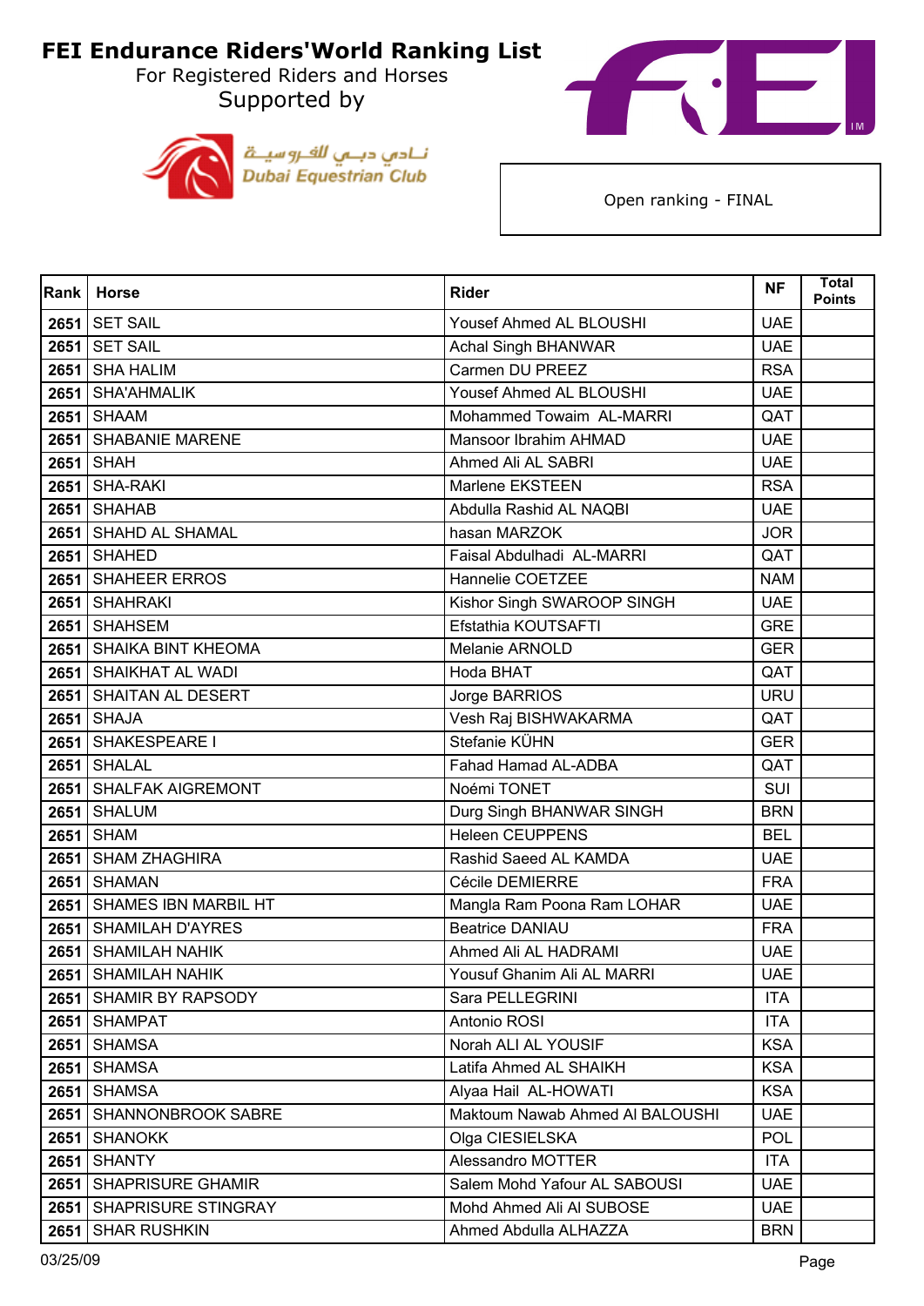# FEI Endurance Riders'World Ranking List

For Registered Riders and Horses

Supported by

Dubai Equestrian Club

نادي دبي للفروسية

Open ranking - FINAL

| Rank | Horse | Rider | NF | Total Points |
|---|---|---|---|---|
| 2651 | SET SAIL | Yousef Ahmed AL BLOUSHI | UAE | |
| 2651 | SET SAIL | Achal Singh BHANWAR | UAE | |
| 2651 | SHA HALIM | Carmen DU PREEZ | RSA | |
| 2651 | SHA'AHMALIK | Yousef Ahmed AL BLOUSHI | UAE | |
| 2651 | SHAAM | Mohammed Towaim AL-MARRI | QAT | |
| 2651 | SHABANIE MARENE | Mansoor Ibrahim AHMAD | UAE | |
| 2651 | SHAH | Ahmed Ali AL SABRI | UAE | |
| 2651 | SHA-RAKI | Marlene EKSTEEN | RSA | |
| 2651 | SHAHAB | Abdulla Rashid AL NAQBI | UAE | |
| 2651 | SHAHD AL SHAMAL | hasan MARZOK | JOR | |
| 2651 | SHAHED | Faisal Abdulhadi AL-MARRI | QAT | |
| 2651 | SHAHEER ERROS | Hannelie COETZEE | NAM | |
| 2651 | SHAHRAKI | Kishor Singh SWAROOP SINGH | UAE | |
| 2651 | SHAHSEM | Efstathia KOUTSAFTI | GRE | |
| 2651 | SHAIKA BINT KHEOMA | Melanie ARNOLD | GER | |
| 2651 | SHAIKHAT AL WADI | Hoda BHAT | QAT | |
| 2651 | SHAITAN AL DESERT | Jorge BARRIOS | URU | |
| 2651 | SHAJA | Vesh Raj BISHWAKARMA | QAT | |
| 2651 | SHAKESPEARE I | Stefanie KÜHN | GER | |
| 2651 | SHALAL | Fahad Hamad AL-ADBA | QAT | |
| 2651 | SHALFAK AIGREMONT | Noémi TONET | SUI | |
| 2651 | SHALUM | Durg Singh BHANWAR SINGH | BRN | |
| 2651 | SHAM | Heleen CEUPPENS | BEL | |
| 2651 | SHAM ZHAGHIRA | Rashid Saeed AL KAMDA | UAE | |
| 2651 | SHAMAN | Cécile DEMIERRE | FRA | |
| 2651 | SHAMES IBN MARBIL HT | Mangla Ram Poona Ram LOHAR | UAE | |
| 2651 | SHAMILAH D'AYRES | Beatrice DANIAU | FRA | |
| 2651 | SHAMILAH NAHIK | Ahmed Ali AL HADRAMI | UAE | |
| 2651 | SHAMILAH NAHIK | Yousuf Ghanim Ali AL MARRI | UAE | |
| 2651 | SHAMIR BY RAPSODY | Sara PELLEGRINI | ITA | |
| 2651 | SHAMPAT | Antonio ROSI | ITA | |
| 2651 | SHAMSA | Norah ALI AL YOUSIF | KSA | |
| 2651 | SHAMSA | Latifa Ahmed AL SHAIKH | KSA | |
| 2651 | SHAMSA | Alyaa Hail AL-HOWATI | KSA | |
| 2651 | SHANNONBROOK SABRE | Maktoum Nawab Ahmed Al BALOUSHI | UAE | |
| 2651 | SHANOKK | Olga CIESIELSKA | POL | |
| 2651 | SHANTY | Alessandro MOTTER | ITA | |
| 2651 | SHAPRISURE GHAMIR | Salem Mohd Yafour AL SABOUSI | UAE | |
| 2651 | SHAPRISURE STINGRAY | Mohd Ahmed Ali Al SUBOSE | UAE | |
| 2651 | SHAR RUSHKIN | Ahmed Abdulla ALHAZZA | BRN | |

03/25/09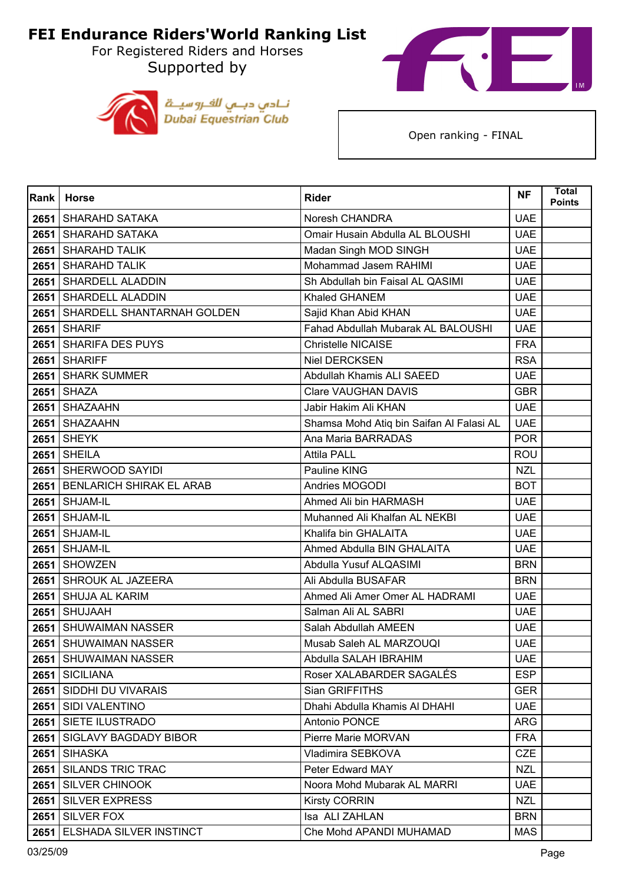# FEI Endurance Riders'World Ranking List

For Registered Riders and Horses

Supported by

Dubai Equestrian Club

Open ranking - FINAL

| Rank | Horse | Rider | NF | Total Points |
|---|---|---|---|---|
| 2651 | SHARAHD SATAKA | Noresh CHANDRA | UAE | |
| 2651 | SHARAHD SATAKA | Omair Husain Abdulla AL BLOUSHI | UAE | |
| 2651 | SHARAHD TALIK | Madan Singh MOD SINGH | UAE | |
| 2651 | SHARAHD TALIK | Mohammad Jasem RAHIMI | UAE | |
| 2651 | SHARDELL ALADDIN | Sh Abdullah bin Faisal AL QASIMI | UAE | |
| 2651 | SHARDELL ALADDIN | Khaled GHANEM | UAE | |
| 2651 | SHARDELL SHANTARNAH GOLDEN | Sajid Khan Abid KHAN | UAE | |
| 2651 | SHARIF | Fahad Abdullah Mubarak AL BALOUSHI | UAE | |
| 2651 | SHARIFA DES PUYS | Christelle NICAISE | FRA | |
| 2651 | SHARIFF | Niel DERCKSEN | RSA | |
| 2651 | SHARK SUMMER | Abdullah Khamis ALI SAEED | UAE | |
| 2651 | SHAZA | Clare VAUGHAN DAVIS | GBR | |
| 2651 | SHAZAAHN | Jabir Hakim Ali KHAN | UAE | |
| 2651 | SHAZAAHN | Shamsa Mohd Atiq bin Saifan Al Falasi AL | UAE | |
| 2651 | SHEYK | Ana Maria BARRADAS | POR | |
| 2651 | SHEILA | Attila PALL | ROU | |
| 2651 | SHERWOOD SAYIDI | Pauline KING | NZL | |
| 2651 | BENLARICH SHIRAK EL ARAB | Andries MOGODI | BOT | |
| 2651 | SHJAM-IL | Ahmed Ali bin HARMASH | UAE | |
| 2651 | SHJAM-IL | Muhanned Ali Khalfan AL NEKBI | UAE | |
| 2651 | SHJAM-IL | Khalifa bin GHALAITA | UAE | |
| 2651 | SHJAM-IL | Ahmed Abdulla BIN GHALAITA | UAE | |
| 2651 | SHOWZEN | Abdulla Yusuf ALQASIMI | BRN | |
| 2651 | SHROUK AL JAZEERA | Ali Abdulla BUSAFAR | BRN | |
| 2651 | SHUJA AL KARIM | Ahmed Ali Amer Omer AL HADRAMI | UAE | |
| 2651 | SHUJAAH | Salman Ali AL SABRI | UAE | |
| 2651 | SHUWAIMAN NASSER | Salah Abdullah AMEEN | UAE | |
| 2651 | SHUWAIMAN NASSER | Musab Saleh AL MARZOUQI | UAE | |
| 2651 | SHUWAIMAN NASSER | Abdulla SALAH IBRAHIM | UAE | |
| 2651 | SICILIANA | Roser XALABARDER SAGALÉS | ESP | |
| 2651 | SIDDHI DU VIVARAIS | Sian GRIFFITHS | GER | |
| 2651 | SIDI VALENTINO | Dhahi Abdulla Khamis Al DHAHI | UAE | |
| 2651 | SIETE ILUSTRADO | Antonio PONCE | ARG | |
| 2651 | SIGLAVY BAGDADY BIBOR | Pierre Marie MORVAN | FRA | |
| 2651 | SIHASKA | Vladimira SEBKOVA | CZE | |
| 2651 | SILANDS TRIC TRAC | Peter Edward MAY | NZL | |
| 2651 | SILVER CHINOOK | Noora Mohd Mubarak AL MARRI | UAE | |
| 2651 | SILVER EXPRESS | Kirsty CORRIN | NZL | |
| 2651 | SILVER FOX | Isa ALI ZAHLAN | BRN | |
| 2651 | ELSHADA SILVER INSTINCT | Che Mohd APANDI MUHAMAD | MAS | |

03/25/09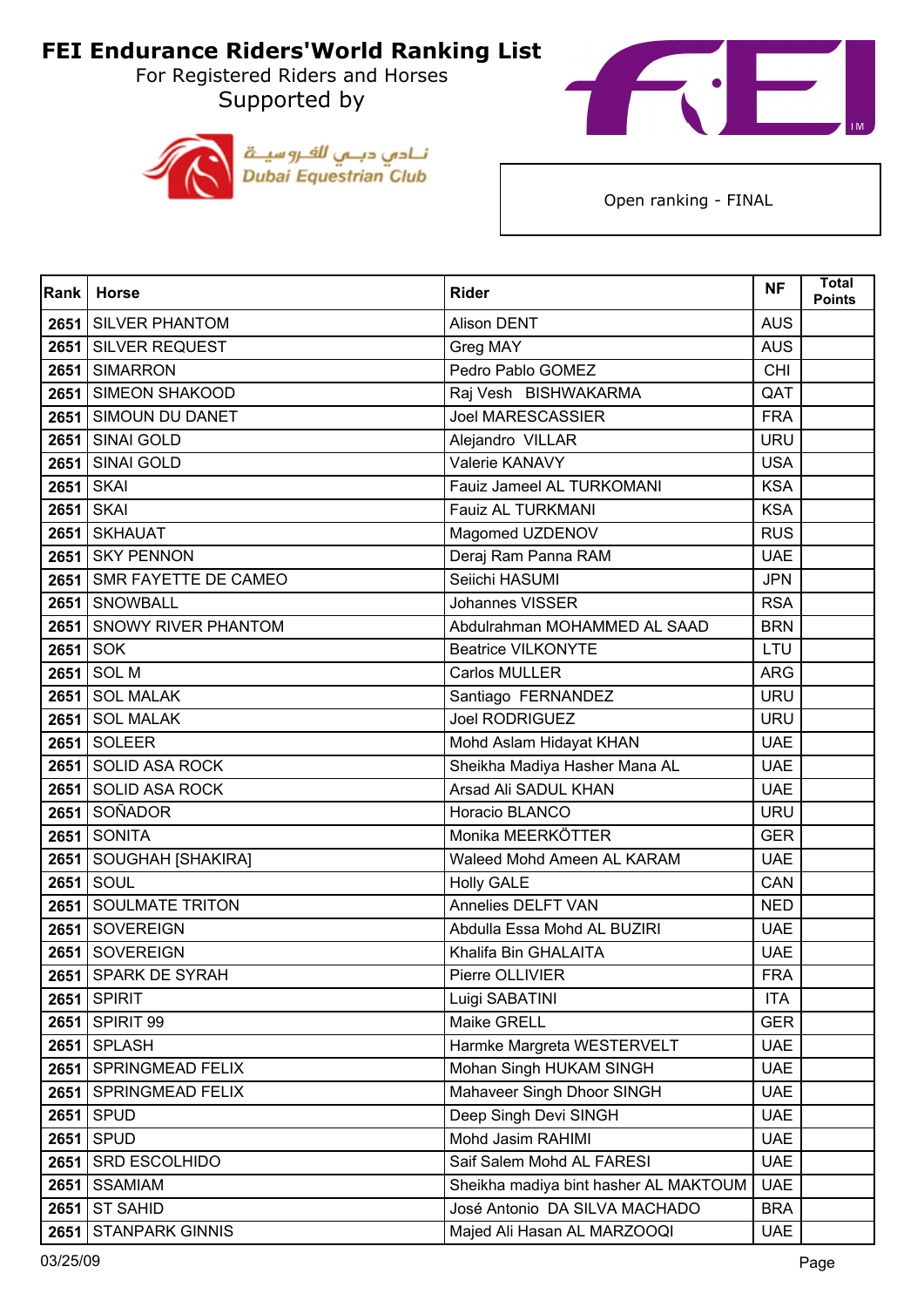# FEI Endurance Riders'World Ranking List

For Registered Riders and Horses

Supported by

Dubai Equestrian Club

Open ranking - FINAL

| Rank | Horse | Rider | NF | Total Points |
|---|---|---|---|---|
| 2651 | SILVER PHANTOM | Alison DENT | AUS | |
| 2651 | SILVER REQUEST | Greg MAY | AUS | |
| 2651 | SIMARRON | Pedro Pablo GOMEZ | CHI | |
| 2651 | SIMEON SHAKOOD | Raj Vesh BISHWAKARMA | QAT | |
| 2651 | SIMOUN DU DANET | Joel MARESCASSIER | FRA | |
| 2651 | SINAI GOLD | Alejandro VILLAR | URU | |
| 2651 | SINAI GOLD | Valerie KANAVY | USA | |
| 2651 | SKAI | Fauiz Jameel AL TURKOMANI | KSA | |
| 2651 | SKAI | Fauiz AL TURKMANI | KSA | |
| 2651 | SKHAUAT | Magomed UZDENOV | RUS | |
| 2651 | SKY PENNON | Deraj Ram Panna RAM | UAE | |
| 2651 | SMR FAYETTE DE CAMEO | Seiichi HASUMI | JPN | |
| 2651 | SNOWBALL | Johannes VISSER | RSA | |
| 2651 | SNOWY RIVER PHANTOM | Abdulrahman MOHAMMED AL SAAD | BRN | |
| 2651 | SOK | Beatrice VILKONYTE | LTU | |
| 2651 | SOL M | Carlos MULLER | ARG | |
| 2651 | SOL MALAK | Santiago FERNANDEZ | URU | |
| 2651 | SOL MALAK | Joel RODRIGUEZ | URU | |
| 2651 | SOLEER | Mohd Aslam Hidayat KHAN | UAE | |
| 2651 | SOLID ASA ROCK | Sheikha Madiya Hasher Mana AL | UAE | |
| 2651 | SOLID ASA ROCK | Arsad Ali SADUL KHAN | UAE | |
| 2651 | SOÑADOR | Horacio BLANCO | URU | |
| 2651 | SONITA | Monika MEERKÖTTER | GER | |
| 2651 | SOUGHAH [SHAKIRA] | Waleed Mohd Ameen AL KARAM | UAE | |
| 2651 | SOUL | Holly GALE | CAN | |
| 2651 | SOULMATE TRITON | Annelies DELFT VAN | NED | |
| 2651 | SOVEREIGN | Abdulla Essa Mohd AL BUZIRI | UAE | |
| 2651 | SOVEREIGN | Khalifa Bin GHALAITA | UAE | |
| 2651 | SPARK DE SYRAH | Pierre OLLIVIER | FRA | |
| 2651 | SPIRIT | Luigi SABATINI | ITA | |
| 2651 | SPIRIT 99 | Maike GRELL | GER | |
| 2651 | SPLASH | Harmke Margreta WESTERVELT | UAE | |
| 2651 | SPRINGMEAD FELIX | Mohan Singh HUKAM SINGH | UAE | |
| 2651 | SPRINGMEAD FELIX | Mahaveer Singh Dhoor SINGH | UAE | |
| 2651 | SPUD | Deep Singh Devi SINGH | UAE | |
| 2651 | SPUD | Mohd Jasim RAHIMI | UAE | |
| 2651 | SRD ESCOLHIDO | Saif Salem Mohd AL FARESI | UAE | |
| 2651 | SSAMIAM | Sheikha madiya bint hasher AL MAKTOUM | UAE | |
| 2651 | ST SAHID | José Antonio DA SILVA MACHADO | BRA | |
| 2651 | STANPARK GINNIS | Majed Ali Hasan AL MARZOOQI | UAE | |

03/25/09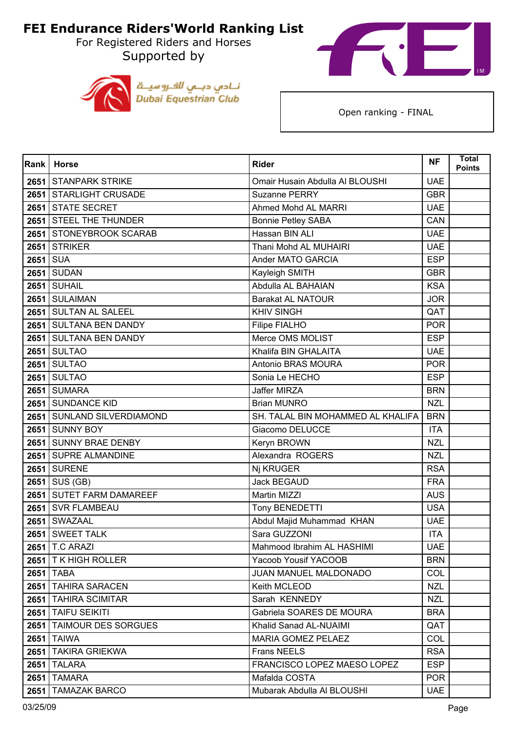# FEI Endurance Riders'World Ranking List

For Registered Riders and Horses

Supported by

Dubai Equestrian Club

Open ranking - FINAL

| Rank | Horse | Rider | NF | Total Points |
|---|---|---|---|---|
| 2651 | STANPARK STRIKE | Omair Husain Abdulla Al BLOUSHI | UAE | |
| 2651 | STARLIGHT CRUSADE | Suzanne PERRY | GBR | |
| 2651 | STATE SECRET | Ahmed Mohd AL MARRI | UAE | |
| 2651 | STEEL THE THUNDER | Bonnie Petley SABA | CAN | |
| 2651 | STONEYBROOK SCARAB | Hassan BIN ALI | UAE | |
| 2651 | STRIKER | Thani Mohd AL MUHAIRI | UAE | |
| 2651 | SUA | Ander MATO GARCIA | ESP | |
| 2651 | SUDAN | Kayleigh SMITH | GBR | |
| 2651 | SUHAIL | Abdulla AL BAHAIAN | KSA | |
| 2651 | SULAIMAN | Barakat AL NATOUR | JOR | |
| 2651 | SULTAN AL SALEEL | KHIV SINGH | QAT | |
| 2651 | SULTANA BEN DANDY | Filipe FIALHO | POR | |
| 2651 | SULTANA BEN DANDY | Merce OMS MOLIST | ESP | |
| 2651 | SULTAO | Khalifa BIN GHALAITA | UAE | |
| 2651 | SULTAO | Antonio BRAS MOURA | POR | |
| 2651 | SULTAO | Sonia Le HECHO | ESP | |
| 2651 | SUMARA | Jaffer MIRZA | BRN | |
| 2651 | SUNDANCE KID | Brian MUNRO | NZL | |
| 2651 | SUNLAND SILVERDIAMOND | SH. TALAL BIN MOHAMMED AL KHALIFA | BRN | |
| 2651 | SUNNY BOY | Giacomo DELUCCE | ITA | |
| 2651 | SUNNY BRAE DENBY | Keryn BROWN | NZL | |
| 2651 | SUPRE ALMANDINE | Alexandra ROGERS | NZL | |
| 2651 | SURENE | Nj KRUGER | RSA | |
| 2651 | SUS (GB) | Jack BEGAUD | FRA | |
| 2651 | SUTET FARM DAMAREEF | Martin MIZZI | AUS | |
| 2651 | SVR FLAMBEAU | Tony BENEDETTI | USA | |
| 2651 | SWAZAAL | Abdul Majid Muhammad KHAN | UAE | |
| 2651 | SWEET TALK | Sara GUZZONI | ITA | |
| 2651 | T.C ARAZI | Mahmood Ibrahim AL HASHIMI | UAE | |
| 2651 | T K HIGH ROLLER | Yacoob Yousif YACOOB | BRN | |
| 2651 | TABA | JUAN MANUEL MALDONADO | COL | |
| 2651 | TAHIRA SARACEN | Keith MCLEOD | NZL | |
| 2651 | TAHIRA SCIMITAR | Sarah KENNEDY | NZL | |
| 2651 | TAIFU SEIKITI | Gabriela SOARES DE MOURA | BRA | |
| 2651 | TAIMOUR DES SORGUES | Khalid Sanad AL-NUAIMI | QAT | |
| 2651 | TAIWA | MARIA GOMEZ PELAEZ | COL | |
| 2651 | TAKIRA GRIEKWA | Frans NEELS | RSA | |
| 2651 | TALARA | FRANCISCO LOPEZ MAESO LOPEZ | ESP | |
| 2651 | TAMARA | Mafalda COSTA | POR | |
| 2651 | TAMAZAK BARCO | Mubarak Abdulla Al BLOUSHI | UAE | |

03/25/09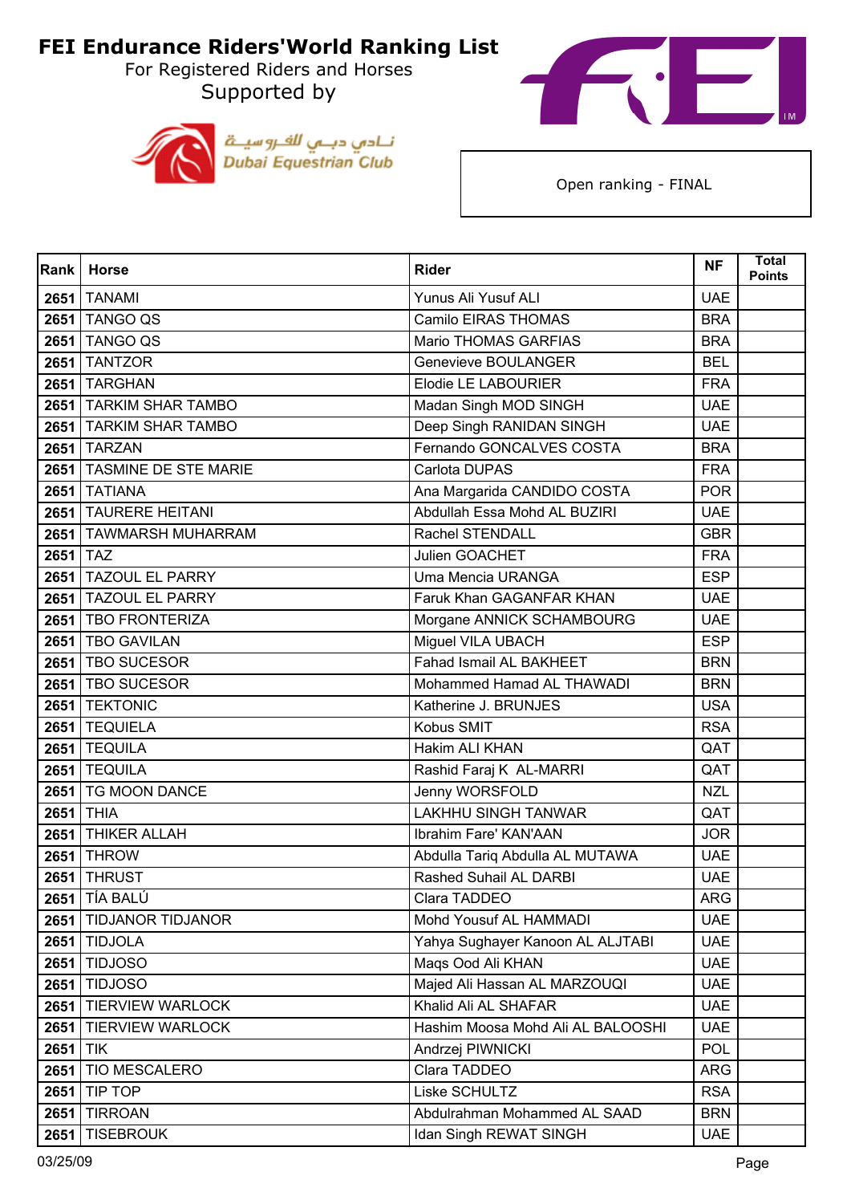# FEI Endurance Riders'World Ranking List

For Registered Riders and Horses

Supported by

Dubai Equestrian Club

Open ranking - FINAL

| Rank | Horse | Rider | NF | Total Points |
|---|---|---|---|---|
| 2651 | TANAMI | Yunus Ali Yusuf ALI | UAE | |
| 2651 | TANGO QS | Camilo EIRAS THOMAS | BRA | |
| 2651 | TANGO QS | Mario THOMAS GARFIAS | BRA | |
| 2651 | TANTZOR | Genevieve BOULANGER | BEL | |
| 2651 | TARGHAN | Elodie LE LABOURIER | FRA | |
| 2651 | TARKIM SHAR TAMBO | Madan Singh MOD SINGH | UAE | |
| 2651 | TARKIM SHAR TAMBO | Deep Singh RANIDAN SINGH | UAE | |
| 2651 | TARZAN | Fernando GONCALVES COSTA | BRA | |
| 2651 | TASMINE DE STE MARIE | Carlota DUPAS | FRA | |
| 2651 | TATIANA | Ana Margarida CANDIDO COSTA | POR | |
| 2651 | TAURERE HEITANI | Abdullah Essa Mohd AL BUZIRI | UAE | |
| 2651 | TAWMARSH MUHARRAM | Rachel STENDALL | GBR | |
| 2651 | TAZ | Julien GOACHET | FRA | |
| 2651 | TAZOUL EL PARRY | Uma Mencia URANGA | ESP | |
| 2651 | TAZOUL EL PARRY | Faruk Khan GAGANFAR KHAN | UAE | |
| 2651 | TBO FRONTERIZA | Morgane ANNICK SCHAMBOURG | UAE | |
| 2651 | TBO GAVILAN | Miguel VILA UBACH | ESP | |
| 2651 | TBO SUCESOR | Fahad Ismail AL BAKHEET | BRN | |
| 2651 | TBO SUCESOR | Mohammed Hamad AL THAWADI | BRN | |
| 2651 | TEKTONIC | Katherine J. BRUNJES | USA | |
| 2651 | TEQUIELA | Kobus SMIT | RSA | |
| 2651 | TEQUILA | Hakim ALI KHAN | QAT | |
| 2651 | TEQUILA | Rashid Faraj K AL-MARRI | QAT | |
| 2651 | TG MOON DANCE | Jenny WORSFOLD | NZL | |
| 2651 | THIA | LAKHHU SINGH TANWAR | QAT | |
| 2651 | THIKER ALLAH | Ibrahim Fare' KAN'AAN | JOR | |
| 2651 | THROW | Abdulla Tariq Abdulla AL MUTAWA | UAE | |
| 2651 | THRUST | Rashed Suhail AL DARBI | UAE | |
| 2651 | TÍA BALÚ | Clara TADDEO | ARG | |
| 2651 | TIDJANOR TIDJANOR | Mohd Yousuf AL HAMMADI | UAE | |
| 2651 | TIDJOLA | Yahya Sughayer Kanoon AL ALJTABI | UAE | |
| 2651 | TIDJOSO | Maqs Ood Ali KHAN | UAE | |
| 2651 | TIDJOSO | Majed Ali Hassan AL MARZOUQI | UAE | |
| 2651 | TIERVIEW WARLOCK | Khalid Ali AL SHAFAR | UAE | |
| 2651 | TIERVIEW WARLOCK | Hashim Moosa Mohd Ali AL BALOOSHI | UAE | |
| 2651 | TIK | Andrzej PIWNICKI | POL | |
| 2651 | TIO MESCALERO | Clara TADDEO | ARG | |
| 2651 | TIP TOP | Liske SCHULTZ | RSA | |
| 2651 | TIRROAN | Abdulrahman Mohammed AL SAAD | BRN | |
| 2651 | TISEBROUK | Idan Singh REWAT SINGH | UAE | |

03/25/09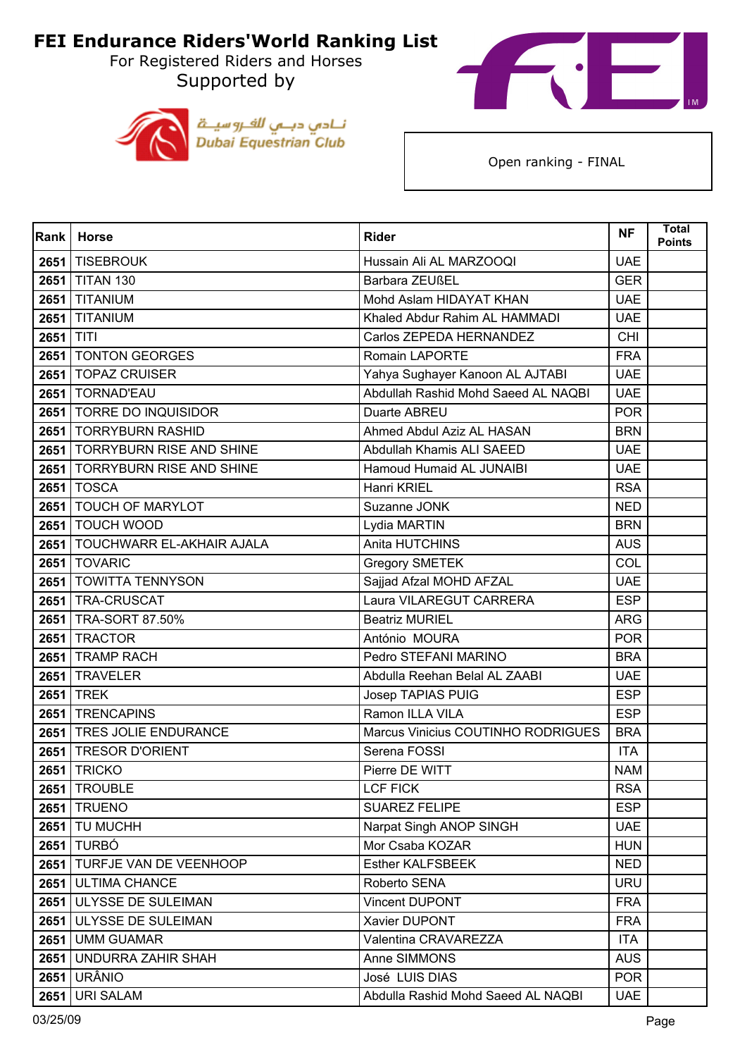# FEI Endurance Riders'World Ranking List

For Registered Riders and Horses

Supported by

نادي دبي للفروسية
Dubai Equestrian Club

Open ranking - FINAL

| Rank | Horse | Rider | NF | Total Points |
|---|---|---|---|---|
| 2651 | TISEBROUK | Hussain Ali AL MARZOOQI | UAE | |
| 2651 | TITAN 130 | Barbara ZEUßEL | GER | |
| 2651 | TITANIUM | Mohd Aslam HIDAYAT KHAN | UAE | |
| 2651 | TITANIUM | Khaled Abdur Rahim AL HAMMADI | UAE | |
| 2651 | TITI | Carlos ZEPEDA HERNANDEZ | CHI | |
| 2651 | TONTON GEORGES | Romain LAPORTE | FRA | |
| 2651 | TOPAZ CRUISER | Yahya Sughayer Kanoon AL AJTABI | UAE | |
| 2651 | TORNAD'EAU | Abdullah Rashid Mohd Saeed AL NAQBI | UAE | |
| 2651 | TORRE DO INQUISIDOR | Duarte ABREU | POR | |
| 2651 | TORRYBURN RASHID | Ahmed Abdul Aziz AL HASAN | BRN | |
| 2651 | TORRYBURN RISE AND SHINE | Abdullah Khamis ALI SAEED | UAE | |
| 2651 | TORRYBURN RISE AND SHINE | Hamoud Humaid AL JUNAIBI | UAE | |
| 2651 | TOSCA | Hanri KRIEL | RSA | |
| 2651 | TOUCH OF MARYLOT | Suzanne JONK | NED | |
| 2651 | TOUCH WOOD | Lydia MARTIN | BRN | |
| 2651 | TOUCHWARR EL-AKHAIR AJALA | Anita HUTCHINS | AUS | |
| 2651 | TOVARIC | Gregory SMETEK | COL | |
| 2651 | TOWITTA TENNYSON | Sajjad Afzal MOHD AFZAL | UAE | |
| 2651 | TRA-CRUSCAT | Laura VILAREGUT CARRERA | ESP | |
| 2651 | TRA-SORT 87.50% | Beatriz MURIEL | ARG | |
| 2651 | TRACTOR | António MOURA | POR | |
| 2651 | TRAMP RACH | Pedro STEFANI MARINO | BRA | |
| 2651 | TRAVELER | Abdulla Reehan Belal AL ZAABI | UAE | |
| 2651 | TREK | Josep TAPIAS PUIG | ESP | |
| 2651 | TRENCAPINS | Ramon ILLA VILA | ESP | |
| 2651 | TRES JOLIE ENDURANCE | Marcus Vinicius COUTINHO RODRIGUES | BRA | |
| 2651 | TRESOR D'ORIENT | Serena FOSSI | ITA | |
| 2651 | TRICKO | Pierre DE WITT | NAM | |
| 2651 | TROUBLE | LCF FICK | RSA | |
| 2651 | TRUENO | SUAREZ FELIPE | ESP | |
| 2651 | TU MUCHH | Narpat Singh ANOP SINGH | UAE | |
| 2651 | TURBÓ | Mor Csaba KOZAR | HUN | |
| 2651 | TURFJE VAN DE VEENHOOP | Esther KALFSBEEK | NED | |
| 2651 | ULTIMA CHANCE | Roberto SENA | URU | |
| 2651 | ULYSSE DE SULEIMAN | Vincent DUPONT | FRA | |
| 2651 | ULYSSE DE SULEIMAN | Xavier DUPONT | FRA | |
| 2651 | UMM GUAMAR | Valentina CRAVAREZZA | ITA | |
| 2651 | UNDURRA ZAHIR SHAH | Anne SIMMONS | AUS | |
| 2651 | URÂNIO | José LUIS DIAS | POR | |
| 2651 | URI SALAM | Abdulla Rashid Mohd Saeed AL NAQBI | UAE | |

03/25/09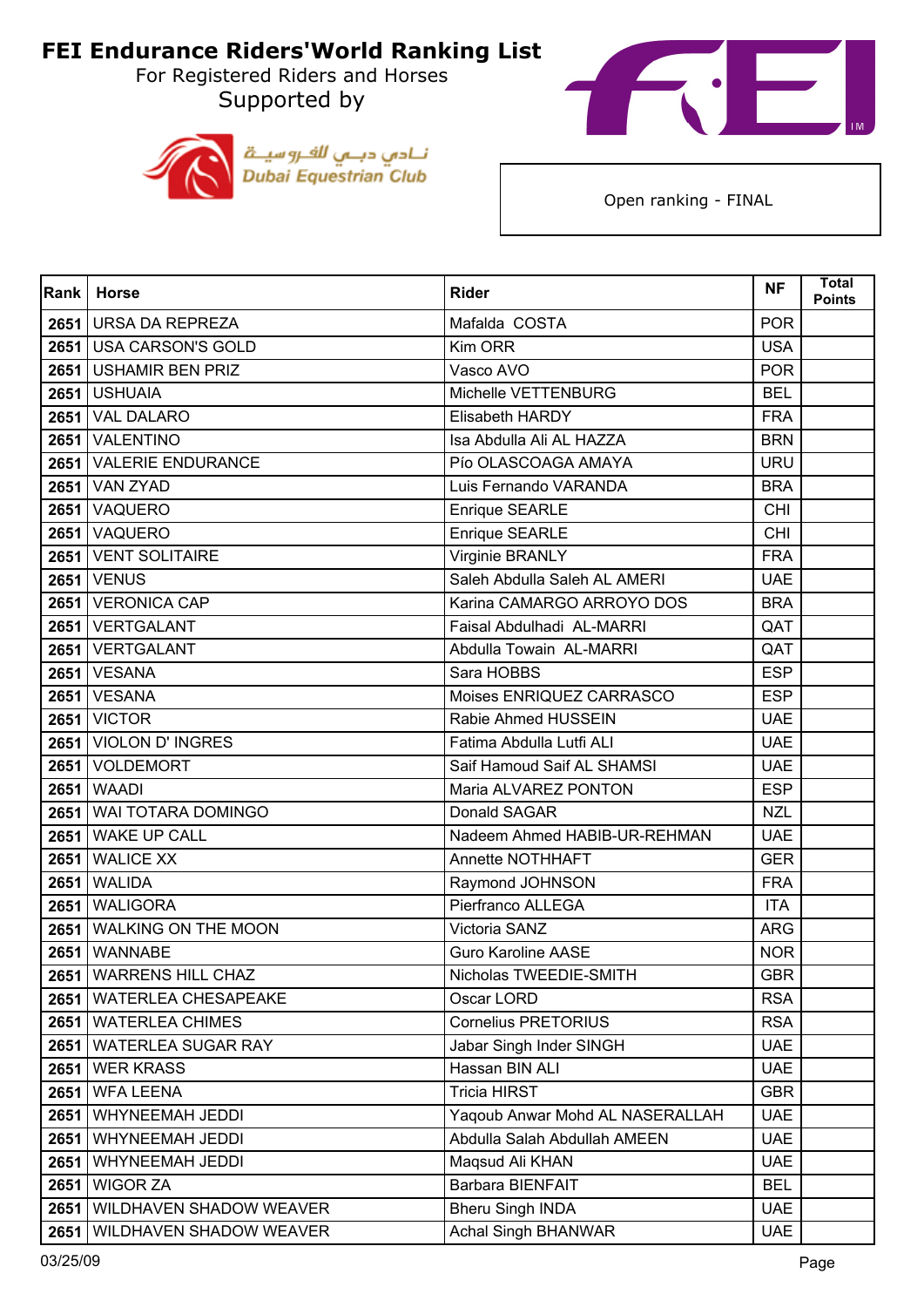# FEI Endurance Riders'World Ranking List

For Registered Riders and Horses

Supported by

نـادي دبــي للفـروسيــة
Dubai Equestrian Club

Open ranking - FINAL

| Rank | Horse | Rider | NF | Total Points |
|---|---|---|---|---|
| 2651 | URSA DA REPREZA | Mafalda COSTA | POR | |
| 2651 | USA CARSON'S GOLD | Kim ORR | USA | |
| 2651 | USHAMIR BEN PRIZ | Vasco AVO | POR | |
| 2651 | USHUAIA | Michelle VETTENBURG | BEL | |
| 2651 | VAL DALARO | Elisabeth HARDY | FRA | |
| 2651 | VALENTINO | Isa Abdulla Ali AL HAZZA | BRN | |
| 2651 | VALERIE ENDURANCE | Pío OLASCOAGA AMAYA | URU | |
| 2651 | VAN ZYAD | Luis Fernando VARANDA | BRA | |
| 2651 | VAQUERO | Enrique SEARLE | CHI | |
| 2651 | VAQUERO | Enrique SEARLE | CHI | |
| 2651 | VENT SOLITAIRE | Virginie BRANLY | FRA | |
| 2651 | VENUS | Saleh Abdulla Saleh AL AMERI | UAE | |
| 2651 | VERONICA CAP | Karina CAMARGO ARROYO DOS | BRA | |
| 2651 | VERTGALANT | Faisal Abdulhadi AL-MARRI | QAT | |
| 2651 | VERTGALANT | Abdulla Towain AL-MARRI | QAT | |
| 2651 | VESANA | Sara HOBBS | ESP | |
| 2651 | VESANA | Moises ENRIQUEZ CARRASCO | ESP | |
| 2651 | VICTOR | Rabie Ahmed HUSSEIN | UAE | |
| 2651 | VIOLON D' INGRES | Fatima Abdulla Lutfi ALI | UAE | |
| 2651 | VOLDEMORT | Saif Hamoud Saif AL SHAMSI | UAE | |
| 2651 | WAADI | Maria ALVAREZ PONTON | ESP | |
| 2651 | WAI TOTARA DOMINGO | Donald SAGAR | NZL | |
| 2651 | WAKE UP CALL | Nadeem Ahmed HABIB-UR-REHMAN | UAE | |
| 2651 | WALICE XX | Annette NOTHHAFT | GER | |
| 2651 | WALIDA | Raymond JOHNSON | FRA | |
| 2651 | WALIGORA | Pierfranco ALLEGA | ITA | |
| 2651 | WALKING ON THE MOON | Victoria SANZ | ARG | |
| 2651 | WANNABE | Guro Karoline AASE | NOR | |
| 2651 | WARRENS HILL CHAZ | Nicholas TWEEDIE-SMITH | GBR | |
| 2651 | WATERLEA CHESAPEAKE | Oscar LORD | RSA | |
| 2651 | WATERLEA CHIMES | Cornelius PRETORIUS | RSA | |
| 2651 | WATERLEA SUGAR RAY | Jabar Singh Inder SINGH | UAE | |
| 2651 | WER KRASS | Hassan BIN ALI | UAE | |
| 2651 | WFA LEENA | Tricia HIRST | GBR | |
| 2651 | WHYNEEMAH JEDDI | Yaqoub Anwar Mohd AL NASERALLAH | UAE | |
| 2651 | WHYNEEMAH JEDDI | Abdulla Salah Abdullah AMEEN | UAE | |
| 2651 | WHYNEEMAH JEDDI | Maqsud Ali KHAN | UAE | |
| 2651 | WIGOR ZA | Barbara BIENFAIT | BEL | |
| 2651 | WILDHAVEN SHADOW WEAVER | Bheru Singh INDA | UAE | |
| 2651 | WILDHAVEN SHADOW WEAVER | Achal Singh BHANWAR | UAE | |

03/25/09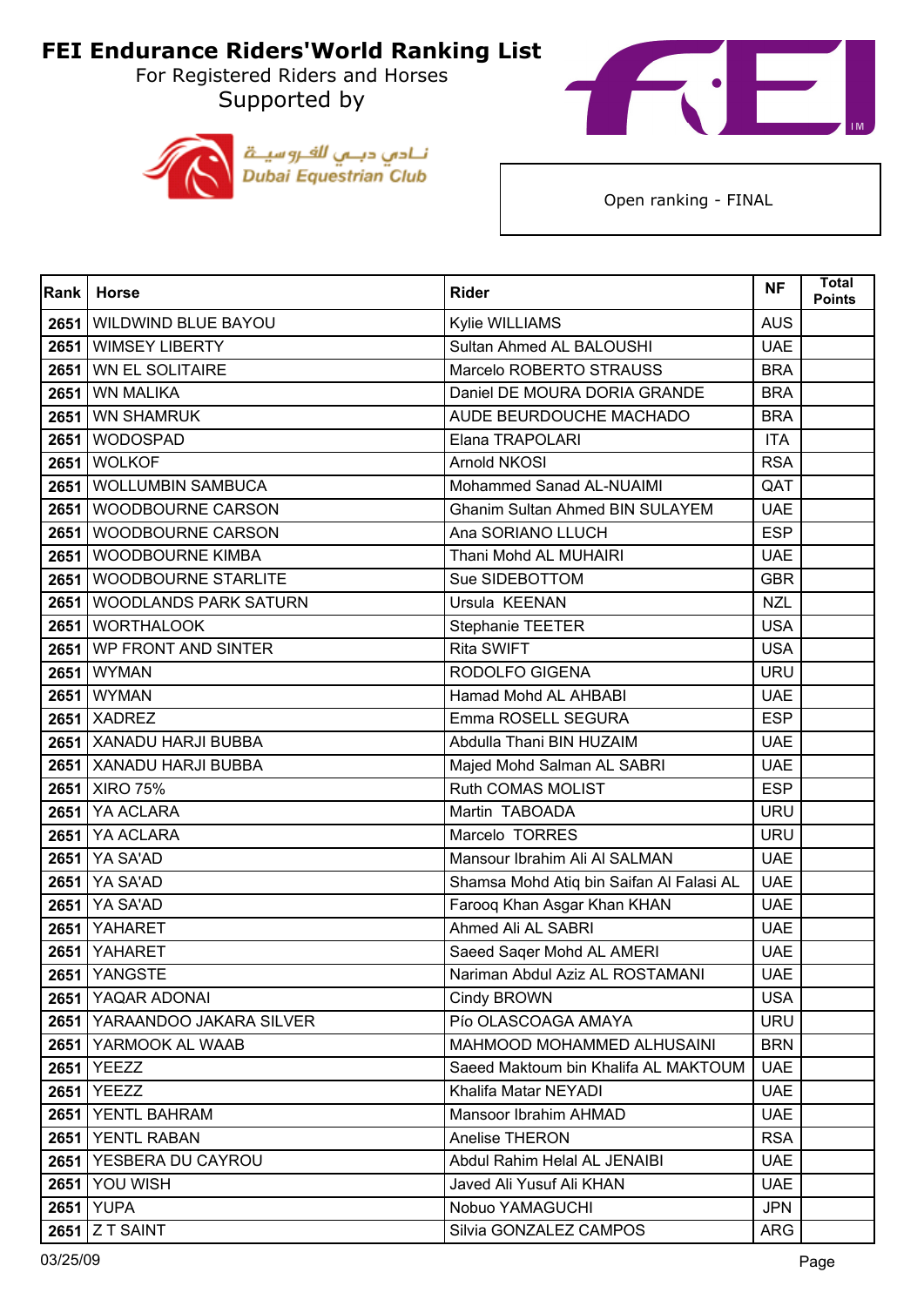# FEI Endurance Riders'World Ranking List

For Registered Riders and Horses

Supported by

Dubai Equestrian Club

نادي دبي للفروسية

Open ranking - FINAL

| Rank | Horse | Rider | NF | Total Points |
|---|---|---|---|---|
| 2651 | WILDWIND BLUE BAYOU | Kylie WILLIAMS | AUS | |
| 2651 | WIMSEY LIBERTY | Sultan Ahmed AL BALOUSHI | UAE | |
| 2651 | WN EL SOLITAIRE | Marcelo ROBERTO STRAUSS | BRA | |
| 2651 | WN MALIKA | Daniel DE MOURA DORIA GRANDE | BRA | |
| 2651 | WN SHAMRUK | AUDE BEURDOUCHE MACHADO | BRA | |
| 2651 | WODOSPAD | Elana TRAPOLARI | ITA | |
| 2651 | WOLKOF | Arnold NKOSI | RSA | |
| 2651 | WOLLUMBIN SAMBUCA | Mohammed Sanad AL-NUAIMI | QAT | |
| 2651 | WOODBOURNE CARSON | Ghanim Sultan Ahmed BIN SULAYEM | UAE | |
| 2651 | WOODBOURNE CARSON | Ana SORIANO LLUCH | ESP | |
| 2651 | WOODBOURNE KIMBA | Thani Mohd AL MUHAIRI | UAE | |
| 2651 | WOODBOURNE STARLITE | Sue SIDEBOTTOM | GBR | |
| 2651 | WOODLANDS PARK SATURN | Ursula KEENAN | NZL | |
| 2651 | WORTHALOOK | Stephanie TEETER | USA | |
| 2651 | WP FRONT AND SINTER | Rita SWIFT | USA | |
| 2651 | WYMAN | RODOLFO GIGENA | URU | |
| 2651 | WYMAN | Hamad Mohd AL AHBABI | UAE | |
| 2651 | XADREZ | Emma ROSELL SEGURA | ESP | |
| 2651 | XANADU HARJI BUBBA | Abdulla Thani BIN HUZAIM | UAE | |
| 2651 | XANADU HARJI BUBBA | Majed Mohd Salman AL SABRI | UAE | |
| 2651 | XIRO 75% | Ruth COMAS MOLIST | ESP | |
| 2651 | YA ACLARA | Martin TABOADA | URU | |
| 2651 | YA ACLARA | Marcelo TORRES | URU | |
| 2651 | YA SA'AD | Mansour Ibrahim Ali Al SALMAN | UAE | |
| 2651 | YA SA'AD | Shamsa Mohd Atiq bin Saifan Al Falasi AL | UAE | |
| 2651 | YA SA'AD | Farooq Khan Asgar Khan KHAN | UAE | |
| 2651 | YAHARET | Ahmed Ali AL SABRI | UAE | |
| 2651 | YAHARET | Saeed Saqer Mohd AL AMERI | UAE | |
| 2651 | YANGSTE | Nariman Abdul Aziz AL ROSTAMANI | UAE | |
| 2651 | YAQAR ADONAI | Cindy BROWN | USA | |
| 2651 | YARAANDOO JAKARA SILVER | Pío OLASCOAGA AMAYA | URU | |
| 2651 | YARMOOK AL WAAB | MAHMOOD MOHAMMED ALHUSAINI | BRN | |
| 2651 | YEEZZ | Saeed Maktoum bin Khalifa AL MAKTOUM | UAE | |
| 2651 | YEEZZ | Khalifa Matar NEYADI | UAE | |
| 2651 | YENTL BAHRAM | Mansoor Ibrahim AHMAD | UAE | |
| 2651 | YENTL RABAN | Anelise THERON | RSA | |
| 2651 | YESBERA DU CAYROU | Abdul Rahim Helal AL JENAIBI | UAE | |
| 2651 | YOU WISH | Javed Ali Yusuf Ali KHAN | UAE | |
| 2651 | YUPA | Nobuo YAMAGUCHI | JPN | |
| 2651 | Z T SAINT | Silvia GONZALEZ CAMPOS | ARG | |

03/25/09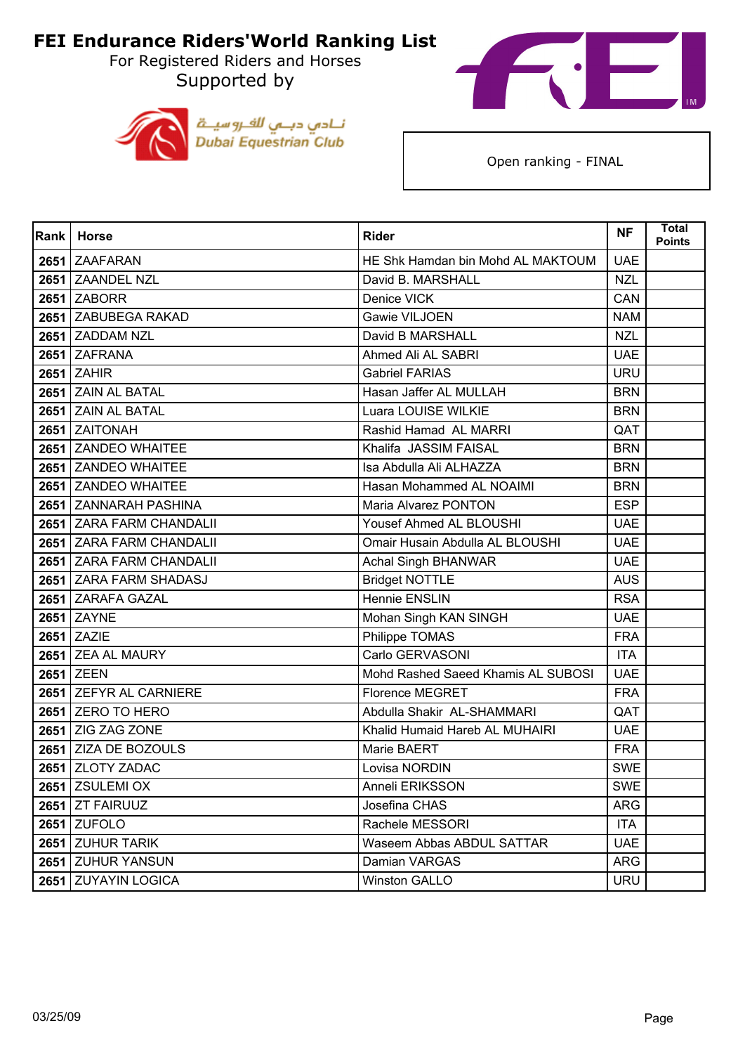# FEI Endurance Riders'World Ranking List

For Registered Riders and Horses

Supported by

نـادي دبـي للفـروسيـة
Dubai Equestrian Club

Open ranking - FINAL

| Rank | Horse | Rider | NF | Total Points |
|---|---|---|---|---|
| 2651 | ZAAFARAN | HE Shk Hamdan bin Mohd AL MAKTOUM | UAE | |
| 2651 | ZAANDEL NZL | David B. MARSHALL | NZL | |
| 2651 | ZABORR | Denice VICK | CAN | |
| 2651 | ZABUBEGA RAKAD | Gawie VILJOEN | NAM | |
| 2651 | ZADDAM NZL | David B MARSHALL | NZL | |
| 2651 | ZAFRANA | Ahmed Ali AL SABRI | UAE | |
| 2651 | ZAHIR | Gabriel FARIAS | URU | |
| 2651 | ZAIN AL BATAL | Hasan Jaffer AL MULLAH | BRN | |
| 2651 | ZAIN AL BATAL | Luara LOUISE WILKIE | BRN | |
| 2651 | ZAITONAH | Rashid Hamad AL MARRI | QAT | |
| 2651 | ZANDEO WHAITEE | Khalifa JASSIM FAISAL | BRN | |
| 2651 | ZANDEO WHAITEE | Isa Abdulla Ali ALHAZZA | BRN | |
| 2651 | ZANDEO WHAITEE | Hasan Mohammed AL NOAIMI | BRN | |
| 2651 | ZANNARAH PASHINA | Maria Alvarez PONTON | ESP | |
| 2651 | ZARA FARM CHANDALII | Yousef Ahmed AL BLOUSHI | UAE | |
| 2651 | ZARA FARM CHANDALII | Omair Husain Abdulla AL BLOUSHI | UAE | |
| 2651 | ZARA FARM CHANDALII | Achal Singh BHANWAR | UAE | |
| 2651 | ZARA FARM SHADASJ | Bridget NOTTLE | AUS | |
| 2651 | ZARAFA GAZAL | Hennie ENSLIN | RSA | |
| 2651 | ZAYNE | Mohan Singh KAN SINGH | UAE | |
| 2651 | ZAZIE | Philippe TOMAS | FRA | |
| 2651 | ZEA AL MAURY | Carlo GERVASONI | ITA | |
| 2651 | ZEEN | Mohd Rashed Saeed Khamis AL SUBOSI | UAE | |
| 2651 | ZEFYR AL CARNIERE | Florence MEGRET | FRA | |
| 2651 | ZERO TO HERO | Abdulla Shakir AL-SHAMMARI | QAT | |
| 2651 | ZIG ZAG ZONE | Khalid Humaid Hareb AL MUHAIRI | UAE | |
| 2651 | ZIZA DE BOZOULS | Marie BAERT | FRA | |
| 2651 | ZLOTY ZADAC | Lovisa NORDIN | SWE | |
| 2651 | ZSULEMI OX | Anneli ERIKSSON | SWE | |
| 2651 | ZT FAIRUUZ | Josefina CHAS | ARG | |
| 2651 | ZUFOLO | Rachele MESSORI | ITA | |
| 2651 | ZUHUR TARIK | Waseem Abbas ABDUL SATTAR | UAE | |
| 2651 | ZUHUR YANSUN | Damian VARGAS | ARG | |
| 2651 | ZUYAYIN LOGICA | Winston GALLO | URU | |

03/25/09